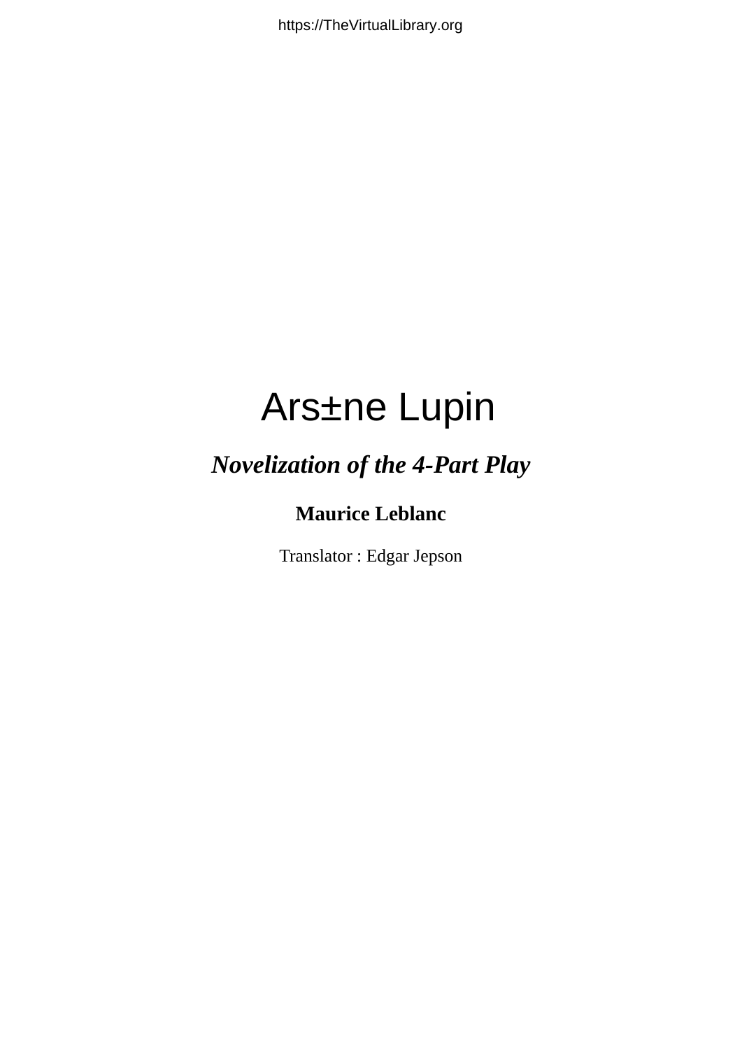# Ars±ne Lupin

***Novelization of the 4-Part Play***

**Maurice Leblanc**

Translator : Edgar Jepson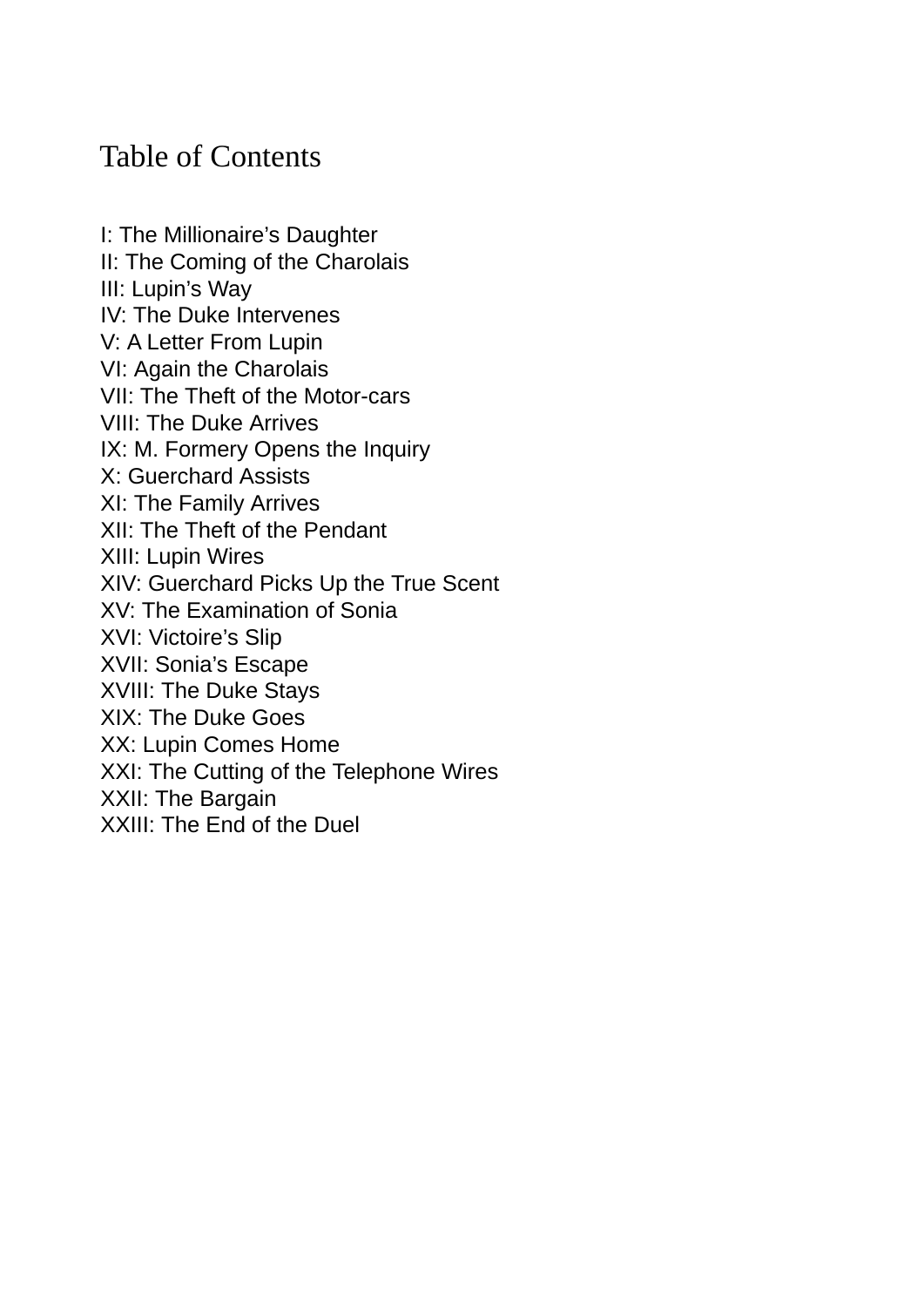# Table of Contents

I: The Millionaire’s Daughter
II: The Coming of the Charolais
III: Lupin’s Way
IV: The Duke Intervenes
V: A Letter From Lupin
VI: Again the Charolais
VII: The Theft of the Motor-cars
VIII: The Duke Arrives
IX: M. Formery Opens the Inquiry
X: Guerchard Assists
XI: The Family Arrives
XII: The Theft of the Pendant
XIII: Lupin Wires
XIV: Guerchard Picks Up the True Scent
XV: The Examination of Sonia
XVI: Victoire’s Slip
XVII: Sonia’s Escape
XVIII: The Duke Stays
XIX: The Duke Goes
XX: Lupin Comes Home
XXI: The Cutting of the Telephone Wires
XXII: The Bargain
XXIII: The End of the Duel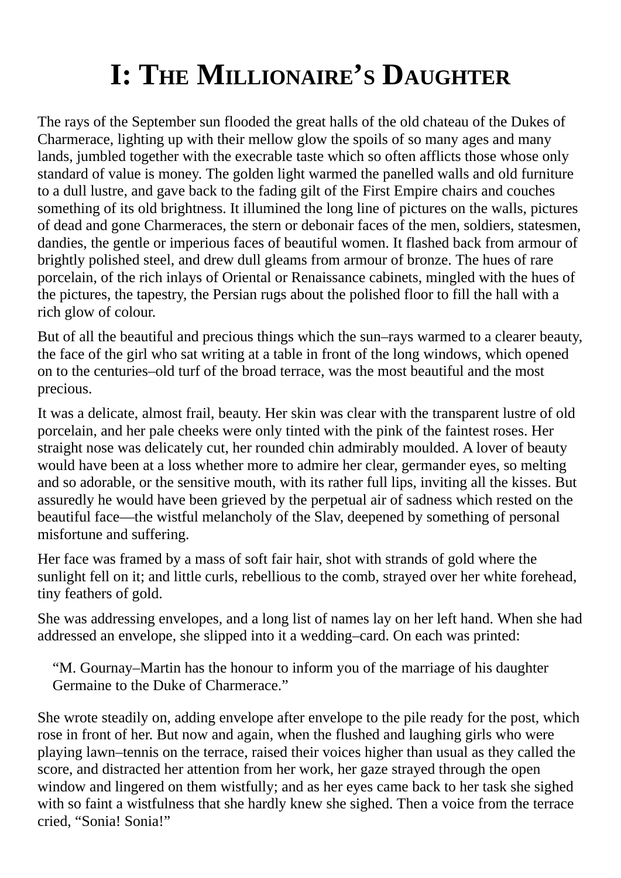# I: The Millionaire's Daughter

The rays of the September sun flooded the great halls of the old chateau of the Dukes of Charmerace, lighting up with their mellow glow the spoils of so many ages and many lands, jumbled together with the execrable taste which so often afflicts those whose only standard of value is money. The golden light warmed the panelled walls and old furniture to a dull lustre, and gave back to the fading gilt of the First Empire chairs and couches something of its old brightness. It illumined the long line of pictures on the walls, pictures of dead and gone Charmeraces, the stern or debonair faces of the men, soldiers, statesmen, dandies, the gentle or imperious faces of beautiful women. It flashed back from armour of brightly polished steel, and drew dull gleams from armour of bronze. The hues of rare porcelain, of the rich inlays of Oriental or Renaissance cabinets, mingled with the hues of the pictures, the tapestry, the Persian rugs about the polished floor to fill the hall with a rich glow of colour.

But of all the beautiful and precious things which the sun–rays warmed to a clearer beauty, the face of the girl who sat writing at a table in front of the long windows, which opened on to the centuries–old turf of the broad terrace, was the most beautiful and the most precious.

It was a delicate, almost frail, beauty. Her skin was clear with the transparent lustre of old porcelain, and her pale cheeks were only tinted with the pink of the faintest roses. Her straight nose was delicately cut, her rounded chin admirably moulded. A lover of beauty would have been at a loss whether more to admire her clear, germander eyes, so melting and so adorable, or the sensitive mouth, with its rather full lips, inviting all the kisses. But assuredly he would have been grieved by the perpetual air of sadness which rested on the beautiful face—the wistful melancholy of the Slav, deepened by something of personal misfortune and suffering.

Her face was framed by a mass of soft fair hair, shot with strands of gold where the sunlight fell on it; and little curls, rebellious to the comb, strayed over her white forehead, tiny feathers of gold.

She was addressing envelopes, and a long list of names lay on her left hand. When she had addressed an envelope, she slipped into it a wedding–card. On each was printed:

> "M. Gournay–Martin has the honour to inform you of the marriage of his daughter Germaine to the Duke of Charmerace."

She wrote steadily on, adding envelope after envelope to the pile ready for the post, which rose in front of her. But now and again, when the flushed and laughing girls who were playing lawn–tennis on the terrace, raised their voices higher than usual as they called the score, and distracted her attention from her work, her gaze strayed through the open window and lingered on them wistfully; and as her eyes came back to her task she sighed with so faint a wistfulness that she hardly knew she sighed. Then a voice from the terrace cried, "Sonia! Sonia!"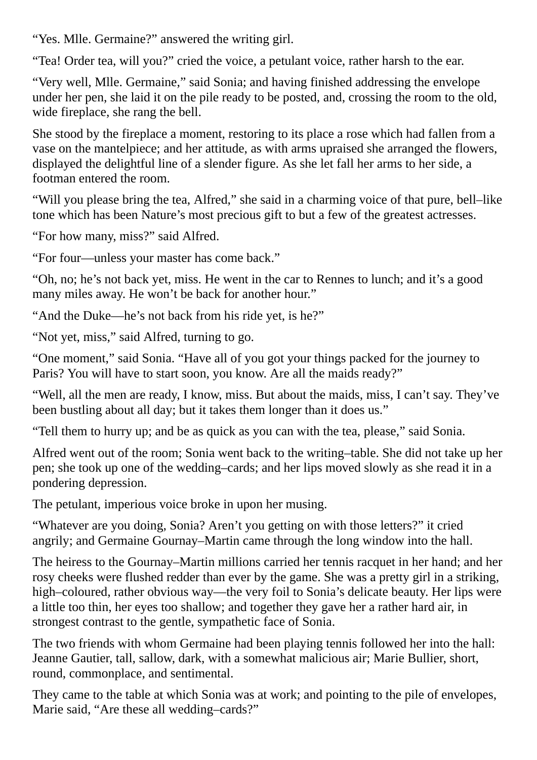“Yes. Mlle. Germaine?” answered the writing girl.

“Tea! Order tea, will you?” cried the voice, a petulant voice, rather harsh to the ear.

“Very well, Mlle. Germaine,” said Sonia; and having finished addressing the envelope under her pen, she laid it on the pile ready to be posted, and, crossing the room to the old, wide fireplace, she rang the bell.

She stood by the fireplace a moment, restoring to its place a rose which had fallen from a vase on the mantelpiece; and her attitude, as with arms upraised she arranged the flowers, displayed the delightful line of a slender figure. As she let fall her arms to her side, a footman entered the room.

“Will you please bring the tea, Alfred,” she said in a charming voice of that pure, bell–like tone which has been Nature’s most precious gift to but a few of the greatest actresses.

“For how many, miss?” said Alfred.

“For four—unless your master has come back.”

“Oh, no; he’s not back yet, miss. He went in the car to Rennes to lunch; and it’s a good many miles away. He won’t be back for another hour.”

“And the Duke—he’s not back from his ride yet, is he?”

“Not yet, miss,” said Alfred, turning to go.

“One moment,” said Sonia. “Have all of you got your things packed for the journey to Paris? You will have to start soon, you know. Are all the maids ready?”

“Well, all the men are ready, I know, miss. But about the maids, miss, I can’t say. They’ve been bustling about all day; but it takes them longer than it does us.”

“Tell them to hurry up; and be as quick as you can with the tea, please,” said Sonia.

Alfred went out of the room; Sonia went back to the writing–table. She did not take up her pen; she took up one of the wedding–cards; and her lips moved slowly as she read it in a pondering depression.

The petulant, imperious voice broke in upon her musing.

“Whatever are you doing, Sonia? Aren’t you getting on with those letters?” it cried angrily; and Germaine Gournay–Martin came through the long window into the hall.

The heiress to the Gournay–Martin millions carried her tennis racquet in her hand; and her rosy cheeks were flushed redder than ever by the game. She was a pretty girl in a striking, high–coloured, rather obvious way—the very foil to Sonia’s delicate beauty. Her lips were a little too thin, her eyes too shallow; and together they gave her a rather hard air, in strongest contrast to the gentle, sympathetic face of Sonia.

The two friends with whom Germaine had been playing tennis followed her into the hall: Jeanne Gautier, tall, sallow, dark, with a somewhat malicious air; Marie Bullier, short, round, commonplace, and sentimental.

They came to the table at which Sonia was at work; and pointing to the pile of envelopes, Marie said, “Are these all wedding–cards?”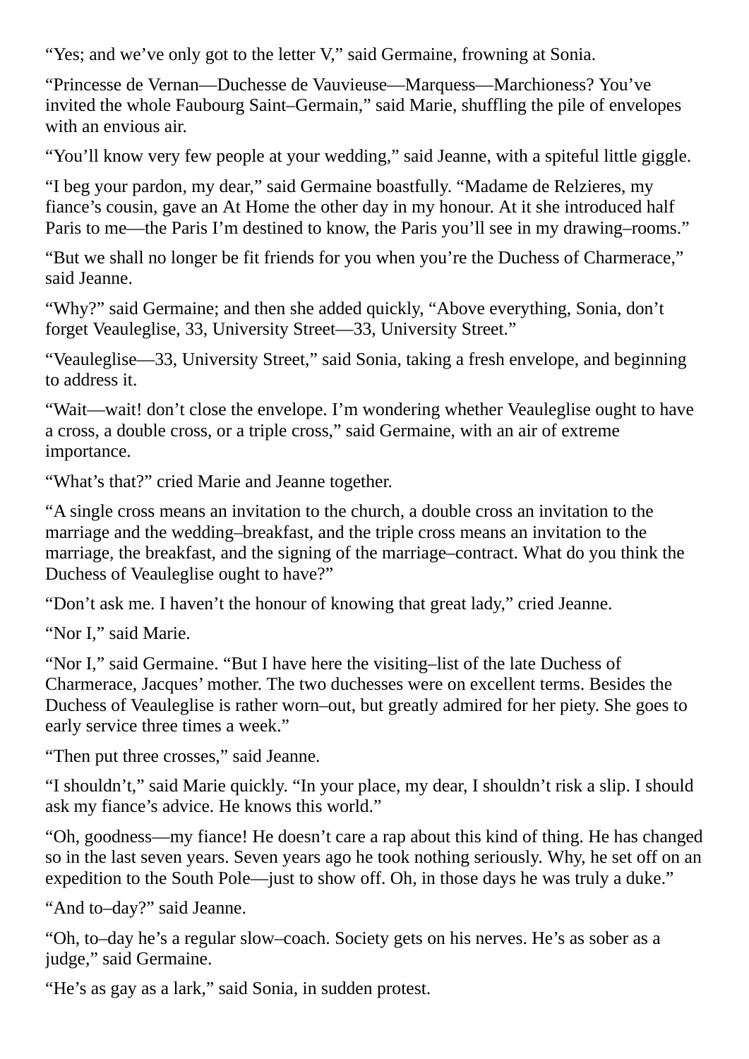"Yes; and we've only got to the letter V," said Germaine, frowning at Sonia.

"Princesse de Vernan—Duchesse de Vauvieuse—Marquess—Marchioness? You've invited the whole Faubourg Saint–Germain," said Marie, shuffling the pile of envelopes with an envious air.

"You'll know very few people at your wedding," said Jeanne, with a spiteful little giggle.

"I beg your pardon, my dear," said Germaine boastfully. "Madame de Relzieres, my fiance's cousin, gave an At Home the other day in my honour. At it she introduced half Paris to me—the Paris I'm destined to know, the Paris you'll see in my drawing–rooms."

"But we shall no longer be fit friends for you when you're the Duchess of Charmerace," said Jeanne.

"Why?" said Germaine; and then she added quickly, "Above everything, Sonia, don't forget Veauleglise, 33, University Street—33, University Street."

"Veauleglise—33, University Street," said Sonia, taking a fresh envelope, and beginning to address it.

"Wait—wait! don't close the envelope. I'm wondering whether Veauleglise ought to have a cross, a double cross, or a triple cross," said Germaine, with an air of extreme importance.

"What's that?" cried Marie and Jeanne together.

"A single cross means an invitation to the church, a double cross an invitation to the marriage and the wedding–breakfast, and the triple cross means an invitation to the marriage, the breakfast, and the signing of the marriage–contract. What do you think the Duchess of Veauleglise ought to have?"

"Don't ask me. I haven't the honour of knowing that great lady," cried Jeanne.

"Nor I," said Marie.

"Nor I," said Germaine. "But I have here the visiting–list of the late Duchess of Charmerace, Jacques' mother. The two duchesses were on excellent terms. Besides the Duchess of Veauleglise is rather worn–out, but greatly admired for her piety. She goes to early service three times a week."

"Then put three crosses," said Jeanne.

"I shouldn't," said Marie quickly. "In your place, my dear, I shouldn't risk a slip. I should ask my fiance's advice. He knows this world."

"Oh, goodness—my fiance! He doesn't care a rap about this kind of thing. He has changed so in the last seven years. Seven years ago he took nothing seriously. Why, he set off on an expedition to the South Pole—just to show off. Oh, in those days he was truly a duke."

"And to–day?" said Jeanne.

"Oh, to–day he's a regular slow–coach. Society gets on his nerves. He's as sober as a judge," said Germaine.

"He's as gay as a lark," said Sonia, in sudden protest.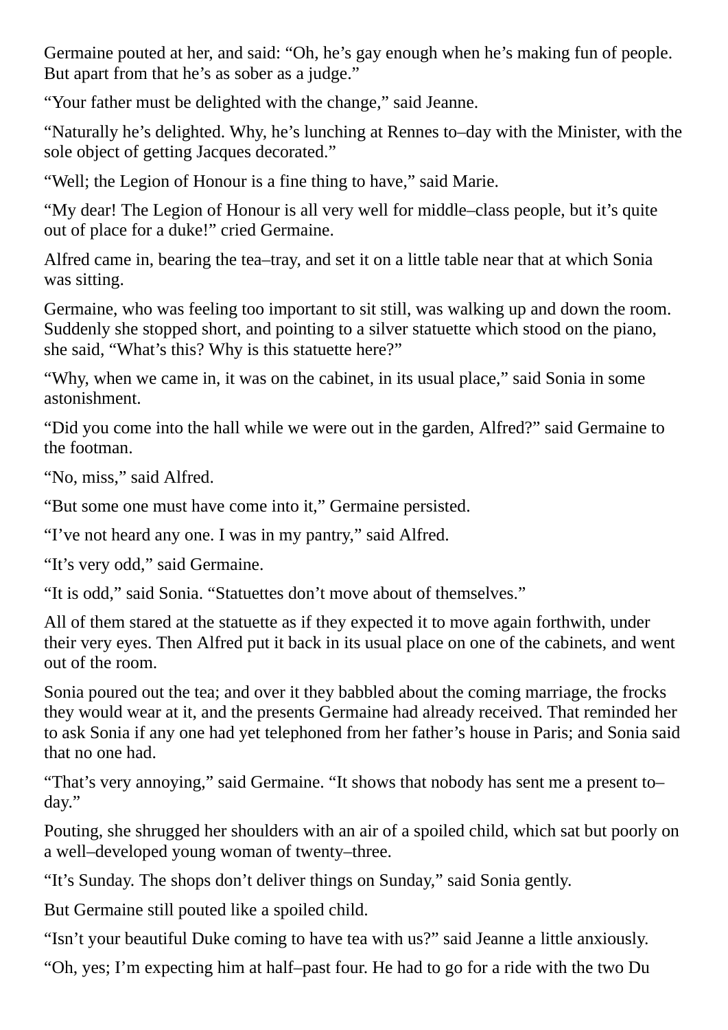Germaine pouted at her, and said: “Oh, he’s gay enough when he’s making fun of people. But apart from that he’s as sober as a judge.”

“Your father must be delighted with the change,” said Jeanne.

“Naturally he’s delighted. Why, he’s lunching at Rennes to–day with the Minister, with the sole object of getting Jacques decorated.”

“Well; the Legion of Honour is a fine thing to have,” said Marie.

“My dear! The Legion of Honour is all very well for middle–class people, but it’s quite out of place for a duke!” cried Germaine.

Alfred came in, bearing the tea–tray, and set it on a little table near that at which Sonia was sitting.

Germaine, who was feeling too important to sit still, was walking up and down the room. Suddenly she stopped short, and pointing to a silver statuette which stood on the piano, she said, “What’s this? Why is this statuette here?”

“Why, when we came in, it was on the cabinet, in its usual place,” said Sonia in some astonishment.

“Did you come into the hall while we were out in the garden, Alfred?” said Germaine to the footman.

“No, miss,” said Alfred.

“But some one must have come into it,” Germaine persisted.

“I’ve not heard any one. I was in my pantry,” said Alfred.

“It’s very odd,” said Germaine.

“It is odd,” said Sonia. “Statuettes don’t move about of themselves.”

All of them stared at the statuette as if they expected it to move again forthwith, under their very eyes. Then Alfred put it back in its usual place on one of the cabinets, and went out of the room.

Sonia poured out the tea; and over it they babbled about the coming marriage, the frocks they would wear at it, and the presents Germaine had already received. That reminded her to ask Sonia if any one had yet telephoned from her father’s house in Paris; and Sonia said that no one had.

“That’s very annoying,” said Germaine. “It shows that nobody has sent me a present to–day.”

Pouting, she shrugged her shoulders with an air of a spoiled child, which sat but poorly on a well–developed young woman of twenty–three.

“It’s Sunday. The shops don’t deliver things on Sunday,” said Sonia gently.

But Germaine still pouted like a spoiled child.

“Isn’t your beautiful Duke coming to have tea with us?” said Jeanne a little anxiously.

“Oh, yes; I’m expecting him at half–past four. He had to go for a ride with the two Du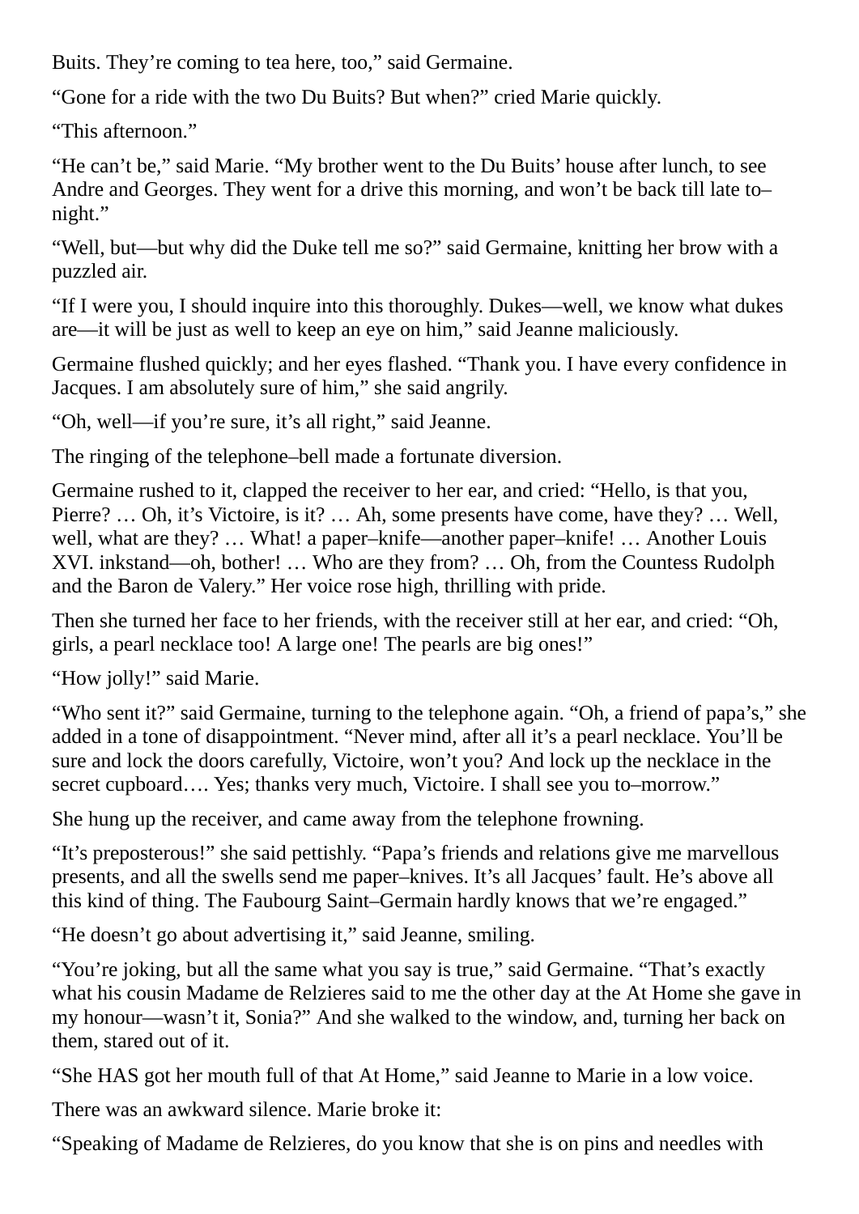Buits. They're coming to tea here, too," said Germaine.

"Gone for a ride with the two Du Buits? But when?" cried Marie quickly.

"This afternoon."

"He can't be," said Marie. "My brother went to the Du Buits' house after lunch, to see Andre and Georges. They went for a drive this morning, and won't be back till late to–night."

"Well, but—but why did the Duke tell me so?" said Germaine, knitting her brow with a puzzled air.

"If I were you, I should inquire into this thoroughly. Dukes—well, we know what dukes are—it will be just as well to keep an eye on him," said Jeanne maliciously.

Germaine flushed quickly; and her eyes flashed. "Thank you. I have every confidence in Jacques. I am absolutely sure of him," she said angrily.

"Oh, well—if you're sure, it's all right," said Jeanne.

The ringing of the telephone–bell made a fortunate diversion.

Germaine rushed to it, clapped the receiver to her ear, and cried: "Hello, is that you, Pierre? … Oh, it's Victoire, is it? … Ah, some presents have come, have they? … Well, well, what are they? … What! a paper–knife—another paper–knife! … Another Louis XVI. inkstand—oh, bother! … Who are they from? … Oh, from the Countess Rudolph and the Baron de Valery." Her voice rose high, thrilling with pride.

Then she turned her face to her friends, with the receiver still at her ear, and cried: "Oh, girls, a pearl necklace too! A large one! The pearls are big ones!"

"How jolly!" said Marie.

"Who sent it?" said Germaine, turning to the telephone again. "Oh, a friend of papa's," she added in a tone of disappointment. "Never mind, after all it's a pearl necklace. You'll be sure and lock the doors carefully, Victoire, won't you? And lock up the necklace in the secret cupboard…. Yes; thanks very much, Victoire. I shall see you to–morrow."

She hung up the receiver, and came away from the telephone frowning.

"It's preposterous!" she said pettishly. "Papa's friends and relations give me marvellous presents, and all the swells send me paper–knives. It's all Jacques' fault. He's above all this kind of thing. The Faubourg Saint–Germain hardly knows that we're engaged."

"He doesn't go about advertising it," said Jeanne, smiling.

"You're joking, but all the same what you say is true," said Germaine. "That's exactly what his cousin Madame de Relzieres said to me the other day at the At Home she gave in my honour—wasn't it, Sonia?" And she walked to the window, and, turning her back on them, stared out of it.

"She HAS got her mouth full of that At Home," said Jeanne to Marie in a low voice.

There was an awkward silence. Marie broke it:

"Speaking of Madame de Relzieres, do you know that she is on pins and needles with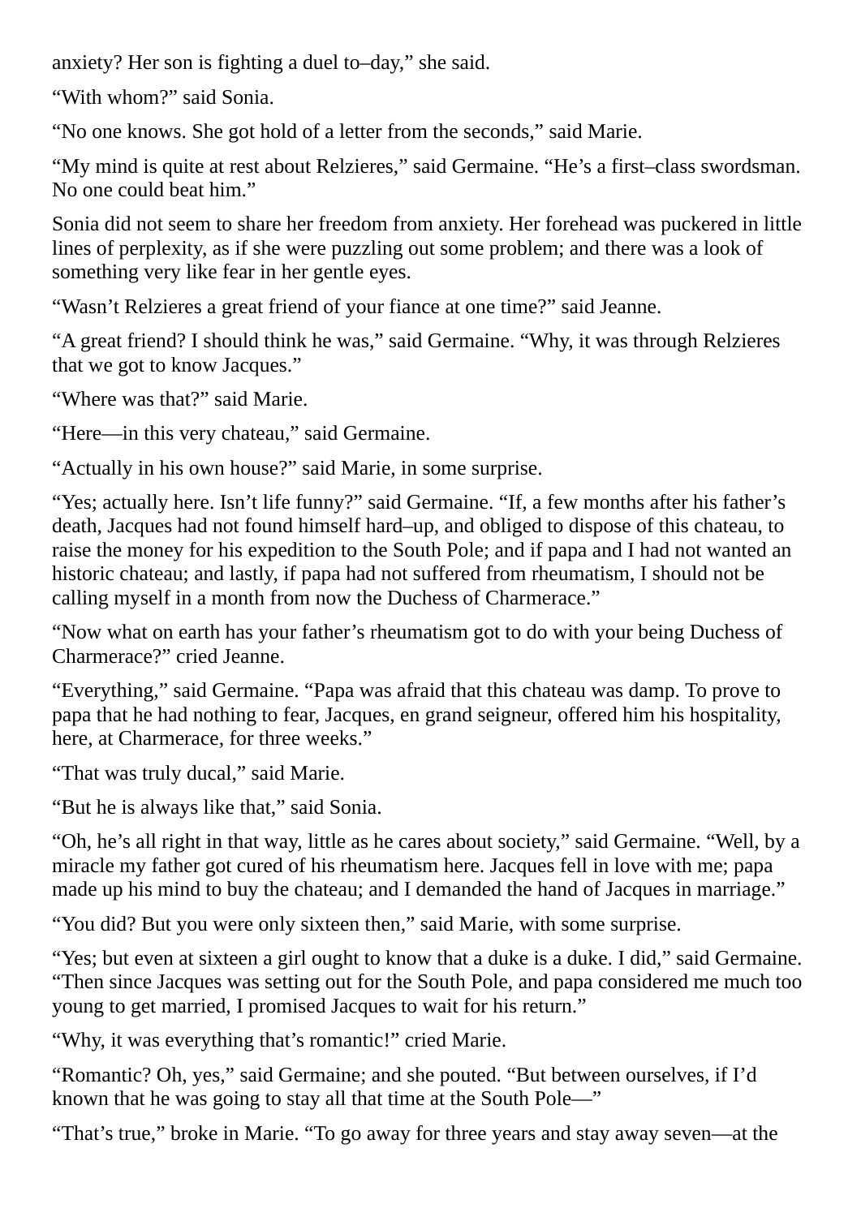anxiety? Her son is fighting a duel to–day,” she said.

“With whom?” said Sonia.

“No one knows. She got hold of a letter from the seconds,” said Marie.

“My mind is quite at rest about Relzieres,” said Germaine. “He’s a first–class swordsman. No one could beat him.”

Sonia did not seem to share her freedom from anxiety. Her forehead was puckered in little lines of perplexity, as if she were puzzling out some problem; and there was a look of something very like fear in her gentle eyes.

“Wasn’t Relzieres a great friend of your fiance at one time?” said Jeanne.

“A great friend? I should think he was,” said Germaine. “Why, it was through Relzieres that we got to know Jacques.”

“Where was that?” said Marie.

“Here—in this very chateau,” said Germaine.

“Actually in his own house?” said Marie, in some surprise.

“Yes; actually here. Isn’t life funny?” said Germaine. “If, a few months after his father’s death, Jacques had not found himself hard–up, and obliged to dispose of this chateau, to raise the money for his expedition to the South Pole; and if papa and I had not wanted an historic chateau; and lastly, if papa had not suffered from rheumatism, I should not be calling myself in a month from now the Duchess of Charmerace.”

“Now what on earth has your father’s rheumatism got to do with your being Duchess of Charmerace?” cried Jeanne.

“Everything,” said Germaine. “Papa was afraid that this chateau was damp. To prove to papa that he had nothing to fear, Jacques, en grand seigneur, offered him his hospitality, here, at Charmerace, for three weeks.”

“That was truly ducal,” said Marie.

“But he is always like that,” said Sonia.

“Oh, he’s all right in that way, little as he cares about society,” said Germaine. “Well, by a miracle my father got cured of his rheumatism here. Jacques fell in love with me; papa made up his mind to buy the chateau; and I demanded the hand of Jacques in marriage.”

“You did? But you were only sixteen then,” said Marie, with some surprise.

“Yes; but even at sixteen a girl ought to know that a duke is a duke. I did,” said Germaine. “Then since Jacques was setting out for the South Pole, and papa considered me much too young to get married, I promised Jacques to wait for his return.”

“Why, it was everything that’s romantic!” cried Marie.

“Romantic? Oh, yes,” said Germaine; and she pouted. “But between ourselves, if I’d known that he was going to stay all that time at the South Pole—”

“That’s true,” broke in Marie. “To go away for three years and stay away seven—at the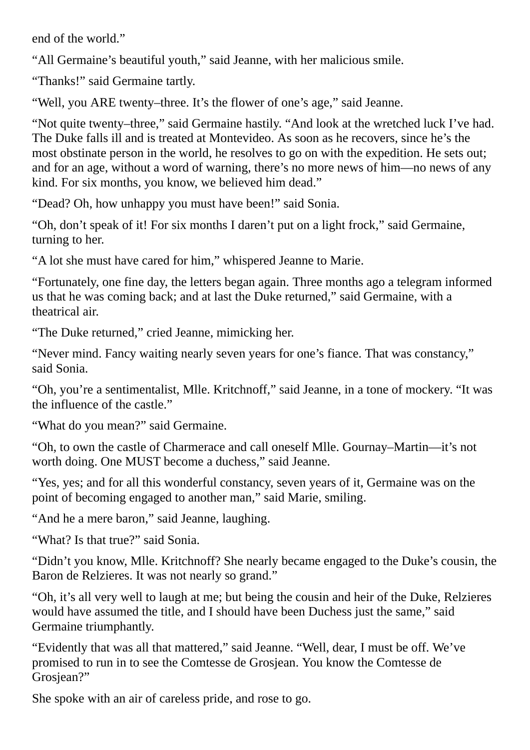end of the world."

"All Germaine's beautiful youth," said Jeanne, with her malicious smile.

"Thanks!" said Germaine tartly.

"Well, you ARE twenty–three. It's the flower of one's age," said Jeanne.

"Not quite twenty–three," said Germaine hastily. "And look at the wretched luck I've had. The Duke falls ill and is treated at Montevideo. As soon as he recovers, since he's the most obstinate person in the world, he resolves to go on with the expedition. He sets out; and for an age, without a word of warning, there's no more news of him—no news of any kind. For six months, you know, we believed him dead."

"Dead? Oh, how unhappy you must have been!" said Sonia.

"Oh, don't speak of it! For six months I daren't put on a light frock," said Germaine, turning to her.

"A lot she must have cared for him," whispered Jeanne to Marie.

"Fortunately, one fine day, the letters began again. Three months ago a telegram informed us that he was coming back; and at last the Duke returned," said Germaine, with a theatrical air.

"The Duke returned," cried Jeanne, mimicking her.

"Never mind. Fancy waiting nearly seven years for one's fiance. That was constancy," said Sonia.

"Oh, you're a sentimentalist, Mlle. Kritchnoff," said Jeanne, in a tone of mockery. "It was the influence of the castle."

"What do you mean?" said Germaine.

"Oh, to own the castle of Charmerace and call oneself Mlle. Gournay–Martin—it's not worth doing. One MUST become a duchess," said Jeanne.

"Yes, yes; and for all this wonderful constancy, seven years of it, Germaine was on the point of becoming engaged to another man," said Marie, smiling.

"And he a mere baron," said Jeanne, laughing.

"What? Is that true?" said Sonia.

"Didn't you know, Mlle. Kritchnoff? She nearly became engaged to the Duke's cousin, the Baron de Relzieres. It was not nearly so grand."

"Oh, it's all very well to laugh at me; but being the cousin and heir of the Duke, Relzieres would have assumed the title, and I should have been Duchess just the same," said Germaine triumphantly.

"Evidently that was all that mattered," said Jeanne. "Well, dear, I must be off. We've promised to run in to see the Comtesse de Grosjean. You know the Comtesse de Grosjean?"

She spoke with an air of careless pride, and rose to go.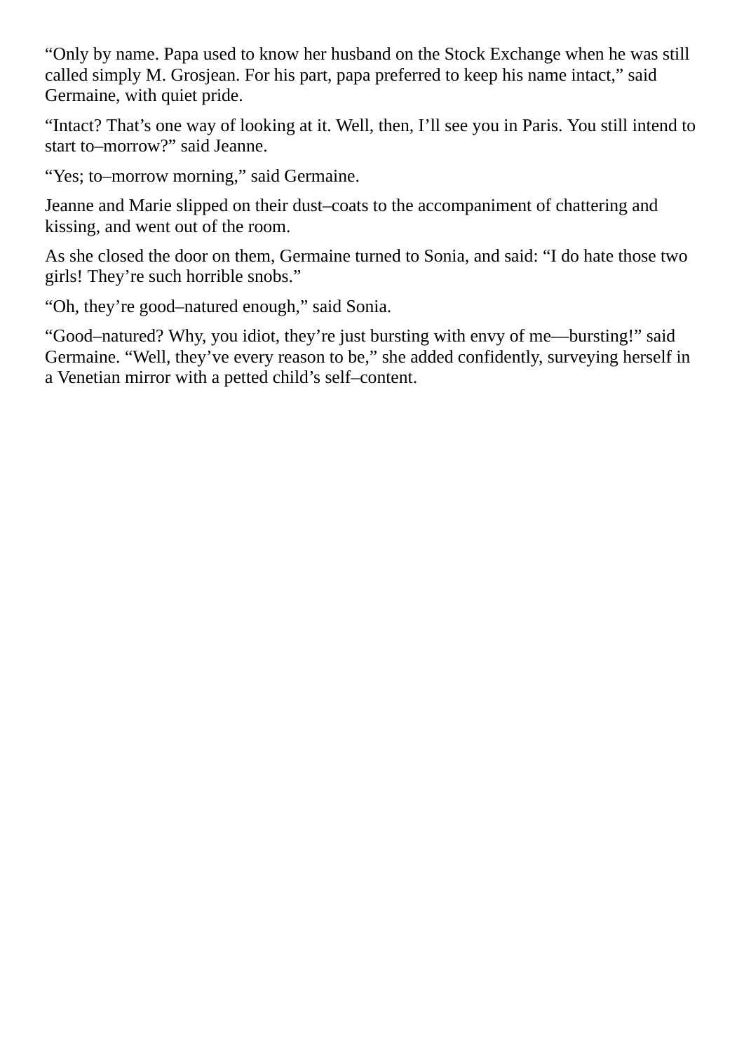“Only by name. Papa used to know her husband on the Stock Exchange when he was still called simply M. Grosjean. For his part, papa preferred to keep his name intact,” said Germaine, with quiet pride.

“Intact? That’s one way of looking at it. Well, then, I’ll see you in Paris. You still intend to start to–morrow?” said Jeanne.

“Yes; to–morrow morning,” said Germaine.

Jeanne and Marie slipped on their dust–coats to the accompaniment of chattering and kissing, and went out of the room.

As she closed the door on them, Germaine turned to Sonia, and said: “I do hate those two girls! They’re such horrible snobs.”

“Oh, they’re good–natured enough,” said Sonia.

“Good–natured? Why, you idiot, they’re just bursting with envy of me—bursting!” said Germaine. “Well, they’ve every reason to be,” she added confidently, surveying herself in a Venetian mirror with a petted child’s self–content.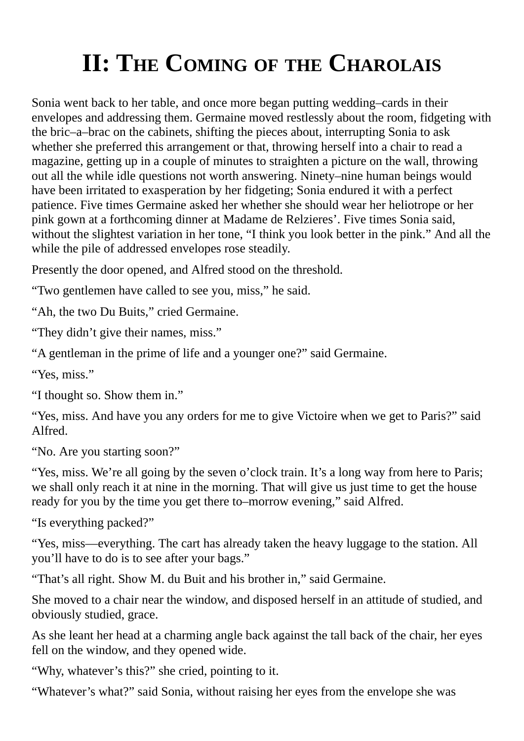# II: The Coming of the Charolais

Sonia went back to her table, and once more began putting wedding–cards in their envelopes and addressing them. Germaine moved restlessly about the room, fidgeting with the bric–a–brac on the cabinets, shifting the pieces about, interrupting Sonia to ask whether she preferred this arrangement or that, throwing herself into a chair to read a magazine, getting up in a couple of minutes to straighten a picture on the wall, throwing out all the while idle questions not worth answering. Ninety–nine human beings would have been irritated to exasperation by her fidgeting; Sonia endured it with a perfect patience. Five times Germaine asked her whether she should wear her heliotrope or her pink gown at a forthcoming dinner at Madame de Relzieres'. Five times Sonia said, without the slightest variation in her tone, "I think you look better in the pink." And all the while the pile of addressed envelopes rose steadily.

Presently the door opened, and Alfred stood on the threshold.

"Two gentlemen have called to see you, miss," he said.

"Ah, the two Du Buits," cried Germaine.

"They didn't give their names, miss."

"A gentleman in the prime of life and a younger one?" said Germaine.

"Yes, miss."

"I thought so. Show them in."

"Yes, miss. And have you any orders for me to give Victoire when we get to Paris?" said Alfred.

"No. Are you starting soon?"

"Yes, miss. We're all going by the seven o'clock train. It's a long way from here to Paris; we shall only reach it at nine in the morning. That will give us just time to get the house ready for you by the time you get there to–morrow evening," said Alfred.

"Is everything packed?"

"Yes, miss—everything. The cart has already taken the heavy luggage to the station. All you'll have to do is to see after your bags."

"That's all right. Show M. du Buit and his brother in," said Germaine.

She moved to a chair near the window, and disposed herself in an attitude of studied, and obviously studied, grace.

As she leant her head at a charming angle back against the tall back of the chair, her eyes fell on the window, and they opened wide.

"Why, whatever's this?" she cried, pointing to it.

"Whatever's what?" said Sonia, without raising her eyes from the envelope she was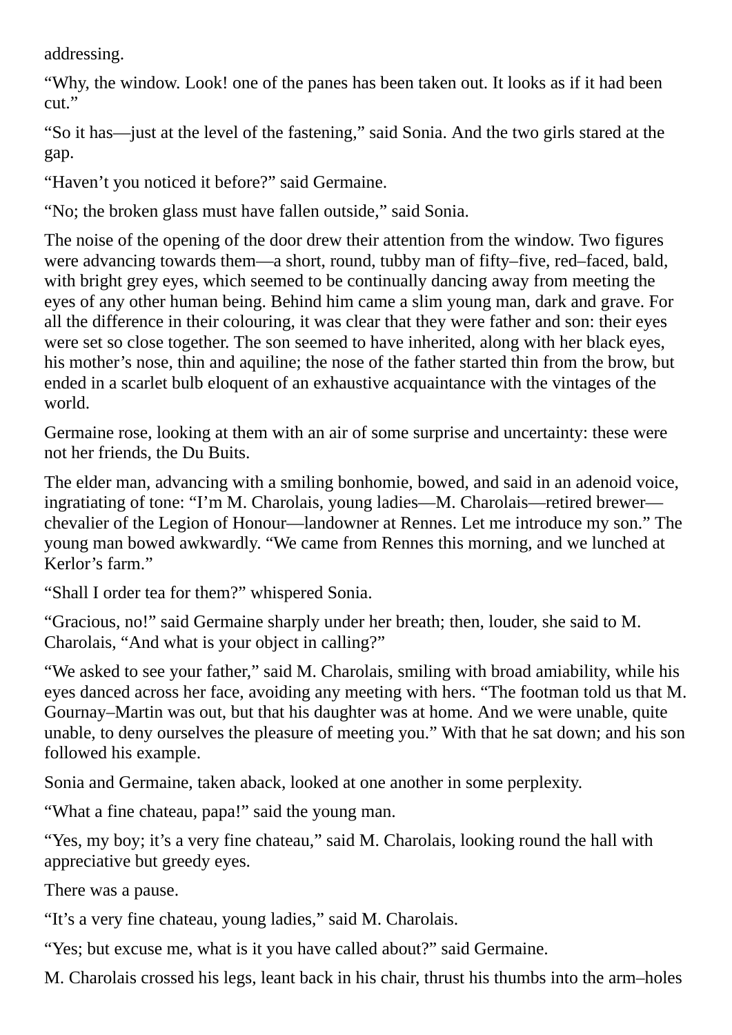addressing.

“Why, the window. Look! one of the panes has been taken out. It looks as if it had been cut.”

“So it has—just at the level of the fastening,” said Sonia. And the two girls stared at the gap.

“Haven’t you noticed it before?” said Germaine.

“No; the broken glass must have fallen outside,” said Sonia.

The noise of the opening of the door drew their attention from the window. Two figures were advancing towards them—a short, round, tubby man of fifty–five, red–faced, bald, with bright grey eyes, which seemed to be continually dancing away from meeting the eyes of any other human being. Behind him came a slim young man, dark and grave. For all the difference in their colouring, it was clear that they were father and son: their eyes were set so close together. The son seemed to have inherited, along with her black eyes, his mother’s nose, thin and aquiline; the nose of the father started thin from the brow, but ended in a scarlet bulb eloquent of an exhaustive acquaintance with the vintages of the world.

Germaine rose, looking at them with an air of some surprise and uncertainty: these were not her friends, the Du Buits.

The elder man, advancing with a smiling bonhomie, bowed, and said in an adenoid voice, ingratiating of tone: “I’m M. Charolais, young ladies—M. Charolais—retired brewer—chevalier of the Legion of Honour—landowner at Rennes. Let me introduce my son.” The young man bowed awkwardly. “We came from Rennes this morning, and we lunched at Kerlor’s farm.”

“Shall I order tea for them?” whispered Sonia.

“Gracious, no!” said Germaine sharply under her breath; then, louder, she said to M. Charolais, “And what is your object in calling?”

“We asked to see your father,” said M. Charolais, smiling with broad amiability, while his eyes danced across her face, avoiding any meeting with hers. “The footman told us that M. Gournay–Martin was out, but that his daughter was at home. And we were unable, quite unable, to deny ourselves the pleasure of meeting you.” With that he sat down; and his son followed his example.

Sonia and Germaine, taken aback, looked at one another in some perplexity.

“What a fine chateau, papa!” said the young man.

“Yes, my boy; it’s a very fine chateau,” said M. Charolais, looking round the hall with appreciative but greedy eyes.

There was a pause.

“It’s a very fine chateau, young ladies,” said M. Charolais.

“Yes; but excuse me, what is it you have called about?” said Germaine.

M. Charolais crossed his legs, leant back in his chair, thrust his thumbs into the arm–holes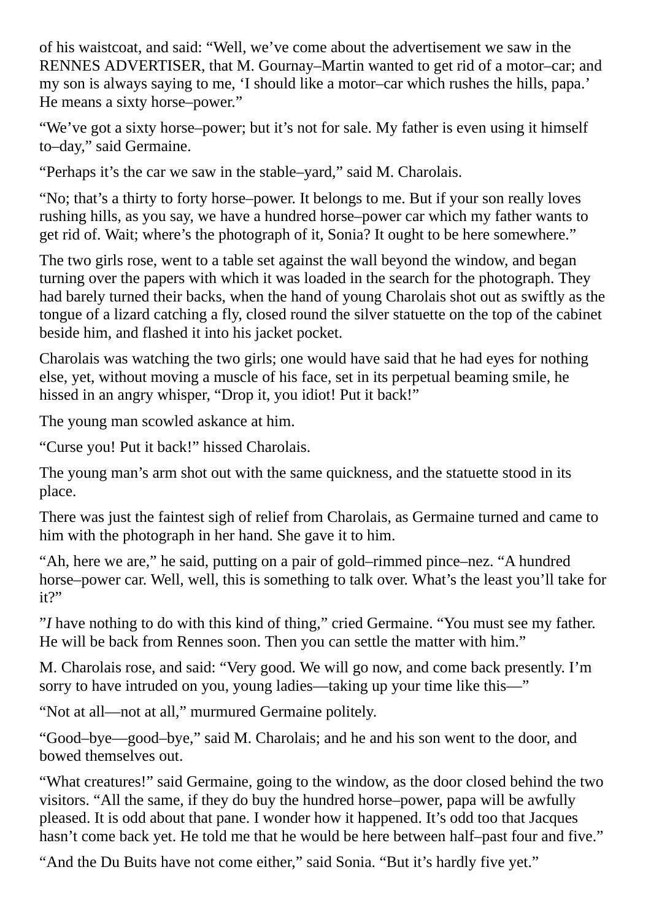of his waistcoat, and said: "Well, we've come about the advertisement we saw in the RENNES ADVERTISER, that M. Gournay–Martin wanted to get rid of a motor–car; and my son is always saying to me, 'I should like a motor–car which rushes the hills, papa.' He means a sixty horse–power."

"We've got a sixty horse–power; but it's not for sale. My father is even using it himself to–day," said Germaine.

"Perhaps it's the car we saw in the stable–yard," said M. Charolais.

"No; that's a thirty to forty horse–power. It belongs to me. But if your son really loves rushing hills, as you say, we have a hundred horse–power car which my father wants to get rid of. Wait; where's the photograph of it, Sonia? It ought to be here somewhere."

The two girls rose, went to a table set against the wall beyond the window, and began turning over the papers with which it was loaded in the search for the photograph. They had barely turned their backs, when the hand of young Charolais shot out as swiftly as the tongue of a lizard catching a fly, closed round the silver statuette on the top of the cabinet beside him, and flashed it into his jacket pocket.

Charolais was watching the two girls; one would have said that he had eyes for nothing else, yet, without moving a muscle of his face, set in its perpetual beaming smile, he hissed in an angry whisper, "Drop it, you idiot! Put it back!"

The young man scowled askance at him.

"Curse you! Put it back!" hissed Charolais.

The young man's arm shot out with the same quickness, and the statuette stood in its place.

There was just the faintest sigh of relief from Charolais, as Germaine turned and came to him with the photograph in her hand. She gave it to him.

"Ah, here we are," he said, putting on a pair of gold–rimmed pince–nez. "A hundred horse–power car. Well, well, this is something to talk over. What's the least you'll take for it?"

"*I* have nothing to do with this kind of thing," cried Germaine. "You must see my father. He will be back from Rennes soon. Then you can settle the matter with him."

M. Charolais rose, and said: "Very good. We will go now, and come back presently. I'm sorry to have intruded on you, young ladies—taking up your time like this—"

"Not at all—not at all," murmured Germaine politely.

"Good–bye—good–bye," said M. Charolais; and he and his son went to the door, and bowed themselves out.

"What creatures!" said Germaine, going to the window, as the door closed behind the two visitors. "All the same, if they do buy the hundred horse–power, papa will be awfully pleased. It is odd about that pane. I wonder how it happened. It's odd too that Jacques hasn't come back yet. He told me that he would be here between half–past four and five."

"And the Du Buits have not come either," said Sonia. "But it's hardly five yet."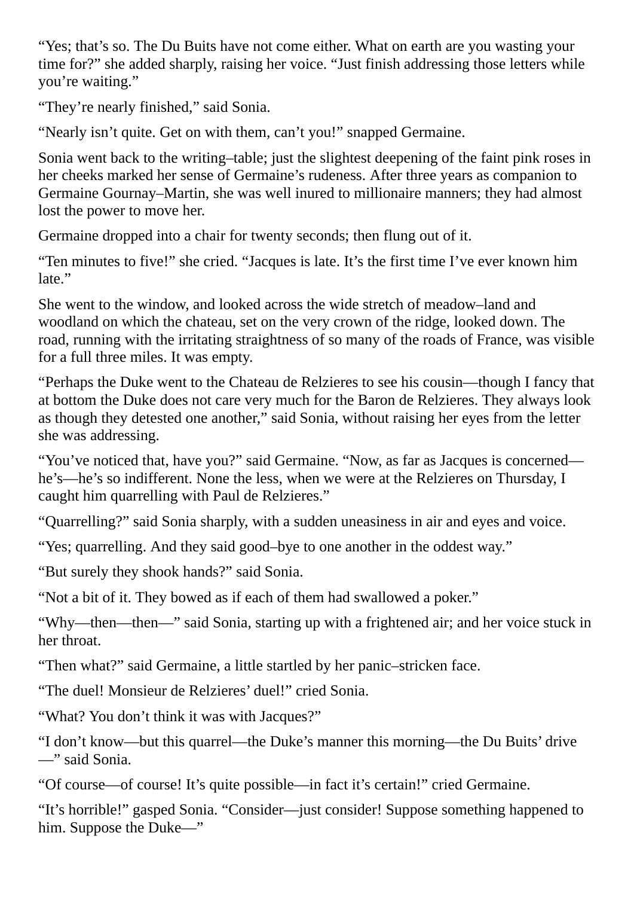"Yes; that's so. The Du Buits have not come either. What on earth are you wasting your time for?" she added sharply, raising her voice. "Just finish addressing those letters while you're waiting."

"They're nearly finished," said Sonia.

"Nearly isn't quite. Get on with them, can't you!" snapped Germaine.

Sonia went back to the writing–table; just the slightest deepening of the faint pink roses in her cheeks marked her sense of Germaine's rudeness. After three years as companion to Germaine Gournay–Martin, she was well inured to millionaire manners; they had almost lost the power to move her.

Germaine dropped into a chair for twenty seconds; then flung out of it.

"Ten minutes to five!" she cried. "Jacques is late. It's the first time I've ever known him late."

She went to the window, and looked across the wide stretch of meadow–land and woodland on which the chateau, set on the very crown of the ridge, looked down. The road, running with the irritating straightness of so many of the roads of France, was visible for a full three miles. It was empty.

"Perhaps the Duke went to the Chateau de Relzieres to see his cousin—though I fancy that at bottom the Duke does not care very much for the Baron de Relzieres. They always look as though they detested one another," said Sonia, without raising her eyes from the letter she was addressing.

"You've noticed that, have you?" said Germaine. "Now, as far as Jacques is concerned—he's—he's so indifferent. None the less, when we were at the Relzieres on Thursday, I caught him quarrelling with Paul de Relzieres."

"Quarrelling?" said Sonia sharply, with a sudden uneasiness in air and eyes and voice.

"Yes; quarrelling. And they said good–bye to one another in the oddest way."

"But surely they shook hands?" said Sonia.

"Not a bit of it. They bowed as if each of them had swallowed a poker."

"Why—then—then—" said Sonia, starting up with a frightened air; and her voice stuck in her throat.

"Then what?" said Germaine, a little startled by her panic–stricken face.

"The duel! Monsieur de Relzieres' duel!" cried Sonia.

"What? You don't think it was with Jacques?"

"I don't know—but this quarrel—the Duke's manner this morning—the Du Buits' drive—" said Sonia.

"Of course—of course! It's quite possible—in fact it's certain!" cried Germaine.

"It's horrible!" gasped Sonia. "Consider—just consider! Suppose something happened to him. Suppose the Duke—"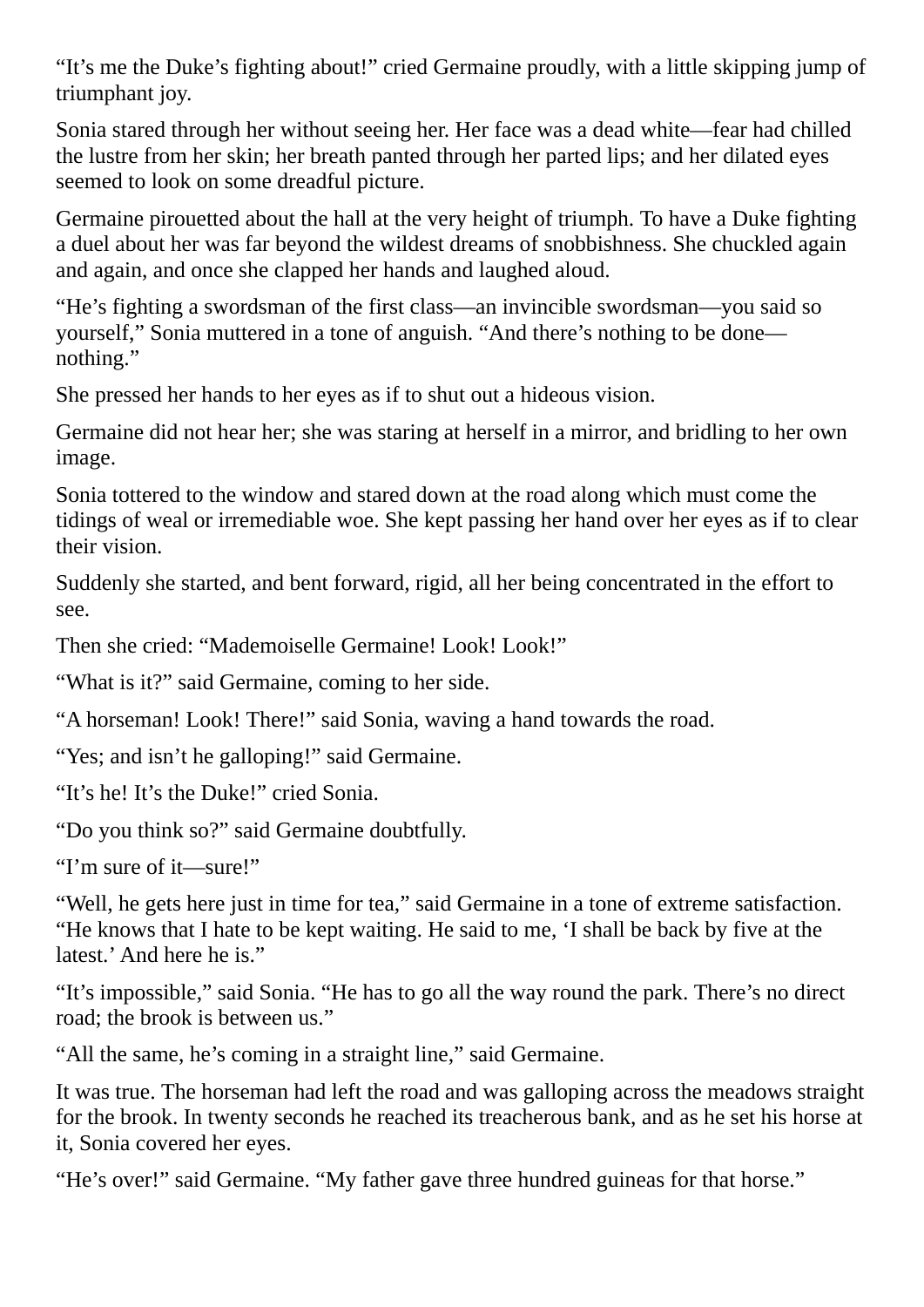"It's me the Duke's fighting about!" cried Germaine proudly, with a little skipping jump of triumphant joy.

Sonia stared through her without seeing her. Her face was a dead white—fear had chilled the lustre from her skin; her breath panted through her parted lips; and her dilated eyes seemed to look on some dreadful picture.

Germaine pirouetted about the hall at the very height of triumph. To have a Duke fighting a duel about her was far beyond the wildest dreams of snobbishness. She chuckled again and again, and once she clapped her hands and laughed aloud.

"He's fighting a swordsman of the first class—an invincible swordsman—you said so yourself," Sonia muttered in a tone of anguish. "And there's nothing to be done—nothing."

She pressed her hands to her eyes as if to shut out a hideous vision.

Germaine did not hear her; she was staring at herself in a mirror, and bridling to her own image.

Sonia tottered to the window and stared down at the road along which must come the tidings of weal or irremediable woe. She kept passing her hand over her eyes as if to clear their vision.

Suddenly she started, and bent forward, rigid, all her being concentrated in the effort to see.

Then she cried: "Mademoiselle Germaine! Look! Look!"

"What is it?" said Germaine, coming to her side.

"A horseman! Look! There!" said Sonia, waving a hand towards the road.

"Yes; and isn't he galloping!" said Germaine.

"It's he! It's the Duke!" cried Sonia.

"Do you think so?" said Germaine doubtfully.

"I'm sure of it—sure!"

"Well, he gets here just in time for tea," said Germaine in a tone of extreme satisfaction. "He knows that I hate to be kept waiting. He said to me, 'I shall be back by five at the latest.' And here he is."

"It's impossible," said Sonia. "He has to go all the way round the park. There's no direct road; the brook is between us."

"All the same, he's coming in a straight line," said Germaine.

It was true. The horseman had left the road and was galloping across the meadows straight for the brook. In twenty seconds he reached its treacherous bank, and as he set his horse at it, Sonia covered her eyes.

"He's over!" said Germaine. "My father gave three hundred guineas for that horse."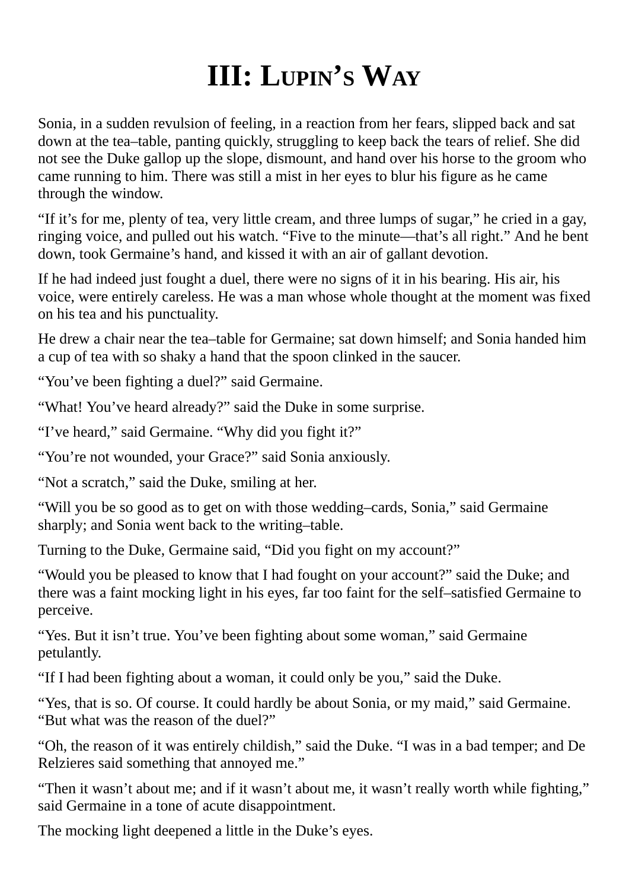# III: Lupin's Way

Sonia, in a sudden revulsion of feeling, in a reaction from her fears, slipped back and sat down at the tea–table, panting quickly, struggling to keep back the tears of relief. She did not see the Duke gallop up the slope, dismount, and hand over his horse to the groom who came running to him. There was still a mist in her eyes to blur his figure as he came through the window.

"If it's for me, plenty of tea, very little cream, and three lumps of sugar," he cried in a gay, ringing voice, and pulled out his watch. "Five to the minute—that's all right." And he bent down, took Germaine's hand, and kissed it with an air of gallant devotion.

If he had indeed just fought a duel, there were no signs of it in his bearing. His air, his voice, were entirely careless. He was a man whose whole thought at the moment was fixed on his tea and his punctuality.

He drew a chair near the tea–table for Germaine; sat down himself; and Sonia handed him a cup of tea with so shaky a hand that the spoon clinked in the saucer.

"You've been fighting a duel?" said Germaine.

"What! You've heard already?" said the Duke in some surprise.

"I've heard," said Germaine. "Why did you fight it?"

"You're not wounded, your Grace?" said Sonia anxiously.

"Not a scratch," said the Duke, smiling at her.

"Will you be so good as to get on with those wedding–cards, Sonia," said Germaine sharply; and Sonia went back to the writing–table.

Turning to the Duke, Germaine said, "Did you fight on my account?"

"Would you be pleased to know that I had fought on your account?" said the Duke; and there was a faint mocking light in his eyes, far too faint for the self–satisfied Germaine to perceive.

"Yes. But it isn't true. You've been fighting about some woman," said Germaine petulantly.

"If I had been fighting about a woman, it could only be you," said the Duke.

"Yes, that is so. Of course. It could hardly be about Sonia, or my maid," said Germaine. "But what was the reason of the duel?"

"Oh, the reason of it was entirely childish," said the Duke. "I was in a bad temper; and De Relzieres said something that annoyed me."

"Then it wasn't about me; and if it wasn't about me, it wasn't really worth while fighting," said Germaine in a tone of acute disappointment.

The mocking light deepened a little in the Duke's eyes.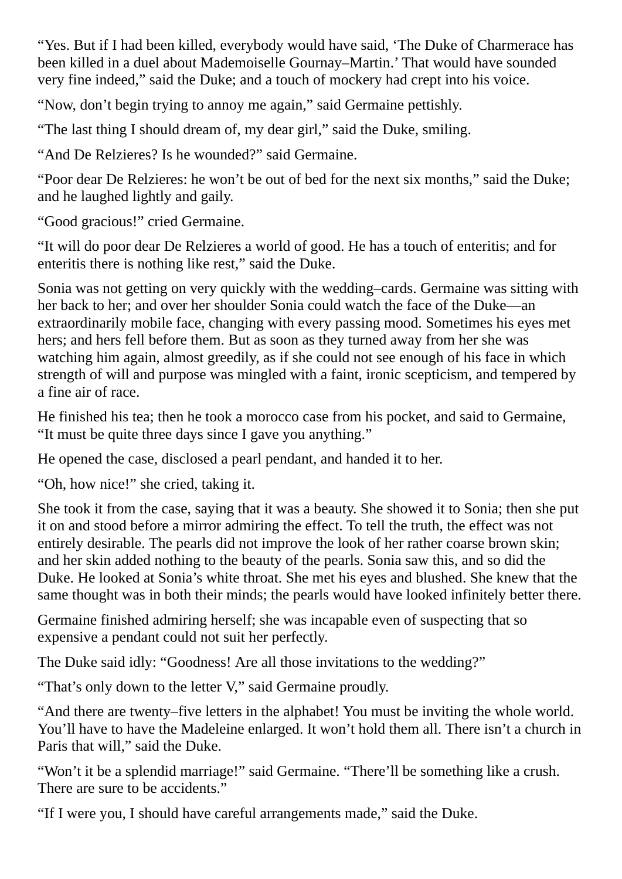“Yes. But if I had been killed, everybody would have said, ‘The Duke of Charmerace has been killed in a duel about Mademoiselle Gournay–Martin.’ That would have sounded very fine indeed,” said the Duke; and a touch of mockery had crept into his voice.

“Now, don’t begin trying to annoy me again,” said Germaine pettishly.

“The last thing I should dream of, my dear girl,” said the Duke, smiling.

“And De Relzieres? Is he wounded?” said Germaine.

“Poor dear De Relzieres: he won’t be out of bed for the next six months,” said the Duke; and he laughed lightly and gaily.

“Good gracious!” cried Germaine.

“It will do poor dear De Relzieres a world of good. He has a touch of enteritis; and for enteritis there is nothing like rest,” said the Duke.

Sonia was not getting on very quickly with the wedding–cards. Germaine was sitting with her back to her; and over her shoulder Sonia could watch the face of the Duke—an extraordinarily mobile face, changing with every passing mood. Sometimes his eyes met hers; and hers fell before them. But as soon as they turned away from her she was watching him again, almost greedily, as if she could not see enough of his face in which strength of will and purpose was mingled with a faint, ironic scepticism, and tempered by a fine air of race.

He finished his tea; then he took a morocco case from his pocket, and said to Germaine, “It must be quite three days since I gave you anything.”

He opened the case, disclosed a pearl pendant, and handed it to her.

“Oh, how nice!” she cried, taking it.

She took it from the case, saying that it was a beauty. She showed it to Sonia; then she put it on and stood before a mirror admiring the effect. To tell the truth, the effect was not entirely desirable. The pearls did not improve the look of her rather coarse brown skin; and her skin added nothing to the beauty of the pearls. Sonia saw this, and so did the Duke. He looked at Sonia’s white throat. She met his eyes and blushed. She knew that the same thought was in both their minds; the pearls would have looked infinitely better there.

Germaine finished admiring herself; she was incapable even of suspecting that so expensive a pendant could not suit her perfectly.

The Duke said idly: “Goodness! Are all those invitations to the wedding?”

“That’s only down to the letter V,” said Germaine proudly.

“And there are twenty–five letters in the alphabet! You must be inviting the whole world. You’ll have to have the Madeleine enlarged. It won’t hold them all. There isn’t a church in Paris that will,” said the Duke.

“Won’t it be a splendid marriage!” said Germaine. “There’ll be something like a crush. There are sure to be accidents.”

“If I were you, I should have careful arrangements made,” said the Duke.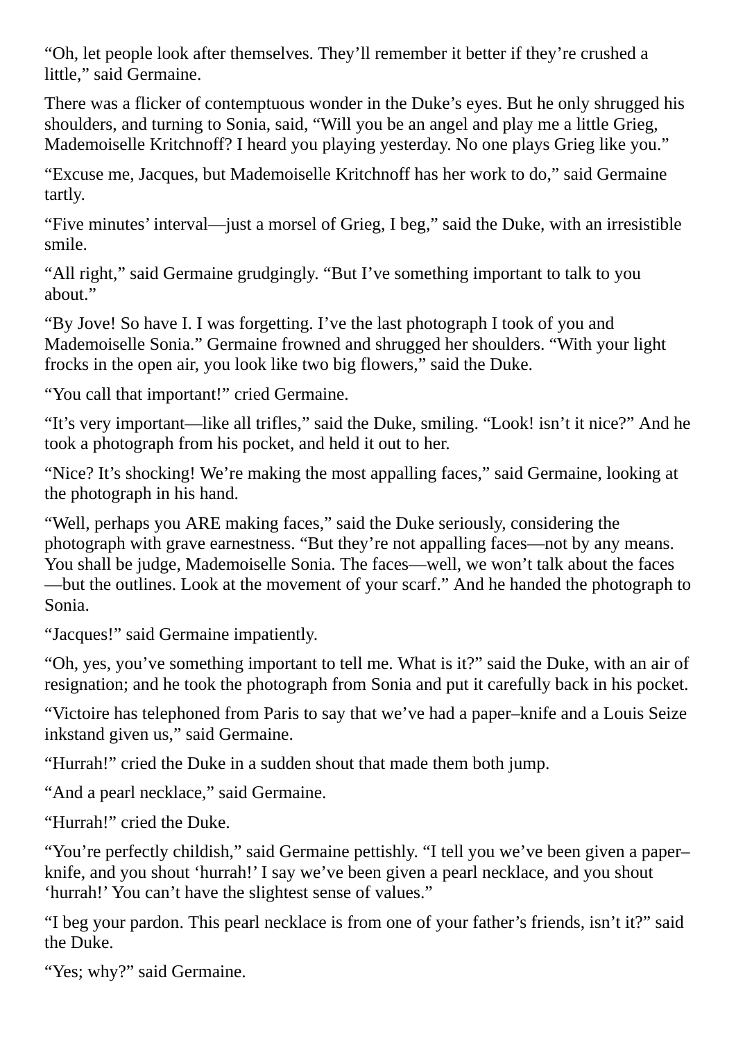"Oh, let people look after themselves. They'll remember it better if they're crushed a little," said Germaine.

There was a flicker of contemptuous wonder in the Duke's eyes. But he only shrugged his shoulders, and turning to Sonia, said, "Will you be an angel and play me a little Grieg, Mademoiselle Kritchnoff? I heard you playing yesterday. No one plays Grieg like you."

"Excuse me, Jacques, but Mademoiselle Kritchnoff has her work to do," said Germaine tartly.

"Five minutes' interval—just a morsel of Grieg, I beg," said the Duke, with an irresistible smile.

"All right," said Germaine grudgingly. "But I've something important to talk to you about."

"By Jove! So have I. I was forgetting. I've the last photograph I took of you and Mademoiselle Sonia." Germaine frowned and shrugged her shoulders. "With your light frocks in the open air, you look like two big flowers," said the Duke.

"You call that important!" cried Germaine.

"It's very important—like all trifles," said the Duke, smiling. "Look! isn't it nice?" And he took a photograph from his pocket, and held it out to her.

"Nice? It's shocking! We're making the most appalling faces," said Germaine, looking at the photograph in his hand.

"Well, perhaps you ARE making faces," said the Duke seriously, considering the photograph with grave earnestness. "But they're not appalling faces—not by any means. You shall be judge, Mademoiselle Sonia. The faces—well, we won't talk about the faces—but the outlines. Look at the movement of your scarf." And he handed the photograph to Sonia.

"Jacques!" said Germaine impatiently.

"Oh, yes, you've something important to tell me. What is it?" said the Duke, with an air of resignation; and he took the photograph from Sonia and put it carefully back in his pocket.

"Victoire has telephoned from Paris to say that we've had a paper–knife and a Louis Seize inkstand given us," said Germaine.

"Hurrah!" cried the Duke in a sudden shout that made them both jump.

"And a pearl necklace," said Germaine.

"Hurrah!" cried the Duke.

"You're perfectly childish," said Germaine pettishly. "I tell you we've been given a paper–knife, and you shout 'hurrah!' I say we've been given a pearl necklace, and you shout 'hurrah!' You can't have the slightest sense of values."

"I beg your pardon. This pearl necklace is from one of your father's friends, isn't it?" said the Duke.

"Yes; why?" said Germaine.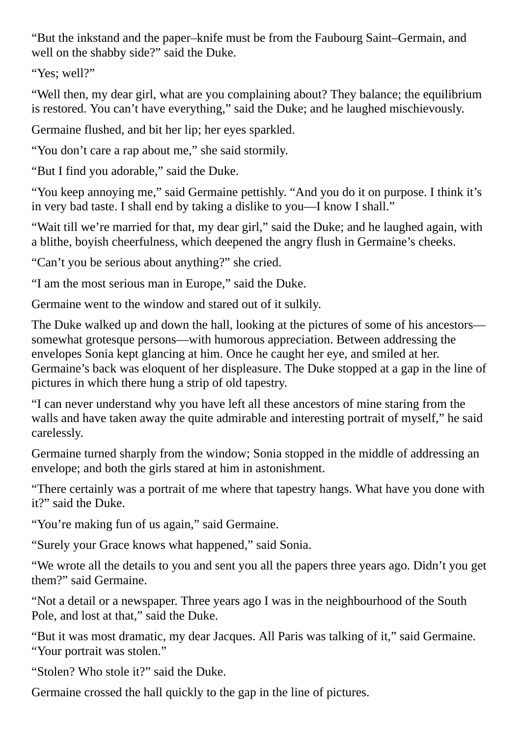"But the inkstand and the paper–knife must be from the Faubourg Saint–Germain, and well on the shabby side?" said the Duke.

"Yes; well?"

"Well then, my dear girl, what are you complaining about? They balance; the equilibrium is restored. You can't have everything," said the Duke; and he laughed mischievously.

Germaine flushed, and bit her lip; her eyes sparkled.

"You don't care a rap about me," she said stormily.

"But I find you adorable," said the Duke.

"You keep annoying me," said Germaine pettishly. "And you do it on purpose. I think it's in very bad taste. I shall end by taking a dislike to you—I know I shall."

"Wait till we're married for that, my dear girl," said the Duke; and he laughed again, with a blithe, boyish cheerfulness, which deepened the angry flush in Germaine's cheeks.

"Can't you be serious about anything?" she cried.

"I am the most serious man in Europe," said the Duke.

Germaine went to the window and stared out of it sulkily.

The Duke walked up and down the hall, looking at the pictures of some of his ancestors—somewhat grotesque persons—with humorous appreciation. Between addressing the envelopes Sonia kept glancing at him. Once he caught her eye, and smiled at her. Germaine's back was eloquent of her displeasure. The Duke stopped at a gap in the line of pictures in which there hung a strip of old tapestry.

"I can never understand why you have left all these ancestors of mine staring from the walls and have taken away the quite admirable and interesting portrait of myself," he said carelessly.

Germaine turned sharply from the window; Sonia stopped in the middle of addressing an envelope; and both the girls stared at him in astonishment.

"There certainly was a portrait of me where that tapestry hangs. What have you done with it?" said the Duke.

"You're making fun of us again," said Germaine.

"Surely your Grace knows what happened," said Sonia.

"We wrote all the details to you and sent you all the papers three years ago. Didn't you get them?" said Germaine.

"Not a detail or a newspaper. Three years ago I was in the neighbourhood of the South Pole, and lost at that," said the Duke.

"But it was most dramatic, my dear Jacques. All Paris was talking of it," said Germaine. "Your portrait was stolen."

"Stolen? Who stole it?" said the Duke.

Germaine crossed the hall quickly to the gap in the line of pictures.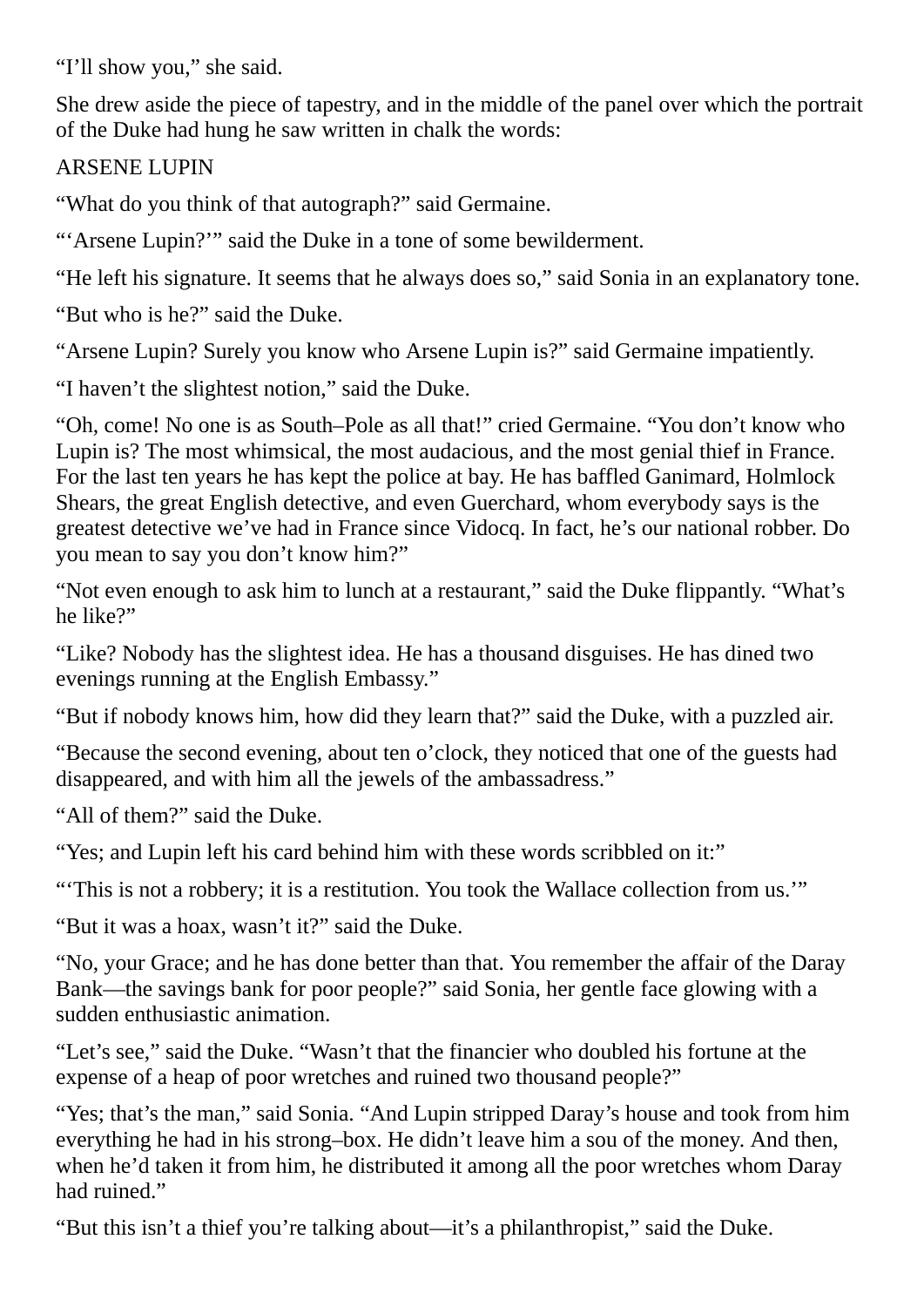"I'll show you," she said.

She drew aside the piece of tapestry, and in the middle of the panel over which the portrait of the Duke had hung he saw written in chalk the words:

ARSENE LUPIN

"What do you think of that autograph?" said Germaine.

"'Arsene Lupin?'" said the Duke in a tone of some bewilderment.

"He left his signature. It seems that he always does so," said Sonia in an explanatory tone.

"But who is he?" said the Duke.

"Arsene Lupin? Surely you know who Arsene Lupin is?" said Germaine impatiently.

"I haven't the slightest notion," said the Duke.

"Oh, come! No one is as South–Pole as all that!" cried Germaine. "You don't know who Lupin is? The most whimsical, the most audacious, and the most genial thief in France. For the last ten years he has kept the police at bay. He has baffled Ganimard, Holmlock Shears, the great English detective, and even Guerchard, whom everybody says is the greatest detective we've had in France since Vidocq. In fact, he's our national robber. Do you mean to say you don't know him?"

"Not even enough to ask him to lunch at a restaurant," said the Duke flippantly. "What's he like?"

"Like? Nobody has the slightest idea. He has a thousand disguises. He has dined two evenings running at the English Embassy."

"But if nobody knows him, how did they learn that?" said the Duke, with a puzzled air.

"Because the second evening, about ten o'clock, they noticed that one of the guests had disappeared, and with him all the jewels of the ambassadress."

"All of them?" said the Duke.

"Yes; and Lupin left his card behind him with these words scribbled on it:"

"'This is not a robbery; it is a restitution. You took the Wallace collection from us.'"

"But it was a hoax, wasn't it?" said the Duke.

"No, your Grace; and he has done better than that. You remember the affair of the Daray Bank—the savings bank for poor people?" said Sonia, her gentle face glowing with a sudden enthusiastic animation.

"Let's see," said the Duke. "Wasn't that the financier who doubled his fortune at the expense of a heap of poor wretches and ruined two thousand people?"

"Yes; that's the man," said Sonia. "And Lupin stripped Daray's house and took from him everything he had in his strong–box. He didn't leave him a sou of the money. And then, when he'd taken it from him, he distributed it among all the poor wretches whom Daray had ruined."

"But this isn't a thief you're talking about—it's a philanthropist," said the Duke.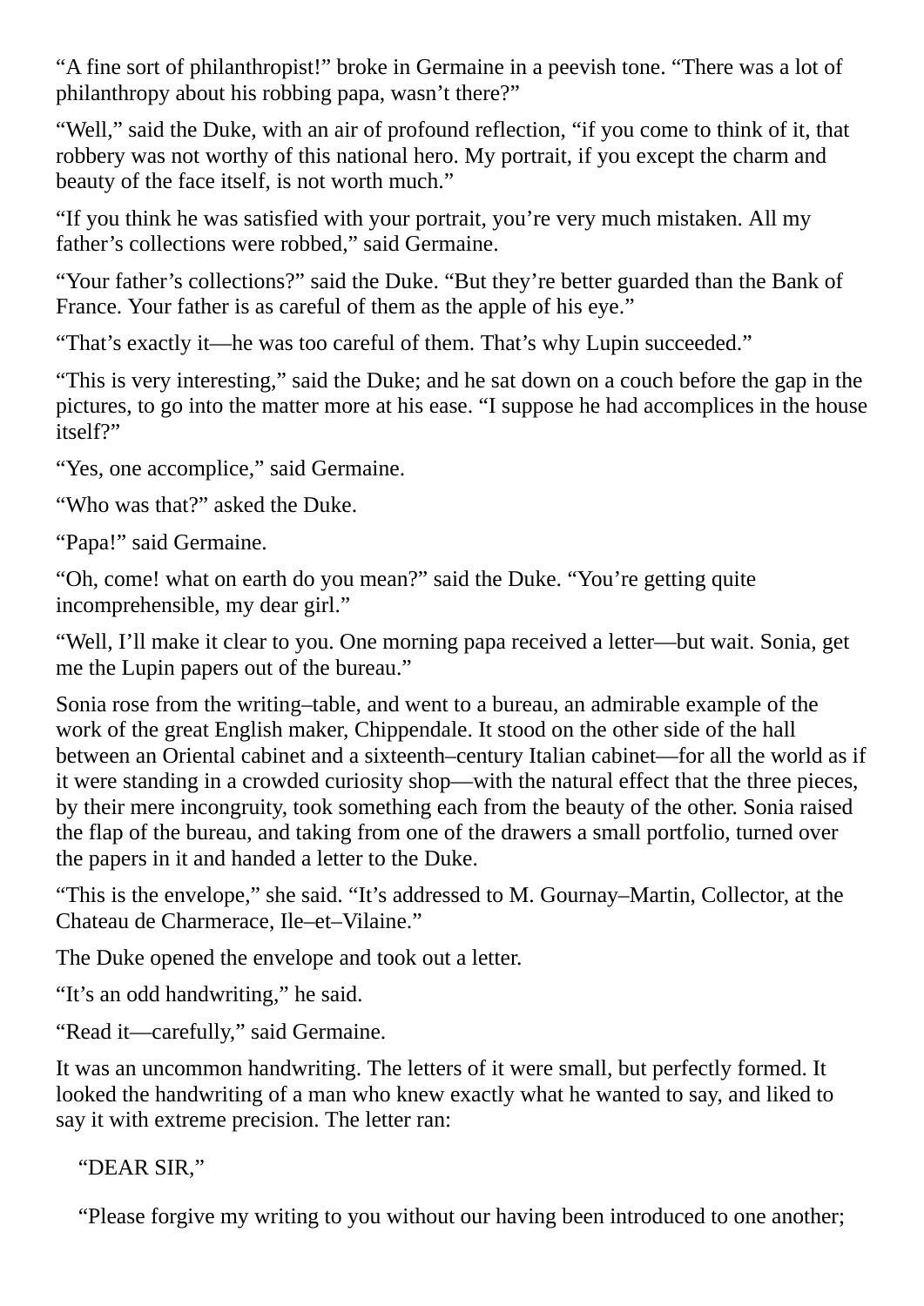“A fine sort of philanthropist!” broke in Germaine in a peevish tone. “There was a lot of philanthropy about his robbing papa, wasn’t there?”

“Well,” said the Duke, with an air of profound reflection, “if you come to think of it, that robbery was not worthy of this national hero. My portrait, if you except the charm and beauty of the face itself, is not worth much.”

“If you think he was satisfied with your portrait, you’re very much mistaken. All my father’s collections were robbed,” said Germaine.

“Your father’s collections?” said the Duke. “But they’re better guarded than the Bank of France. Your father is as careful of them as the apple of his eye.”

“That’s exactly it—he was too careful of them. That’s why Lupin succeeded.”

“This is very interesting,” said the Duke; and he sat down on a couch before the gap in the pictures, to go into the matter more at his ease. “I suppose he had accomplices in the house itself?”

“Yes, one accomplice,” said Germaine.

“Who was that?” asked the Duke.

“Papa!” said Germaine.

“Oh, come! what on earth do you mean?” said the Duke. “You’re getting quite incomprehensible, my dear girl.”

“Well, I’ll make it clear to you. One morning papa received a letter—but wait. Sonia, get me the Lupin papers out of the bureau.”

Sonia rose from the writing–table, and went to a bureau, an admirable example of the work of the great English maker, Chippendale. It stood on the other side of the hall between an Oriental cabinet and a sixteenth–century Italian cabinet—for all the world as if it were standing in a crowded curiosity shop—with the natural effect that the three pieces, by their mere incongruity, took something each from the beauty of the other. Sonia raised the flap of the bureau, and taking from one of the drawers a small portfolio, turned over the papers in it and handed a letter to the Duke.

“This is the envelope,” she said. “It’s addressed to M. Gournay–Martin, Collector, at the Chateau de Charmerace, Ile–et–Vilaine.”

The Duke opened the envelope and took out a letter.

“It’s an odd handwriting,” he said.

“Read it—carefully,” said Germaine.

It was an uncommon handwriting. The letters of it were small, but perfectly formed. It looked the handwriting of a man who knew exactly what he wanted to say, and liked to say it with extreme precision. The letter ran:

“DEAR SIR,”

“Please forgive my writing to you without our having been introduced to one another;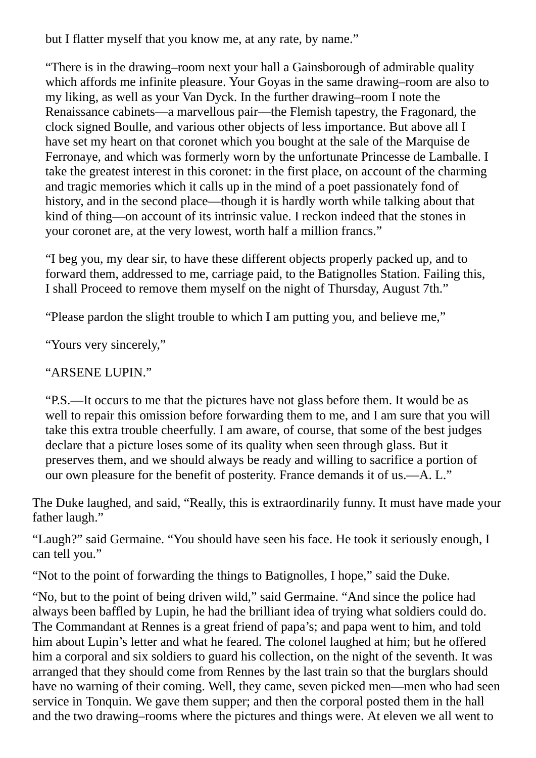but I flatter myself that you know me, at any rate, by name."

"There is in the drawing–room next your hall a Gainsborough of admirable quality which affords me infinite pleasure. Your Goyas in the same drawing–room are also to my liking, as well as your Van Dyck. In the further drawing–room I note the Renaissance cabinets—a marvellous pair—the Flemish tapestry, the Fragonard, the clock signed Boulle, and various other objects of less importance. But above all I have set my heart on that coronet which you bought at the sale of the Marquise de Ferronaye, and which was formerly worn by the unfortunate Princesse de Lamballe. I take the greatest interest in this coronet: in the first place, on account of the charming and tragic memories which it calls up in the mind of a poet passionately fond of history, and in the second place—though it is hardly worth while talking about that kind of thing—on account of its intrinsic value. I reckon indeed that the stones in your coronet are, at the very lowest, worth half a million francs."

"I beg you, my dear sir, to have these different objects properly packed up, and to forward them, addressed to me, carriage paid, to the Batignolles Station. Failing this, I shall Proceed to remove them myself on the night of Thursday, August 7th."

"Please pardon the slight trouble to which I am putting you, and believe me,"

"Yours very sincerely,"

"ARSENE LUPIN."

"P.S.—It occurs to me that the pictures have not glass before them. It would be as well to repair this omission before forwarding them to me, and I am sure that you will take this extra trouble cheerfully. I am aware, of course, that some of the best judges declare that a picture loses some of its quality when seen through glass. But it preserves them, and we should always be ready and willing to sacrifice a portion of our own pleasure for the benefit of posterity. France demands it of us.—A. L."

The Duke laughed, and said, "Really, this is extraordinarily funny. It must have made your father laugh."

"Laugh?" said Germaine. "You should have seen his face. He took it seriously enough, I can tell you."

"Not to the point of forwarding the things to Batignolles, I hope," said the Duke.

"No, but to the point of being driven wild," said Germaine. "And since the police had always been baffled by Lupin, he had the brilliant idea of trying what soldiers could do. The Commandant at Rennes is a great friend of papa's; and papa went to him, and told him about Lupin's letter and what he feared. The colonel laughed at him; but he offered him a corporal and six soldiers to guard his collection, on the night of the seventh. It was arranged that they should come from Rennes by the last train so that the burglars should have no warning of their coming. Well, they came, seven picked men—men who had seen service in Tonquin. We gave them supper; and then the corporal posted them in the hall and the two drawing–rooms where the pictures and things were. At eleven we all went to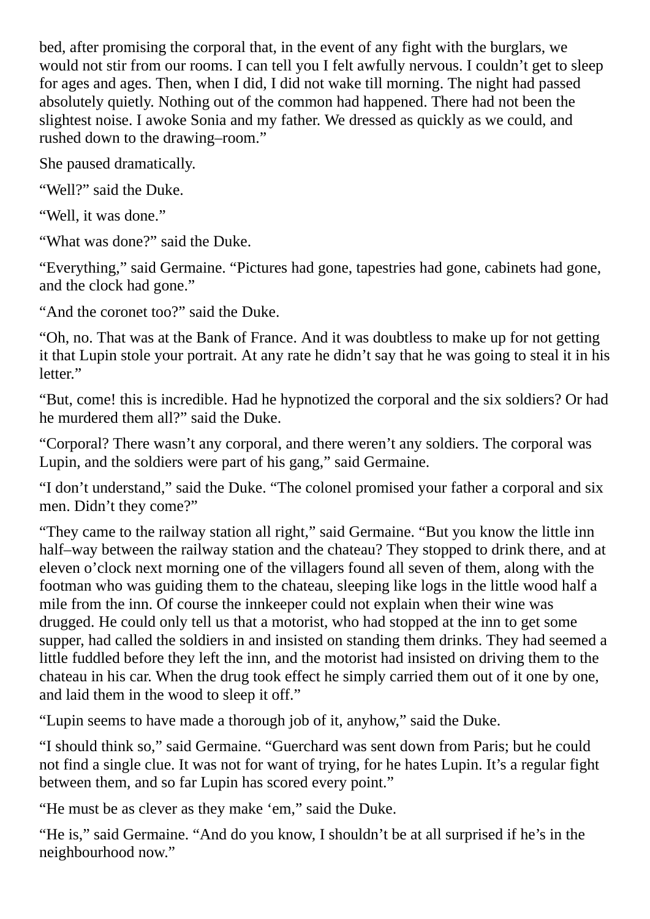bed, after promising the corporal that, in the event of any fight with the burglars, we would not stir from our rooms. I can tell you I felt awfully nervous. I couldn’t get to sleep for ages and ages. Then, when I did, I did not wake till morning. The night had passed absolutely quietly. Nothing out of the common had happened. There had not been the slightest noise. I awoke Sonia and my father. We dressed as quickly as we could, and rushed down to the drawing–room.”

She paused dramatically.

“Well?” said the Duke.

“Well, it was done.”

“What was done?” said the Duke.

“Everything,” said Germaine. “Pictures had gone, tapestries had gone, cabinets had gone, and the clock had gone.”

“And the coronet too?” said the Duke.

“Oh, no. That was at the Bank of France. And it was doubtless to make up for not getting it that Lupin stole your portrait. At any rate he didn’t say that he was going to steal it in his letter.”

“But, come! this is incredible. Had he hypnotized the corporal and the six soldiers? Or had he murdered them all?” said the Duke.

“Corporal? There wasn’t any corporal, and there weren’t any soldiers. The corporal was Lupin, and the soldiers were part of his gang,” said Germaine.

“I don’t understand,” said the Duke. “The colonel promised your father a corporal and six men. Didn’t they come?”

“They came to the railway station all right,” said Germaine. “But you know the little inn half–way between the railway station and the chateau? They stopped to drink there, and at eleven o’clock next morning one of the villagers found all seven of them, along with the footman who was guiding them to the chateau, sleeping like logs in the little wood half a mile from the inn. Of course the innkeeper could not explain when their wine was drugged. He could only tell us that a motorist, who had stopped at the inn to get some supper, had called the soldiers in and insisted on standing them drinks. They had seemed a little fuddled before they left the inn, and the motorist had insisted on driving them to the chateau in his car. When the drug took effect he simply carried them out of it one by one, and laid them in the wood to sleep it off.”

“Lupin seems to have made a thorough job of it, anyhow,” said the Duke.

“I should think so,” said Germaine. “Guerchard was sent down from Paris; but he could not find a single clue. It was not for want of trying, for he hates Lupin. It’s a regular fight between them, and so far Lupin has scored every point.”

“He must be as clever as they make ‘em,” said the Duke.

“He is,” said Germaine. “And do you know, I shouldn’t be at all surprised if he’s in the neighbourhood now.”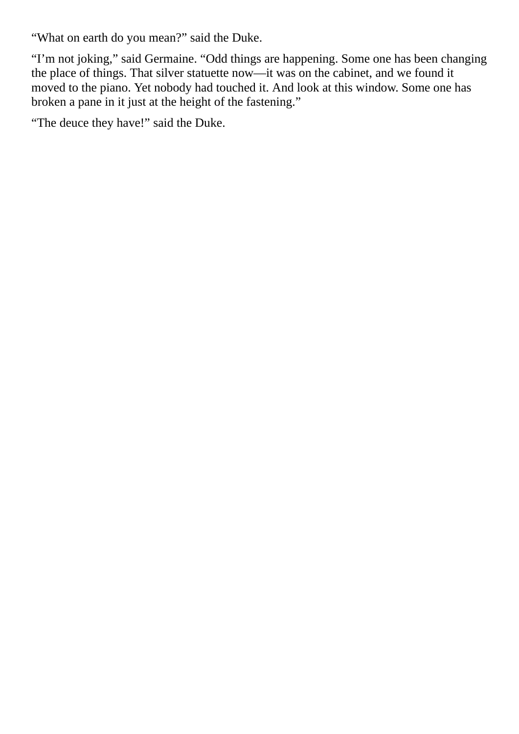“What on earth do you mean?” said the Duke.

“I’m not joking,” said Germaine. “Odd things are happening. Some one has been changing the place of things. That silver statuette now—it was on the cabinet, and we found it moved to the piano. Yet nobody had touched it. And look at this window. Some one has broken a pane in it just at the height of the fastening.”

“The deuce they have!” said the Duke.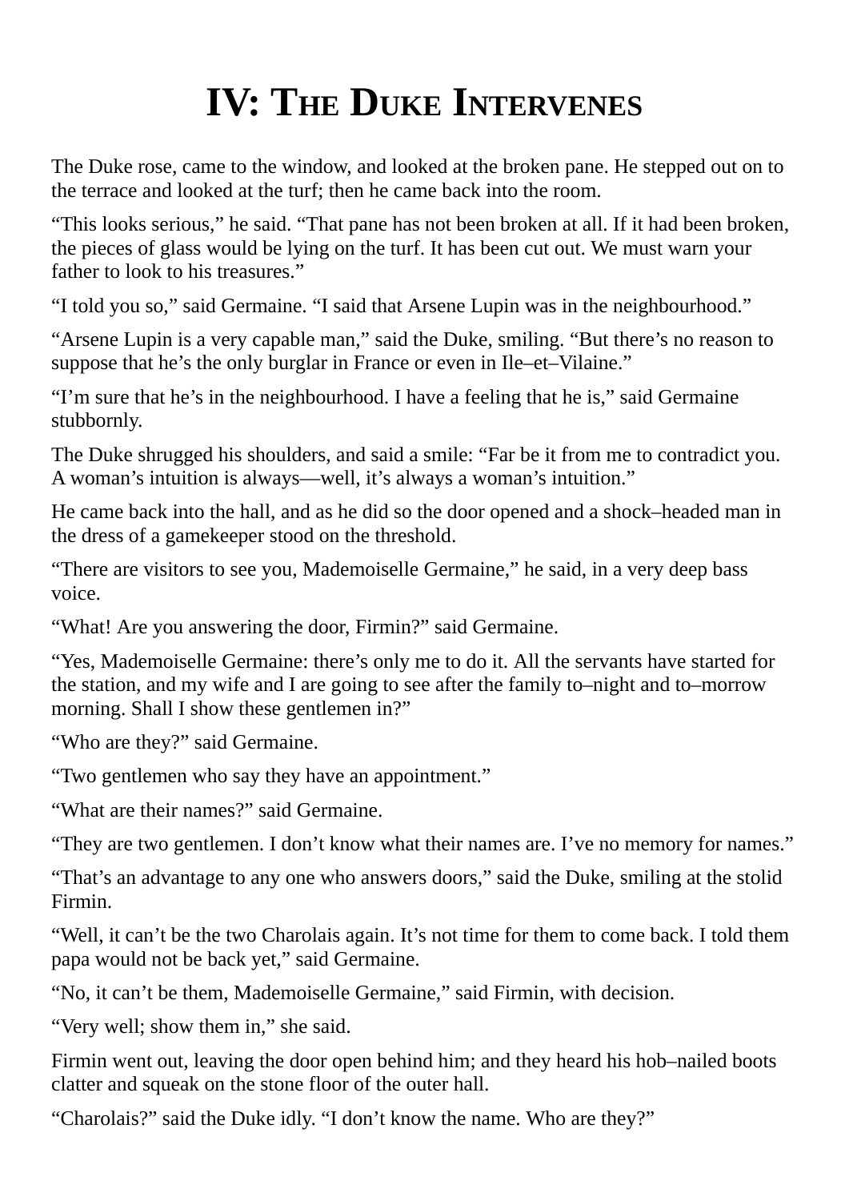# IV: The Duke Intervenes

The Duke rose, came to the window, and looked at the broken pane. He stepped out on to the terrace and looked at the turf; then he came back into the room.

“This looks serious,” he said. “That pane has not been broken at all. If it had been broken, the pieces of glass would be lying on the turf. It has been cut out. We must warn your father to look to his treasures.”

“I told you so,” said Germaine. “I said that Arsene Lupin was in the neighbourhood.”

“Arsene Lupin is a very capable man,” said the Duke, smiling. “But there’s no reason to suppose that he’s the only burglar in France or even in Ile–et–Vilaine.”

“I’m sure that he’s in the neighbourhood. I have a feeling that he is,” said Germaine stubbornly.

The Duke shrugged his shoulders, and said a smile: “Far be it from me to contradict you. A woman’s intuition is always—well, it’s always a woman’s intuition.”

He came back into the hall, and as he did so the door opened and a shock–headed man in the dress of a gamekeeper stood on the threshold.

“There are visitors to see you, Mademoiselle Germaine,” he said, in a very deep bass voice.

“What! Are you answering the door, Firmin?” said Germaine.

“Yes, Mademoiselle Germaine: there’s only me to do it. All the servants have started for the station, and my wife and I are going to see after the family to–night and to–morrow morning. Shall I show these gentlemen in?”

“Who are they?” said Germaine.

“Two gentlemen who say they have an appointment.”

“What are their names?” said Germaine.

“They are two gentlemen. I don’t know what their names are. I’ve no memory for names.”

“That’s an advantage to any one who answers doors,” said the Duke, smiling at the stolid Firmin.

“Well, it can’t be the two Charolais again. It’s not time for them to come back. I told them papa would not be back yet,” said Germaine.

“No, it can’t be them, Mademoiselle Germaine,” said Firmin, with decision.

“Very well; show them in,” she said.

Firmin went out, leaving the door open behind him; and they heard his hob–nailed boots clatter and squeak on the stone floor of the outer hall.

“Charolais?” said the Duke idly. “I don’t know the name. Who are they?”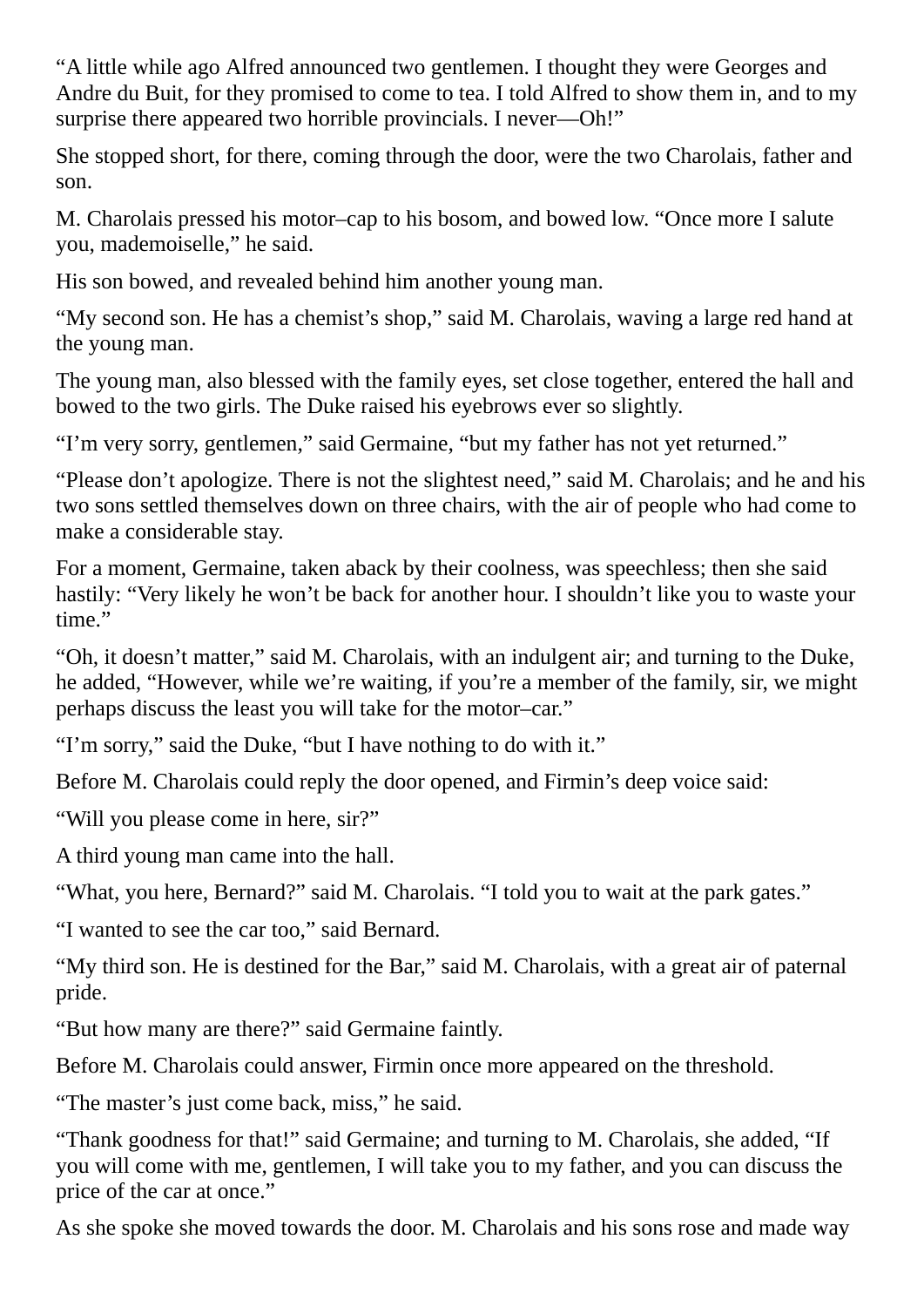“A little while ago Alfred announced two gentlemen. I thought they were Georges and Andre du Buit, for they promised to come to tea. I told Alfred to show them in, and to my surprise there appeared two horrible provincials. I never—Oh!”

She stopped short, for there, coming through the door, were the two Charolais, father and son.

M. Charolais pressed his motor–cap to his bosom, and bowed low. “Once more I salute you, mademoiselle,” he said.

His son bowed, and revealed behind him another young man.

“My second son. He has a chemist’s shop,” said M. Charolais, waving a large red hand at the young man.

The young man, also blessed with the family eyes, set close together, entered the hall and bowed to the two girls. The Duke raised his eyebrows ever so slightly.

“I’m very sorry, gentlemen,” said Germaine, “but my father has not yet returned.”

“Please don’t apologize. There is not the slightest need,” said M. Charolais; and he and his two sons settled themselves down on three chairs, with the air of people who had come to make a considerable stay.

For a moment, Germaine, taken aback by their coolness, was speechless; then she said hastily: “Very likely he won’t be back for another hour. I shouldn’t like you to waste your time.”

“Oh, it doesn’t matter,” said M. Charolais, with an indulgent air; and turning to the Duke, he added, “However, while we’re waiting, if you’re a member of the family, sir, we might perhaps discuss the least you will take for the motor–car.”

“I’m sorry,” said the Duke, “but I have nothing to do with it.”

Before M. Charolais could reply the door opened, and Firmin’s deep voice said:

“Will you please come in here, sir?”

A third young man came into the hall.

“What, you here, Bernard?” said M. Charolais. “I told you to wait at the park gates.”

“I wanted to see the car too,” said Bernard.

“My third son. He is destined for the Bar,” said M. Charolais, with a great air of paternal pride.

“But how many are there?” said Germaine faintly.

Before M. Charolais could answer, Firmin once more appeared on the threshold.

“The master’s just come back, miss,” he said.

“Thank goodness for that!” said Germaine; and turning to M. Charolais, she added, “If you will come with me, gentlemen, I will take you to my father, and you can discuss the price of the car at once.”

As she spoke she moved towards the door. M. Charolais and his sons rose and made way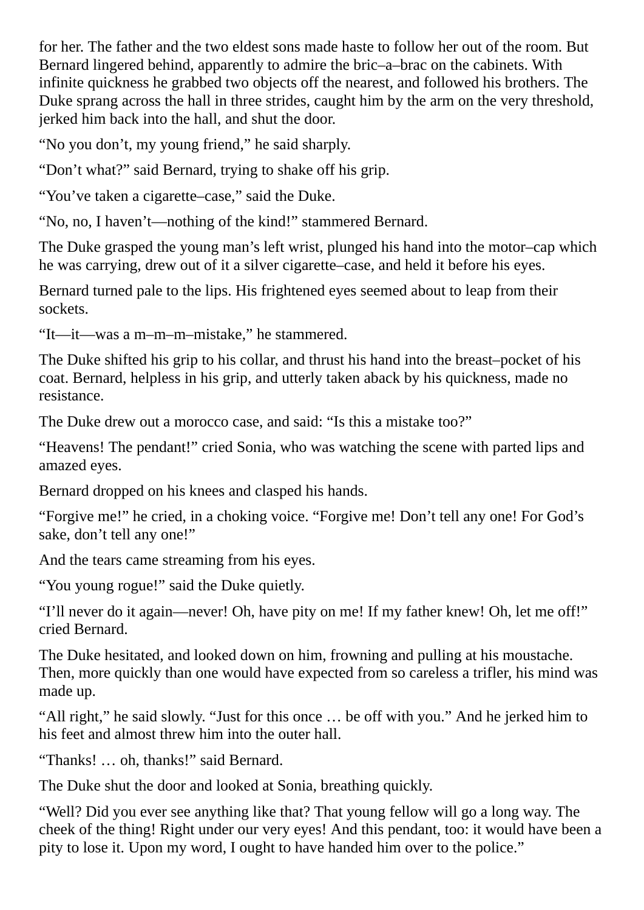for her. The father and the two eldest sons made haste to follow her out of the room. But Bernard lingered behind, apparently to admire the bric–a–brac on the cabinets. With infinite quickness he grabbed two objects off the nearest, and followed his brothers. The Duke sprang across the hall in three strides, caught him by the arm on the very threshold, jerked him back into the hall, and shut the door.

“No you don’t, my young friend,” he said sharply.

“Don’t what?” said Bernard, trying to shake off his grip.

“You’ve taken a cigarette–case,” said the Duke.

“No, no, I haven’t—nothing of the kind!” stammered Bernard.

The Duke grasped the young man’s left wrist, plunged his hand into the motor–cap which he was carrying, drew out of it a silver cigarette–case, and held it before his eyes.

Bernard turned pale to the lips. His frightened eyes seemed about to leap from their sockets.

“It—it—was a m–m–m–mistake,” he stammered.

The Duke shifted his grip to his collar, and thrust his hand into the breast–pocket of his coat. Bernard, helpless in his grip, and utterly taken aback by his quickness, made no resistance.

The Duke drew out a morocco case, and said: “Is this a mistake too?”

“Heavens! The pendant!” cried Sonia, who was watching the scene with parted lips and amazed eyes.

Bernard dropped on his knees and clasped his hands.

“Forgive me!” he cried, in a choking voice. “Forgive me! Don’t tell any one! For God’s sake, don’t tell any one!”

And the tears came streaming from his eyes.

“You young rogue!” said the Duke quietly.

“I’ll never do it again—never! Oh, have pity on me! If my father knew! Oh, let me off!” cried Bernard.

The Duke hesitated, and looked down on him, frowning and pulling at his moustache. Then, more quickly than one would have expected from so careless a trifler, his mind was made up.

“All right,” he said slowly. “Just for this once … be off with you.” And he jerked him to his feet and almost threw him into the outer hall.

“Thanks! … oh, thanks!” said Bernard.

The Duke shut the door and looked at Sonia, breathing quickly.

“Well? Did you ever see anything like that? That young fellow will go a long way. The cheek of the thing! Right under our very eyes! And this pendant, too: it would have been a pity to lose it. Upon my word, I ought to have handed him over to the police.”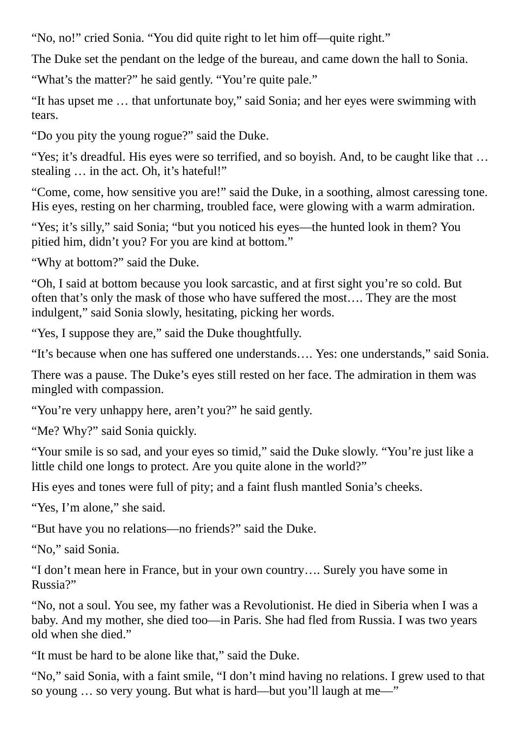“No, no!” cried Sonia. “You did quite right to let him off—quite right.”

The Duke set the pendant on the ledge of the bureau, and came down the hall to Sonia.

“What’s the matter?” he said gently. “You’re quite pale.”

“It has upset me … that unfortunate boy,” said Sonia; and her eyes were swimming with tears.

“Do you pity the young rogue?” said the Duke.

“Yes; it’s dreadful. His eyes were so terrified, and so boyish. And, to be caught like that … stealing … in the act. Oh, it’s hateful!”

“Come, come, how sensitive you are!” said the Duke, in a soothing, almost caressing tone. His eyes, resting on her charming, troubled face, were glowing with a warm admiration.

“Yes; it’s silly,” said Sonia; “but you noticed his eyes—the hunted look in them? You pitied him, didn’t you? For you are kind at bottom.”

“Why at bottom?” said the Duke.

“Oh, I said at bottom because you look sarcastic, and at first sight you’re so cold. But often that’s only the mask of those who have suffered the most…. They are the most indulgent,” said Sonia slowly, hesitating, picking her words.

“Yes, I suppose they are,” said the Duke thoughtfully.

“It’s because when one has suffered one understands…. Yes: one understands,” said Sonia.

There was a pause. The Duke’s eyes still rested on her face. The admiration in them was mingled with compassion.

“You’re very unhappy here, aren’t you?” he said gently.

“Me? Why?” said Sonia quickly.

“Your smile is so sad, and your eyes so timid,” said the Duke slowly. “You’re just like a little child one longs to protect. Are you quite alone in the world?”

His eyes and tones were full of pity; and a faint flush mantled Sonia’s cheeks.

“Yes, I’m alone,” she said.

“But have you no relations—no friends?” said the Duke.

“No,” said Sonia.

“I don’t mean here in France, but in your own country…. Surely you have some in Russia?”

“No, not a soul. You see, my father was a Revolutionist. He died in Siberia when I was a baby. And my mother, she died too—in Paris. She had fled from Russia. I was two years old when she died.”

“It must be hard to be alone like that,” said the Duke.

“No,” said Sonia, with a faint smile, “I don’t mind having no relations. I grew used to that so young … so very young. But what is hard—but you’ll laugh at me—”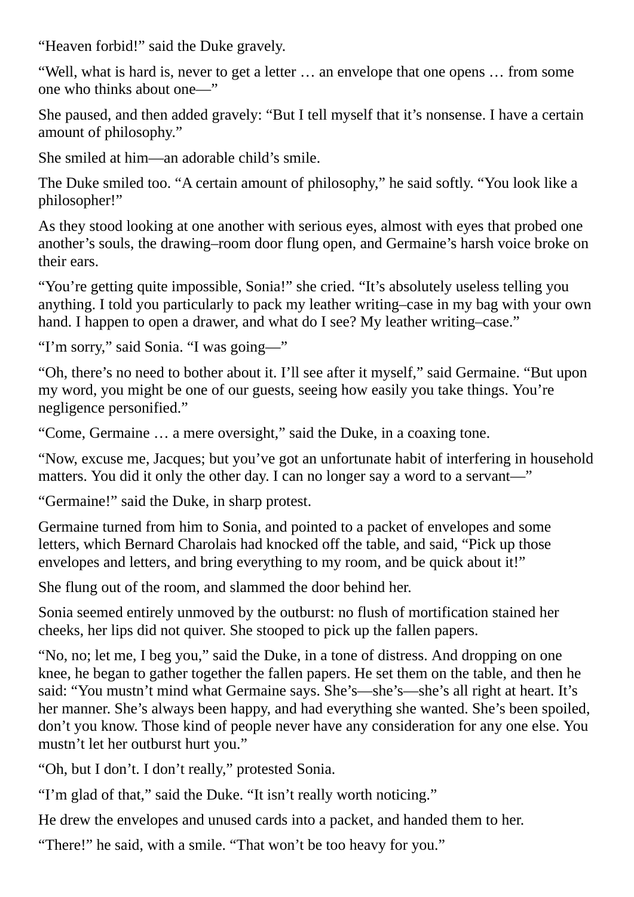"Heaven forbid!" said the Duke gravely.

"Well, what is hard is, never to get a letter … an envelope that one opens … from some one who thinks about one—"

She paused, and then added gravely: "But I tell myself that it's nonsense. I have a certain amount of philosophy."

She smiled at him—an adorable child's smile.

The Duke smiled too. "A certain amount of philosophy," he said softly. "You look like a philosopher!"

As they stood looking at one another with serious eyes, almost with eyes that probed one another's souls, the drawing–room door flung open, and Germaine's harsh voice broke on their ears.

"You're getting quite impossible, Sonia!" she cried. "It's absolutely useless telling you anything. I told you particularly to pack my leather writing–case in my bag with your own hand. I happen to open a drawer, and what do I see? My leather writing–case."

"I'm sorry," said Sonia. "I was going—"

"Oh, there's no need to bother about it. I'll see after it myself," said Germaine. "But upon my word, you might be one of our guests, seeing how easily you take things. You're negligence personified."

"Come, Germaine … a mere oversight," said the Duke, in a coaxing tone.

"Now, excuse me, Jacques; but you've got an unfortunate habit of interfering in household matters. You did it only the other day. I can no longer say a word to a servant—"

"Germaine!" said the Duke, in sharp protest.

Germaine turned from him to Sonia, and pointed to a packet of envelopes and some letters, which Bernard Charolais had knocked off the table, and said, "Pick up those envelopes and letters, and bring everything to my room, and be quick about it!"

She flung out of the room, and slammed the door behind her.

Sonia seemed entirely unmoved by the outburst: no flush of mortification stained her cheeks, her lips did not quiver. She stooped to pick up the fallen papers.

"No, no; let me, I beg you," said the Duke, in a tone of distress. And dropping on one knee, he began to gather together the fallen papers. He set them on the table, and then he said: "You mustn't mind what Germaine says. She's—she's—she's all right at heart. It's her manner. She's always been happy, and had everything she wanted. She's been spoiled, don't you know. Those kind of people never have any consideration for any one else. You mustn't let her outburst hurt you."

"Oh, but I don't. I don't really," protested Sonia.

"I'm glad of that," said the Duke. "It isn't really worth noticing."

He drew the envelopes and unused cards into a packet, and handed them to her.

"There!" he said, with a smile. "That won't be too heavy for you."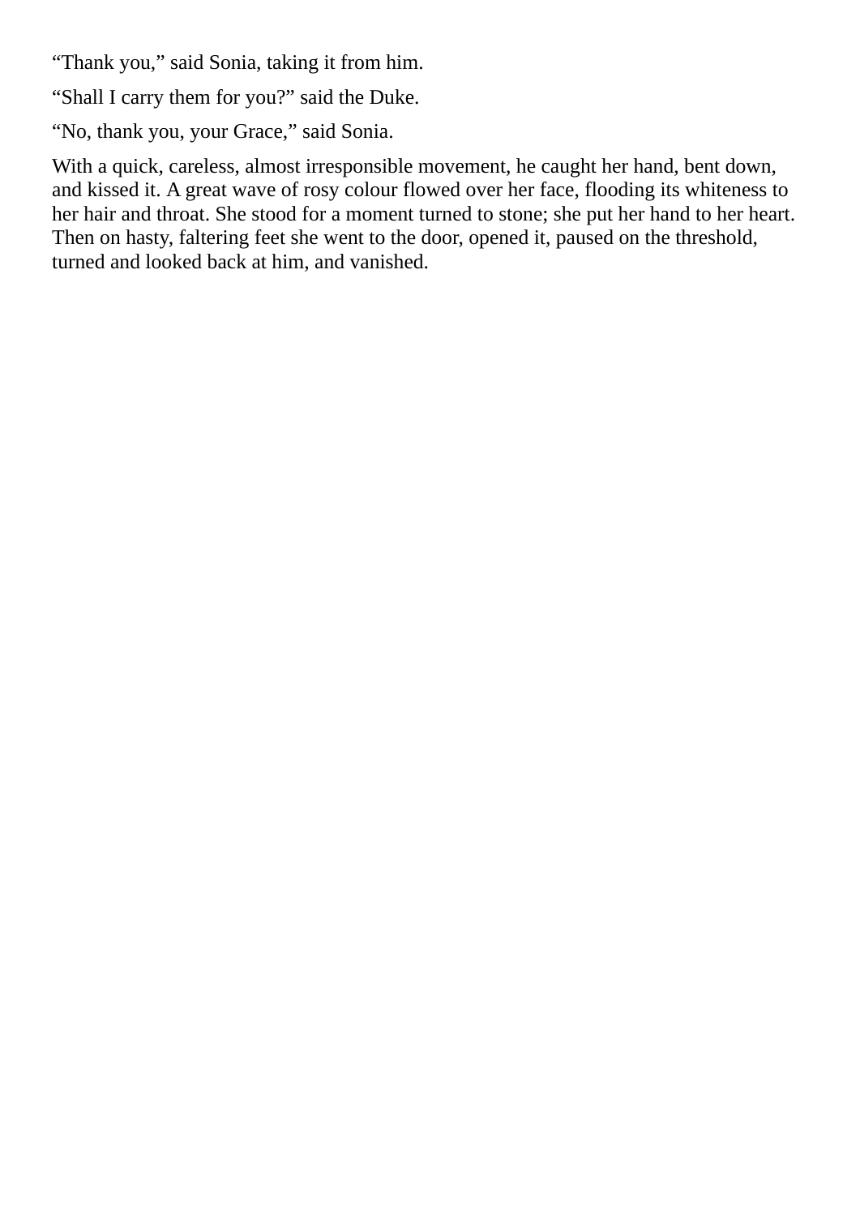“Thank you,” said Sonia, taking it from him.

“Shall I carry them for you?” said the Duke.

“No, thank you, your Grace,” said Sonia.

With a quick, careless, almost irresponsible movement, he caught her hand, bent down, and kissed it. A great wave of rosy colour flowed over her face, flooding its whiteness to her hair and throat. She stood for a moment turned to stone; she put her hand to her heart. Then on hasty, faltering feet she went to the door, opened it, paused on the threshold, turned and looked back at him, and vanished.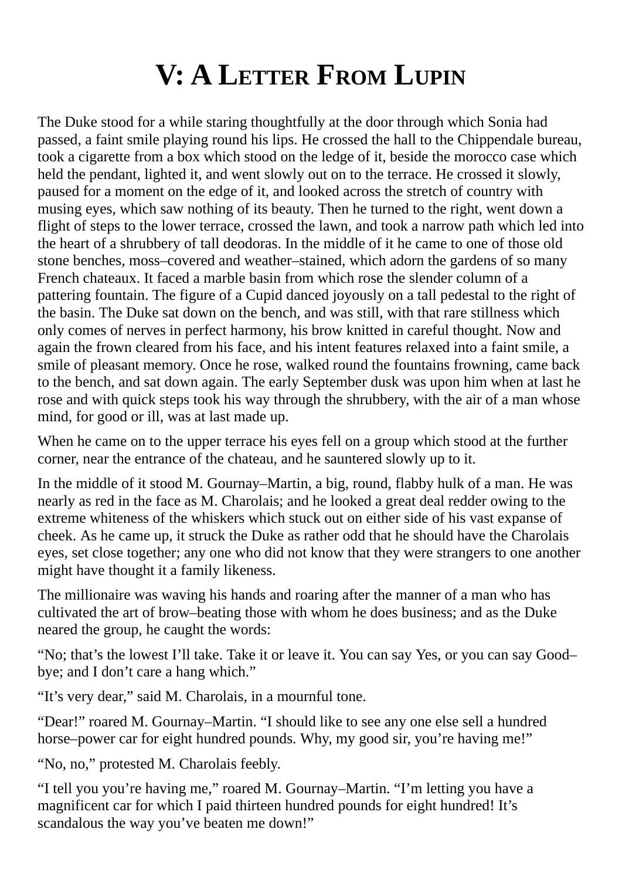# V: A Letter From Lupin

The Duke stood for a while staring thoughtfully at the door through which Sonia had passed, a faint smile playing round his lips. He crossed the hall to the Chippendale bureau, took a cigarette from a box which stood on the ledge of it, beside the morocco case which held the pendant, lighted it, and went slowly out on to the terrace. He crossed it slowly, paused for a moment on the edge of it, and looked across the stretch of country with musing eyes, which saw nothing of its beauty. Then he turned to the right, went down a flight of steps to the lower terrace, crossed the lawn, and took a narrow path which led into the heart of a shrubbery of tall deodoras. In the middle of it he came to one of those old stone benches, moss–covered and weather–stained, which adorn the gardens of so many French chateaux. It faced a marble basin from which rose the slender column of a pattering fountain. The figure of a Cupid danced joyously on a tall pedestal to the right of the basin. The Duke sat down on the bench, and was still, with that rare stillness which only comes of nerves in perfect harmony, his brow knitted in careful thought. Now and again the frown cleared from his face, and his intent features relaxed into a faint smile, a smile of pleasant memory. Once he rose, walked round the fountains frowning, came back to the bench, and sat down again. The early September dusk was upon him when at last he rose and with quick steps took his way through the shrubbery, with the air of a man whose mind, for good or ill, was at last made up.

When he came on to the upper terrace his eyes fell on a group which stood at the further corner, near the entrance of the chateau, and he sauntered slowly up to it.

In the middle of it stood M. Gournay–Martin, a big, round, flabby hulk of a man. He was nearly as red in the face as M. Charolais; and he looked a great deal redder owing to the extreme whiteness of the whiskers which stuck out on either side of his vast expanse of cheek. As he came up, it struck the Duke as rather odd that he should have the Charolais eyes, set close together; any one who did not know that they were strangers to one another might have thought it a family likeness.

The millionaire was waving his hands and roaring after the manner of a man who has cultivated the art of brow–beating those with whom he does business; and as the Duke neared the group, he caught the words:

"No; that's the lowest I'll take. Take it or leave it. You can say Yes, or you can say Good–bye; and I don't care a hang which."

"It's very dear," said M. Charolais, in a mournful tone.

"Dear!" roared M. Gournay–Martin. "I should like to see any one else sell a hundred horse–power car for eight hundred pounds. Why, my good sir, you're having me!"

"No, no," protested M. Charolais feebly.

"I tell you you're having me," roared M. Gournay–Martin. "I'm letting you have a magnificent car for which I paid thirteen hundred pounds for eight hundred! It's scandalous the way you've beaten me down!"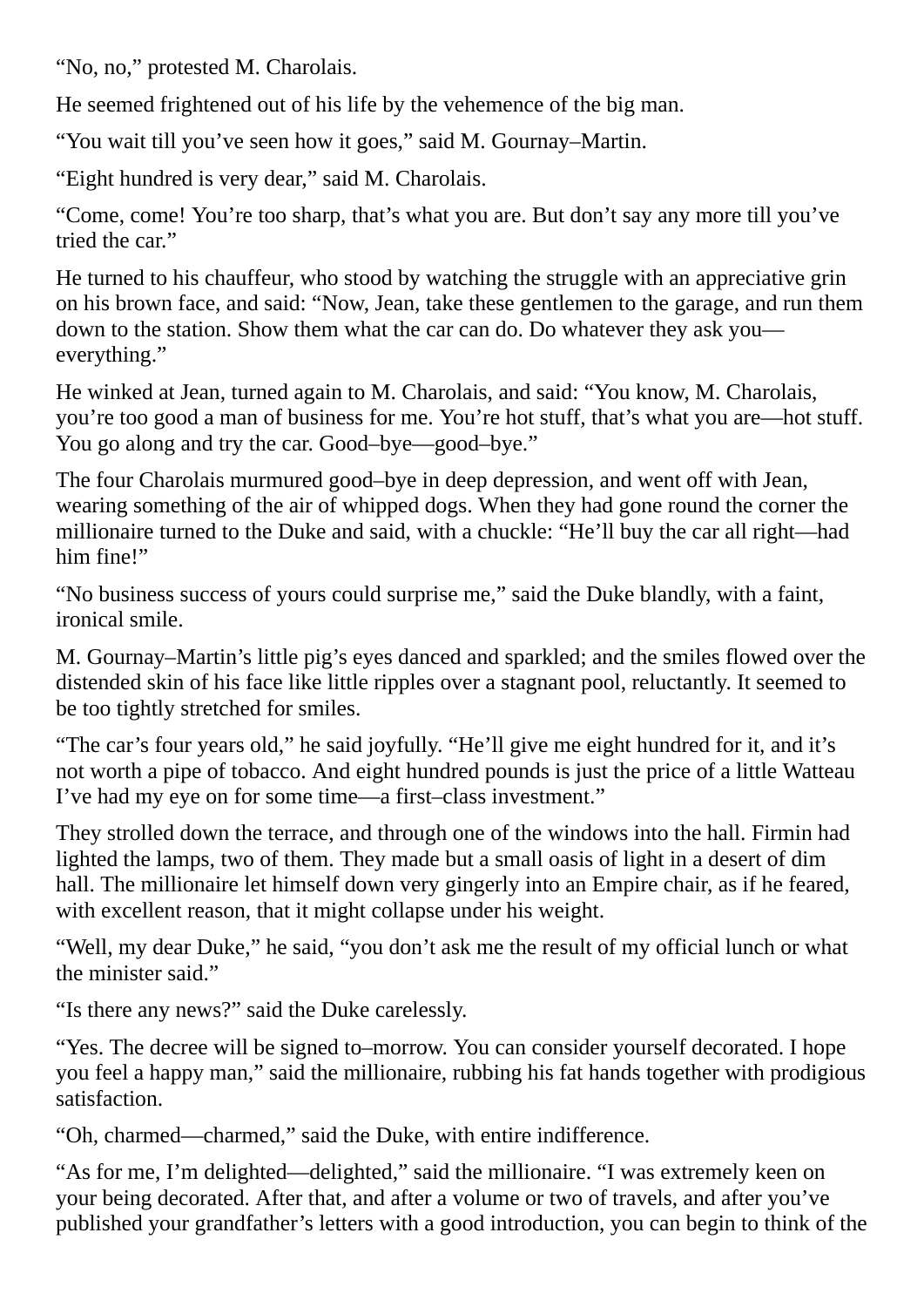“No, no,” protested M. Charolais.

He seemed frightened out of his life by the vehemence of the big man.

“You wait till you’ve seen how it goes,” said M. Gournay–Martin.

“Eight hundred is very dear,” said M. Charolais.

“Come, come! You’re too sharp, that’s what you are. But don’t say any more till you’ve tried the car.”

He turned to his chauffeur, who stood by watching the struggle with an appreciative grin on his brown face, and said: “Now, Jean, take these gentlemen to the garage, and run them down to the station. Show them what the car can do. Do whatever they ask you—everything.”

He winked at Jean, turned again to M. Charolais, and said: “You know, M. Charolais, you’re too good a man of business for me. You’re hot stuff, that’s what you are—hot stuff. You go along and try the car. Good–bye—good–bye.”

The four Charolais murmured good–bye in deep depression, and went off with Jean, wearing something of the air of whipped dogs. When they had gone round the corner the millionaire turned to the Duke and said, with a chuckle: “He’ll buy the car all right—had him fine!”

“No business success of yours could surprise me,” said the Duke blandly, with a faint, ironical smile.

M. Gournay–Martin’s little pig’s eyes danced and sparkled; and the smiles flowed over the distended skin of his face like little ripples over a stagnant pool, reluctantly. It seemed to be too tightly stretched for smiles.

“The car’s four years old,” he said joyfully. “He’ll give me eight hundred for it, and it’s not worth a pipe of tobacco. And eight hundred pounds is just the price of a little Watteau I’ve had my eye on for some time—a first–class investment.”

They strolled down the terrace, and through one of the windows into the hall. Firmin had lighted the lamps, two of them. They made but a small oasis of light in a desert of dim hall. The millionaire let himself down very gingerly into an Empire chair, as if he feared, with excellent reason, that it might collapse under his weight.

“Well, my dear Duke,” he said, “you don’t ask me the result of my official lunch or what the minister said.”

“Is there any news?” said the Duke carelessly.

“Yes. The decree will be signed to–morrow. You can consider yourself decorated. I hope you feel a happy man,” said the millionaire, rubbing his fat hands together with prodigious satisfaction.

“Oh, charmed—charmed,” said the Duke, with entire indifference.

“As for me, I’m delighted—delighted,” said the millionaire. “I was extremely keen on your being decorated. After that, and after a volume or two of travels, and after you’ve published your grandfather’s letters with a good introduction, you can begin to think of the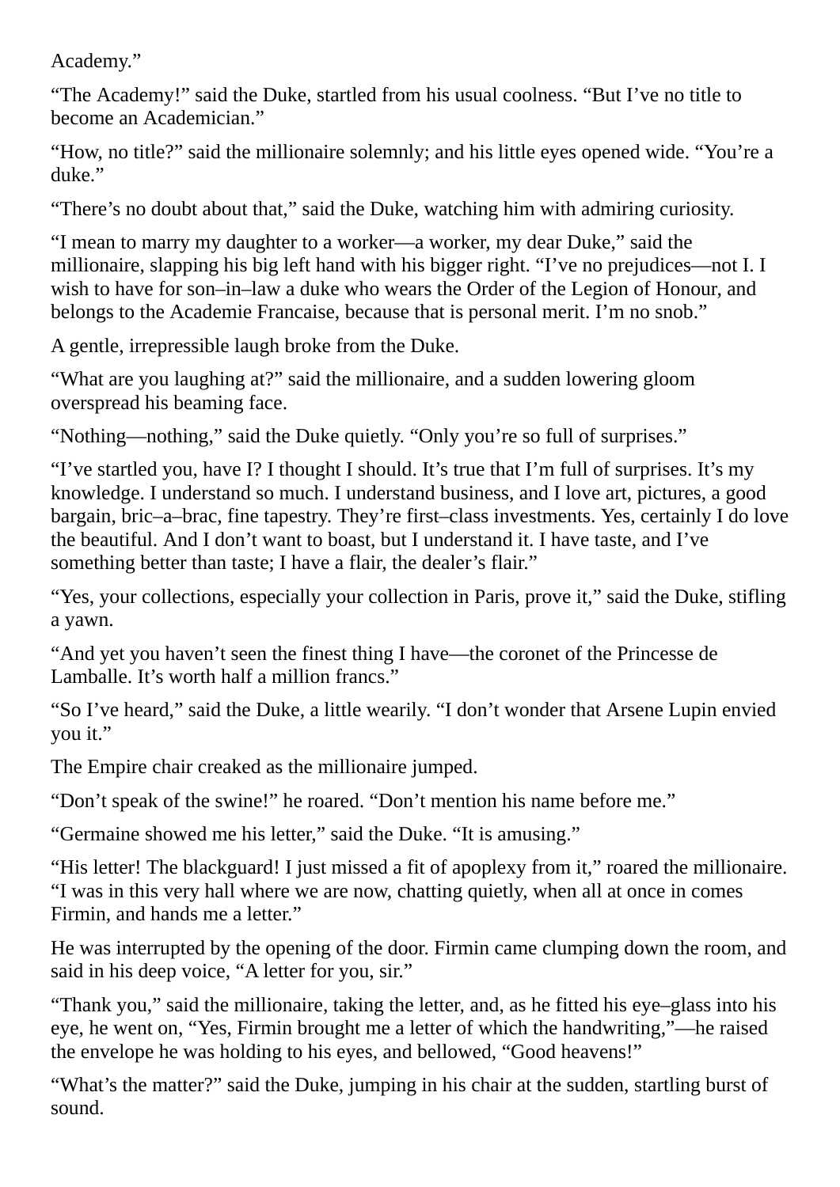Academy."

"The Academy!" said the Duke, startled from his usual coolness. "But I've no title to become an Academician."

"How, no title?" said the millionaire solemnly; and his little eyes opened wide. "You're a duke."

"There's no doubt about that," said the Duke, watching him with admiring curiosity.

"I mean to marry my daughter to a worker—a worker, my dear Duke," said the millionaire, slapping his big left hand with his bigger right. "I've no prejudices—not I. I wish to have for son–in–law a duke who wears the Order of the Legion of Honour, and belongs to the Academie Francaise, because that is personal merit. I'm no snob."

A gentle, irrepressible laugh broke from the Duke.

"What are you laughing at?" said the millionaire, and a sudden lowering gloom overspread his beaming face.

"Nothing—nothing," said the Duke quietly. "Only you're so full of surprises."

"I've startled you, have I? I thought I should. It's true that I'm full of surprises. It's my knowledge. I understand so much. I understand business, and I love art, pictures, a good bargain, bric–a–brac, fine tapestry. They're first–class investments. Yes, certainly I do love the beautiful. And I don't want to boast, but I understand it. I have taste, and I've something better than taste; I have a flair, the dealer's flair."

"Yes, your collections, especially your collection in Paris, prove it," said the Duke, stifling a yawn.

"And yet you haven't seen the finest thing I have—the coronet of the Princesse de Lamballe. It's worth half a million francs."

"So I've heard," said the Duke, a little wearily. "I don't wonder that Arsene Lupin envied you it."

The Empire chair creaked as the millionaire jumped.

"Don't speak of the swine!" he roared. "Don't mention his name before me."

"Germaine showed me his letter," said the Duke. "It is amusing."

"His letter! The blackguard! I just missed a fit of apoplexy from it," roared the millionaire. "I was in this very hall where we are now, chatting quietly, when all at once in comes Firmin, and hands me a letter."

He was interrupted by the opening of the door. Firmin came clumping down the room, and said in his deep voice, "A letter for you, sir."

"Thank you," said the millionaire, taking the letter, and, as he fitted his eye–glass into his eye, he went on, "Yes, Firmin brought me a letter of which the handwriting,"—he raised the envelope he was holding to his eyes, and bellowed, "Good heavens!"

"What's the matter?" said the Duke, jumping in his chair at the sudden, startling burst of sound.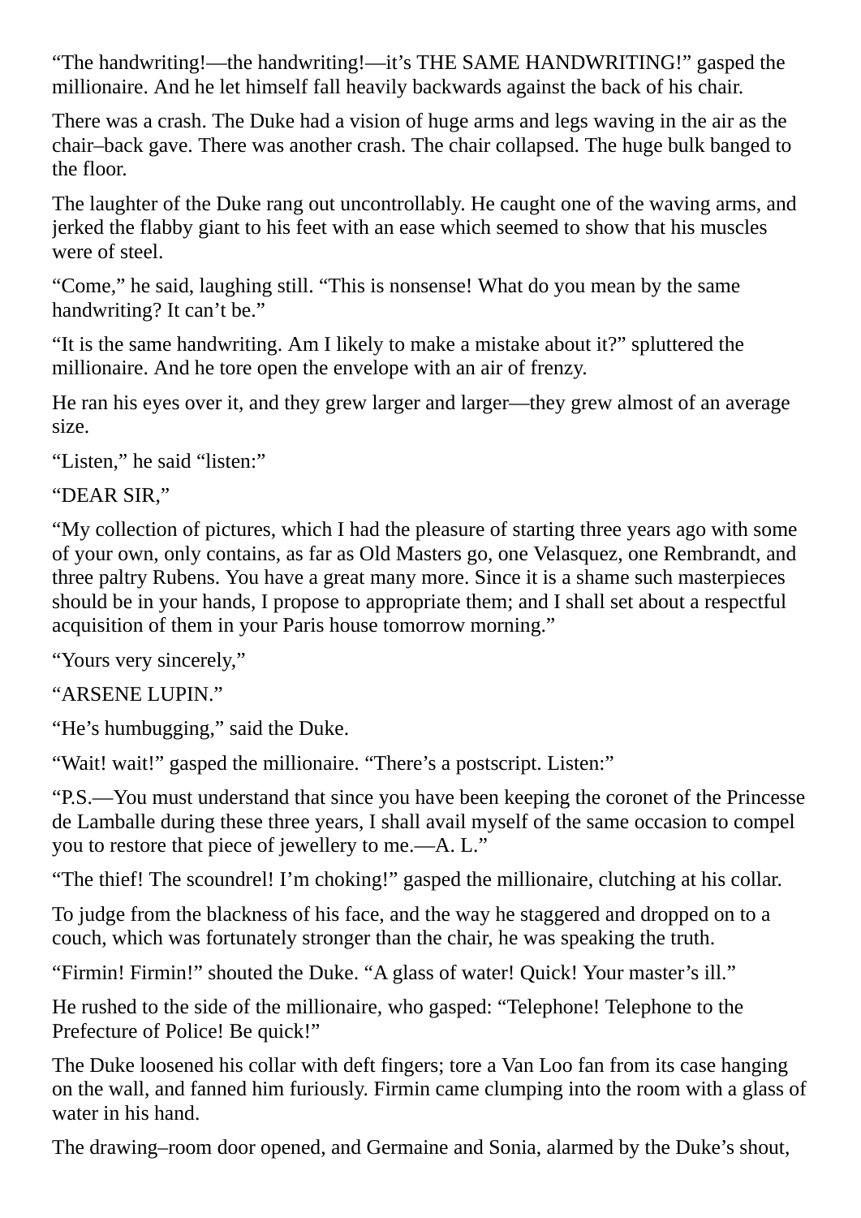“The handwriting!—the handwriting!—it’s THE SAME HANDWRITING!” gasped the millionaire. And he let himself fall heavily backwards against the back of his chair.

There was a crash. The Duke had a vision of huge arms and legs waving in the air as the chair–back gave. There was another crash. The chair collapsed. The huge bulk banged to the floor.

The laughter of the Duke rang out uncontrollably. He caught one of the waving arms, and jerked the flabby giant to his feet with an ease which seemed to show that his muscles were of steel.

“Come,” he said, laughing still. “This is nonsense! What do you mean by the same handwriting? It can’t be.”

“It is the same handwriting. Am I likely to make a mistake about it?” spluttered the millionaire. And he tore open the envelope with an air of frenzy.

He ran his eyes over it, and they grew larger and larger—they grew almost of an average size.

“Listen,” he said “listen:”

“DEAR SIR,”

“My collection of pictures, which I had the pleasure of starting three years ago with some of your own, only contains, as far as Old Masters go, one Velasquez, one Rembrandt, and three paltry Rubens. You have a great many more. Since it is a shame such masterpieces should be in your hands, I propose to appropriate them; and I shall set about a respectful acquisition of them in your Paris house tomorrow morning.”

“Yours very sincerely,”

“ARSENE LUPIN.”

“He’s humbugging,” said the Duke.

“Wait! wait!” gasped the millionaire. “There’s a postscript. Listen:”

“P.S.—You must understand that since you have been keeping the coronet of the Princesse de Lamballe during these three years, I shall avail myself of the same occasion to compel you to restore that piece of jewellery to me.—A. L.”

“The thief! The scoundrel! I’m choking!” gasped the millionaire, clutching at his collar.

To judge from the blackness of his face, and the way he staggered and dropped on to a couch, which was fortunately stronger than the chair, he was speaking the truth.

“Firmin! Firmin!” shouted the Duke. “A glass of water! Quick! Your master’s ill.”

He rushed to the side of the millionaire, who gasped: “Telephone! Telephone to the Prefecture of Police! Be quick!”

The Duke loosened his collar with deft fingers; tore a Van Loo fan from its case hanging on the wall, and fanned him furiously. Firmin came clumping into the room with a glass of water in his hand.

The drawing–room door opened, and Germaine and Sonia, alarmed by the Duke’s shout,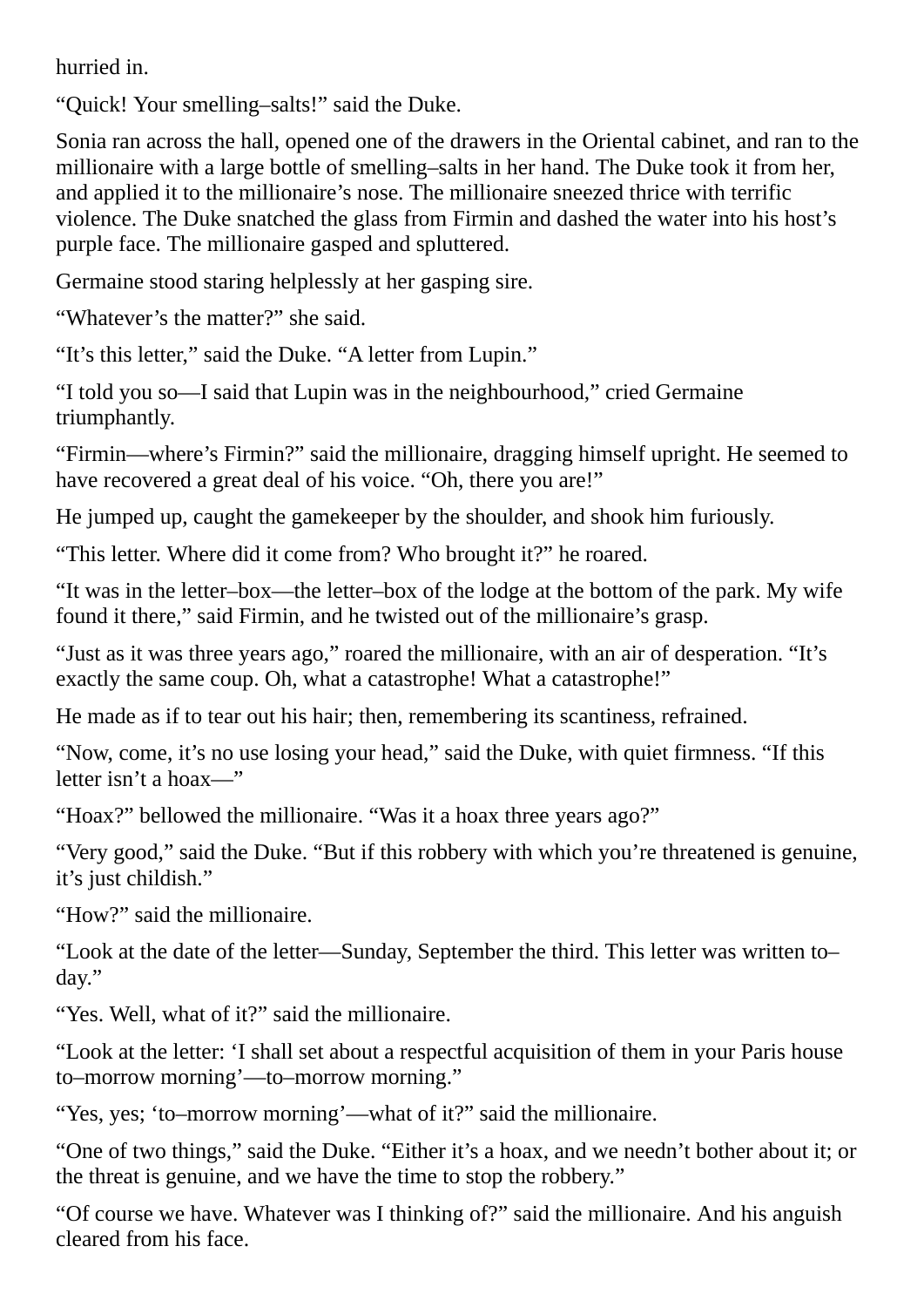hurried in.

“Quick! Your smelling–salts!” said the Duke.

Sonia ran across the hall, opened one of the drawers in the Oriental cabinet, and ran to the millionaire with a large bottle of smelling–salts in her hand. The Duke took it from her, and applied it to the millionaire’s nose. The millionaire sneezed thrice with terrific violence. The Duke snatched the glass from Firmin and dashed the water into his host’s purple face. The millionaire gasped and spluttered.

Germaine stood staring helplessly at her gasping sire.

“Whatever’s the matter?” she said.

“It’s this letter,” said the Duke. “A letter from Lupin.”

“I told you so—I said that Lupin was in the neighbourhood,” cried Germaine triumphantly.

“Firmin—where’s Firmin?” said the millionaire, dragging himself upright. He seemed to have recovered a great deal of his voice. “Oh, there you are!”

He jumped up, caught the gamekeeper by the shoulder, and shook him furiously.

“This letter. Where did it come from? Who brought it?” he roared.

“It was in the letter–box—the letter–box of the lodge at the bottom of the park. My wife found it there,” said Firmin, and he twisted out of the millionaire’s grasp.

“Just as it was three years ago,” roared the millionaire, with an air of desperation. “It’s exactly the same coup. Oh, what a catastrophe! What a catastrophe!”

He made as if to tear out his hair; then, remembering its scantiness, refrained.

“Now, come, it’s no use losing your head,” said the Duke, with quiet firmness. “If this letter isn’t a hoax—”

“Hoax?” bellowed the millionaire. “Was it a hoax three years ago?”

“Very good,” said the Duke. “But if this robbery with which you’re threatened is genuine, it’s just childish.”

“How?” said the millionaire.

“Look at the date of the letter—Sunday, September the third. This letter was written to–day.”

“Yes. Well, what of it?” said the millionaire.

“Look at the letter: ‘I shall set about a respectful acquisition of them in your Paris house to–morrow morning’—to–morrow morning.”

“Yes, yes; ‘to–morrow morning’—what of it?” said the millionaire.

“One of two things,” said the Duke. “Either it’s a hoax, and we needn’t bother about it; or the threat is genuine, and we have the time to stop the robbery.”

“Of course we have. Whatever was I thinking of?” said the millionaire. And his anguish cleared from his face.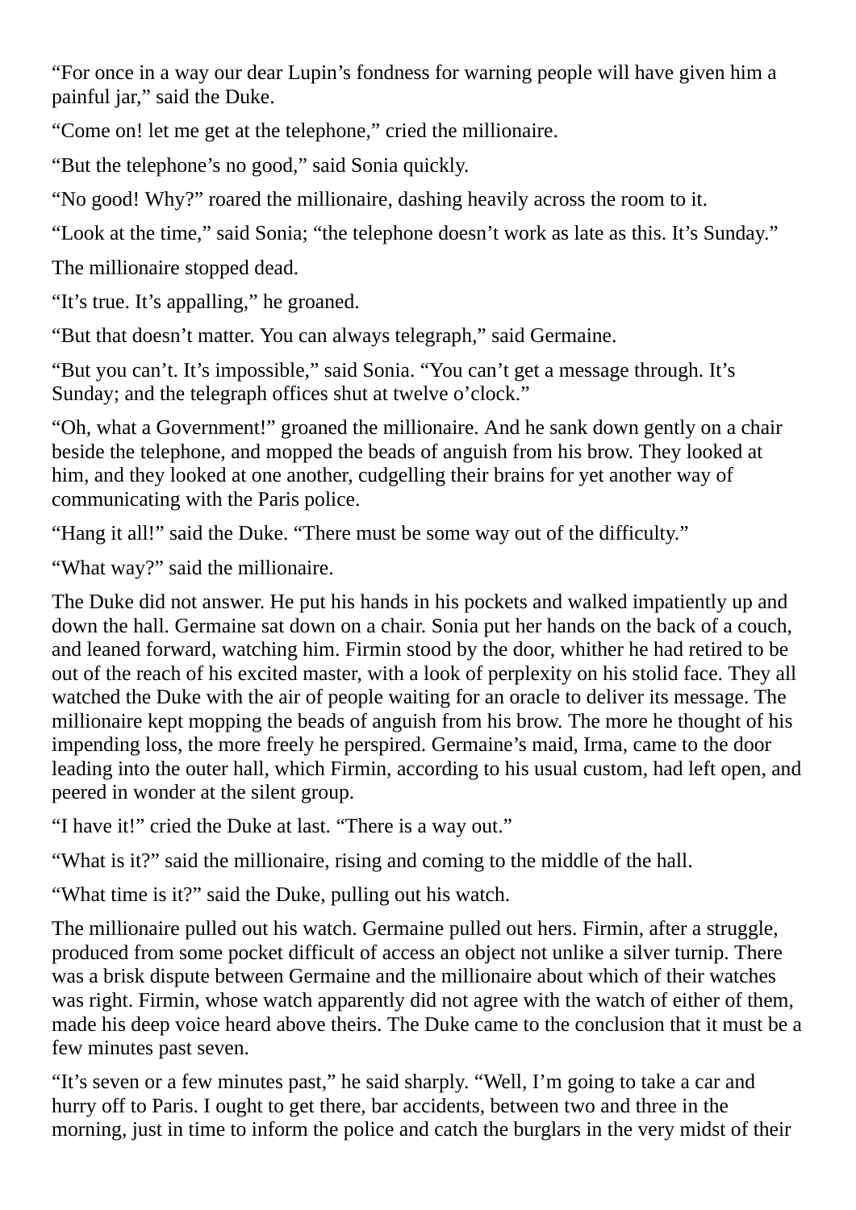"For once in a way our dear Lupin's fondness for warning people will have given him a painful jar," said the Duke.

"Come on! let me get at the telephone," cried the millionaire.

"But the telephone's no good," said Sonia quickly.

"No good! Why?" roared the millionaire, dashing heavily across the room to it.

"Look at the time," said Sonia; "the telephone doesn't work as late as this. It's Sunday."

The millionaire stopped dead.

"It's true. It's appalling," he groaned.

"But that doesn't matter. You can always telegraph," said Germaine.

"But you can't. It's impossible," said Sonia. "You can't get a message through. It's Sunday; and the telegraph offices shut at twelve o'clock."

"Oh, what a Government!" groaned the millionaire. And he sank down gently on a chair beside the telephone, and mopped the beads of anguish from his brow. They looked at him, and they looked at one another, cudgelling their brains for yet another way of communicating with the Paris police.

"Hang it all!" said the Duke. "There must be some way out of the difficulty."

"What way?" said the millionaire.

The Duke did not answer. He put his hands in his pockets and walked impatiently up and down the hall. Germaine sat down on a chair. Sonia put her hands on the back of a couch, and leaned forward, watching him. Firmin stood by the door, whither he had retired to be out of the reach of his excited master, with a look of perplexity on his stolid face. They all watched the Duke with the air of people waiting for an oracle to deliver its message. The millionaire kept mopping the beads of anguish from his brow. The more he thought of his impending loss, the more freely he perspired. Germaine's maid, Irma, came to the door leading into the outer hall, which Firmin, according to his usual custom, had left open, and peered in wonder at the silent group.

"I have it!" cried the Duke at last. "There is a way out."

"What is it?" said the millionaire, rising and coming to the middle of the hall.

"What time is it?" said the Duke, pulling out his watch.

The millionaire pulled out his watch. Germaine pulled out hers. Firmin, after a struggle, produced from some pocket difficult of access an object not unlike a silver turnip. There was a brisk dispute between Germaine and the millionaire about which of their watches was right. Firmin, whose watch apparently did not agree with the watch of either of them, made his deep voice heard above theirs. The Duke came to the conclusion that it must be a few minutes past seven.

"It's seven or a few minutes past," he said sharply. "Well, I'm going to take a car and hurry off to Paris. I ought to get there, bar accidents, between two and three in the morning, just in time to inform the police and catch the burglars in the very midst of their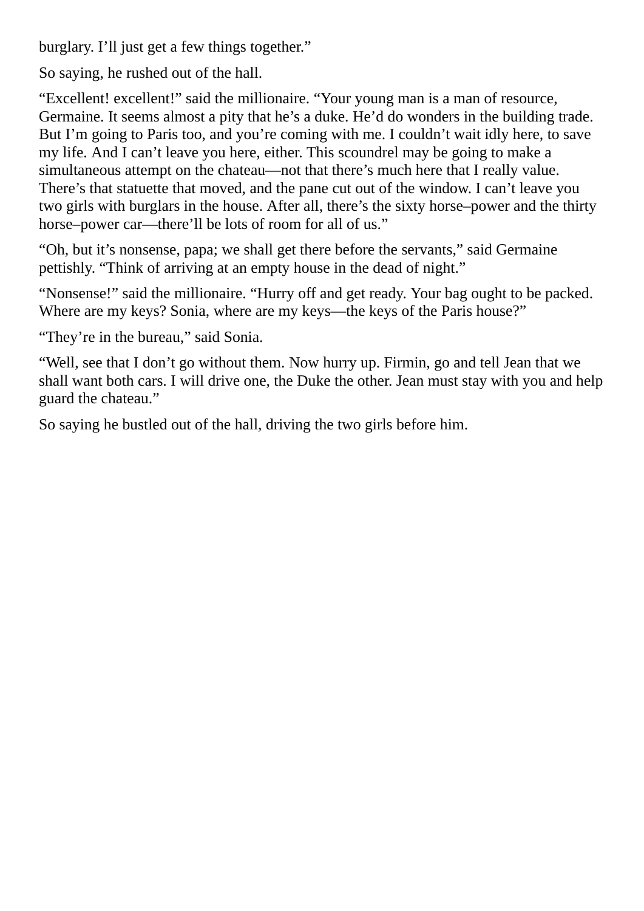burglary. I’ll just get a few things together.”

So saying, he rushed out of the hall.

“Excellent! excellent!” said the millionaire. “Your young man is a man of resource, Germaine. It seems almost a pity that he’s a duke. He’d do wonders in the building trade. But I’m going to Paris too, and you’re coming with me. I couldn’t wait idly here, to save my life. And I can’t leave you here, either. This scoundrel may be going to make a simultaneous attempt on the chateau—not that there’s much here that I really value. There’s that statuette that moved, and the pane cut out of the window. I can’t leave you two girls with burglars in the house. After all, there’s the sixty horse–power and the thirty horse–power car—there’ll be lots of room for all of us.”

“Oh, but it’s nonsense, papa; we shall get there before the servants,” said Germaine pettishly. “Think of arriving at an empty house in the dead of night.”

“Nonsense!” said the millionaire. “Hurry off and get ready. Your bag ought to be packed. Where are my keys? Sonia, where are my keys—the keys of the Paris house?”

“They’re in the bureau,” said Sonia.

“Well, see that I don’t go without them. Now hurry up. Firmin, go and tell Jean that we shall want both cars. I will drive one, the Duke the other. Jean must stay with you and help guard the chateau.”

So saying he bustled out of the hall, driving the two girls before him.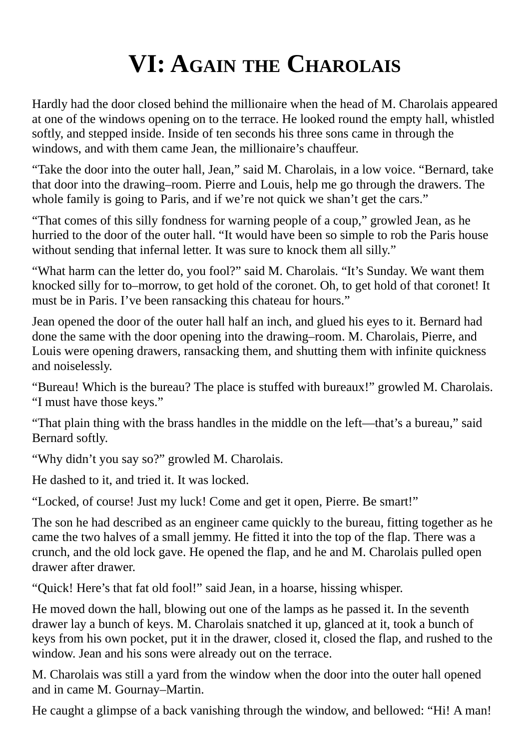# VI: Again the Charolais

Hardly had the door closed behind the millionaire when the head of M. Charolais appeared at one of the windows opening on to the terrace. He looked round the empty hall, whistled softly, and stepped inside. Inside of ten seconds his three sons came in through the windows, and with them came Jean, the millionaire's chauffeur.

"Take the door into the outer hall, Jean," said M. Charolais, in a low voice. "Bernard, take that door into the drawing–room. Pierre and Louis, help me go through the drawers. The whole family is going to Paris, and if we're not quick we shan't get the cars."

"That comes of this silly fondness for warning people of a coup," growled Jean, as he hurried to the door of the outer hall. "It would have been so simple to rob the Paris house without sending that infernal letter. It was sure to knock them all silly."

"What harm can the letter do, you fool?" said M. Charolais. "It's Sunday. We want them knocked silly for to–morrow, to get hold of the coronet. Oh, to get hold of that coronet! It must be in Paris. I've been ransacking this chateau for hours."

Jean opened the door of the outer hall half an inch, and glued his eyes to it. Bernard had done the same with the door opening into the drawing–room. M. Charolais, Pierre, and Louis were opening drawers, ransacking them, and shutting them with infinite quickness and noiselessly.

"Bureau! Which is the bureau? The place is stuffed with bureaux!" growled M. Charolais. "I must have those keys."

"That plain thing with the brass handles in the middle on the left—that's a bureau," said Bernard softly.

"Why didn't you say so?" growled M. Charolais.

He dashed to it, and tried it. It was locked.

"Locked, of course! Just my luck! Come and get it open, Pierre. Be smart!"

The son he had described as an engineer came quickly to the bureau, fitting together as he came the two halves of a small jemmy. He fitted it into the top of the flap. There was a crunch, and the old lock gave. He opened the flap, and he and M. Charolais pulled open drawer after drawer.

"Quick! Here's that fat old fool!" said Jean, in a hoarse, hissing whisper.

He moved down the hall, blowing out one of the lamps as he passed it. In the seventh drawer lay a bunch of keys. M. Charolais snatched it up, glanced at it, took a bunch of keys from his own pocket, put it in the drawer, closed it, closed the flap, and rushed to the window. Jean and his sons were already out on the terrace.

M. Charolais was still a yard from the window when the door into the outer hall opened and in came M. Gournay–Martin.

He caught a glimpse of a back vanishing through the window, and bellowed: "Hi! A man!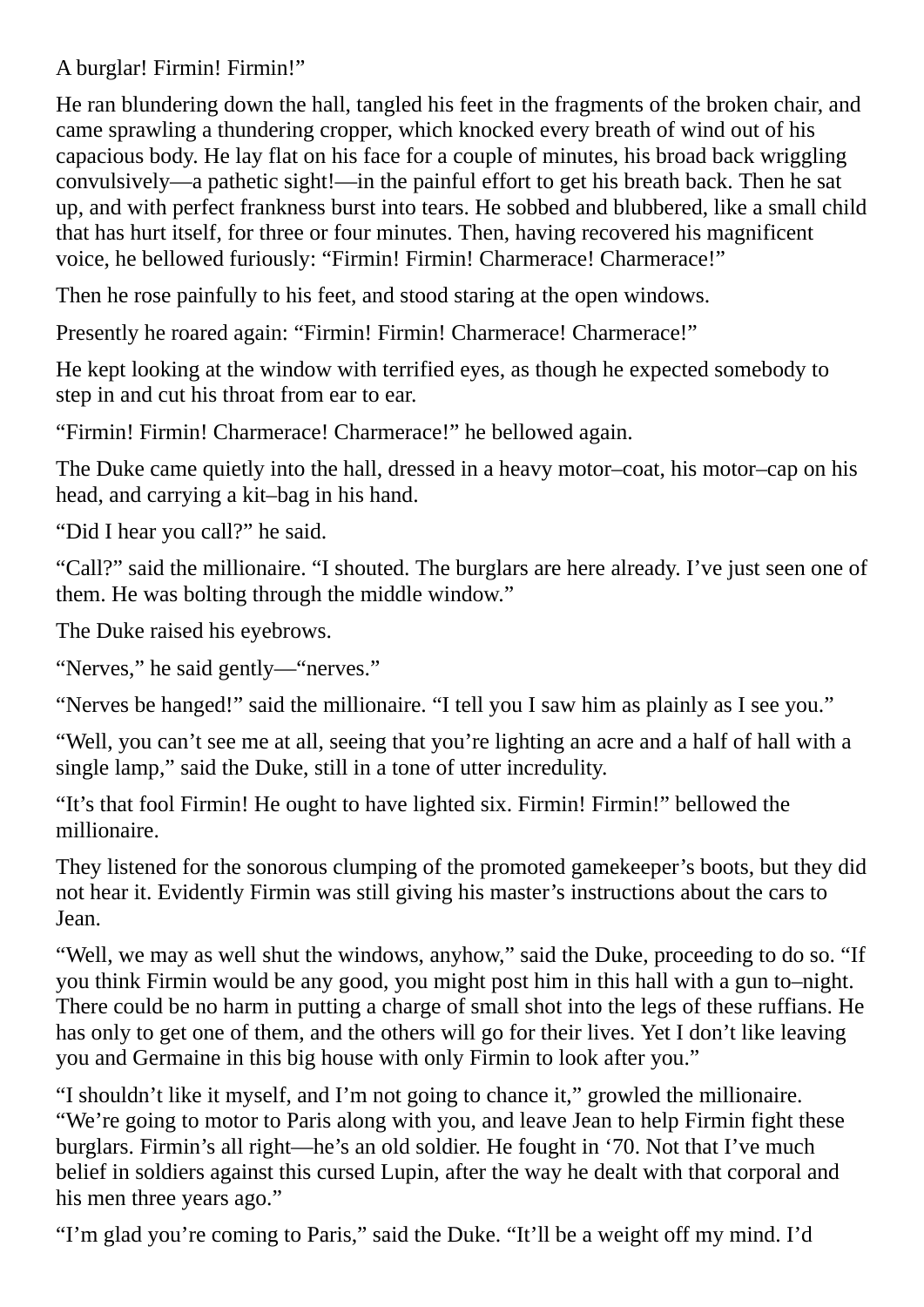A burglar! Firmin! Firmin!"

He ran blundering down the hall, tangled his feet in the fragments of the broken chair, and came sprawling a thundering cropper, which knocked every breath of wind out of his capacious body. He lay flat on his face for a couple of minutes, his broad back wriggling convulsively—a pathetic sight!—in the painful effort to get his breath back. Then he sat up, and with perfect frankness burst into tears. He sobbed and blubbered, like a small child that has hurt itself, for three or four minutes. Then, having recovered his magnificent voice, he bellowed furiously: "Firmin! Firmin! Charmerace! Charmerace!"

Then he rose painfully to his feet, and stood staring at the open windows.

Presently he roared again: "Firmin! Firmin! Charmerace! Charmerace!"

He kept looking at the window with terrified eyes, as though he expected somebody to step in and cut his throat from ear to ear.

"Firmin! Firmin! Charmerace! Charmerace!" he bellowed again.

The Duke came quietly into the hall, dressed in a heavy motor–coat, his motor–cap on his head, and carrying a kit–bag in his hand.

"Did I hear you call?" he said.

"Call?" said the millionaire. "I shouted. The burglars are here already. I've just seen one of them. He was bolting through the middle window."

The Duke raised his eyebrows.

"Nerves," he said gently—"nerves."

"Nerves be hanged!" said the millionaire. "I tell you I saw him as plainly as I see you."

"Well, you can't see me at all, seeing that you're lighting an acre and a half of hall with a single lamp," said the Duke, still in a tone of utter incredulity.

"It's that fool Firmin! He ought to have lighted six. Firmin! Firmin!" bellowed the millionaire.

They listened for the sonorous clumping of the promoted gamekeeper's boots, but they did not hear it. Evidently Firmin was still giving his master's instructions about the cars to Jean.

"Well, we may as well shut the windows, anyhow," said the Duke, proceeding to do so. "If you think Firmin would be any good, you might post him in this hall with a gun to–night. There could be no harm in putting a charge of small shot into the legs of these ruffians. He has only to get one of them, and the others will go for their lives. Yet I don't like leaving you and Germaine in this big house with only Firmin to look after you."

"I shouldn't like it myself, and I'm not going to chance it," growled the millionaire. "We're going to motor to Paris along with you, and leave Jean to help Firmin fight these burglars. Firmin's all right—he's an old soldier. He fought in '70. Not that I've much belief in soldiers against this cursed Lupin, after the way he dealt with that corporal and his men three years ago."

"I'm glad you're coming to Paris," said the Duke. "It'll be a weight off my mind. I'd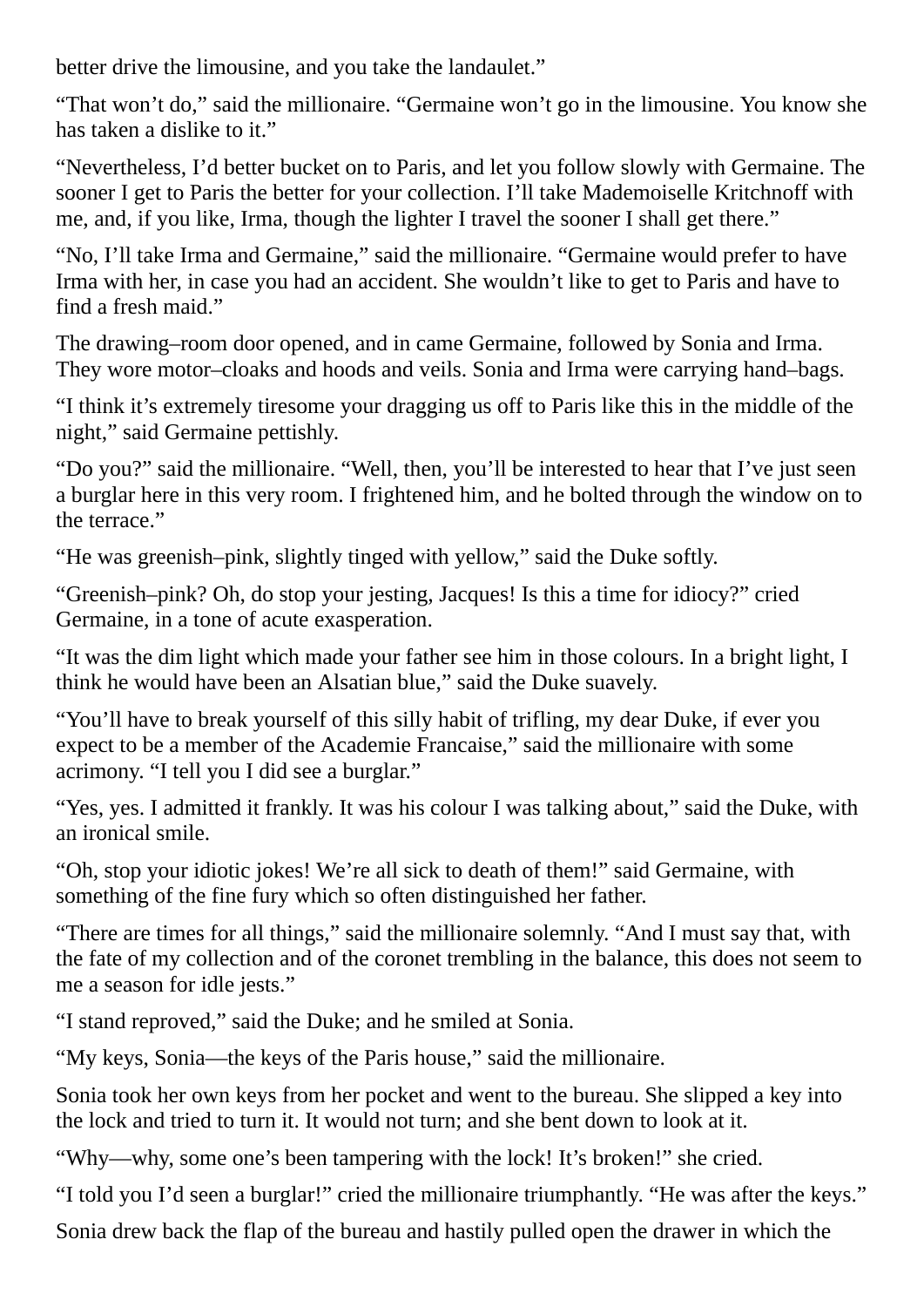better drive the limousine, and you take the landaulet."

"That won't do," said the millionaire. "Germaine won't go in the limousine. You know she has taken a dislike to it."

"Nevertheless, I'd better bucket on to Paris, and let you follow slowly with Germaine. The sooner I get to Paris the better for your collection. I'll take Mademoiselle Kritchnoff with me, and, if you like, Irma, though the lighter I travel the sooner I shall get there."

"No, I'll take Irma and Germaine," said the millionaire. "Germaine would prefer to have Irma with her, in case you had an accident. She wouldn't like to get to Paris and have to find a fresh maid."

The drawing–room door opened, and in came Germaine, followed by Sonia and Irma. They wore motor–cloaks and hoods and veils. Sonia and Irma were carrying hand–bags.

"I think it's extremely tiresome your dragging us off to Paris like this in the middle of the night," said Germaine pettishly.

"Do you?" said the millionaire. "Well, then, you'll be interested to hear that I've just seen a burglar here in this very room. I frightened him, and he bolted through the window on to the terrace."

"He was greenish–pink, slightly tinged with yellow," said the Duke softly.

"Greenish–pink? Oh, do stop your jesting, Jacques! Is this a time for idiocy?" cried Germaine, in a tone of acute exasperation.

"It was the dim light which made your father see him in those colours. In a bright light, I think he would have been an Alsatian blue," said the Duke suavely.

"You'll have to break yourself of this silly habit of trifling, my dear Duke, if ever you expect to be a member of the Academie Francaise," said the millionaire with some acrimony. "I tell you I did see a burglar."

"Yes, yes. I admitted it frankly. It was his colour I was talking about," said the Duke, with an ironical smile.

"Oh, stop your idiotic jokes! We're all sick to death of them!" said Germaine, with something of the fine fury which so often distinguished her father.

"There are times for all things," said the millionaire solemnly. "And I must say that, with the fate of my collection and of the coronet trembling in the balance, this does not seem to me a season for idle jests."

"I stand reproved," said the Duke; and he smiled at Sonia.

"My keys, Sonia—the keys of the Paris house," said the millionaire.

Sonia took her own keys from her pocket and went to the bureau. She slipped a key into the lock and tried to turn it. It would not turn; and she bent down to look at it.

"Why—why, some one's been tampering with the lock! It's broken!" she cried.

"I told you I'd seen a burglar!" cried the millionaire triumphantly. "He was after the keys."

Sonia drew back the flap of the bureau and hastily pulled open the drawer in which the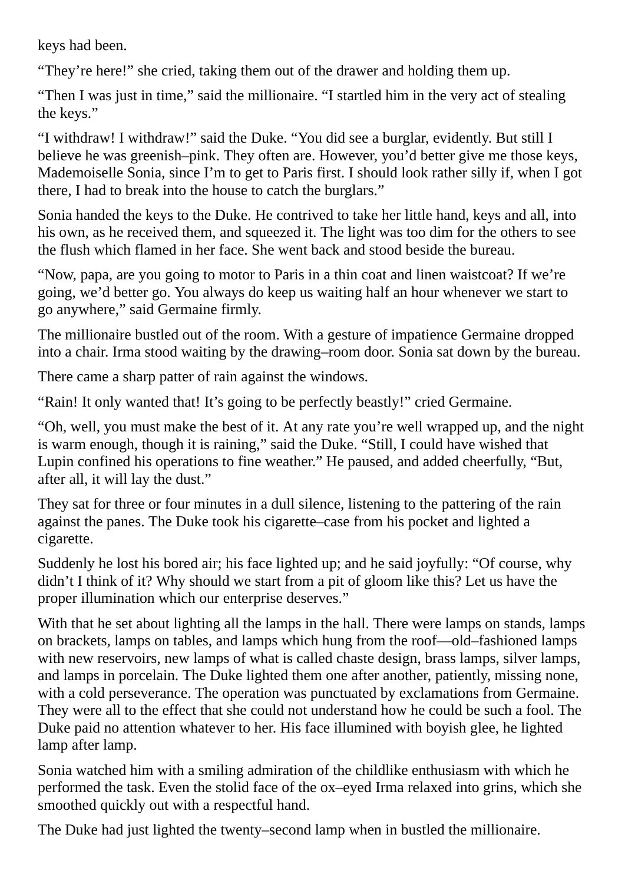keys had been.

“They’re here!” she cried, taking them out of the drawer and holding them up.

“Then I was just in time,” said the millionaire. “I startled him in the very act of stealing the keys.”

“I withdraw! I withdraw!” said the Duke. “You did see a burglar, evidently. But still I believe he was greenish–pink. They often are. However, you’d better give me those keys, Mademoiselle Sonia, since I’m to get to Paris first. I should look rather silly if, when I got there, I had to break into the house to catch the burglars.”

Sonia handed the keys to the Duke. He contrived to take her little hand, keys and all, into his own, as he received them, and squeezed it. The light was too dim for the others to see the flush which flamed in her face. She went back and stood beside the bureau.

“Now, papa, are you going to motor to Paris in a thin coat and linen waistcoat? If we’re going, we’d better go. You always do keep us waiting half an hour whenever we start to go anywhere,” said Germaine firmly.

The millionaire bustled out of the room. With a gesture of impatience Germaine dropped into a chair. Irma stood waiting by the drawing–room door. Sonia sat down by the bureau.

There came a sharp patter of rain against the windows.

“Rain! It only wanted that! It’s going to be perfectly beastly!” cried Germaine.

“Oh, well, you must make the best of it. At any rate you’re well wrapped up, and the night is warm enough, though it is raining,” said the Duke. “Still, I could have wished that Lupin confined his operations to fine weather.” He paused, and added cheerfully, “But, after all, it will lay the dust.”

They sat for three or four minutes in a dull silence, listening to the pattering of the rain against the panes. The Duke took his cigarette–case from his pocket and lighted a cigarette.

Suddenly he lost his bored air; his face lighted up; and he said joyfully: “Of course, why didn’t I think of it? Why should we start from a pit of gloom like this? Let us have the proper illumination which our enterprise deserves.”

With that he set about lighting all the lamps in the hall. There were lamps on stands, lamps on brackets, lamps on tables, and lamps which hung from the roof—old–fashioned lamps with new reservoirs, new lamps of what is called chaste design, brass lamps, silver lamps, and lamps in porcelain. The Duke lighted them one after another, patiently, missing none, with a cold perseverance. The operation was punctuated by exclamations from Germaine. They were all to the effect that she could not understand how he could be such a fool. The Duke paid no attention whatever to her. His face illumined with boyish glee, he lighted lamp after lamp.

Sonia watched him with a smiling admiration of the childlike enthusiasm with which he performed the task. Even the stolid face of the ox–eyed Irma relaxed into grins, which she smoothed quickly out with a respectful hand.

The Duke had just lighted the twenty–second lamp when in bustled the millionaire.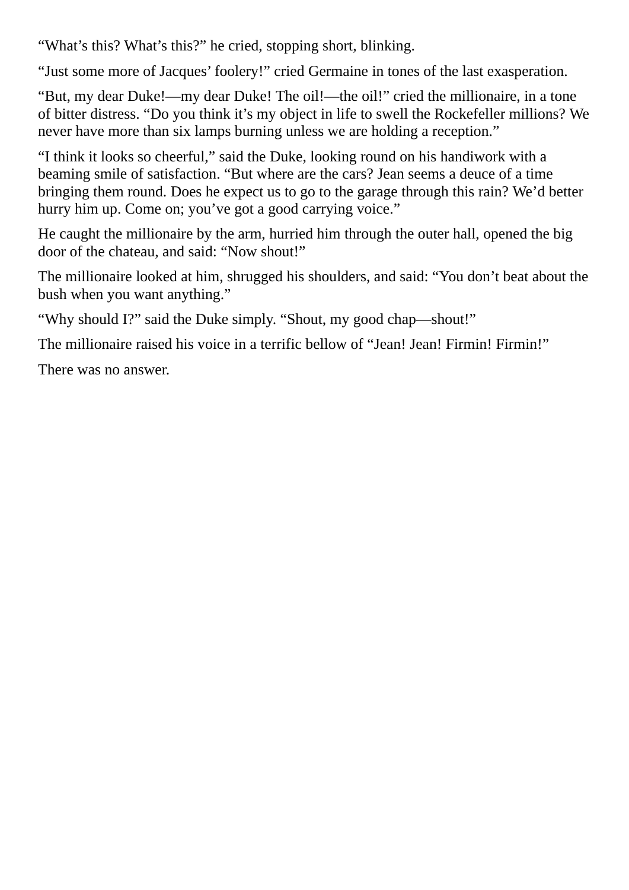"What's this? What's this?" he cried, stopping short, blinking.

"Just some more of Jacques' foolery!" cried Germaine in tones of the last exasperation.

"But, my dear Duke!—my dear Duke! The oil!—the oil!" cried the millionaire, in a tone of bitter distress. "Do you think it's my object in life to swell the Rockefeller millions? We never have more than six lamps burning unless we are holding a reception."

"I think it looks so cheerful," said the Duke, looking round on his handiwork with a beaming smile of satisfaction. "But where are the cars? Jean seems a deuce of a time bringing them round. Does he expect us to go to the garage through this rain? We'd better hurry him up. Come on; you've got a good carrying voice."

He caught the millionaire by the arm, hurried him through the outer hall, opened the big door of the chateau, and said: "Now shout!"

The millionaire looked at him, shrugged his shoulders, and said: "You don't beat about the bush when you want anything."

"Why should I?" said the Duke simply. "Shout, my good chap—shout!"

The millionaire raised his voice in a terrific bellow of "Jean! Jean! Firmin! Firmin!"

There was no answer.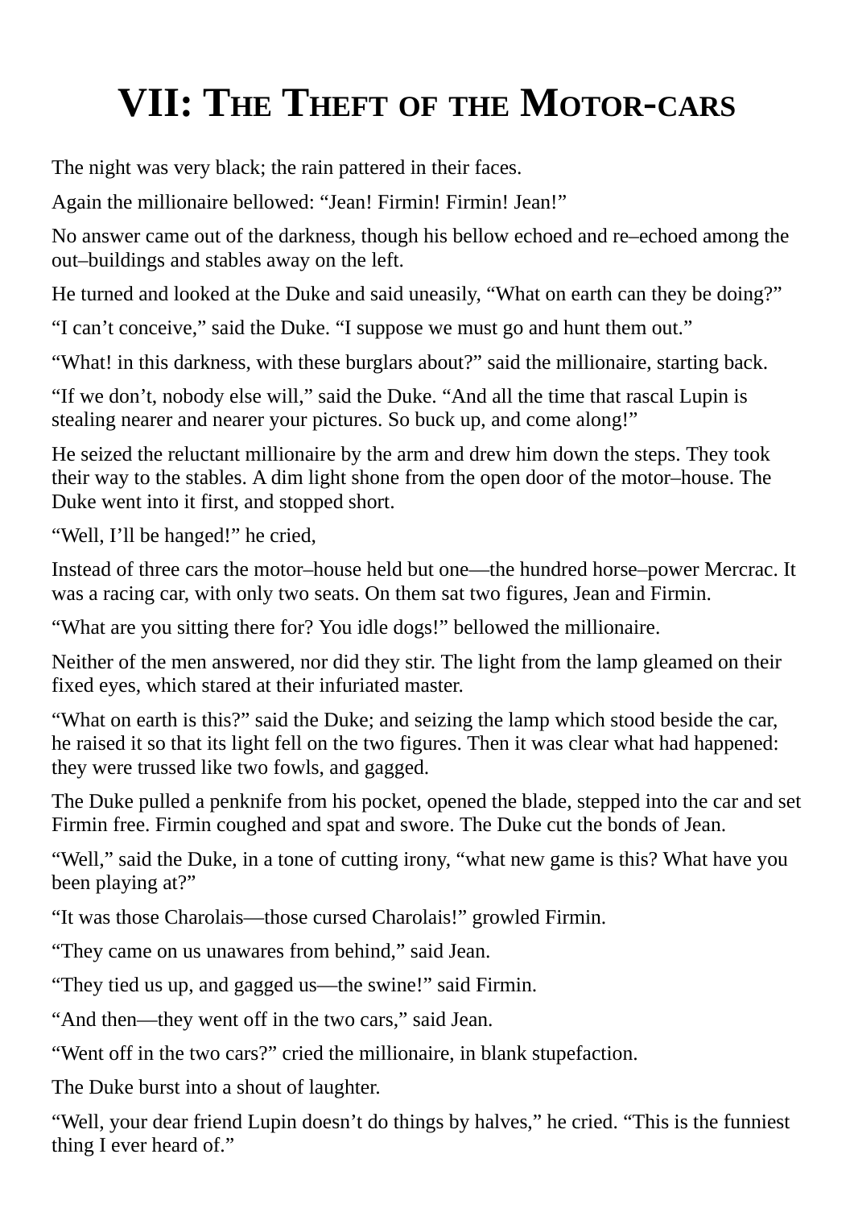# VII: The Theft of the Motor-cars

The night was very black; the rain pattered in their faces.

Again the millionaire bellowed: “Jean! Firmin! Firmin! Jean!”

No answer came out of the darkness, though his bellow echoed and re–echoed among the out–buildings and stables away on the left.

He turned and looked at the Duke and said uneasily, “What on earth can they be doing?”

“I can’t conceive,” said the Duke. “I suppose we must go and hunt them out.”

“What! in this darkness, with these burglars about?” said the millionaire, starting back.

“If we don’t, nobody else will,” said the Duke. “And all the time that rascal Lupin is stealing nearer and nearer your pictures. So buck up, and come along!”

He seized the reluctant millionaire by the arm and drew him down the steps. They took their way to the stables. A dim light shone from the open door of the motor–house. The Duke went into it first, and stopped short.

“Well, I’ll be hanged!” he cried,

Instead of three cars the motor–house held but one—the hundred horse–power Mercrac. It was a racing car, with only two seats. On them sat two figures, Jean and Firmin.

“What are you sitting there for? You idle dogs!” bellowed the millionaire.

Neither of the men answered, nor did they stir. The light from the lamp gleamed on their fixed eyes, which stared at their infuriated master.

“What on earth is this?” said the Duke; and seizing the lamp which stood beside the car, he raised it so that its light fell on the two figures. Then it was clear what had happened: they were trussed like two fowls, and gagged.

The Duke pulled a penknife from his pocket, opened the blade, stepped into the car and set Firmin free. Firmin coughed and spat and swore. The Duke cut the bonds of Jean.

“Well,” said the Duke, in a tone of cutting irony, “what new game is this? What have you been playing at?”

“It was those Charolais—those cursed Charolais!” growled Firmin.

“They came on us unawares from behind,” said Jean.

“They tied us up, and gagged us—the swine!” said Firmin.

“And then—they went off in the two cars,” said Jean.

“Went off in the two cars?” cried the millionaire, in blank stupefaction.

The Duke burst into a shout of laughter.

“Well, your dear friend Lupin doesn’t do things by halves,” he cried. “This is the funniest thing I ever heard of.”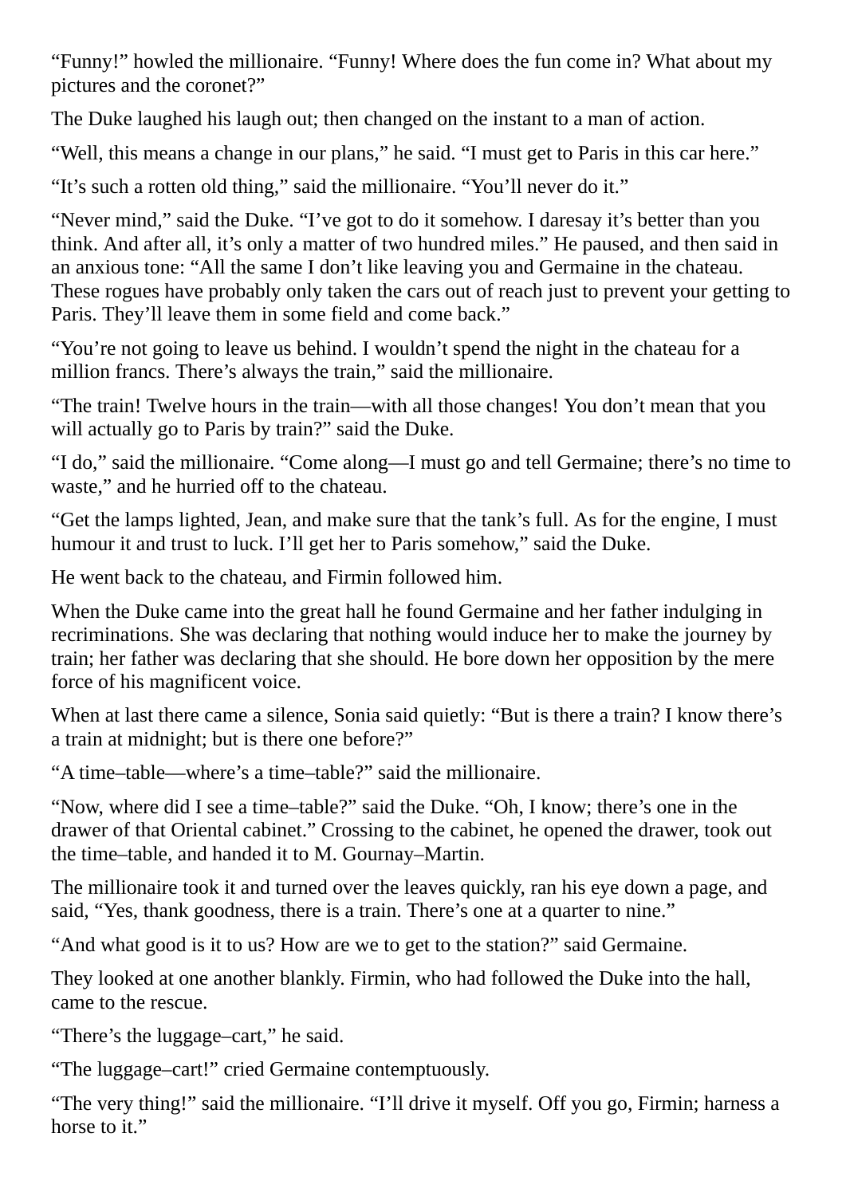"Funny!" howled the millionaire. "Funny! Where does the fun come in? What about my pictures and the coronet?"

The Duke laughed his laugh out; then changed on the instant to a man of action.

"Well, this means a change in our plans," he said. "I must get to Paris in this car here."

"It's such a rotten old thing," said the millionaire. "You'll never do it."

"Never mind," said the Duke. "I've got to do it somehow. I daresay it's better than you think. And after all, it's only a matter of two hundred miles." He paused, and then said in an anxious tone: "All the same I don't like leaving you and Germaine in the chateau. These rogues have probably only taken the cars out of reach just to prevent your getting to Paris. They'll leave them in some field and come back."

"You're not going to leave us behind. I wouldn't spend the night in the chateau for a million francs. There's always the train," said the millionaire.

"The train! Twelve hours in the train—with all those changes! You don't mean that you will actually go to Paris by train?" said the Duke.

"I do," said the millionaire. "Come along—I must go and tell Germaine; there's no time to waste," and he hurried off to the chateau.

"Get the lamps lighted, Jean, and make sure that the tank's full. As for the engine, I must humour it and trust to luck. I'll get her to Paris somehow," said the Duke.

He went back to the chateau, and Firmin followed him.

When the Duke came into the great hall he found Germaine and her father indulging in recriminations. She was declaring that nothing would induce her to make the journey by train; her father was declaring that she should. He bore down her opposition by the mere force of his magnificent voice.

When at last there came a silence, Sonia said quietly: "But is there a train? I know there's a train at midnight; but is there one before?"

"A time–table—where's a time–table?" said the millionaire.

"Now, where did I see a time–table?" said the Duke. "Oh, I know; there's one in the drawer of that Oriental cabinet." Crossing to the cabinet, he opened the drawer, took out the time–table, and handed it to M. Gournay–Martin.

The millionaire took it and turned over the leaves quickly, ran his eye down a page, and said, "Yes, thank goodness, there is a train. There's one at a quarter to nine."

"And what good is it to us? How are we to get to the station?" said Germaine.

They looked at one another blankly. Firmin, who had followed the Duke into the hall, came to the rescue.

"There's the luggage–cart," he said.

"The luggage–cart!" cried Germaine contemptuously.

"The very thing!" said the millionaire. "I'll drive it myself. Off you go, Firmin; harness a horse to it."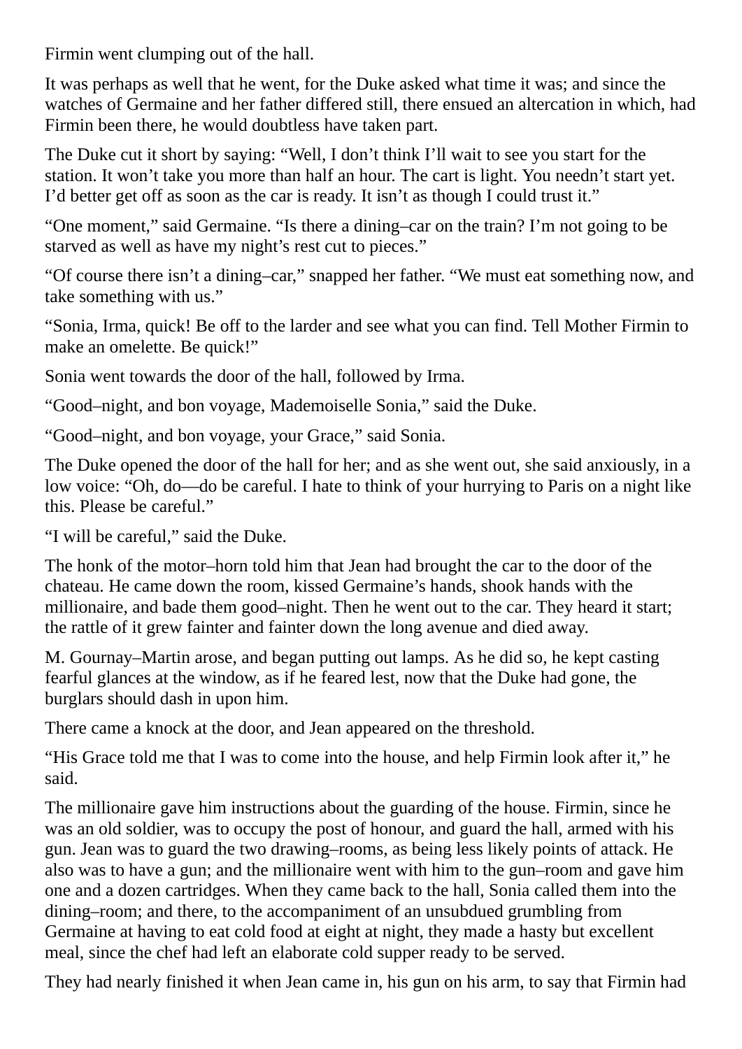Firmin went clumping out of the hall.

It was perhaps as well that he went, for the Duke asked what time it was; and since the watches of Germaine and her father differed still, there ensued an altercation in which, had Firmin been there, he would doubtless have taken part.

The Duke cut it short by saying: “Well, I don’t think I’ll wait to see you start for the station. It won’t take you more than half an hour. The cart is light. You needn’t start yet. I’d better get off as soon as the car is ready. It isn’t as though I could trust it.”

“One moment,” said Germaine. “Is there a dining–car on the train? I’m not going to be starved as well as have my night’s rest cut to pieces.”

“Of course there isn’t a dining–car,” snapped her father. “We must eat something now, and take something with us.”

“Sonia, Irma, quick! Be off to the larder and see what you can find. Tell Mother Firmin to make an omelette. Be quick!”

Sonia went towards the door of the hall, followed by Irma.

“Good–night, and bon voyage, Mademoiselle Sonia,” said the Duke.

“Good–night, and bon voyage, your Grace,” said Sonia.

The Duke opened the door of the hall for her; and as she went out, she said anxiously, in a low voice: “Oh, do—do be careful. I hate to think of your hurrying to Paris on a night like this. Please be careful.”

“I will be careful,” said the Duke.

The honk of the motor–horn told him that Jean had brought the car to the door of the chateau. He came down the room, kissed Germaine’s hands, shook hands with the millionaire, and bade them good–night. Then he went out to the car. They heard it start; the rattle of it grew fainter and fainter down the long avenue and died away.

M. Gournay–Martin arose, and began putting out lamps. As he did so, he kept casting fearful glances at the window, as if he feared lest, now that the Duke had gone, the burglars should dash in upon him.

There came a knock at the door, and Jean appeared on the threshold.

“His Grace told me that I was to come into the house, and help Firmin look after it,” he said.

The millionaire gave him instructions about the guarding of the house. Firmin, since he was an old soldier, was to occupy the post of honour, and guard the hall, armed with his gun. Jean was to guard the two drawing–rooms, as being less likely points of attack. He also was to have a gun; and the millionaire went with him to the gun–room and gave him one and a dozen cartridges. When they came back to the hall, Sonia called them into the dining–room; and there, to the accompaniment of an unsubdued grumbling from Germaine at having to eat cold food at eight at night, they made a hasty but excellent meal, since the chef had left an elaborate cold supper ready to be served.

They had nearly finished it when Jean came in, his gun on his arm, to say that Firmin had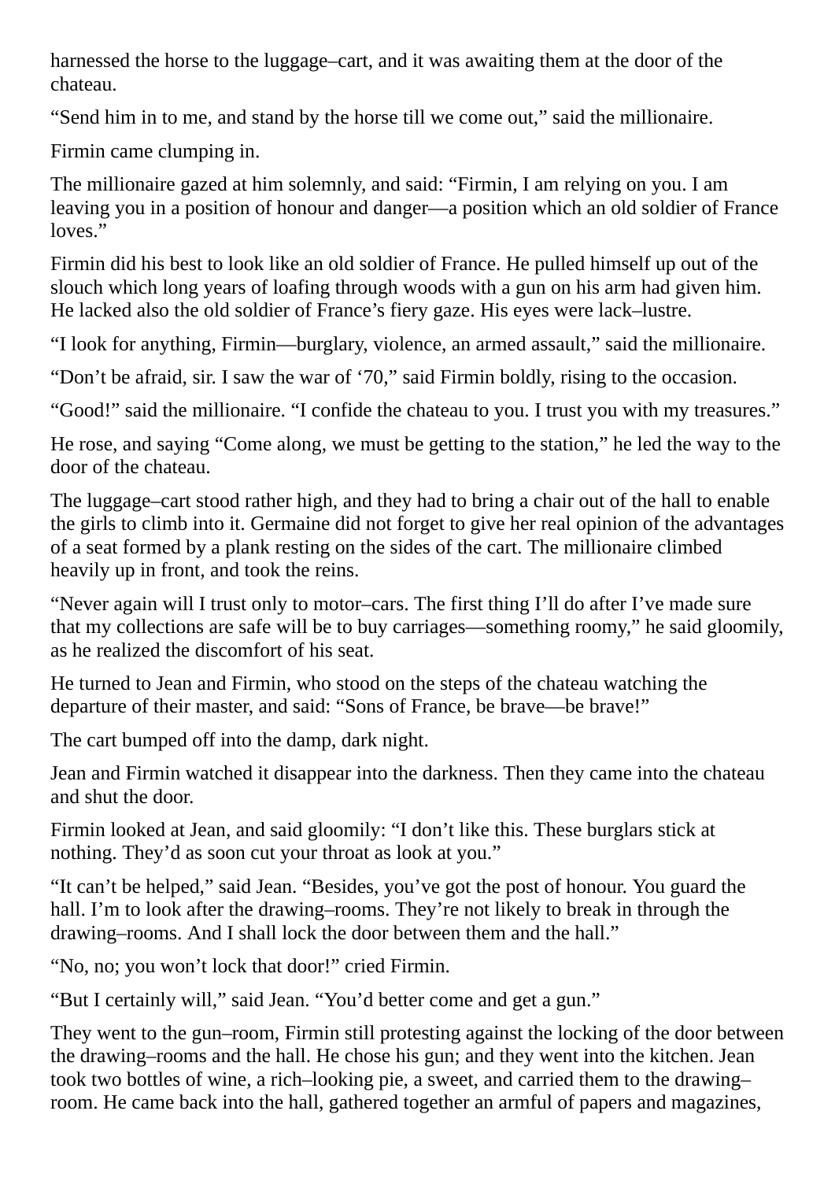harnessed the horse to the luggage–cart, and it was awaiting them at the door of the chateau.

“Send him in to me, and stand by the horse till we come out,” said the millionaire.

Firmin came clumping in.

The millionaire gazed at him solemnly, and said: “Firmin, I am relying on you. I am leaving you in a position of honour and danger—a position which an old soldier of France loves.”

Firmin did his best to look like an old soldier of France. He pulled himself up out of the slouch which long years of loafing through woods with a gun on his arm had given him. He lacked also the old soldier of France’s fiery gaze. His eyes were lack–lustre.

“I look for anything, Firmin—burglary, violence, an armed assault,” said the millionaire.

“Don’t be afraid, sir. I saw the war of ‘70,” said Firmin boldly, rising to the occasion.

“Good!” said the millionaire. “I confide the chateau to you. I trust you with my treasures.”

He rose, and saying “Come along, we must be getting to the station,” he led the way to the door of the chateau.

The luggage–cart stood rather high, and they had to bring a chair out of the hall to enable the girls to climb into it. Germaine did not forget to give her real opinion of the advantages of a seat formed by a plank resting on the sides of the cart. The millionaire climbed heavily up in front, and took the reins.

“Never again will I trust only to motor–cars. The first thing I’ll do after I’ve made sure that my collections are safe will be to buy carriages—something roomy,” he said gloomily, as he realized the discomfort of his seat.

He turned to Jean and Firmin, who stood on the steps of the chateau watching the departure of their master, and said: “Sons of France, be brave—be brave!”

The cart bumped off into the damp, dark night.

Jean and Firmin watched it disappear into the darkness. Then they came into the chateau and shut the door.

Firmin looked at Jean, and said gloomily: “I don’t like this. These burglars stick at nothing. They’d as soon cut your throat as look at you.”

“It can’t be helped,” said Jean. “Besides, you’ve got the post of honour. You guard the hall. I’m to look after the drawing–rooms. They’re not likely to break in through the drawing–rooms. And I shall lock the door between them and the hall.”

“No, no; you won’t lock that door!” cried Firmin.

“But I certainly will,” said Jean. “You’d better come and get a gun.”

They went to the gun–room, Firmin still protesting against the locking of the door between the drawing–rooms and the hall. He chose his gun; and they went into the kitchen. Jean took two bottles of wine, a rich–looking pie, a sweet, and carried them to the drawing–room. He came back into the hall, gathered together an armful of papers and magazines,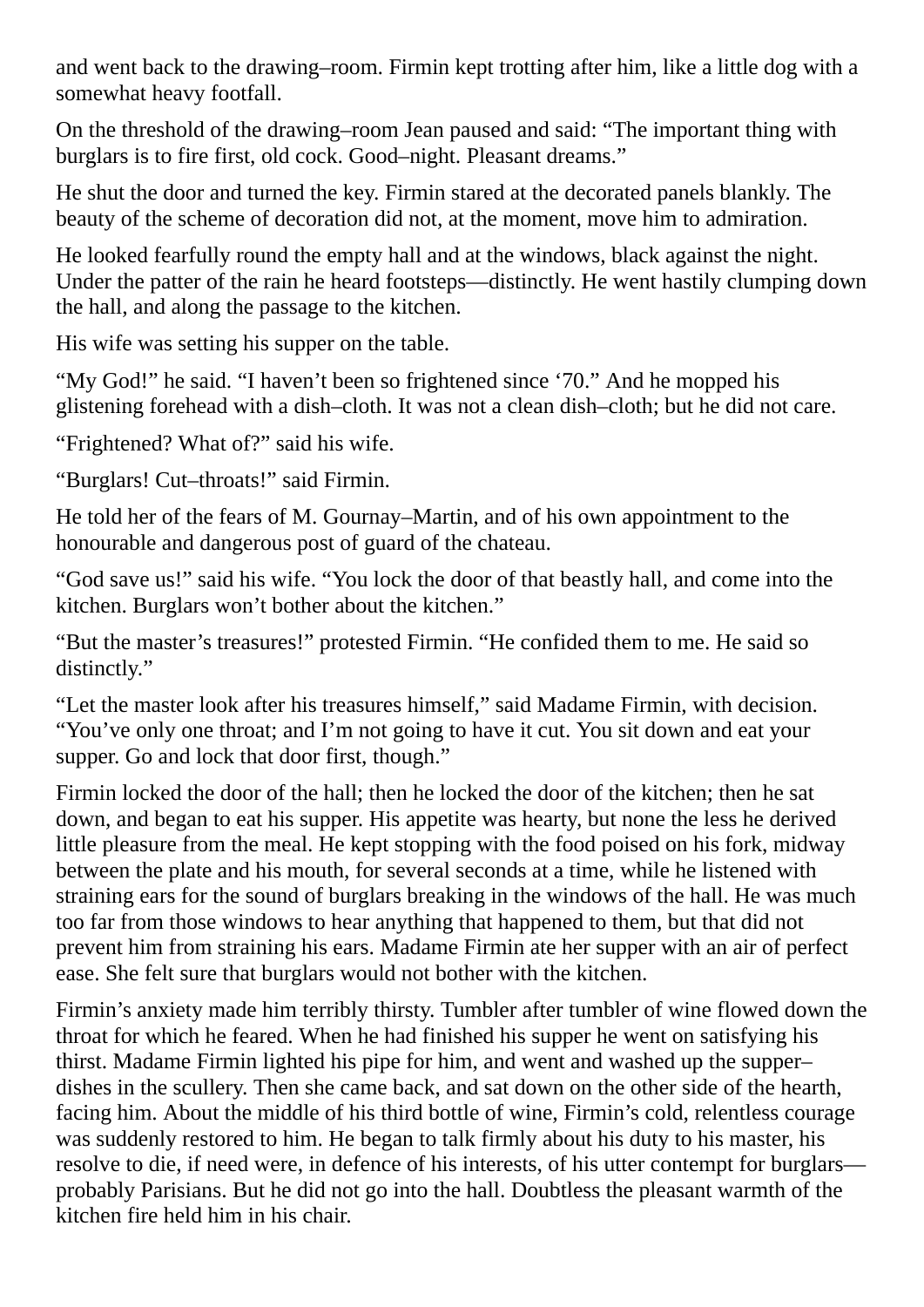and went back to the drawing–room. Firmin kept trotting after him, like a little dog with a somewhat heavy footfall.

On the threshold of the drawing–room Jean paused and said: “The important thing with burglars is to fire first, old cock. Good–night. Pleasant dreams.”

He shut the door and turned the key. Firmin stared at the decorated panels blankly. The beauty of the scheme of decoration did not, at the moment, move him to admiration.

He looked fearfully round the empty hall and at the windows, black against the night. Under the patter of the rain he heard footsteps—distinctly. He went hastily clumping down the hall, and along the passage to the kitchen.

His wife was setting his supper on the table.

“My God!” he said. “I haven’t been so frightened since ‘70.” And he mopped his glistening forehead with a dish–cloth. It was not a clean dish–cloth; but he did not care.

“Frightened? What of?” said his wife.

“Burglars! Cut–throats!” said Firmin.

He told her of the fears of M. Gournay–Martin, and of his own appointment to the honourable and dangerous post of guard of the chateau.

“God save us!” said his wife. “You lock the door of that beastly hall, and come into the kitchen. Burglars won’t bother about the kitchen.”

“But the master’s treasures!” protested Firmin. “He confided them to me. He said so distinctly.”

“Let the master look after his treasures himself,” said Madame Firmin, with decision. “You’ve only one throat; and I’m not going to have it cut. You sit down and eat your supper. Go and lock that door first, though.”

Firmin locked the door of the hall; then he locked the door of the kitchen; then he sat down, and began to eat his supper. His appetite was hearty, but none the less he derived little pleasure from the meal. He kept stopping with the food poised on his fork, midway between the plate and his mouth, for several seconds at a time, while he listened with straining ears for the sound of burglars breaking in the windows of the hall. He was much too far from those windows to hear anything that happened to them, but that did not prevent him from straining his ears. Madame Firmin ate her supper with an air of perfect ease. She felt sure that burglars would not bother with the kitchen.

Firmin’s anxiety made him terribly thirsty. Tumbler after tumbler of wine flowed down the throat for which he feared. When he had finished his supper he went on satisfying his thirst. Madame Firmin lighted his pipe for him, and went and washed up the supper–dishes in the scullery. Then she came back, and sat down on the other side of the hearth, facing him. About the middle of his third bottle of wine, Firmin’s cold, relentless courage was suddenly restored to him. He began to talk firmly about his duty to his master, his resolve to die, if need were, in defence of his interests, of his utter contempt for burglars—probably Parisians. But he did not go into the hall. Doubtless the pleasant warmth of the kitchen fire held him in his chair.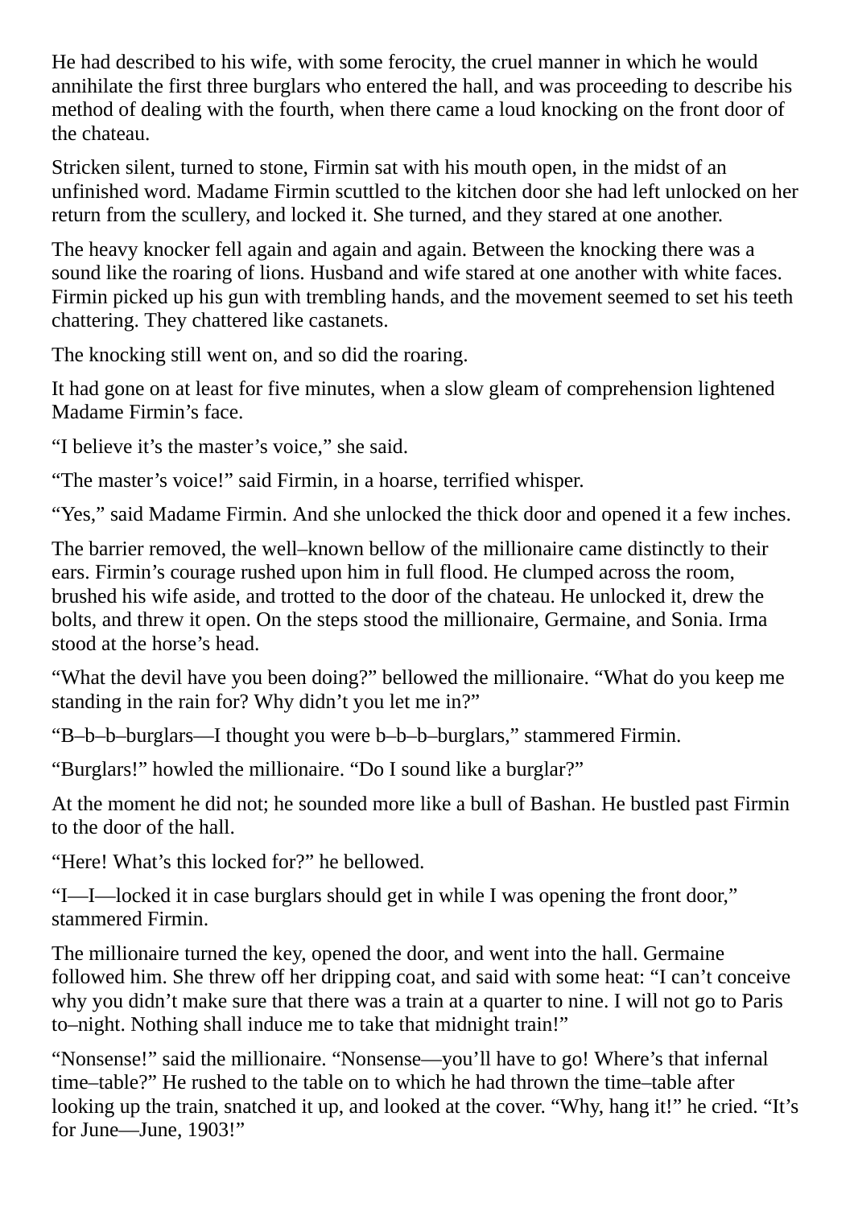He had described to his wife, with some ferocity, the cruel manner in which he would annihilate the first three burglars who entered the hall, and was proceeding to describe his method of dealing with the fourth, when there came a loud knocking on the front door of the chateau.

Stricken silent, turned to stone, Firmin sat with his mouth open, in the midst of an unfinished word. Madame Firmin scuttled to the kitchen door she had left unlocked on her return from the scullery, and locked it. She turned, and they stared at one another.

The heavy knocker fell again and again and again. Between the knocking there was a sound like the roaring of lions. Husband and wife stared at one another with white faces. Firmin picked up his gun with trembling hands, and the movement seemed to set his teeth chattering. They chattered like castanets.

The knocking still went on, and so did the roaring.

It had gone on at least for five minutes, when a slow gleam of comprehension lightened Madame Firmin's face.

"I believe it's the master's voice," she said.

"The master's voice!" said Firmin, in a hoarse, terrified whisper.

"Yes," said Madame Firmin. And she unlocked the thick door and opened it a few inches.

The barrier removed, the well–known bellow of the millionaire came distinctly to their ears. Firmin's courage rushed upon him in full flood. He clumped across the room, brushed his wife aside, and trotted to the door of the chateau. He unlocked it, drew the bolts, and threw it open. On the steps stood the millionaire, Germaine, and Sonia. Irma stood at the horse's head.

"What the devil have you been doing?" bellowed the millionaire. "What do you keep me standing in the rain for? Why didn't you let me in?"

"B–b–b–burglars—I thought you were b–b–b–burglars," stammered Firmin.

"Burglars!" howled the millionaire. "Do I sound like a burglar?"

At the moment he did not; he sounded more like a bull of Bashan. He bustled past Firmin to the door of the hall.

"Here! What's this locked for?" he bellowed.

"I—I—locked it in case burglars should get in while I was opening the front door," stammered Firmin.

The millionaire turned the key, opened the door, and went into the hall. Germaine followed him. She threw off her dripping coat, and said with some heat: "I can't conceive why you didn't make sure that there was a train at a quarter to nine. I will not go to Paris to–night. Nothing shall induce me to take that midnight train!"

"Nonsense!" said the millionaire. "Nonsense—you'll have to go! Where's that infernal time–table?" He rushed to the table on to which he had thrown the time–table after looking up the train, snatched it up, and looked at the cover. "Why, hang it!" he cried. "It's for June—June, 1903!"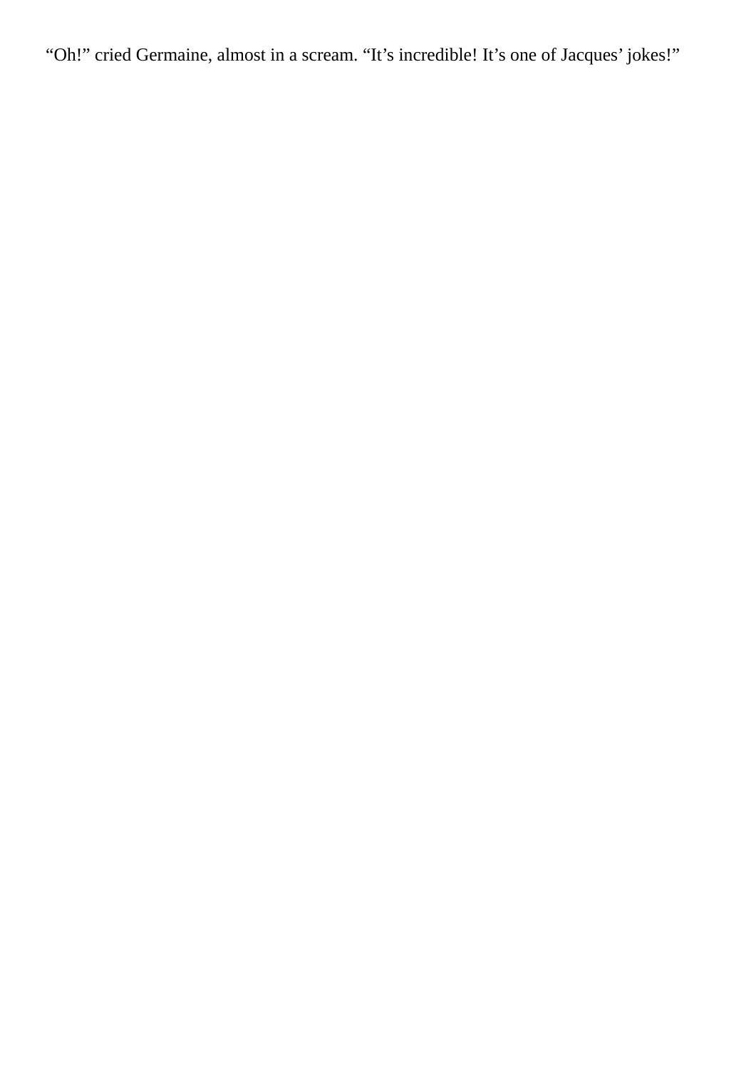“Oh!” cried Germaine, almost in a scream. “It’s incredible! It’s one of Jacques’ jokes!”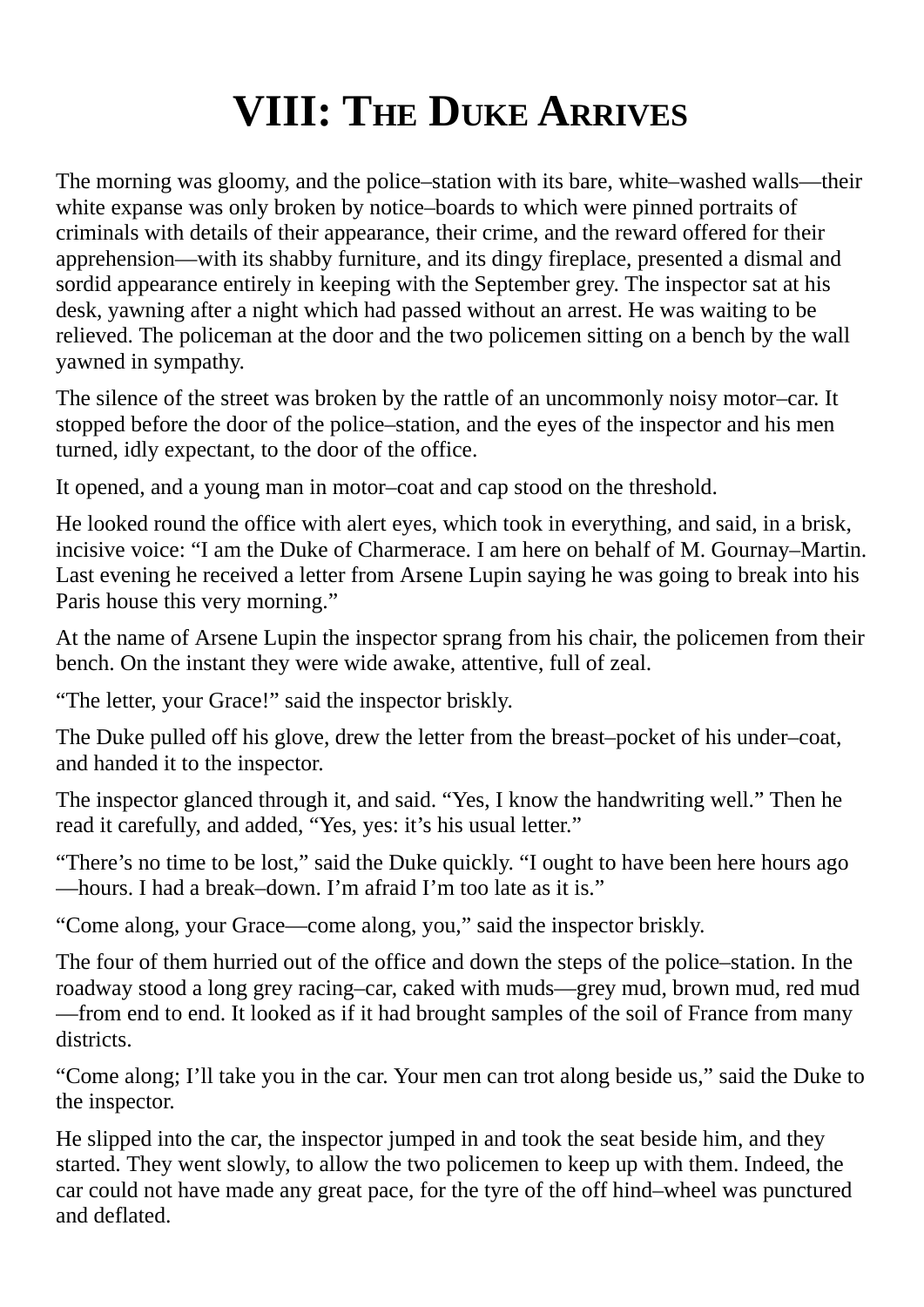# VIII: The Duke Arrives

The morning was gloomy, and the police–station with its bare, white–washed walls—their white expanse was only broken by notice–boards to which were pinned portraits of criminals with details of their appearance, their crime, and the reward offered for their apprehension—with its shabby furniture, and its dingy fireplace, presented a dismal and sordid appearance entirely in keeping with the September grey. The inspector sat at his desk, yawning after a night which had passed without an arrest. He was waiting to be relieved. The policeman at the door and the two policemen sitting on a bench by the wall yawned in sympathy.

The silence of the street was broken by the rattle of an uncommonly noisy motor–car. It stopped before the door of the police–station, and the eyes of the inspector and his men turned, idly expectant, to the door of the office.

It opened, and a young man in motor–coat and cap stood on the threshold.

He looked round the office with alert eyes, which took in everything, and said, in a brisk, incisive voice: "I am the Duke of Charmerace. I am here on behalf of M. Gournay–Martin. Last evening he received a letter from Arsene Lupin saying he was going to break into his Paris house this very morning."

At the name of Arsene Lupin the inspector sprang from his chair, the policemen from their bench. On the instant they were wide awake, attentive, full of zeal.

"The letter, your Grace!" said the inspector briskly.

The Duke pulled off his glove, drew the letter from the breast–pocket of his under–coat, and handed it to the inspector.

The inspector glanced through it, and said. "Yes, I know the handwriting well." Then he read it carefully, and added, "Yes, yes: it's his usual letter."

"There's no time to be lost," said the Duke quickly. "I ought to have been here hours ago—hours. I had a break–down. I'm afraid I'm too late as it is."

"Come along, your Grace—come along, you," said the inspector briskly.

The four of them hurried out of the office and down the steps of the police–station. In the roadway stood a long grey racing–car, caked with muds—grey mud, brown mud, red mud—from end to end. It looked as if it had brought samples of the soil of France from many districts.

"Come along; I'll take you in the car. Your men can trot along beside us," said the Duke to the inspector.

He slipped into the car, the inspector jumped in and took the seat beside him, and they started. They went slowly, to allow the two policemen to keep up with them. Indeed, the car could not have made any great pace, for the tyre of the off hind–wheel was punctured and deflated.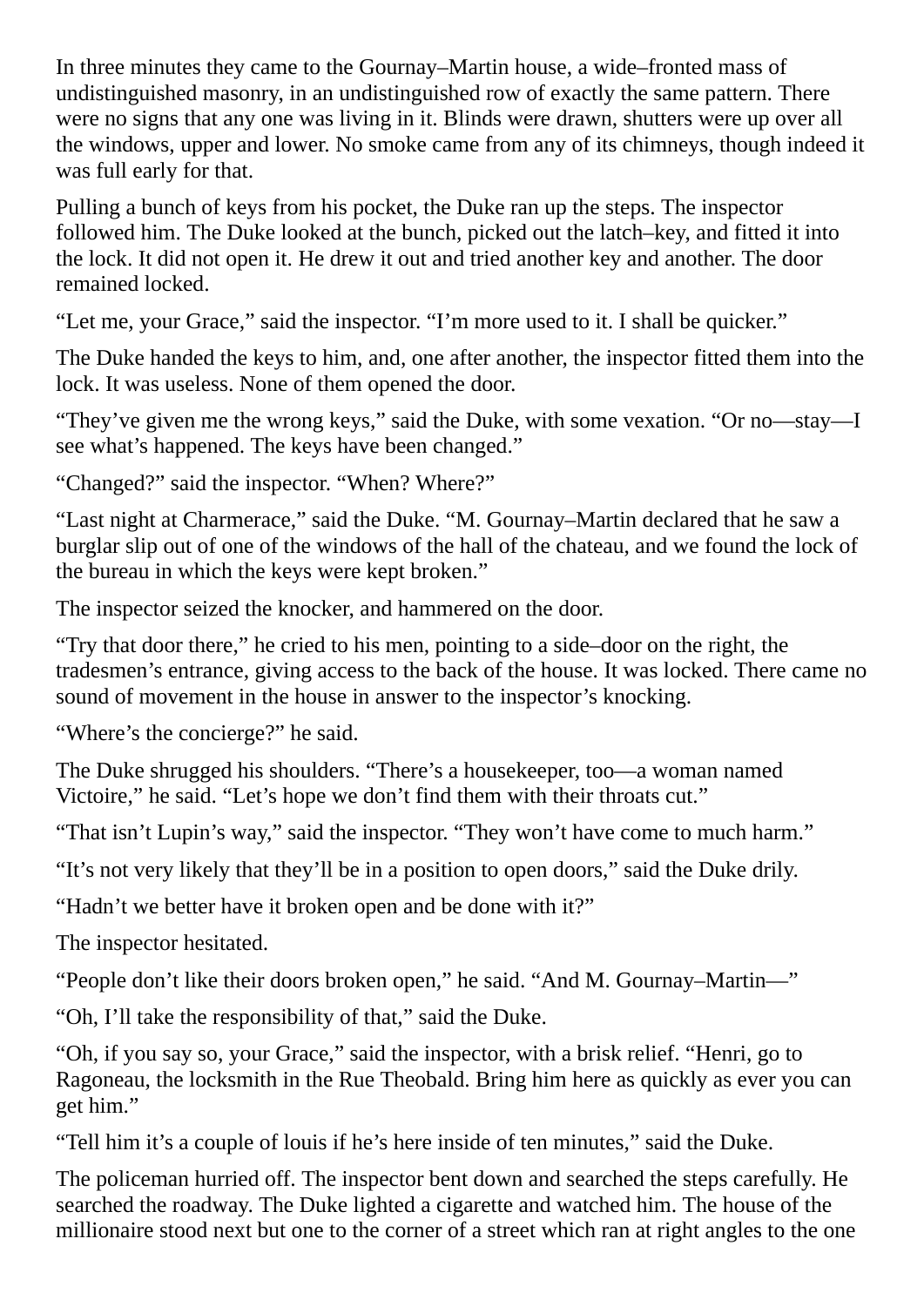In three minutes they came to the Gournay–Martin house, a wide–fronted mass of undistinguished masonry, in an undistinguished row of exactly the same pattern. There were no signs that any one was living in it. Blinds were drawn, shutters were up over all the windows, upper and lower. No smoke came from any of its chimneys, though indeed it was full early for that.

Pulling a bunch of keys from his pocket, the Duke ran up the steps. The inspector followed him. The Duke looked at the bunch, picked out the latch–key, and fitted it into the lock. It did not open it. He drew it out and tried another key and another. The door remained locked.

"Let me, your Grace," said the inspector. "I'm more used to it. I shall be quicker."

The Duke handed the keys to him, and, one after another, the inspector fitted them into the lock. It was useless. None of them opened the door.

"They've given me the wrong keys," said the Duke, with some vexation. "Or no—stay—I see what's happened. The keys have been changed."

"Changed?" said the inspector. "When? Where?"

"Last night at Charmerace," said the Duke. "M. Gournay–Martin declared that he saw a burglar slip out of one of the windows of the hall of the chateau, and we found the lock of the bureau in which the keys were kept broken."

The inspector seized the knocker, and hammered on the door.

"Try that door there," he cried to his men, pointing to a side–door on the right, the tradesmen's entrance, giving access to the back of the house. It was locked. There came no sound of movement in the house in answer to the inspector's knocking.

"Where's the concierge?" he said.

The Duke shrugged his shoulders. "There's a housekeeper, too—a woman named Victoire," he said. "Let's hope we don't find them with their throats cut."

"That isn't Lupin's way," said the inspector. "They won't have come to much harm."

"It's not very likely that they'll be in a position to open doors," said the Duke drily.

"Hadn't we better have it broken open and be done with it?"

The inspector hesitated.

"People don't like their doors broken open," he said. "And M. Gournay–Martin—"

"Oh, I'll take the responsibility of that," said the Duke.

"Oh, if you say so, your Grace," said the inspector, with a brisk relief. "Henri, go to Ragoneau, the locksmith in the Rue Theobald. Bring him here as quickly as ever you can get him."

"Tell him it's a couple of louis if he's here inside of ten minutes," said the Duke.

The policeman hurried off. The inspector bent down and searched the steps carefully. He searched the roadway. The Duke lighted a cigarette and watched him. The house of the millionaire stood next but one to the corner of a street which ran at right angles to the one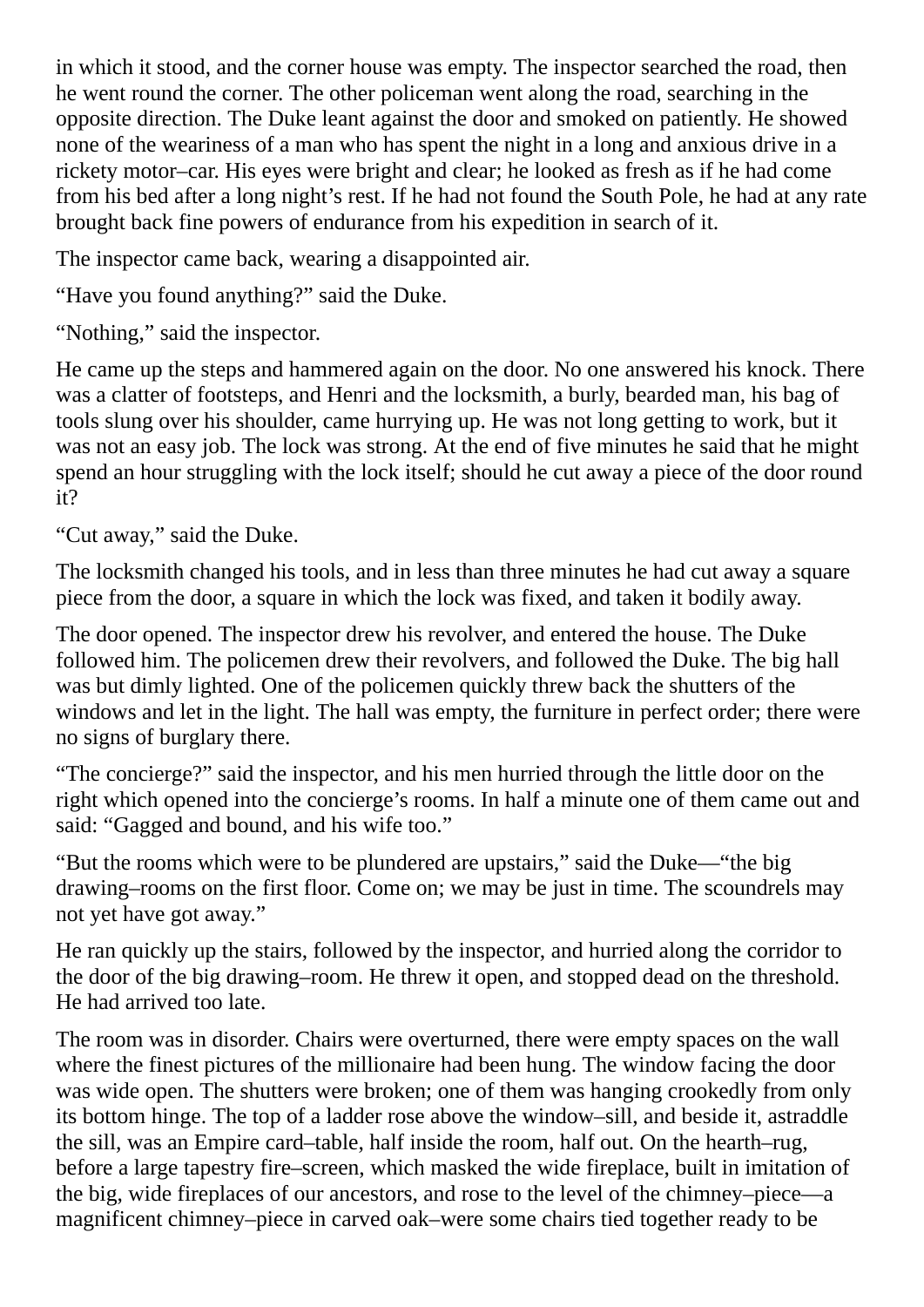in which it stood, and the corner house was empty. The inspector searched the road, then he went round the corner. The other policeman went along the road, searching in the opposite direction. The Duke leant against the door and smoked on patiently. He showed none of the weariness of a man who has spent the night in a long and anxious drive in a rickety motor–car. His eyes were bright and clear; he looked as fresh as if he had come from his bed after a long night's rest. If he had not found the South Pole, he had at any rate brought back fine powers of endurance from his expedition in search of it.

The inspector came back, wearing a disappointed air.

"Have you found anything?" said the Duke.

"Nothing," said the inspector.

He came up the steps and hammered again on the door. No one answered his knock. There was a clatter of footsteps, and Henri and the locksmith, a burly, bearded man, his bag of tools slung over his shoulder, came hurrying up. He was not long getting to work, but it was not an easy job. The lock was strong. At the end of five minutes he said that he might spend an hour struggling with the lock itself; should he cut away a piece of the door round it?

"Cut away," said the Duke.

The locksmith changed his tools, and in less than three minutes he had cut away a square piece from the door, a square in which the lock was fixed, and taken it bodily away.

The door opened. The inspector drew his revolver, and entered the house. The Duke followed him. The policemen drew their revolvers, and followed the Duke. The big hall was but dimly lighted. One of the policemen quickly threw back the shutters of the windows and let in the light. The hall was empty, the furniture in perfect order; there were no signs of burglary there.

"The concierge?" said the inspector, and his men hurried through the little door on the right which opened into the concierge's rooms. In half a minute one of them came out and said: "Gagged and bound, and his wife too."

"But the rooms which were to be plundered are upstairs," said the Duke—"the big drawing–rooms on the first floor. Come on; we may be just in time. The scoundrels may not yet have got away."

He ran quickly up the stairs, followed by the inspector, and hurried along the corridor to the door of the big drawing–room. He threw it open, and stopped dead on the threshold. He had arrived too late.

The room was in disorder. Chairs were overturned, there were empty spaces on the wall where the finest pictures of the millionaire had been hung. The window facing the door was wide open. The shutters were broken; one of them was hanging crookedly from only its bottom hinge. The top of a ladder rose above the window–sill, and beside it, astraddle the sill, was an Empire card–table, half inside the room, half out. On the hearth–rug, before a large tapestry fire–screen, which masked the wide fireplace, built in imitation of the big, wide fireplaces of our ancestors, and rose to the level of the chimney–piece—a magnificent chimney–piece in carved oak–were some chairs tied together ready to be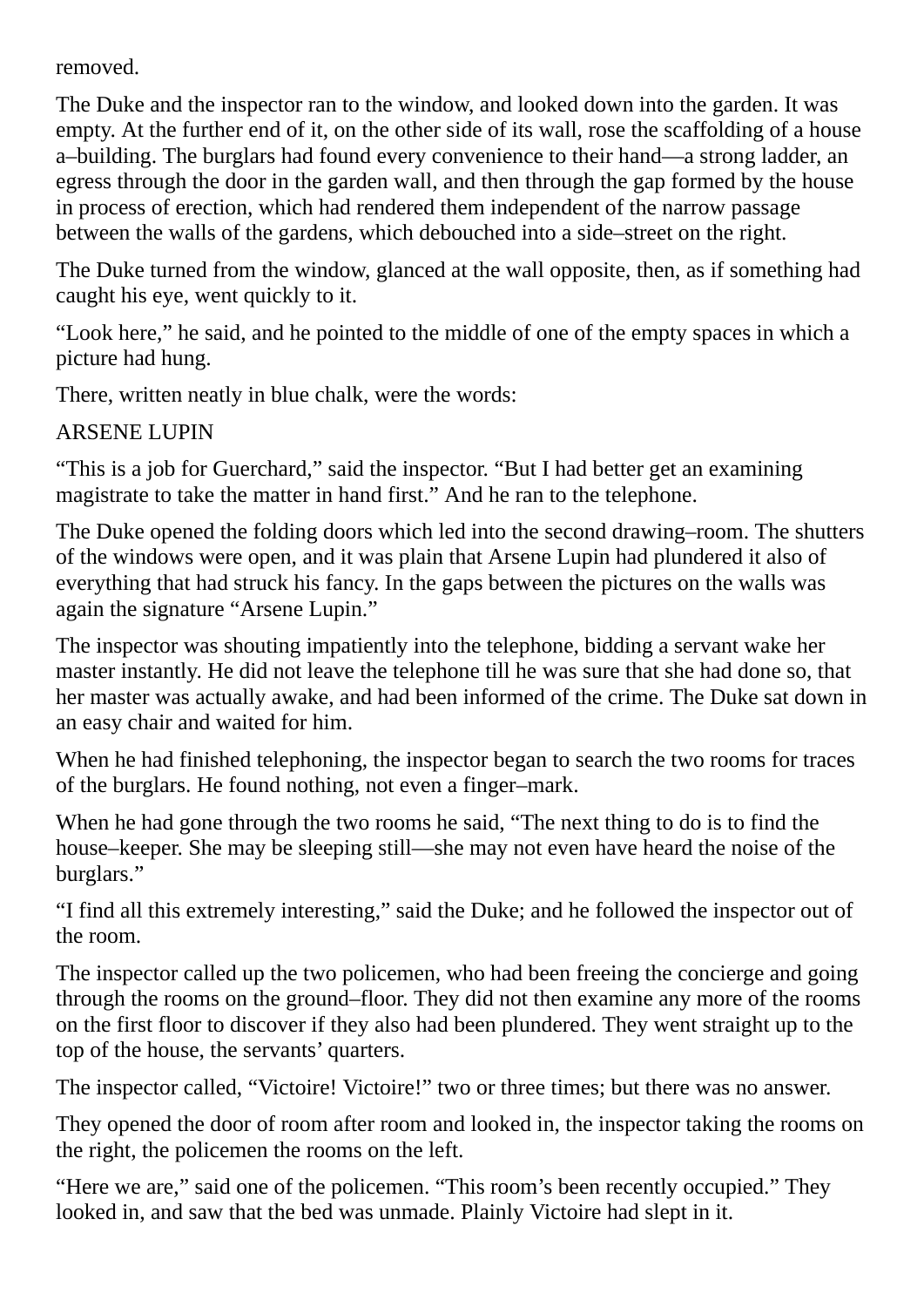removed.

The Duke and the inspector ran to the window, and looked down into the garden. It was empty. At the further end of it, on the other side of its wall, rose the scaffolding of a house a–building. The burglars had found every convenience to their hand—a strong ladder, an egress through the door in the garden wall, and then through the gap formed by the house in process of erection, which had rendered them independent of the narrow passage between the walls of the gardens, which debouched into a side–street on the right.

The Duke turned from the window, glanced at the wall opposite, then, as if something had caught his eye, went quickly to it.

"Look here," he said, and he pointed to the middle of one of the empty spaces in which a picture had hung.

There, written neatly in blue chalk, were the words:

ARSENE LUPIN

"This is a job for Guerchard," said the inspector. "But I had better get an examining magistrate to take the matter in hand first." And he ran to the telephone.

The Duke opened the folding doors which led into the second drawing–room. The shutters of the windows were open, and it was plain that Arsene Lupin had plundered it also of everything that had struck his fancy. In the gaps between the pictures on the walls was again the signature "Arsene Lupin."

The inspector was shouting impatiently into the telephone, bidding a servant wake her master instantly. He did not leave the telephone till he was sure that she had done so, that her master was actually awake, and had been informed of the crime. The Duke sat down in an easy chair and waited for him.

When he had finished telephoning, the inspector began to search the two rooms for traces of the burglars. He found nothing, not even a finger–mark.

When he had gone through the two rooms he said, "The next thing to do is to find the house–keeper. She may be sleeping still—she may not even have heard the noise of the burglars."

"I find all this extremely interesting," said the Duke; and he followed the inspector out of the room.

The inspector called up the two policemen, who had been freeing the concierge and going through the rooms on the ground–floor. They did not then examine any more of the rooms on the first floor to discover if they also had been plundered. They went straight up to the top of the house, the servants' quarters.

The inspector called, "Victoire! Victoire!" two or three times; but there was no answer.

They opened the door of room after room and looked in, the inspector taking the rooms on the right, the policemen the rooms on the left.

"Here we are," said one of the policemen. "This room's been recently occupied." They looked in, and saw that the bed was unmade. Plainly Victoire had slept in it.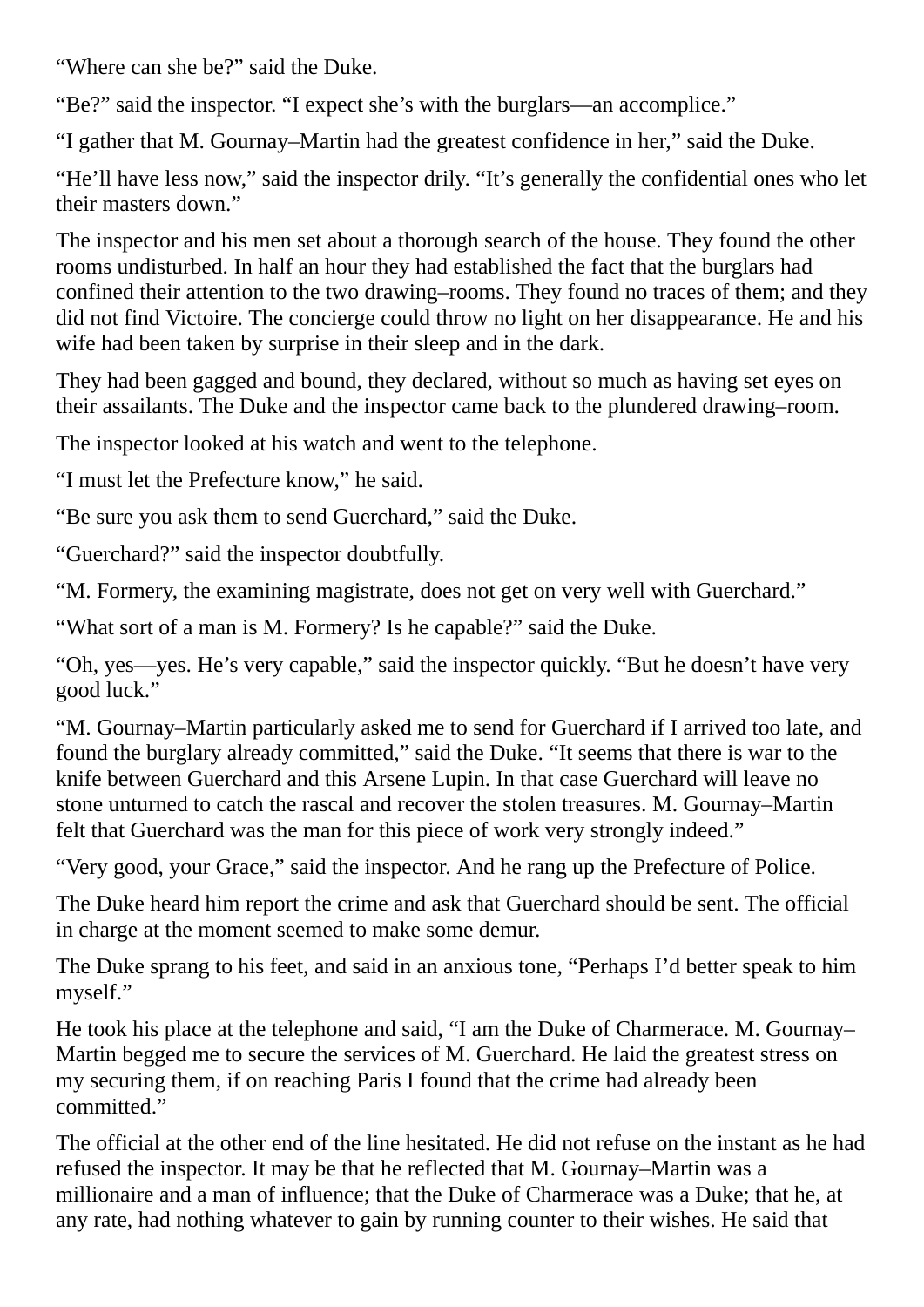"Where can she be?" said the Duke.

"Be?" said the inspector. "I expect she's with the burglars—an accomplice."

"I gather that M. Gournay–Martin had the greatest confidence in her," said the Duke.

"He'll have less now," said the inspector drily. "It's generally the confidential ones who let their masters down."

The inspector and his men set about a thorough search of the house. They found the other rooms undisturbed. In half an hour they had established the fact that the burglars had confined their attention to the two drawing–rooms. They found no traces of them; and they did not find Victoire. The concierge could throw no light on her disappearance. He and his wife had been taken by surprise in their sleep and in the dark.

They had been gagged and bound, they declared, without so much as having set eyes on their assailants. The Duke and the inspector came back to the plundered drawing–room.

The inspector looked at his watch and went to the telephone.

"I must let the Prefecture know," he said.

"Be sure you ask them to send Guerchard," said the Duke.

"Guerchard?" said the inspector doubtfully.

"M. Formery, the examining magistrate, does not get on very well with Guerchard."

"What sort of a man is M. Formery? Is he capable?" said the Duke.

"Oh, yes—yes. He's very capable," said the inspector quickly. "But he doesn't have very good luck."

"M. Gournay–Martin particularly asked me to send for Guerchard if I arrived too late, and found the burglary already committed," said the Duke. "It seems that there is war to the knife between Guerchard and this Arsene Lupin. In that case Guerchard will leave no stone unturned to catch the rascal and recover the stolen treasures. M. Gournay–Martin felt that Guerchard was the man for this piece of work very strongly indeed."

"Very good, your Grace," said the inspector. And he rang up the Prefecture of Police.

The Duke heard him report the crime and ask that Guerchard should be sent. The official in charge at the moment seemed to make some demur.

The Duke sprang to his feet, and said in an anxious tone, "Perhaps I'd better speak to him myself."

He took his place at the telephone and said, "I am the Duke of Charmerace. M. Gournay–Martin begged me to secure the services of M. Guerchard. He laid the greatest stress on my securing them, if on reaching Paris I found that the crime had already been committed."

The official at the other end of the line hesitated. He did not refuse on the instant as he had refused the inspector. It may be that he reflected that M. Gournay–Martin was a millionaire and a man of influence; that the Duke of Charmerace was a Duke; that he, at any rate, had nothing whatever to gain by running counter to their wishes. He said that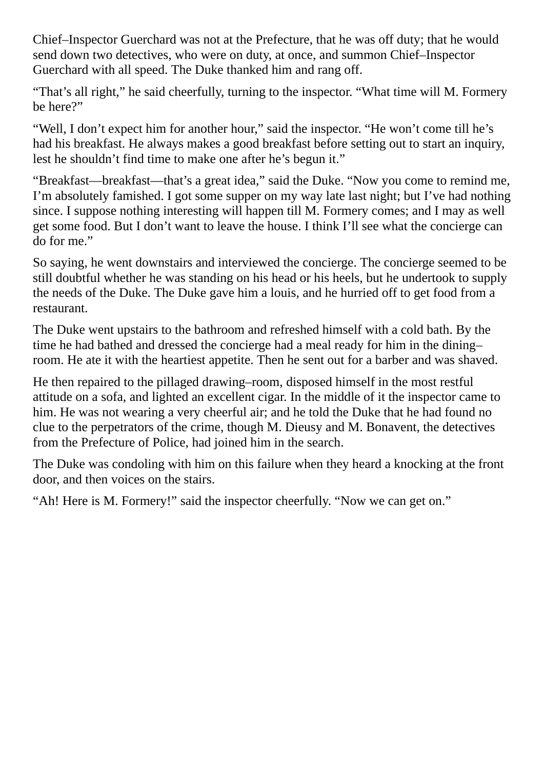Chief–Inspector Guerchard was not at the Prefecture, that he was off duty; that he would send down two detectives, who were on duty, at once, and summon Chief–Inspector Guerchard with all speed. The Duke thanked him and rang off.

“That’s all right,” he said cheerfully, turning to the inspector. “What time will M. Formery be here?”

“Well, I don’t expect him for another hour,” said the inspector. “He won’t come till he’s had his breakfast. He always makes a good breakfast before setting out to start an inquiry, lest he shouldn’t find time to make one after he’s begun it.”

“Breakfast—breakfast—that’s a great idea,” said the Duke. “Now you come to remind me, I’m absolutely famished. I got some supper on my way late last night; but I’ve had nothing since. I suppose nothing interesting will happen till M. Formery comes; and I may as well get some food. But I don’t want to leave the house. I think I’ll see what the concierge can do for me.”

So saying, he went downstairs and interviewed the concierge. The concierge seemed to be still doubtful whether he was standing on his head or his heels, but he undertook to supply the needs of the Duke. The Duke gave him a louis, and he hurried off to get food from a restaurant.

The Duke went upstairs to the bathroom and refreshed himself with a cold bath. By the time he had bathed and dressed the concierge had a meal ready for him in the dining–room. He ate it with the heartiest appetite. Then he sent out for a barber and was shaved.

He then repaired to the pillaged drawing–room, disposed himself in the most restful attitude on a sofa, and lighted an excellent cigar. In the middle of it the inspector came to him. He was not wearing a very cheerful air; and he told the Duke that he had found no clue to the perpetrators of the crime, though M. Dieusy and M. Bonavent, the detectives from the Prefecture of Police, had joined him in the search.

The Duke was condoling with him on this failure when they heard a knocking at the front door, and then voices on the stairs.

“Ah! Here is M. Formery!” said the inspector cheerfully. “Now we can get on.”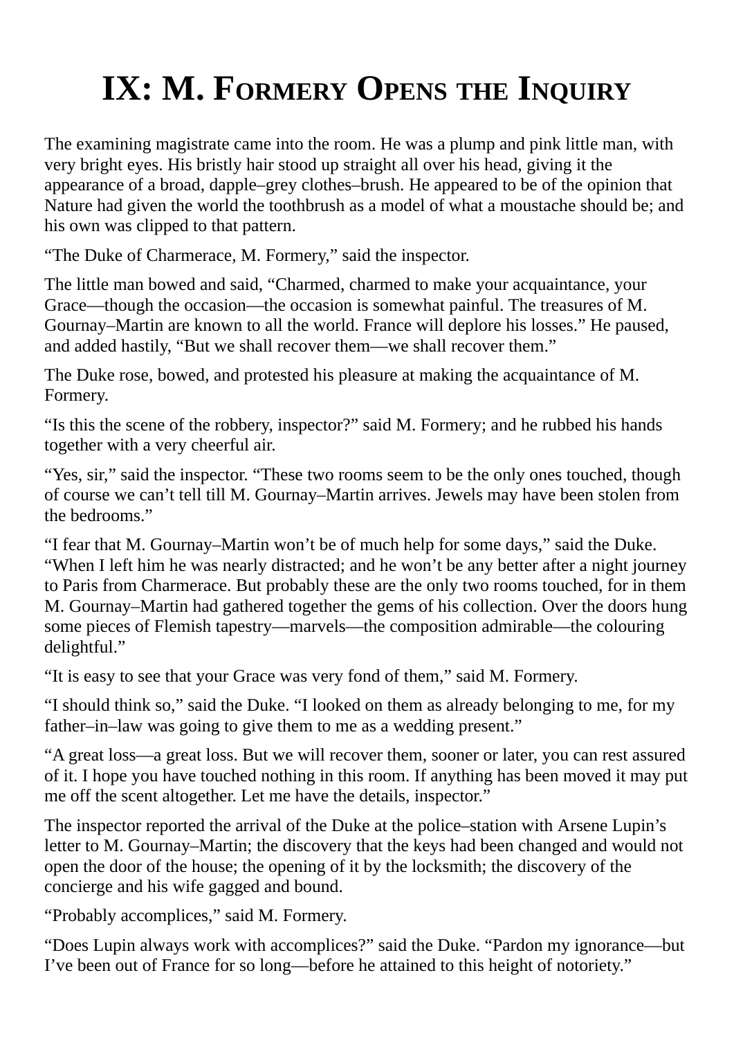# IX: M. Formery Opens the Inquiry

The examining magistrate came into the room. He was a plump and pink little man, with very bright eyes. His bristly hair stood up straight all over his head, giving it the appearance of a broad, dapple–grey clothes–brush. He appeared to be of the opinion that Nature had given the world the toothbrush as a model of what a moustache should be; and his own was clipped to that pattern.

“The Duke of Charmerace, M. Formery,” said the inspector.

The little man bowed and said, “Charmed, charmed to make your acquaintance, your Grace—though the occasion—the occasion is somewhat painful. The treasures of M. Gournay–Martin are known to all the world. France will deplore his losses.” He paused, and added hastily, “But we shall recover them—we shall recover them.”

The Duke rose, bowed, and protested his pleasure at making the acquaintance of M. Formery.

“Is this the scene of the robbery, inspector?” said M. Formery; and he rubbed his hands together with a very cheerful air.

“Yes, sir,” said the inspector. “These two rooms seem to be the only ones touched, though of course we can’t tell till M. Gournay–Martin arrives. Jewels may have been stolen from the bedrooms.”

“I fear that M. Gournay–Martin won’t be of much help for some days,” said the Duke. “When I left him he was nearly distracted; and he won’t be any better after a night journey to Paris from Charmerace. But probably these are the only two rooms touched, for in them M. Gournay–Martin had gathered together the gems of his collection. Over the doors hung some pieces of Flemish tapestry—marvels—the composition admirable—the colouring delightful.”

“It is easy to see that your Grace was very fond of them,” said M. Formery.

“I should think so,” said the Duke. “I looked on them as already belonging to me, for my father–in–law was going to give them to me as a wedding present.”

“A great loss—a great loss. But we will recover them, sooner or later, you can rest assured of it. I hope you have touched nothing in this room. If anything has been moved it may put me off the scent altogether. Let me have the details, inspector.”

The inspector reported the arrival of the Duke at the police–station with Arsene Lupin’s letter to M. Gournay–Martin; the discovery that the keys had been changed and would not open the door of the house; the opening of it by the locksmith; the discovery of the concierge and his wife gagged and bound.

“Probably accomplices,” said M. Formery.

“Does Lupin always work with accomplices?” said the Duke. “Pardon my ignorance—but I’ve been out of France for so long—before he attained to this height of notoriety.”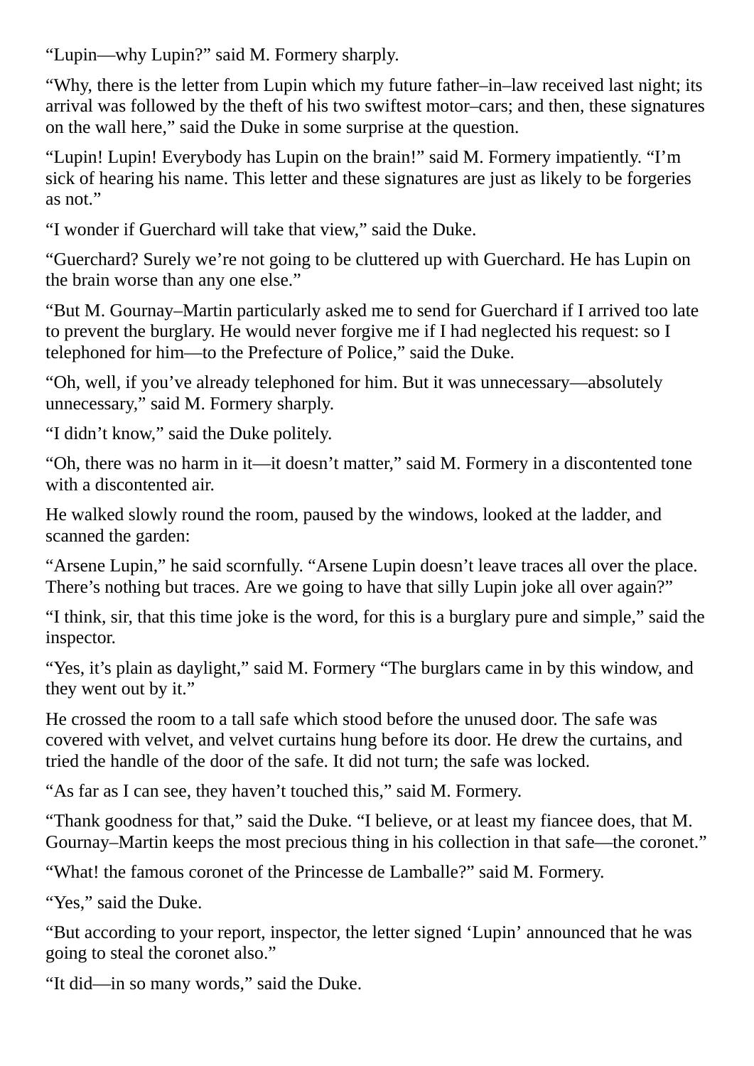"Lupin—why Lupin?" said M. Formery sharply.

"Why, there is the letter from Lupin which my future father–in–law received last night; its arrival was followed by the theft of his two swiftest motor–cars; and then, these signatures on the wall here," said the Duke in some surprise at the question.

"Lupin! Lupin! Everybody has Lupin on the brain!" said M. Formery impatiently. "I'm sick of hearing his name. This letter and these signatures are just as likely to be forgeries as not."

"I wonder if Guerchard will take that view," said the Duke.

"Guerchard? Surely we're not going to be cluttered up with Guerchard. He has Lupin on the brain worse than any one else."

"But M. Gournay–Martin particularly asked me to send for Guerchard if I arrived too late to prevent the burglary. He would never forgive me if I had neglected his request: so I telephoned for him—to the Prefecture of Police," said the Duke.

"Oh, well, if you've already telephoned for him. But it was unnecessary—absolutely unnecessary," said M. Formery sharply.

"I didn't know," said the Duke politely.

"Oh, there was no harm in it—it doesn't matter," said M. Formery in a discontented tone with a discontented air.

He walked slowly round the room, paused by the windows, looked at the ladder, and scanned the garden:

"Arsene Lupin," he said scornfully. "Arsene Lupin doesn't leave traces all over the place. There's nothing but traces. Are we going to have that silly Lupin joke all over again?"

"I think, sir, that this time joke is the word, for this is a burglary pure and simple," said the inspector.

"Yes, it's plain as daylight," said M. Formery "The burglars came in by this window, and they went out by it."

He crossed the room to a tall safe which stood before the unused door. The safe was covered with velvet, and velvet curtains hung before its door. He drew the curtains, and tried the handle of the door of the safe. It did not turn; the safe was locked.

"As far as I can see, they haven't touched this," said M. Formery.

"Thank goodness for that," said the Duke. "I believe, or at least my fiancee does, that M. Gournay–Martin keeps the most precious thing in his collection in that safe—the coronet."

"What! the famous coronet of the Princesse de Lamballe?" said M. Formery.

"Yes," said the Duke.

"But according to your report, inspector, the letter signed 'Lupin' announced that he was going to steal the coronet also."

"It did—in so many words," said the Duke.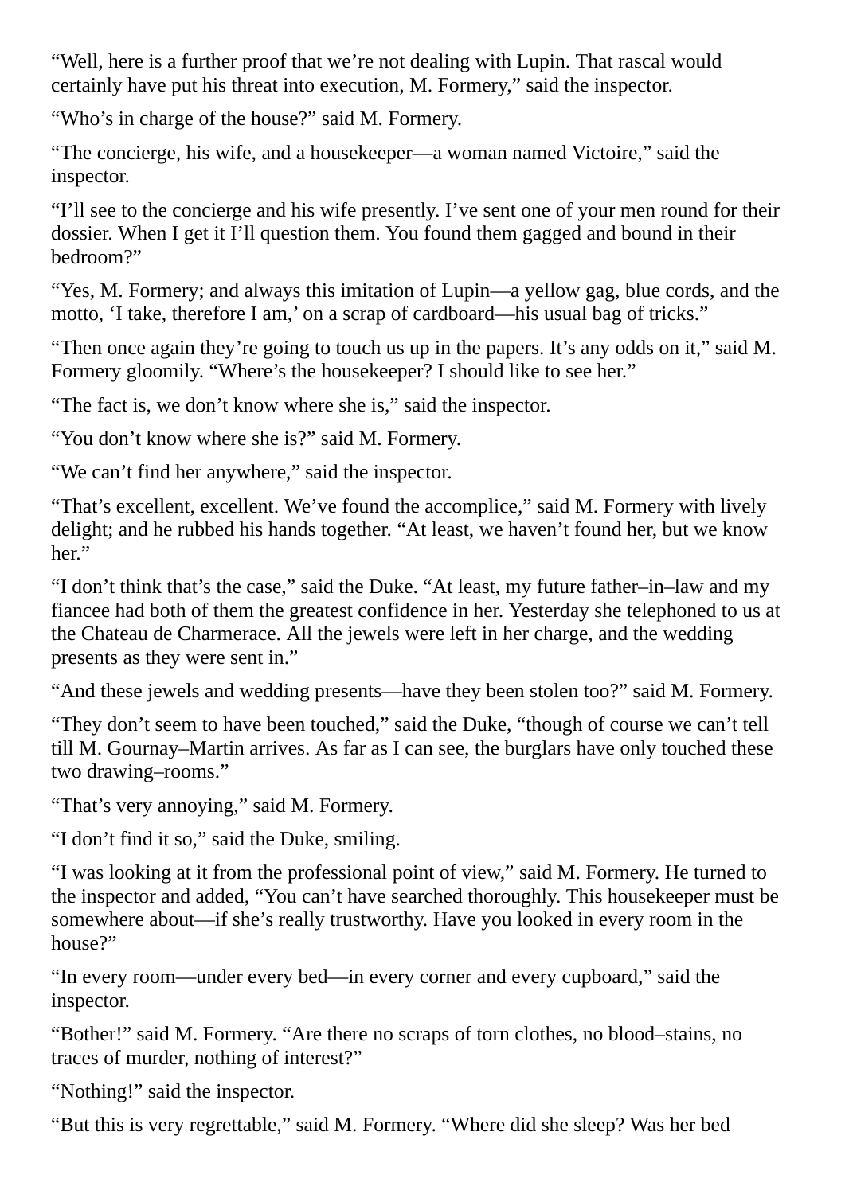"Well, here is a further proof that we're not dealing with Lupin. That rascal would certainly have put his threat into execution, M. Formery," said the inspector.

"Who's in charge of the house?" said M. Formery.

"The concierge, his wife, and a housekeeper—a woman named Victoire," said the inspector.

"I'll see to the concierge and his wife presently. I've sent one of your men round for their dossier. When I get it I'll question them. You found them gagged and bound in their bedroom?"

"Yes, M. Formery; and always this imitation of Lupin—a yellow gag, blue cords, and the motto, 'I take, therefore I am,' on a scrap of cardboard—his usual bag of tricks."

"Then once again they're going to touch us up in the papers. It's any odds on it," said M. Formery gloomily. "Where's the housekeeper? I should like to see her."

"The fact is, we don't know where she is," said the inspector.

"You don't know where she is?" said M. Formery.

"We can't find her anywhere," said the inspector.

"That's excellent, excellent. We've found the accomplice," said M. Formery with lively delight; and he rubbed his hands together. "At least, we haven't found her, but we know her."

"I don't think that's the case," said the Duke. "At least, my future father–in–law and my fiancee had both of them the greatest confidence in her. Yesterday she telephoned to us at the Chateau de Charmerace. All the jewels were left in her charge, and the wedding presents as they were sent in."

"And these jewels and wedding presents—have they been stolen too?" said M. Formery.

"They don't seem to have been touched," said the Duke, "though of course we can't tell till M. Gournay–Martin arrives. As far as I can see, the burglars have only touched these two drawing–rooms."

"That's very annoying," said M. Formery.

"I don't find it so," said the Duke, smiling.

"I was looking at it from the professional point of view," said M. Formery. He turned to the inspector and added, "You can't have searched thoroughly. This housekeeper must be somewhere about—if she's really trustworthy. Have you looked in every room in the house?"

"In every room—under every bed—in every corner and every cupboard," said the inspector.

"Bother!" said M. Formery. "Are there no scraps of torn clothes, no blood–stains, no traces of murder, nothing of interest?"

"Nothing!" said the inspector.

"But this is very regrettable," said M. Formery. "Where did she sleep? Was her bed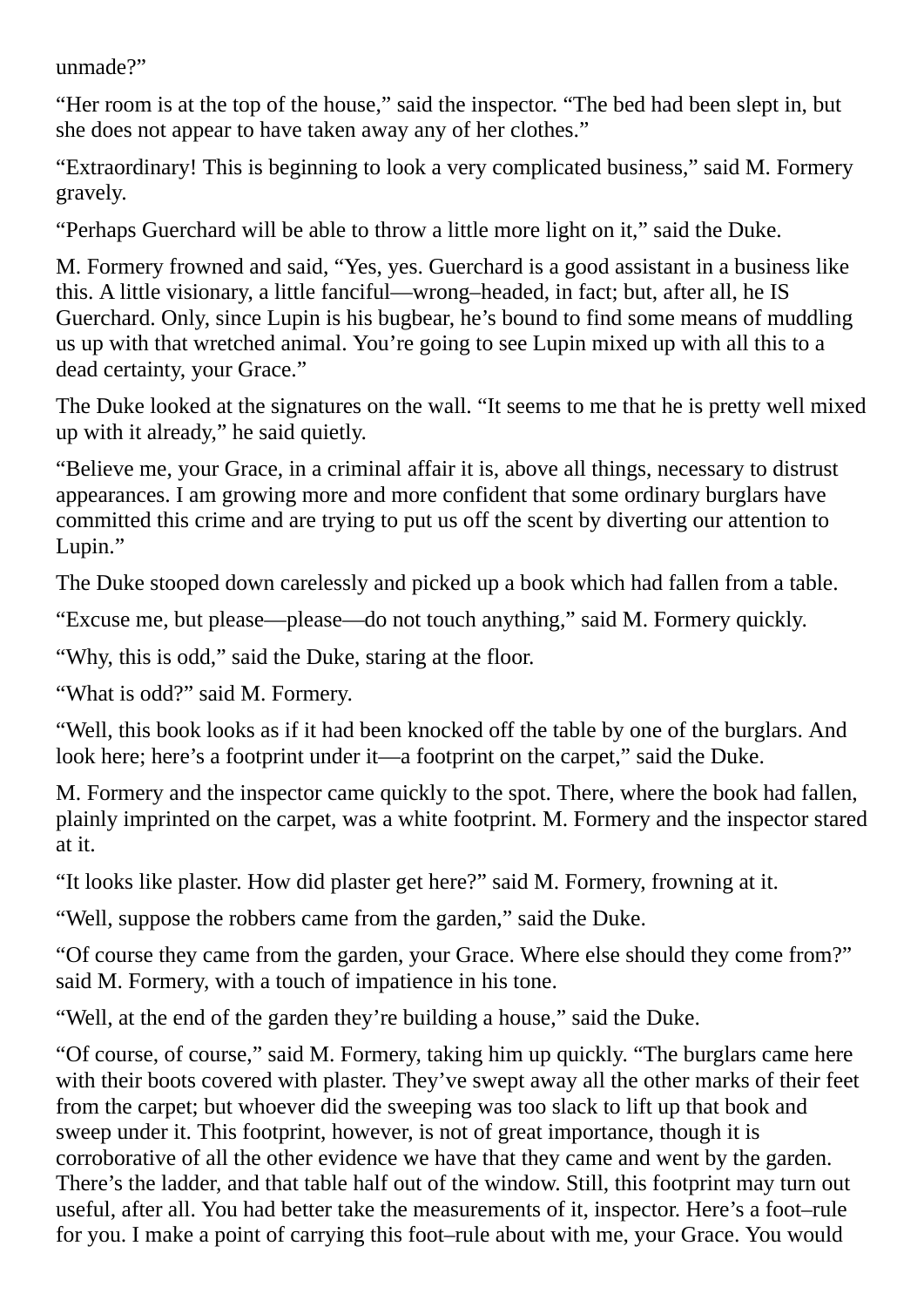unmade?"

"Her room is at the top of the house," said the inspector. "The bed had been slept in, but she does not appear to have taken away any of her clothes."

"Extraordinary! This is beginning to look a very complicated business," said M. Formery gravely.

"Perhaps Guerchard will be able to throw a little more light on it," said the Duke.

M. Formery frowned and said, "Yes, yes. Guerchard is a good assistant in a business like this. A little visionary, a little fanciful—wrong–headed, in fact; but, after all, he IS Guerchard. Only, since Lupin is his bugbear, he's bound to find some means of muddling us up with that wretched animal. You're going to see Lupin mixed up with all this to a dead certainty, your Grace."

The Duke looked at the signatures on the wall. "It seems to me that he is pretty well mixed up with it already," he said quietly.

"Believe me, your Grace, in a criminal affair it is, above all things, necessary to distrust appearances. I am growing more and more confident that some ordinary burglars have committed this crime and are trying to put us off the scent by diverting our attention to Lupin."

The Duke stooped down carelessly and picked up a book which had fallen from a table.

"Excuse me, but please—please—do not touch anything," said M. Formery quickly.

"Why, this is odd," said the Duke, staring at the floor.

"What is odd?" said M. Formery.

"Well, this book looks as if it had been knocked off the table by one of the burglars. And look here; here's a footprint under it—a footprint on the carpet," said the Duke.

M. Formery and the inspector came quickly to the spot. There, where the book had fallen, plainly imprinted on the carpet, was a white footprint. M. Formery and the inspector stared at it.

"It looks like plaster. How did plaster get here?" said M. Formery, frowning at it.

"Well, suppose the robbers came from the garden," said the Duke.

"Of course they came from the garden, your Grace. Where else should they come from?" said M. Formery, with a touch of impatience in his tone.

"Well, at the end of the garden they're building a house," said the Duke.

"Of course, of course," said M. Formery, taking him up quickly. "The burglars came here with their boots covered with plaster. They've swept away all the other marks of their feet from the carpet; but whoever did the sweeping was too slack to lift up that book and sweep under it. This footprint, however, is not of great importance, though it is corroborative of all the other evidence we have that they came and went by the garden. There's the ladder, and that table half out of the window. Still, this footprint may turn out useful, after all. You had better take the measurements of it, inspector. Here's a foot–rule for you. I make a point of carrying this foot–rule about with me, your Grace. You would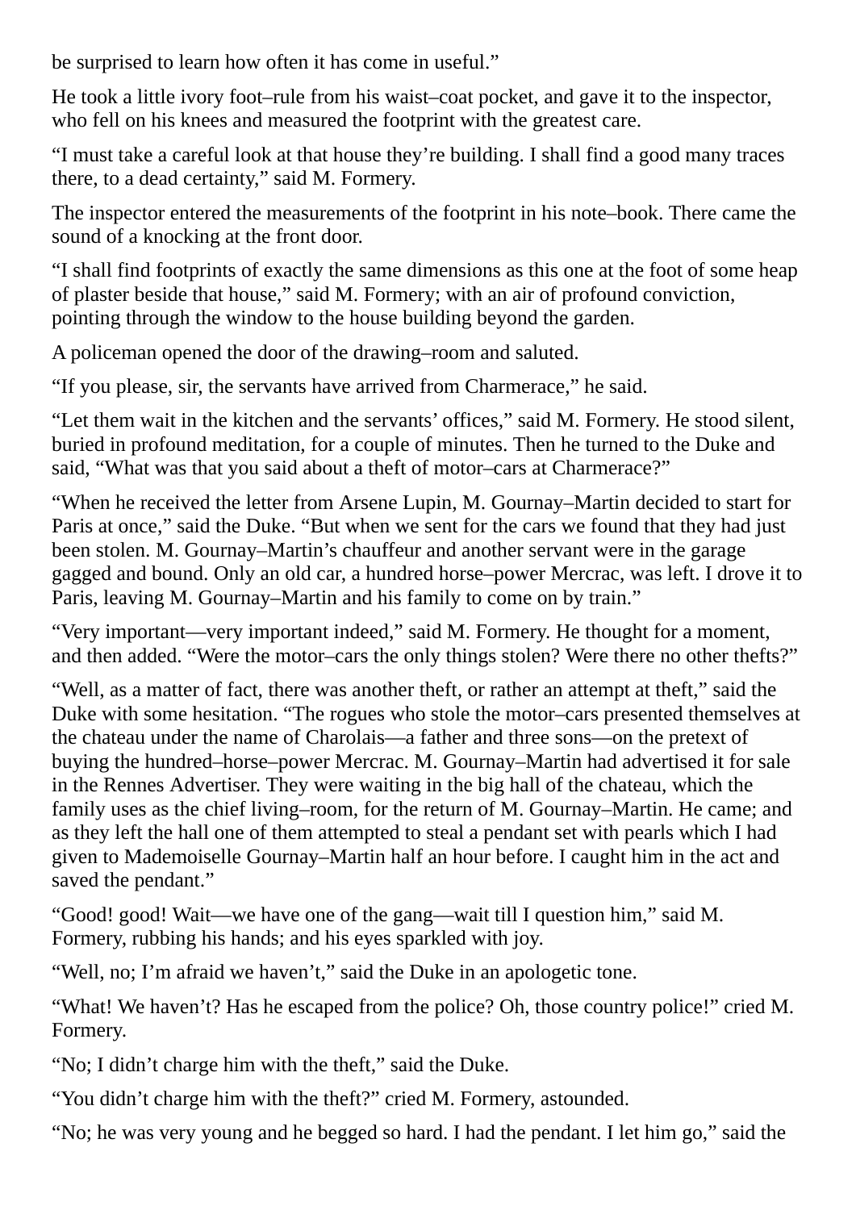be surprised to learn how often it has come in useful."

He took a little ivory foot–rule from his waist–coat pocket, and gave it to the inspector, who fell on his knees and measured the footprint with the greatest care.

"I must take a careful look at that house they're building. I shall find a good many traces there, to a dead certainty," said M. Formery.

The inspector entered the measurements of the footprint in his note–book. There came the sound of a knocking at the front door.

"I shall find footprints of exactly the same dimensions as this one at the foot of some heap of plaster beside that house," said M. Formery; with an air of profound conviction, pointing through the window to the house building beyond the garden.

A policeman opened the door of the drawing–room and saluted.

"If you please, sir, the servants have arrived from Charmerace," he said.

"Let them wait in the kitchen and the servants' offices," said M. Formery. He stood silent, buried in profound meditation, for a couple of minutes. Then he turned to the Duke and said, "What was that you said about a theft of motor–cars at Charmerace?"

"When he received the letter from Arsene Lupin, M. Gournay–Martin decided to start for Paris at once," said the Duke. "But when we sent for the cars we found that they had just been stolen. M. Gournay–Martin's chauffeur and another servant were in the garage gagged and bound. Only an old car, a hundred horse–power Mercrac, was left. I drove it to Paris, leaving M. Gournay–Martin and his family to come on by train."

"Very important—very important indeed," said M. Formery. He thought for a moment, and then added. "Were the motor–cars the only things stolen? Were there no other thefts?"

"Well, as a matter of fact, there was another theft, or rather an attempt at theft," said the Duke with some hesitation. "The rogues who stole the motor–cars presented themselves at the chateau under the name of Charolais—a father and three sons—on the pretext of buying the hundred–horse–power Mercrac. M. Gournay–Martin had advertised it for sale in the Rennes Advertiser. They were waiting in the big hall of the chateau, which the family uses as the chief living–room, for the return of M. Gournay–Martin. He came; and as they left the hall one of them attempted to steal a pendant set with pearls which I had given to Mademoiselle Gournay–Martin half an hour before. I caught him in the act and saved the pendant."

"Good! good! Wait—we have one of the gang—wait till I question him," said M. Formery, rubbing his hands; and his eyes sparkled with joy.

"Well, no; I'm afraid we haven't," said the Duke in an apologetic tone.

"What! We haven't? Has he escaped from the police? Oh, those country police!" cried M. Formery.

"No; I didn't charge him with the theft," said the Duke.

"You didn't charge him with the theft?" cried M. Formery, astounded.

"No; he was very young and he begged so hard. I had the pendant. I let him go," said the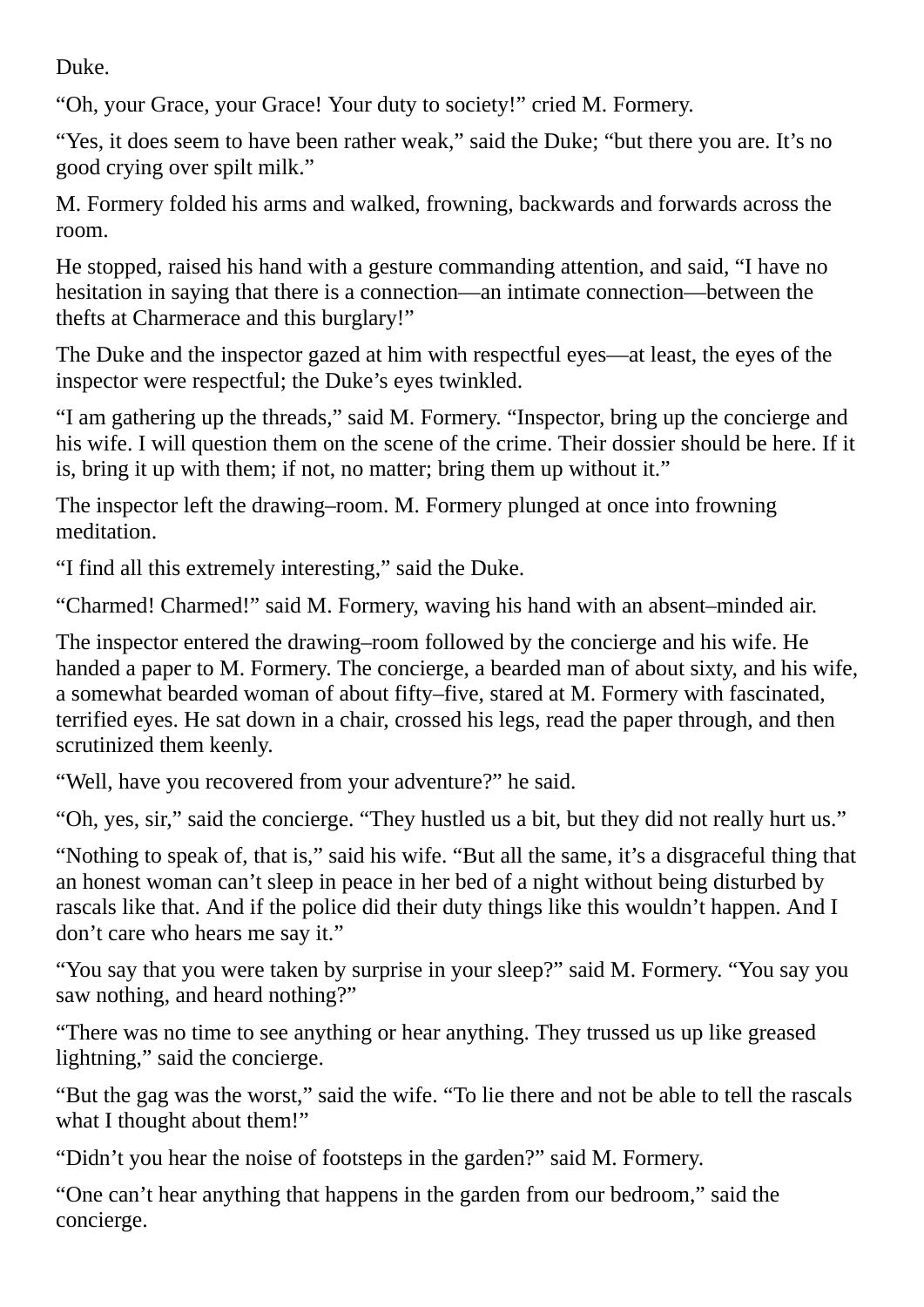Duke.

“Oh, your Grace, your Grace! Your duty to society!” cried M. Formery.

“Yes, it does seem to have been rather weak,” said the Duke; “but there you are. It’s no good crying over spilt milk.”

M. Formery folded his arms and walked, frowning, backwards and forwards across the room.

He stopped, raised his hand with a gesture commanding attention, and said, “I have no hesitation in saying that there is a connection—an intimate connection—between the thefts at Charmerace and this burglary!”

The Duke and the inspector gazed at him with respectful eyes—at least, the eyes of the inspector were respectful; the Duke’s eyes twinkled.

“I am gathering up the threads,” said M. Formery. “Inspector, bring up the concierge and his wife. I will question them on the scene of the crime. Their dossier should be here. If it is, bring it up with them; if not, no matter; bring them up without it.”

The inspector left the drawing–room. M. Formery plunged at once into frowning meditation.

“I find all this extremely interesting,” said the Duke.

“Charmed! Charmed!” said M. Formery, waving his hand with an absent–minded air.

The inspector entered the drawing–room followed by the concierge and his wife. He handed a paper to M. Formery. The concierge, a bearded man of about sixty, and his wife, a somewhat bearded woman of about fifty–five, stared at M. Formery with fascinated, terrified eyes. He sat down in a chair, crossed his legs, read the paper through, and then scrutinized them keenly.

“Well, have you recovered from your adventure?” he said.

“Oh, yes, sir,” said the concierge. “They hustled us a bit, but they did not really hurt us.”

“Nothing to speak of, that is,” said his wife. “But all the same, it’s a disgraceful thing that an honest woman can’t sleep in peace in her bed of a night without being disturbed by rascals like that. And if the police did their duty things like this wouldn’t happen. And I don’t care who hears me say it.”

“You say that you were taken by surprise in your sleep?” said M. Formery. “You say you saw nothing, and heard nothing?”

“There was no time to see anything or hear anything. They trussed us up like greased lightning,” said the concierge.

“But the gag was the worst,” said the wife. “To lie there and not be able to tell the rascals what I thought about them!”

“Didn’t you hear the noise of footsteps in the garden?” said M. Formery.

“One can’t hear anything that happens in the garden from our bedroom,” said the concierge.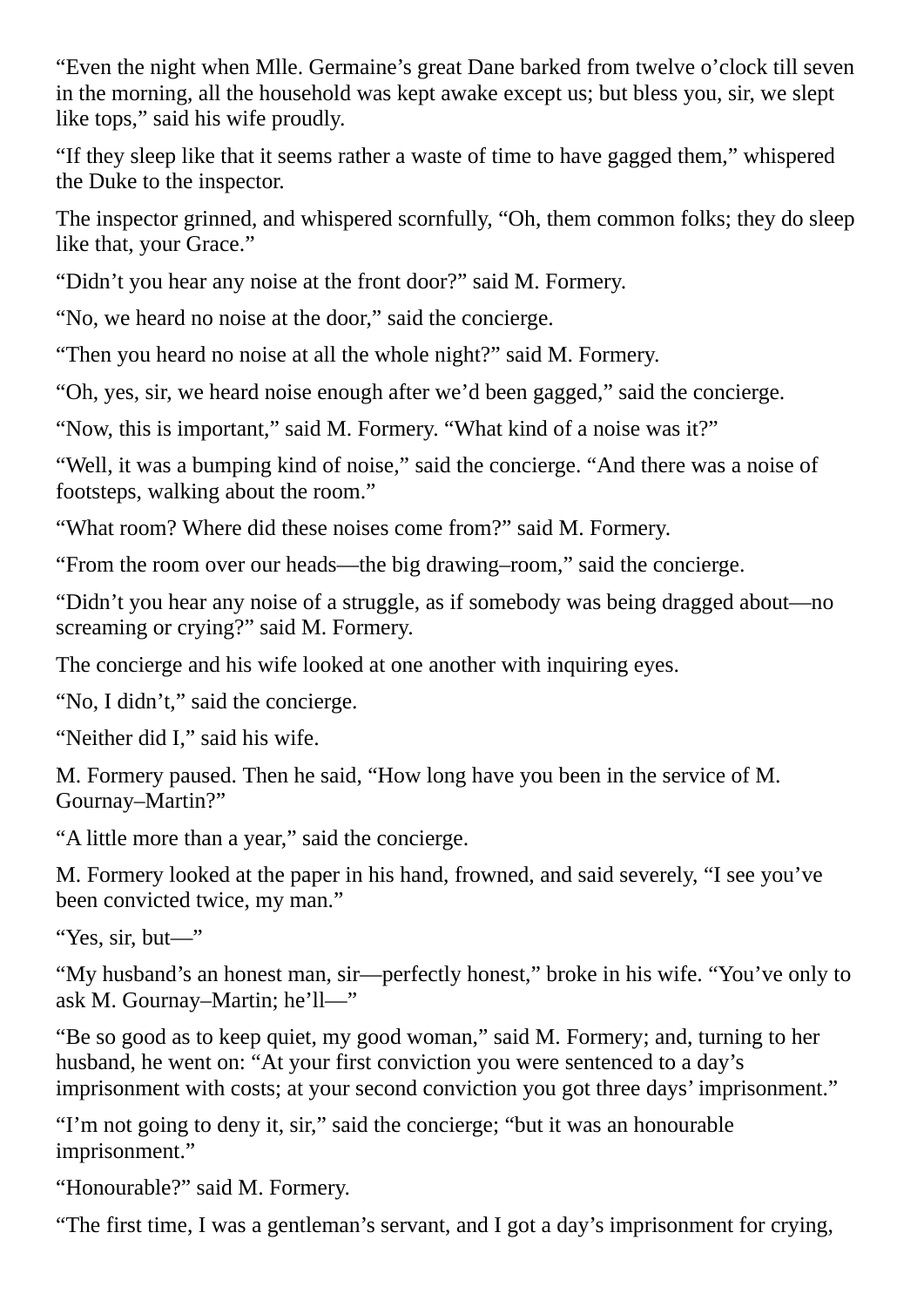“Even the night when Mlle. Germaine’s great Dane barked from twelve o’clock till seven in the morning, all the household was kept awake except us; but bless you, sir, we slept like tops,” said his wife proudly.

“If they sleep like that it seems rather a waste of time to have gagged them,” whispered the Duke to the inspector.

The inspector grinned, and whispered scornfully, “Oh, them common folks; they do sleep like that, your Grace.”

“Didn’t you hear any noise at the front door?” said M. Formery.

“No, we heard no noise at the door,” said the concierge.

“Then you heard no noise at all the whole night?” said M. Formery.

“Oh, yes, sir, we heard noise enough after we’d been gagged,” said the concierge.

“Now, this is important,” said M. Formery. “What kind of a noise was it?”

“Well, it was a bumping kind of noise,” said the concierge. “And there was a noise of footsteps, walking about the room.”

“What room? Where did these noises come from?” said M. Formery.

“From the room over our heads—the big drawing–room,” said the concierge.

“Didn’t you hear any noise of a struggle, as if somebody was being dragged about—no screaming or crying?” said M. Formery.

The concierge and his wife looked at one another with inquiring eyes.

“No, I didn’t,” said the concierge.

“Neither did I,” said his wife.

M. Formery paused. Then he said, “How long have you been in the service of M. Gournay–Martin?”

“A little more than a year,” said the concierge.

M. Formery looked at the paper in his hand, frowned, and said severely, “I see you’ve been convicted twice, my man.”

“Yes, sir, but—”

“My husband’s an honest man, sir—perfectly honest,” broke in his wife. “You’ve only to ask M. Gournay–Martin; he’ll—”

“Be so good as to keep quiet, my good woman,” said M. Formery; and, turning to her husband, he went on: “At your first conviction you were sentenced to a day’s imprisonment with costs; at your second conviction you got three days’ imprisonment.”

“I’m not going to deny it, sir,” said the concierge; “but it was an honourable imprisonment.”

“Honourable?” said M. Formery.

“The first time, I was a gentleman’s servant, and I got a day’s imprisonment for crying,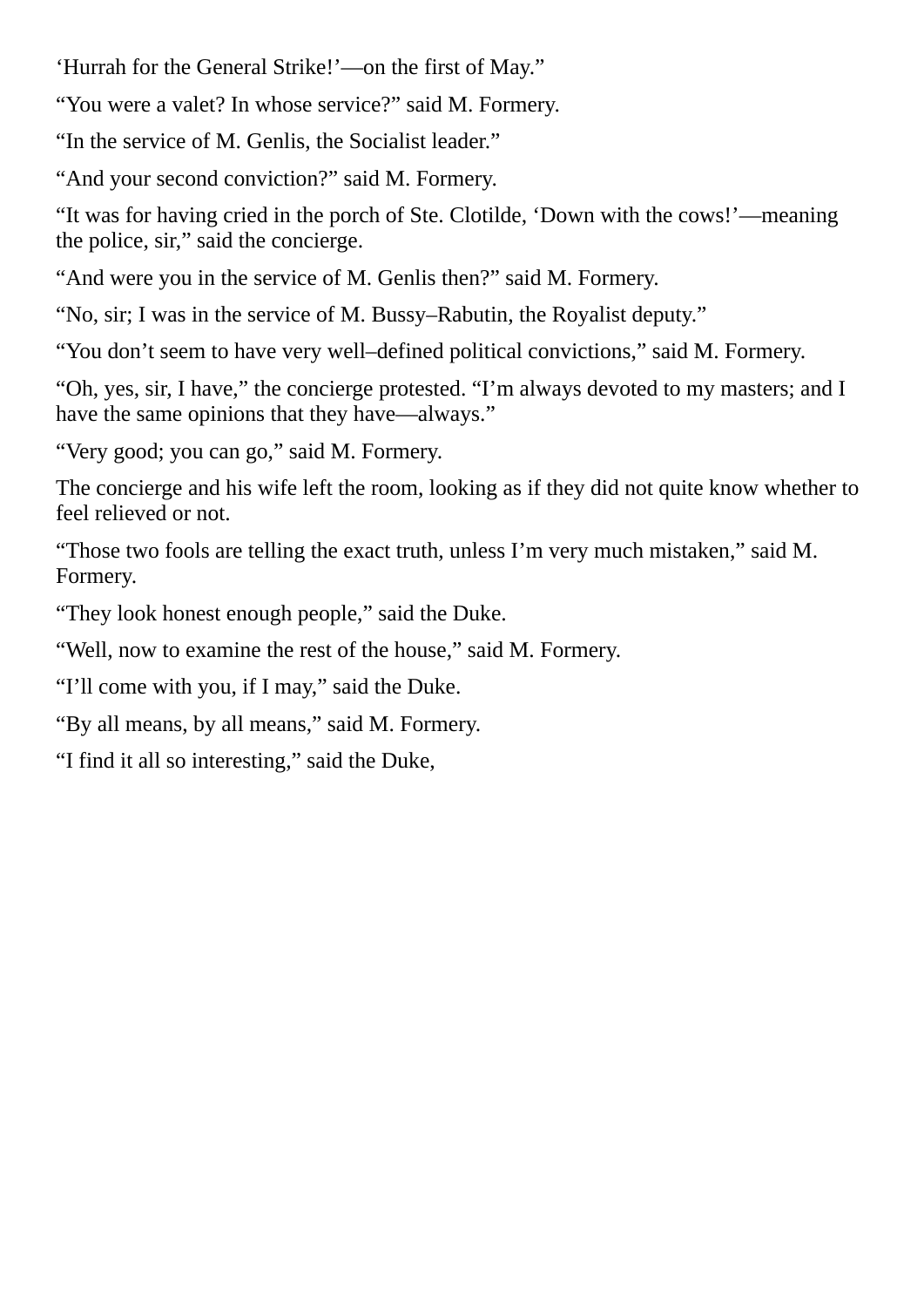‘Hurrah for the General Strike!’—on the first of May.”

“You were a valet? In whose service?” said M. Formery.

“In the service of M. Genlis, the Socialist leader.”

“And your second conviction?” said M. Formery.

“It was for having cried in the porch of Ste. Clotilde, ‘Down with the cows!’—meaning the police, sir,” said the concierge.

“And were you in the service of M. Genlis then?” said M. Formery.

“No, sir; I was in the service of M. Bussy–Rabutin, the Royalist deputy.”

“You don’t seem to have very well–defined political convictions,” said M. Formery.

“Oh, yes, sir, I have,” the concierge protested. “I’m always devoted to my masters; and I have the same opinions that they have—always.”

“Very good; you can go,” said M. Formery.

The concierge and his wife left the room, looking as if they did not quite know whether to feel relieved or not.

“Those two fools are telling the exact truth, unless I’m very much mistaken,” said M. Formery.

“They look honest enough people,” said the Duke.

“Well, now to examine the rest of the house,” said M. Formery.

“I’ll come with you, if I may,” said the Duke.

“By all means, by all means,” said M. Formery.

“I find it all so interesting,” said the Duke,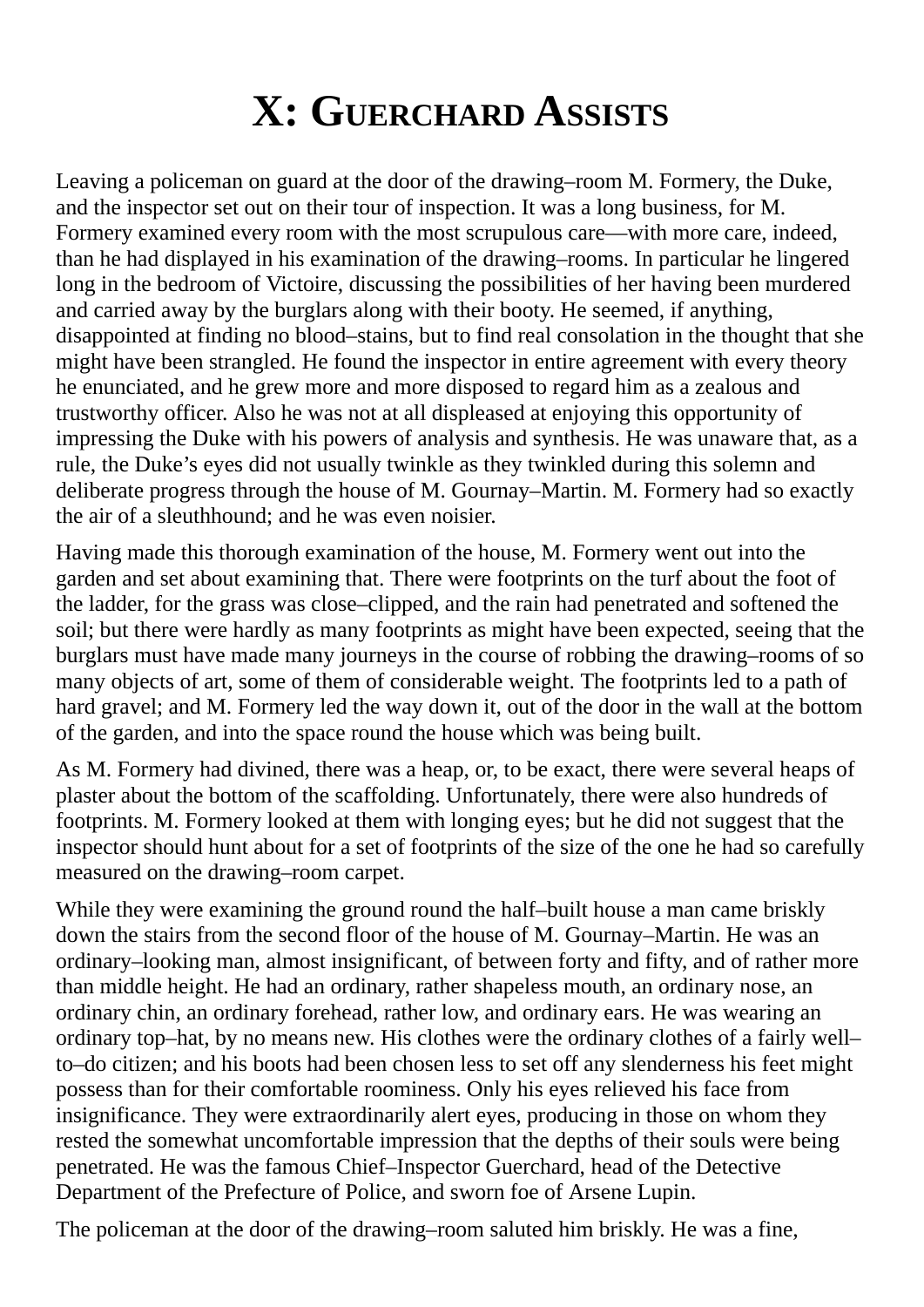# X: GUERCHARD ASSISTS

Leaving a policeman on guard at the door of the drawing–room M. Formery, the Duke, and the inspector set out on their tour of inspection. It was a long business, for M. Formery examined every room with the most scrupulous care—with more care, indeed, than he had displayed in his examination of the drawing–rooms. In particular he lingered long in the bedroom of Victoire, discussing the possibilities of her having been murdered and carried away by the burglars along with their booty. He seemed, if anything, disappointed at finding no blood–stains, but to find real consolation in the thought that she might have been strangled. He found the inspector in entire agreement with every theory he enunciated, and he grew more and more disposed to regard him as a zealous and trustworthy officer. Also he was not at all displeased at enjoying this opportunity of impressing the Duke with his powers of analysis and synthesis. He was unaware that, as a rule, the Duke's eyes did not usually twinkle as they twinkled during this solemn and deliberate progress through the house of M. Gournay–Martin. M. Formery had so exactly the air of a sleuthhound; and he was even noisier.

Having made this thorough examination of the house, M. Formery went out into the garden and set about examining that. There were footprints on the turf about the foot of the ladder, for the grass was close–clipped, and the rain had penetrated and softened the soil; but there were hardly as many footprints as might have been expected, seeing that the burglars must have made many journeys in the course of robbing the drawing–rooms of so many objects of art, some of them of considerable weight. The footprints led to a path of hard gravel; and M. Formery led the way down it, out of the door in the wall at the bottom of the garden, and into the space round the house which was being built.

As M. Formery had divined, there was a heap, or, to be exact, there were several heaps of plaster about the bottom of the scaffolding. Unfortunately, there were also hundreds of footprints. M. Formery looked at them with longing eyes; but he did not suggest that the inspector should hunt about for a set of footprints of the size of the one he had so carefully measured on the drawing–room carpet.

While they were examining the ground round the half–built house a man came briskly down the stairs from the second floor of the house of M. Gournay–Martin. He was an ordinary–looking man, almost insignificant, of between forty and fifty, and of rather more than middle height. He had an ordinary, rather shapeless mouth, an ordinary nose, an ordinary chin, an ordinary forehead, rather low, and ordinary ears. He was wearing an ordinary top–hat, by no means new. His clothes were the ordinary clothes of a fairly well–to–do citizen; and his boots had been chosen less to set off any slenderness his feet might possess than for their comfortable roominess. Only his eyes relieved his face from insignificance. They were extraordinarily alert eyes, producing in those on whom they rested the somewhat uncomfortable impression that the depths of their souls were being penetrated. He was the famous Chief–Inspector Guerchard, head of the Detective Department of the Prefecture of Police, and sworn foe of Arsene Lupin.

The policeman at the door of the drawing–room saluted him briskly. He was a fine,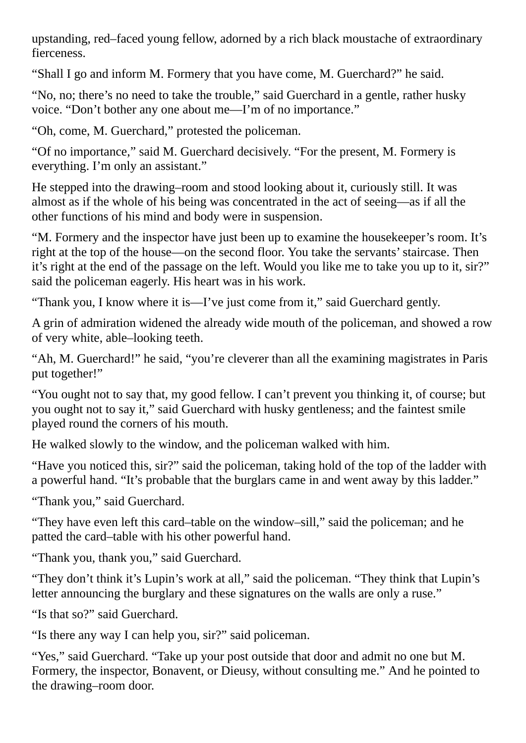upstanding, red–faced young fellow, adorned by a rich black moustache of extraordinary fierceness.

“Shall I go and inform M. Formery that you have come, M. Guerchard?” he said.

“No, no; there’s no need to take the trouble,” said Guerchard in a gentle, rather husky voice. “Don’t bother any one about me—I’m of no importance.”

“Oh, come, M. Guerchard,” protested the policeman.

“Of no importance,” said M. Guerchard decisively. “For the present, M. Formery is everything. I’m only an assistant.”

He stepped into the drawing–room and stood looking about it, curiously still. It was almost as if the whole of his being was concentrated in the act of seeing—as if all the other functions of his mind and body were in suspension.

“M. Formery and the inspector have just been up to examine the housekeeper’s room. It’s right at the top of the house—on the second floor. You take the servants’ staircase. Then it’s right at the end of the passage on the left. Would you like me to take you up to it, sir?” said the policeman eagerly. His heart was in his work.

“Thank you, I know where it is—I’ve just come from it,” said Guerchard gently.

A grin of admiration widened the already wide mouth of the policeman, and showed a row of very white, able–looking teeth.

“Ah, M. Guerchard!” he said, “you’re cleverer than all the examining magistrates in Paris put together!”

“You ought not to say that, my good fellow. I can’t prevent you thinking it, of course; but you ought not to say it,” said Guerchard with husky gentleness; and the faintest smile played round the corners of his mouth.

He walked slowly to the window, and the policeman walked with him.

“Have you noticed this, sir?” said the policeman, taking hold of the top of the ladder with a powerful hand. “It’s probable that the burglars came in and went away by this ladder.”

“Thank you,” said Guerchard.

“They have even left this card–table on the window–sill,” said the policeman; and he patted the card–table with his other powerful hand.

“Thank you, thank you,” said Guerchard.

“They don’t think it’s Lupin’s work at all,” said the policeman. “They think that Lupin’s letter announcing the burglary and these signatures on the walls are only a ruse.”

“Is that so?” said Guerchard.

“Is there any way I can help you, sir?” said policeman.

“Yes,” said Guerchard. “Take up your post outside that door and admit no one but M. Formery, the inspector, Bonavent, or Dieusy, without consulting me.” And he pointed to the drawing–room door.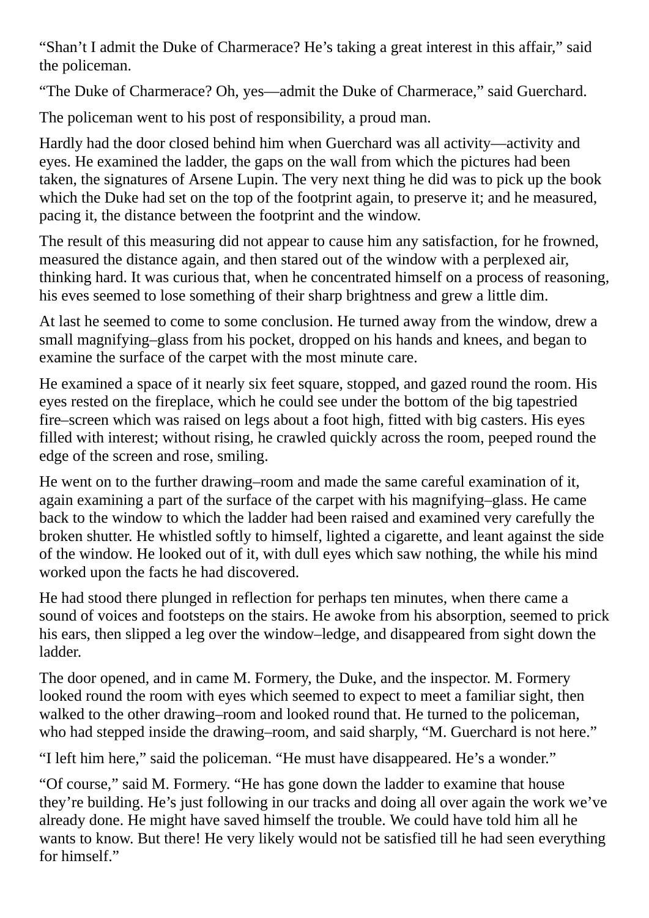"Shan't I admit the Duke of Charmerace? He's taking a great interest in this affair," said the policeman.

"The Duke of Charmerace? Oh, yes—admit the Duke of Charmerace," said Guerchard.

The policeman went to his post of responsibility, a proud man.

Hardly had the door closed behind him when Guerchard was all activity—activity and eyes. He examined the ladder, the gaps on the wall from which the pictures had been taken, the signatures of Arsene Lupin. The very next thing he did was to pick up the book which the Duke had set on the top of the footprint again, to preserve it; and he measured, pacing it, the distance between the footprint and the window.

The result of this measuring did not appear to cause him any satisfaction, for he frowned, measured the distance again, and then stared out of the window with a perplexed air, thinking hard. It was curious that, when he concentrated himself on a process of reasoning, his eves seemed to lose something of their sharp brightness and grew a little dim.

At last he seemed to come to some conclusion. He turned away from the window, drew a small magnifying–glass from his pocket, dropped on his hands and knees, and began to examine the surface of the carpet with the most minute care.

He examined a space of it nearly six feet square, stopped, and gazed round the room. His eyes rested on the fireplace, which he could see under the bottom of the big tapestried fire–screen which was raised on legs about a foot high, fitted with big casters. His eyes filled with interest; without rising, he crawled quickly across the room, peeped round the edge of the screen and rose, smiling.

He went on to the further drawing–room and made the same careful examination of it, again examining a part of the surface of the carpet with his magnifying–glass. He came back to the window to which the ladder had been raised and examined very carefully the broken shutter. He whistled softly to himself, lighted a cigarette, and leant against the side of the window. He looked out of it, with dull eyes which saw nothing, the while his mind worked upon the facts he had discovered.

He had stood there plunged in reflection for perhaps ten minutes, when there came a sound of voices and footsteps on the stairs. He awoke from his absorption, seemed to prick his ears, then slipped a leg over the window–ledge, and disappeared from sight down the ladder.

The door opened, and in came M. Formery, the Duke, and the inspector. M. Formery looked round the room with eyes which seemed to expect to meet a familiar sight, then walked to the other drawing–room and looked round that. He turned to the policeman, who had stepped inside the drawing–room, and said sharply, "M. Guerchard is not here."

"I left him here," said the policeman. "He must have disappeared. He's a wonder."

"Of course," said M. Formery. "He has gone down the ladder to examine that house they're building. He's just following in our tracks and doing all over again the work we've already done. He might have saved himself the trouble. We could have told him all he wants to know. But there! He very likely would not be satisfied till he had seen everything for himself."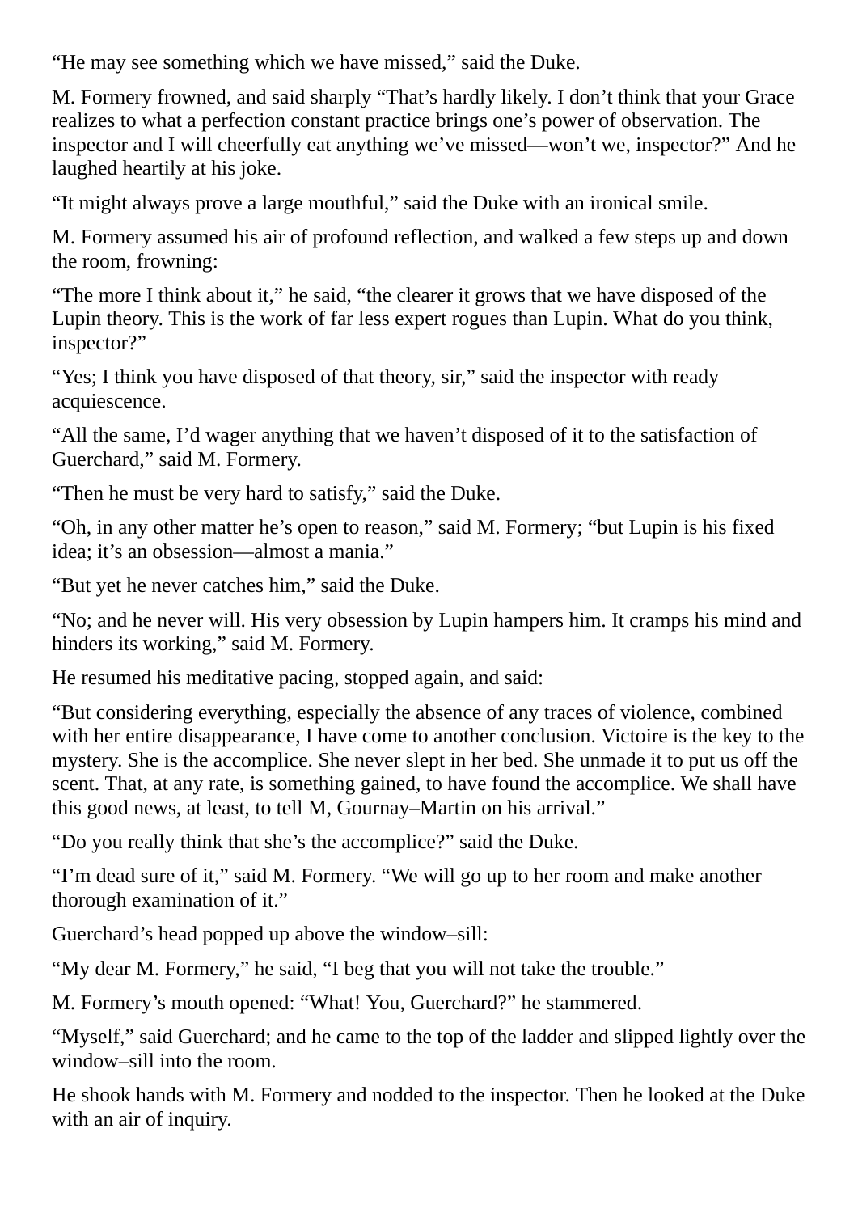“He may see something which we have missed,” said the Duke.

M. Formery frowned, and said sharply “That’s hardly likely. I don’t think that your Grace realizes to what a perfection constant practice brings one’s power of observation. The inspector and I will cheerfully eat anything we’ve missed—won’t we, inspector?” And he laughed heartily at his joke.

“It might always prove a large mouthful,” said the Duke with an ironical smile.

M. Formery assumed his air of profound reflection, and walked a few steps up and down the room, frowning:

“The more I think about it,” he said, “the clearer it grows that we have disposed of the Lupin theory. This is the work of far less expert rogues than Lupin. What do you think, inspector?”

“Yes; I think you have disposed of that theory, sir,” said the inspector with ready acquiescence.

“All the same, I’d wager anything that we haven’t disposed of it to the satisfaction of Guerchard,” said M. Formery.

“Then he must be very hard to satisfy,” said the Duke.

“Oh, in any other matter he’s open to reason,” said M. Formery; “but Lupin is his fixed idea; it’s an obsession—almost a mania.”

“But yet he never catches him,” said the Duke.

“No; and he never will. His very obsession by Lupin hampers him. It cramps his mind and hinders its working,” said M. Formery.

He resumed his meditative pacing, stopped again, and said:

“But considering everything, especially the absence of any traces of violence, combined with her entire disappearance, I have come to another conclusion. Victoire is the key to the mystery. She is the accomplice. She never slept in her bed. She unmade it to put us off the scent. That, at any rate, is something gained, to have found the accomplice. We shall have this good news, at least, to tell M, Gournay–Martin on his arrival.”

“Do you really think that she’s the accomplice?” said the Duke.

“I’m dead sure of it,” said M. Formery. “We will go up to her room and make another thorough examination of it.”

Guerchard’s head popped up above the window–sill:

“My dear M. Formery,” he said, “I beg that you will not take the trouble.”

M. Formery’s mouth opened: “What! You, Guerchard?” he stammered.

“Myself,” said Guerchard; and he came to the top of the ladder and slipped lightly over the window–sill into the room.

He shook hands with M. Formery and nodded to the inspector. Then he looked at the Duke with an air of inquiry.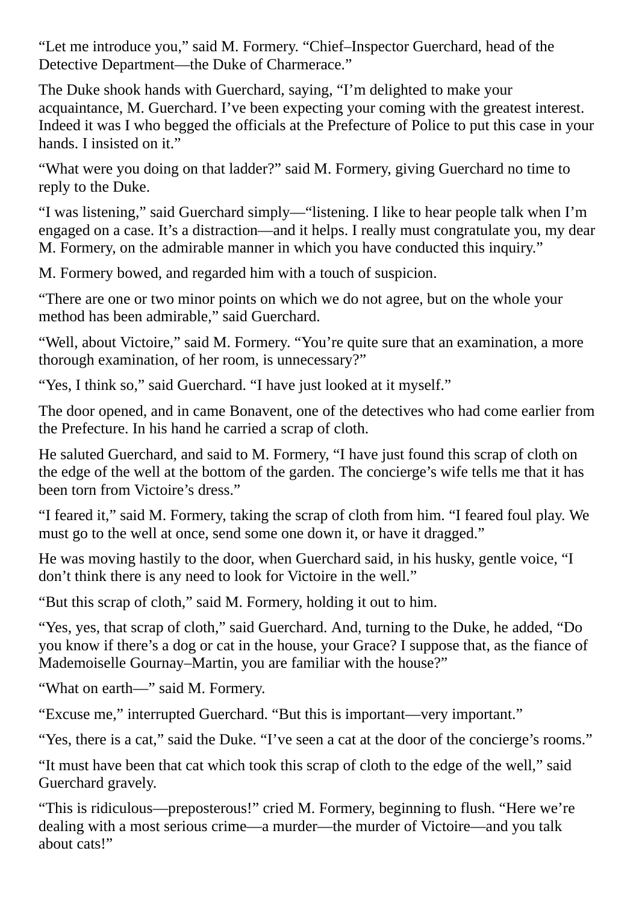"Let me introduce you," said M. Formery. "Chief–Inspector Guerchard, head of the Detective Department—the Duke of Charmerace."

The Duke shook hands with Guerchard, saying, "I'm delighted to make your acquaintance, M. Guerchard. I've been expecting your coming with the greatest interest. Indeed it was I who begged the officials at the Prefecture of Police to put this case in your hands. I insisted on it."

"What were you doing on that ladder?" said M. Formery, giving Guerchard no time to reply to the Duke.

"I was listening," said Guerchard simply—"listening. I like to hear people talk when I'm engaged on a case. It's a distraction—and it helps. I really must congratulate you, my dear M. Formery, on the admirable manner in which you have conducted this inquiry."

M. Formery bowed, and regarded him with a touch of suspicion.

"There are one or two minor points on which we do not agree, but on the whole your method has been admirable," said Guerchard.

"Well, about Victoire," said M. Formery. "You're quite sure that an examination, a more thorough examination, of her room, is unnecessary?"

"Yes, I think so," said Guerchard. "I have just looked at it myself."

The door opened, and in came Bonavent, one of the detectives who had come earlier from the Prefecture. In his hand he carried a scrap of cloth.

He saluted Guerchard, and said to M. Formery, "I have just found this scrap of cloth on the edge of the well at the bottom of the garden. The concierge's wife tells me that it has been torn from Victoire's dress."

"I feared it," said M. Formery, taking the scrap of cloth from him. "I feared foul play. We must go to the well at once, send some one down it, or have it dragged."

He was moving hastily to the door, when Guerchard said, in his husky, gentle voice, "I don't think there is any need to look for Victoire in the well."

"But this scrap of cloth," said M. Formery, holding it out to him.

"Yes, yes, that scrap of cloth," said Guerchard. And, turning to the Duke, he added, "Do you know if there's a dog or cat in the house, your Grace? I suppose that, as the fiance of Mademoiselle Gournay–Martin, you are familiar with the house?"

"What on earth—" said M. Formery.

"Excuse me," interrupted Guerchard. "But this is important—very important."

"Yes, there is a cat," said the Duke. "I've seen a cat at the door of the concierge's rooms."

"It must have been that cat which took this scrap of cloth to the edge of the well," said Guerchard gravely.

"This is ridiculous—preposterous!" cried M. Formery, beginning to flush. "Here we're dealing with a most serious crime—a murder—the murder of Victoire—and you talk about cats!"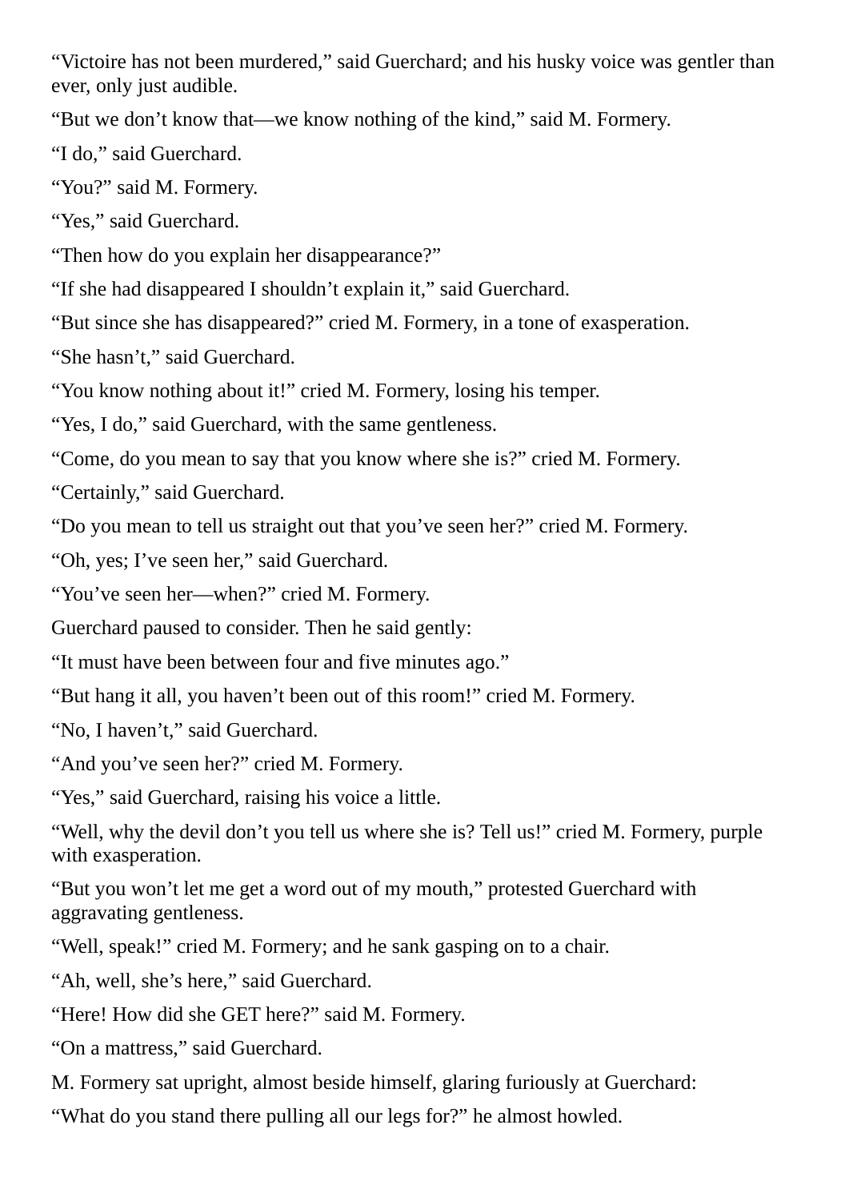"Victoire has not been murdered," said Guerchard; and his husky voice was gentler than ever, only just audible.

"But we don't know that—we know nothing of the kind," said M. Formery.

"I do," said Guerchard.

"You?" said M. Formery.

"Yes," said Guerchard.

"Then how do you explain her disappearance?"

"If she had disappeared I shouldn't explain it," said Guerchard.

"But since she has disappeared?" cried M. Formery, in a tone of exasperation.

"She hasn't," said Guerchard.

"You know nothing about it!" cried M. Formery, losing his temper.

"Yes, I do," said Guerchard, with the same gentleness.

"Come, do you mean to say that you know where she is?" cried M. Formery.

"Certainly," said Guerchard.

"Do you mean to tell us straight out that you've seen her?" cried M. Formery.

"Oh, yes; I've seen her," said Guerchard.

"You've seen her—when?" cried M. Formery.

Guerchard paused to consider. Then he said gently:

"It must have been between four and five minutes ago."

"But hang it all, you haven't been out of this room!" cried M. Formery.

"No, I haven't," said Guerchard.

"And you've seen her?" cried M. Formery.

"Yes," said Guerchard, raising his voice a little.

"Well, why the devil don't you tell us where she is? Tell us!" cried M. Formery, purple with exasperation.

"But you won't let me get a word out of my mouth," protested Guerchard with aggravating gentleness.

"Well, speak!" cried M. Formery; and he sank gasping on to a chair.

"Ah, well, she's here," said Guerchard.

"Here! How did she GET here?" said M. Formery.

"On a mattress," said Guerchard.

M. Formery sat upright, almost beside himself, glaring furiously at Guerchard:

"What do you stand there pulling all our legs for?" he almost howled.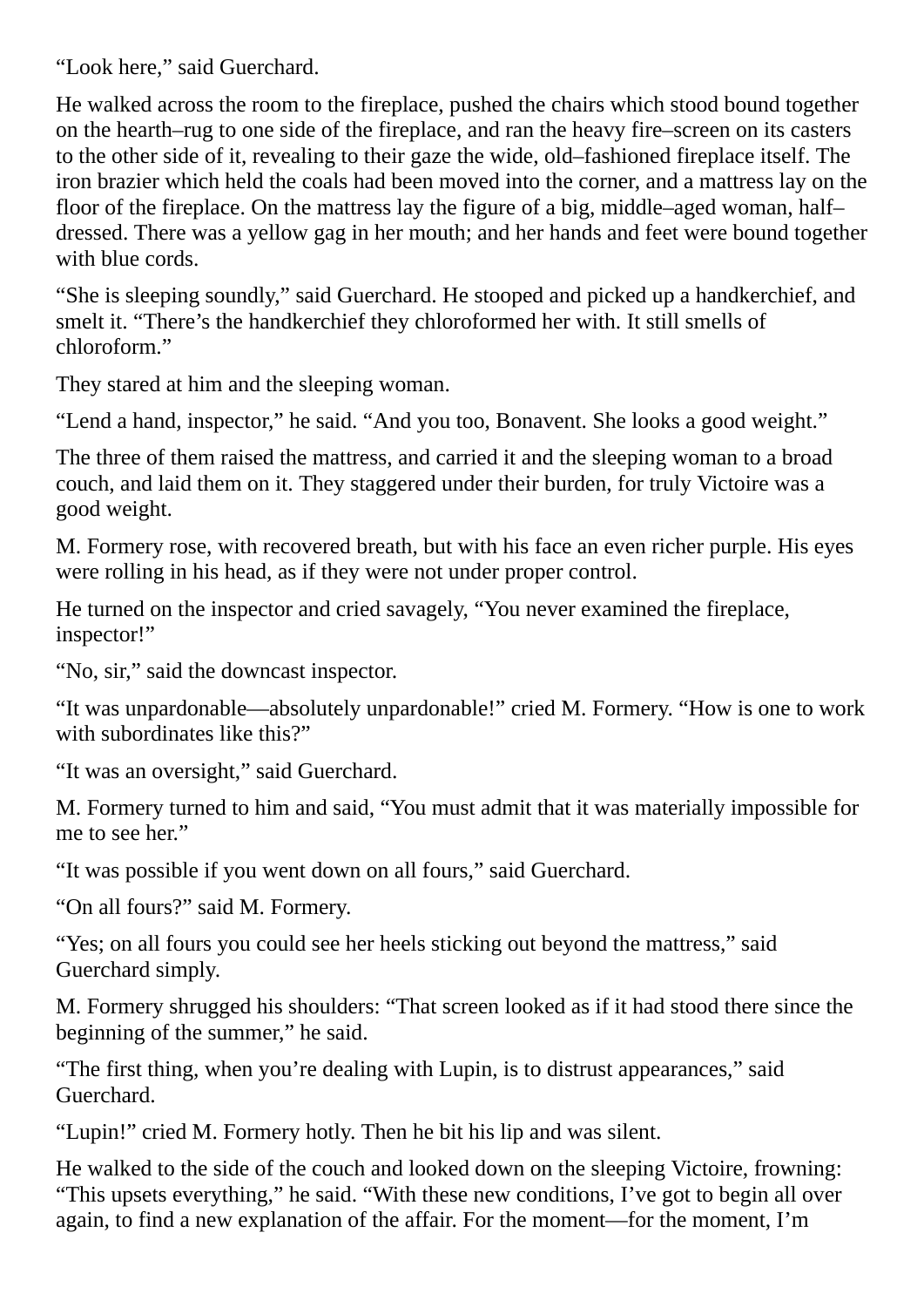"Look here," said Guerchard.

He walked across the room to the fireplace, pushed the chairs which stood bound together on the hearth–rug to one side of the fireplace, and ran the heavy fire–screen on its casters to the other side of it, revealing to their gaze the wide, old–fashioned fireplace itself. The iron brazier which held the coals had been moved into the corner, and a mattress lay on the floor of the fireplace. On the mattress lay the figure of a big, middle–aged woman, half–dressed. There was a yellow gag in her mouth; and her hands and feet were bound together with blue cords.

"She is sleeping soundly," said Guerchard. He stooped and picked up a handkerchief, and smelt it. "There's the handkerchief they chloroformed her with. It still smells of chloroform."

They stared at him and the sleeping woman.

"Lend a hand, inspector," he said. "And you too, Bonavent. She looks a good weight."

The three of them raised the mattress, and carried it and the sleeping woman to a broad couch, and laid them on it. They staggered under their burden, for truly Victoire was a good weight.

M. Formery rose, with recovered breath, but with his face an even richer purple. His eyes were rolling in his head, as if they were not under proper control.

He turned on the inspector and cried savagely, "You never examined the fireplace, inspector!"

"No, sir," said the downcast inspector.

"It was unpardonable—absolutely unpardonable!" cried M. Formery. "How is one to work with subordinates like this?"

"It was an oversight," said Guerchard.

M. Formery turned to him and said, "You must admit that it was materially impossible for me to see her."

"It was possible if you went down on all fours," said Guerchard.

"On all fours?" said M. Formery.

"Yes; on all fours you could see her heels sticking out beyond the mattress," said Guerchard simply.

M. Formery shrugged his shoulders: "That screen looked as if it had stood there since the beginning of the summer," he said.

"The first thing, when you're dealing with Lupin, is to distrust appearances," said Guerchard.

"Lupin!" cried M. Formery hotly. Then he bit his lip and was silent.

He walked to the side of the couch and looked down on the sleeping Victoire, frowning: "This upsets everything," he said. "With these new conditions, I've got to begin all over again, to find a new explanation of the affair. For the moment—for the moment, I'm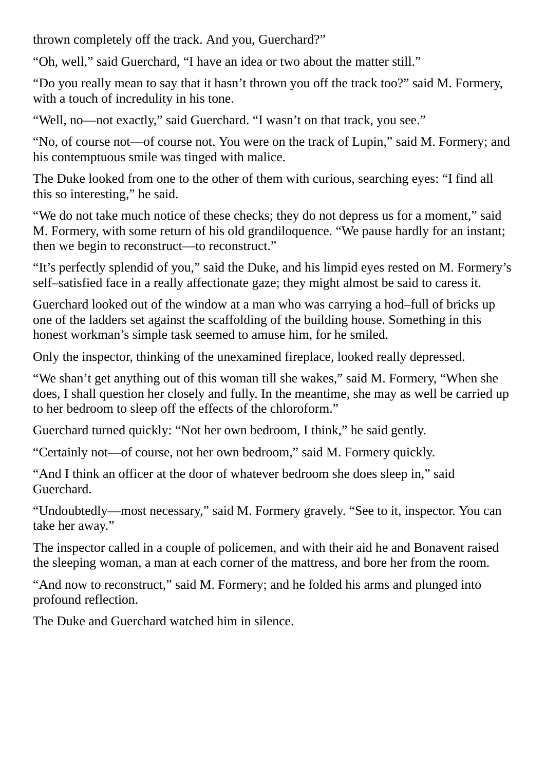thrown completely off the track. And you, Guerchard?”

“Oh, well,” said Guerchard, “I have an idea or two about the matter still.”

“Do you really mean to say that it hasn’t thrown you off the track too?” said M. Formery, with a touch of incredulity in his tone.

“Well, no—not exactly,” said Guerchard. “I wasn’t on that track, you see.”

“No, of course not—of course not. You were on the track of Lupin,” said M. Formery; and his contemptuous smile was tinged with malice.

The Duke looked from one to the other of them with curious, searching eyes: “I find all this so interesting,” he said.

“We do not take much notice of these checks; they do not depress us for a moment,” said M. Formery, with some return of his old grandiloquence. “We pause hardly for an instant; then we begin to reconstruct—to reconstruct.”

“It’s perfectly splendid of you,” said the Duke, and his limpid eyes rested on M. Formery’s self–satisfied face in a really affectionate gaze; they might almost be said to caress it.

Guerchard looked out of the window at a man who was carrying a hod–full of bricks up one of the ladders set against the scaffolding of the building house. Something in this honest workman’s simple task seemed to amuse him, for he smiled.

Only the inspector, thinking of the unexamined fireplace, looked really depressed.

“We shan’t get anything out of this woman till she wakes,” said M. Formery, “When she does, I shall question her closely and fully. In the meantime, she may as well be carried up to her bedroom to sleep off the effects of the chloroform.”

Guerchard turned quickly: “Not her own bedroom, I think,” he said gently.

“Certainly not—of course, not her own bedroom,” said M. Formery quickly.

“And I think an officer at the door of whatever bedroom she does sleep in,” said Guerchard.

“Undoubtedly—most necessary,” said M. Formery gravely. “See to it, inspector. You can take her away.”

The inspector called in a couple of policemen, and with their aid he and Bonavent raised the sleeping woman, a man at each corner of the mattress, and bore her from the room.

“And now to reconstruct,” said M. Formery; and he folded his arms and plunged into profound reflection.

The Duke and Guerchard watched him in silence.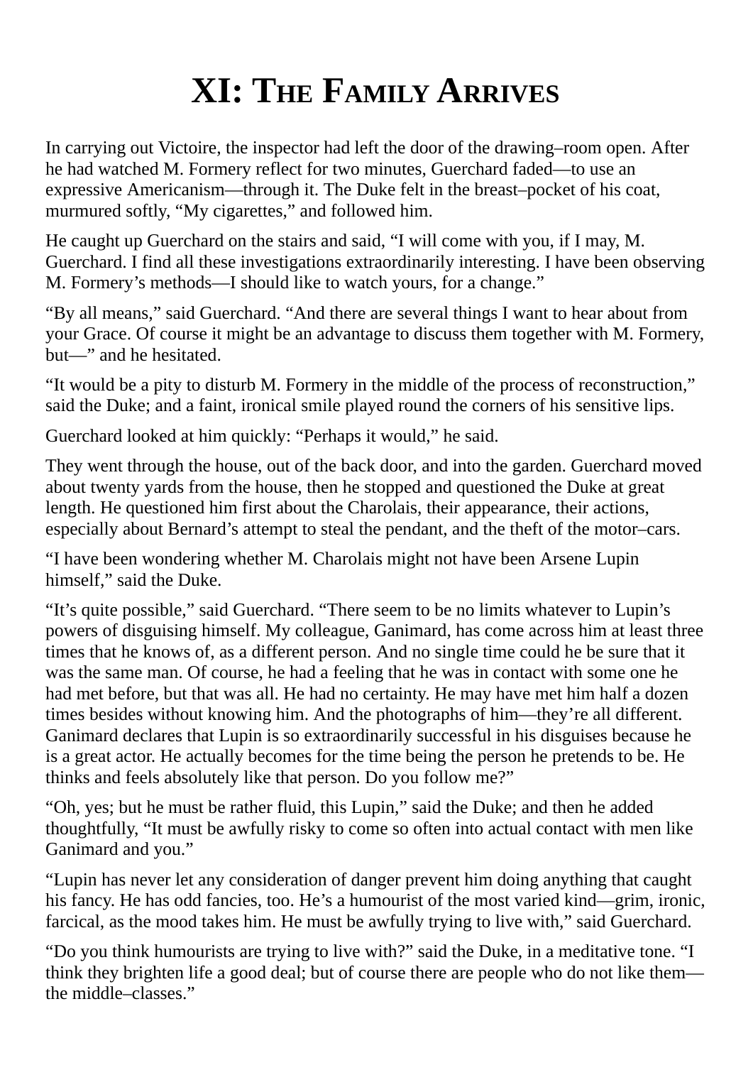# XI: THE FAMILY ARRIVES

In carrying out Victoire, the inspector had left the door of the drawing–room open. After he had watched M. Formery reflect for two minutes, Guerchard faded—to use an expressive Americanism—through it. The Duke felt in the breast–pocket of his coat, murmured softly, "My cigarettes," and followed him.

He caught up Guerchard on the stairs and said, "I will come with you, if I may, M. Guerchard. I find all these investigations extraordinarily interesting. I have been observing M. Formery's methods—I should like to watch yours, for a change."

"By all means," said Guerchard. "And there are several things I want to hear about from your Grace. Of course it might be an advantage to discuss them together with M. Formery, but—" and he hesitated.

"It would be a pity to disturb M. Formery in the middle of the process of reconstruction," said the Duke; and a faint, ironical smile played round the corners of his sensitive lips.

Guerchard looked at him quickly: "Perhaps it would," he said.

They went through the house, out of the back door, and into the garden. Guerchard moved about twenty yards from the house, then he stopped and questioned the Duke at great length. He questioned him first about the Charolais, their appearance, their actions, especially about Bernard's attempt to steal the pendant, and the theft of the motor–cars.

"I have been wondering whether M. Charolais might not have been Arsene Lupin himself," said the Duke.

"It's quite possible," said Guerchard. "There seem to be no limits whatever to Lupin's powers of disguising himself. My colleague, Ganimard, has come across him at least three times that he knows of, as a different person. And no single time could he be sure that it was the same man. Of course, he had a feeling that he was in contact with some one he had met before, but that was all. He had no certainty. He may have met him half a dozen times besides without knowing him. And the photographs of him—they're all different. Ganimard declares that Lupin is so extraordinarily successful in his disguises because he is a great actor. He actually becomes for the time being the person he pretends to be. He thinks and feels absolutely like that person. Do you follow me?"

"Oh, yes; but he must be rather fluid, this Lupin," said the Duke; and then he added thoughtfully, "It must be awfully risky to come so often into actual contact with men like Ganimard and you."

"Lupin has never let any consideration of danger prevent him doing anything that caught his fancy. He has odd fancies, too. He's a humourist of the most varied kind—grim, ironic, farcical, as the mood takes him. He must be awfully trying to live with," said Guerchard.

"Do you think humourists are trying to live with?" said the Duke, in a meditative tone. "I think they brighten life a good deal; but of course there are people who do not like them—the middle–classes."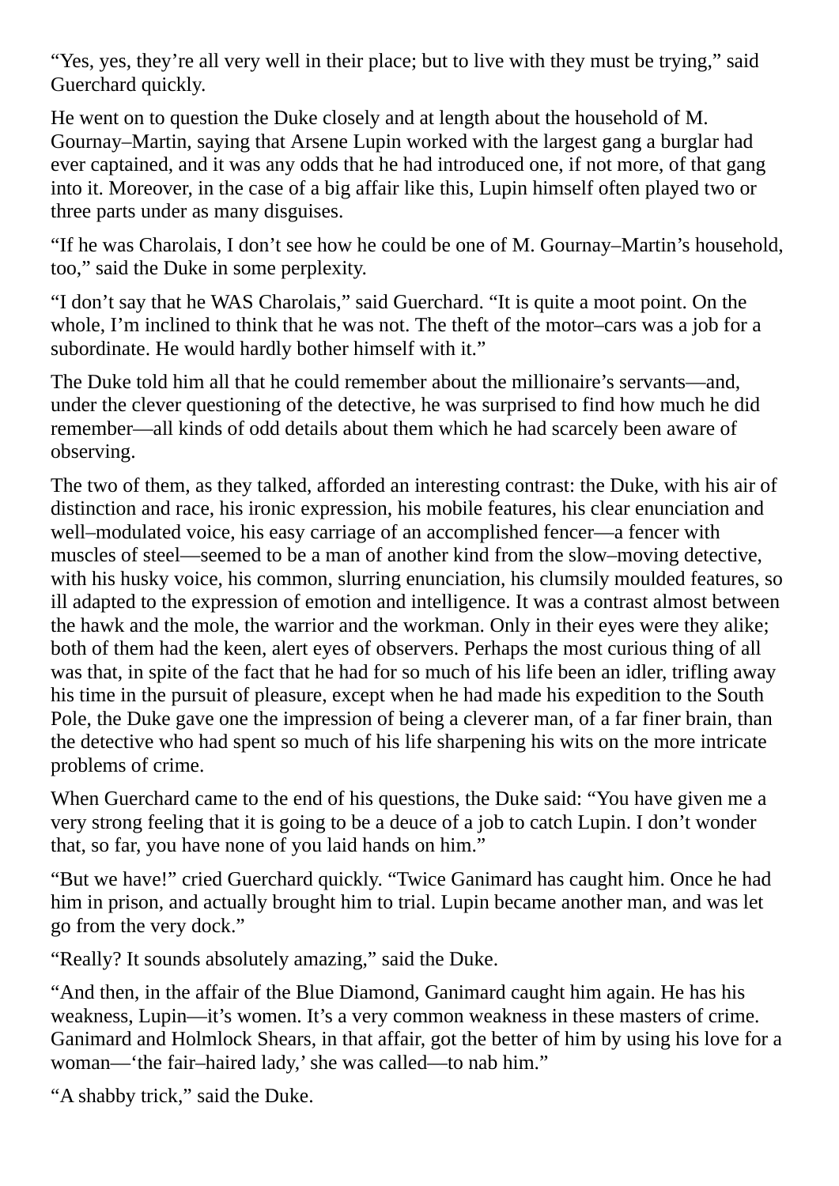"Yes, yes, they're all very well in their place; but to live with they must be trying," said Guerchard quickly.

He went on to question the Duke closely and at length about the household of M. Gournay–Martin, saying that Arsene Lupin worked with the largest gang a burglar had ever captained, and it was any odds that he had introduced one, if not more, of that gang into it. Moreover, in the case of a big affair like this, Lupin himself often played two or three parts under as many disguises.

"If he was Charolais, I don't see how he could be one of M. Gournay–Martin's household, too," said the Duke in some perplexity.

"I don't say that he WAS Charolais," said Guerchard. "It is quite a moot point. On the whole, I'm inclined to think that he was not. The theft of the motor–cars was a job for a subordinate. He would hardly bother himself with it."

The Duke told him all that he could remember about the millionaire's servants—and, under the clever questioning of the detective, he was surprised to find how much he did remember—all kinds of odd details about them which he had scarcely been aware of observing.

The two of them, as they talked, afforded an interesting contrast: the Duke, with his air of distinction and race, his ironic expression, his mobile features, his clear enunciation and well–modulated voice, his easy carriage of an accomplished fencer—a fencer with muscles of steel—seemed to be a man of another kind from the slow–moving detective, with his husky voice, his common, slurring enunciation, his clumsily moulded features, so ill adapted to the expression of emotion and intelligence. It was a contrast almost between the hawk and the mole, the warrior and the workman. Only in their eyes were they alike; both of them had the keen, alert eyes of observers. Perhaps the most curious thing of all was that, in spite of the fact that he had for so much of his life been an idler, trifling away his time in the pursuit of pleasure, except when he had made his expedition to the South Pole, the Duke gave one the impression of being a cleverer man, of a far finer brain, than the detective who had spent so much of his life sharpening his wits on the more intricate problems of crime.

When Guerchard came to the end of his questions, the Duke said: "You have given me a very strong feeling that it is going to be a deuce of a job to catch Lupin. I don't wonder that, so far, you have none of you laid hands on him."

"But we have!" cried Guerchard quickly. "Twice Ganimard has caught him. Once he had him in prison, and actually brought him to trial. Lupin became another man, and was let go from the very dock."

"Really? It sounds absolutely amazing," said the Duke.

"And then, in the affair of the Blue Diamond, Ganimard caught him again. He has his weakness, Lupin—it's women. It's a very common weakness in these masters of crime. Ganimard and Holmlock Shears, in that affair, got the better of him by using his love for a woman—'the fair–haired lady,' she was called—to nab him."

"A shabby trick," said the Duke.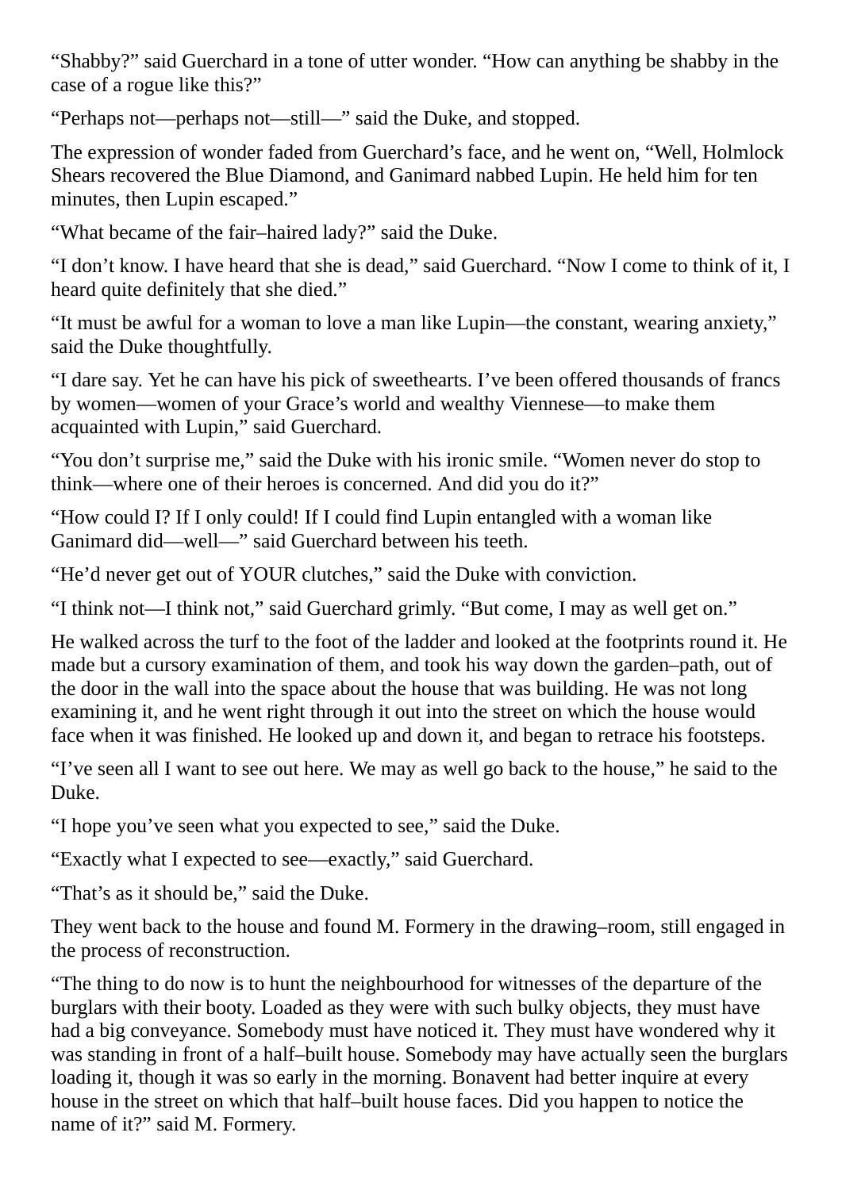“Shabby?” said Guerchard in a tone of utter wonder. “How can anything be shabby in the case of a rogue like this?”

“Perhaps not—perhaps not—still—” said the Duke, and stopped.

The expression of wonder faded from Guerchard’s face, and he went on, “Well, Holmlock Shears recovered the Blue Diamond, and Ganimard nabbed Lupin. He held him for ten minutes, then Lupin escaped.”

“What became of the fair–haired lady?” said the Duke.

“I don’t know. I have heard that she is dead,” said Guerchard. “Now I come to think of it, I heard quite definitely that she died.”

“It must be awful for a woman to love a man like Lupin—the constant, wearing anxiety,” said the Duke thoughtfully.

“I dare say. Yet he can have his pick of sweethearts. I’ve been offered thousands of francs by women—women of your Grace’s world and wealthy Viennese—to make them acquainted with Lupin,” said Guerchard.

“You don’t surprise me,” said the Duke with his ironic smile. “Women never do stop to think—where one of their heroes is concerned. And did you do it?”

“How could I? If I only could! If I could find Lupin entangled with a woman like Ganimard did—well—” said Guerchard between his teeth.

“He’d never get out of YOUR clutches,” said the Duke with conviction.

“I think not—I think not,” said Guerchard grimly. “But come, I may as well get on.”

He walked across the turf to the foot of the ladder and looked at the footprints round it. He made but a cursory examination of them, and took his way down the garden–path, out of the door in the wall into the space about the house that was building. He was not long examining it, and he went right through it out into the street on which the house would face when it was finished. He looked up and down it, and began to retrace his footsteps.

“I’ve seen all I want to see out here. We may as well go back to the house,” he said to the Duke.

“I hope you’ve seen what you expected to see,” said the Duke.

“Exactly what I expected to see—exactly,” said Guerchard.

“That’s as it should be,” said the Duke.

They went back to the house and found M. Formery in the drawing–room, still engaged in the process of reconstruction.

“The thing to do now is to hunt the neighbourhood for witnesses of the departure of the burglars with their booty. Loaded as they were with such bulky objects, they must have had a big conveyance. Somebody must have noticed it. They must have wondered why it was standing in front of a half–built house. Somebody may have actually seen the burglars loading it, though it was so early in the morning. Bonavent had better inquire at every house in the street on which that half–built house faces. Did you happen to notice the name of it?” said M. Formery.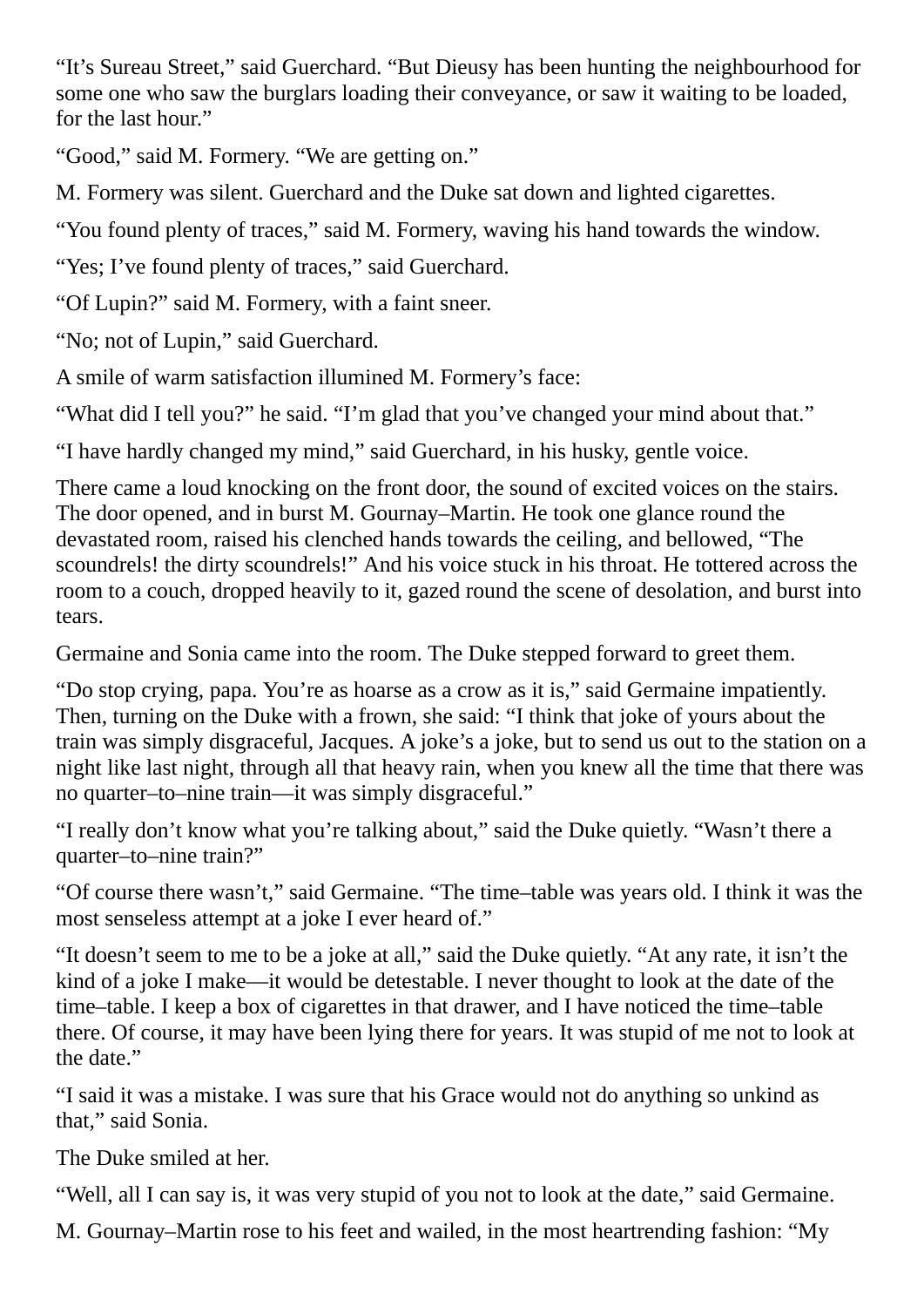"It's Sureau Street," said Guerchard. "But Dieusy has been hunting the neighbourhood for some one who saw the burglars loading their conveyance, or saw it waiting to be loaded, for the last hour."

"Good," said M. Formery. "We are getting on."

M. Formery was silent. Guerchard and the Duke sat down and lighted cigarettes.

"You found plenty of traces," said M. Formery, waving his hand towards the window.

"Yes; I've found plenty of traces," said Guerchard.

"Of Lupin?" said M. Formery, with a faint sneer.

"No; not of Lupin," said Guerchard.

A smile of warm satisfaction illumined M. Formery's face:

"What did I tell you?" he said. "I'm glad that you've changed your mind about that."

"I have hardly changed my mind," said Guerchard, in his husky, gentle voice.

There came a loud knocking on the front door, the sound of excited voices on the stairs. The door opened, and in burst M. Gournay–Martin. He took one glance round the devastated room, raised his clenched hands towards the ceiling, and bellowed, "The scoundrels! the dirty scoundrels!" And his voice stuck in his throat. He tottered across the room to a couch, dropped heavily to it, gazed round the scene of desolation, and burst into tears.

Germaine and Sonia came into the room. The Duke stepped forward to greet them.

"Do stop crying, papa. You're as hoarse as a crow as it is," said Germaine impatiently. Then, turning on the Duke with a frown, she said: "I think that joke of yours about the train was simply disgraceful, Jacques. A joke's a joke, but to send us out to the station on a night like last night, through all that heavy rain, when you knew all the time that there was no quarter–to–nine train—it was simply disgraceful."

"I really don't know what you're talking about," said the Duke quietly. "Wasn't there a quarter–to–nine train?"

"Of course there wasn't," said Germaine. "The time–table was years old. I think it was the most senseless attempt at a joke I ever heard of."

"It doesn't seem to me to be a joke at all," said the Duke quietly. "At any rate, it isn't the kind of a joke I make—it would be detestable. I never thought to look at the date of the time–table. I keep a box of cigarettes in that drawer, and I have noticed the time–table there. Of course, it may have been lying there for years. It was stupid of me not to look at the date."

"I said it was a mistake. I was sure that his Grace would not do anything so unkind as that," said Sonia.

The Duke smiled at her.

"Well, all I can say is, it was very stupid of you not to look at the date," said Germaine.

M. Gournay–Martin rose to his feet and wailed, in the most heartrending fashion: "My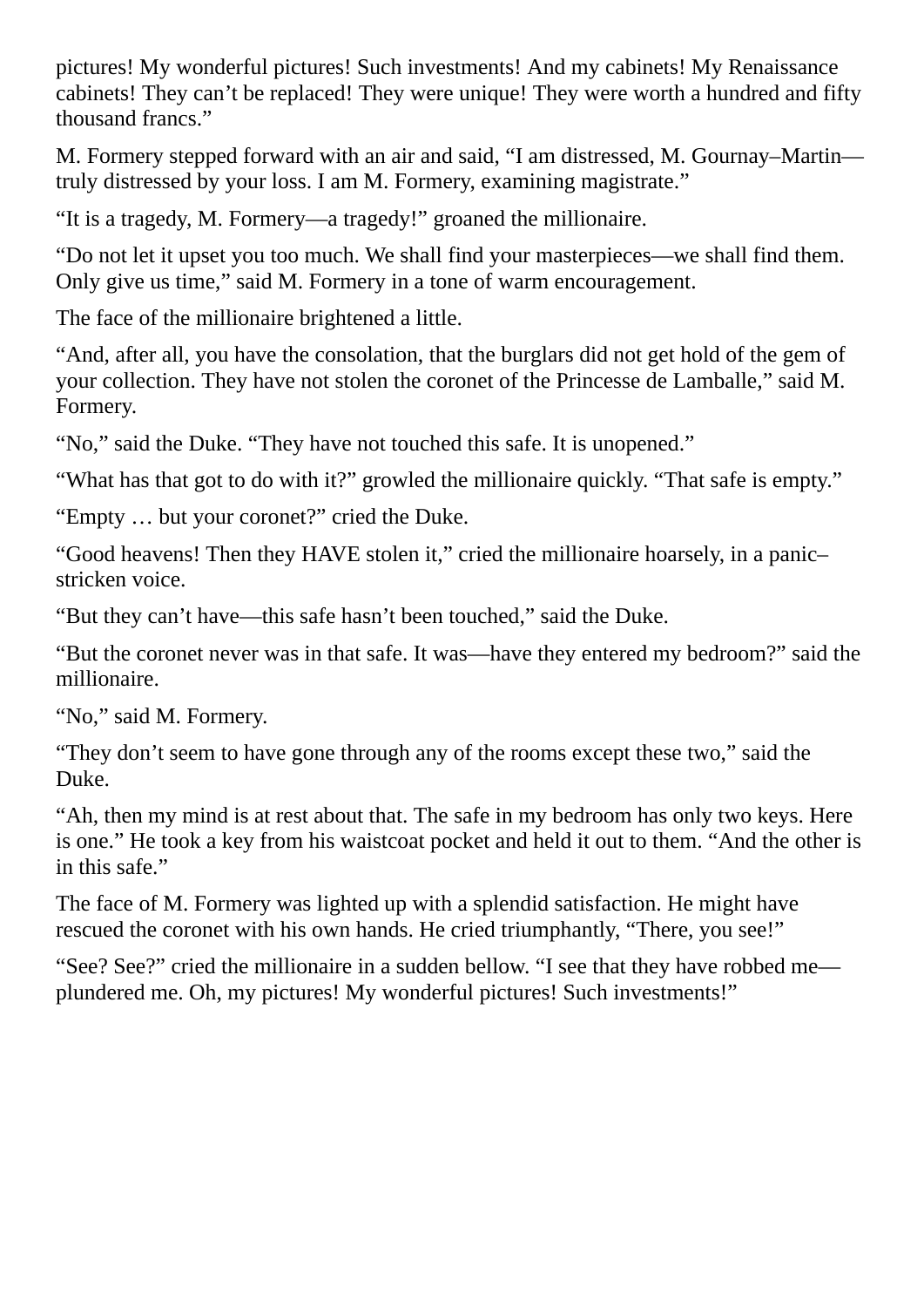pictures! My wonderful pictures! Such investments! And my cabinets! My Renaissance cabinets! They can't be replaced! They were unique! They were worth a hundred and fifty thousand francs."

M. Formery stepped forward with an air and said, "I am distressed, M. Gournay–Martin—truly distressed by your loss. I am M. Formery, examining magistrate."

"It is a tragedy, M. Formery—a tragedy!" groaned the millionaire.

"Do not let it upset you too much. We shall find your masterpieces—we shall find them. Only give us time," said M. Formery in a tone of warm encouragement.

The face of the millionaire brightened a little.

"And, after all, you have the consolation, that the burglars did not get hold of the gem of your collection. They have not stolen the coronet of the Princesse de Lamballe," said M. Formery.

"No," said the Duke. "They have not touched this safe. It is unopened."

"What has that got to do with it?" growled the millionaire quickly. "That safe is empty."

"Empty … but your coronet?" cried the Duke.

"Good heavens! Then they HAVE stolen it," cried the millionaire hoarsely, in a panic–stricken voice.

"But they can't have—this safe hasn't been touched," said the Duke.

"But the coronet never was in that safe. It was—have they entered my bedroom?" said the millionaire.

"No," said M. Formery.

"They don't seem to have gone through any of the rooms except these two," said the Duke.

"Ah, then my mind is at rest about that. The safe in my bedroom has only two keys. Here is one." He took a key from his waistcoat pocket and held it out to them. "And the other is in this safe."

The face of M. Formery was lighted up with a splendid satisfaction. He might have rescued the coronet with his own hands. He cried triumphantly, "There, you see!"

"See? See?" cried the millionaire in a sudden bellow. "I see that they have robbed me—plundered me. Oh, my pictures! My wonderful pictures! Such investments!"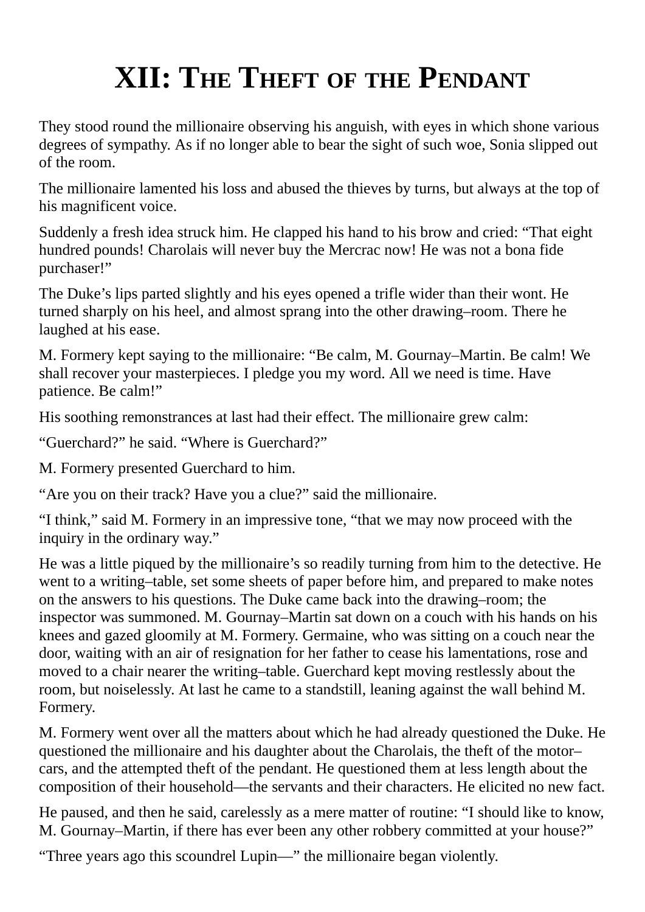# XII: The Theft of the Pendant

They stood round the millionaire observing his anguish, with eyes in which shone various degrees of sympathy. As if no longer able to bear the sight of such woe, Sonia slipped out of the room.

The millionaire lamented his loss and abused the thieves by turns, but always at the top of his magnificent voice.

Suddenly a fresh idea struck him. He clapped his hand to his brow and cried: “That eight hundred pounds! Charolais will never buy the Mercrac now! He was not a bona fide purchaser!”

The Duke’s lips parted slightly and his eyes opened a trifle wider than their wont. He turned sharply on his heel, and almost sprang into the other drawing–room. There he laughed at his ease.

M. Formery kept saying to the millionaire: “Be calm, M. Gournay–Martin. Be calm! We shall recover your masterpieces. I pledge you my word. All we need is time. Have patience. Be calm!”

His soothing remonstrances at last had their effect. The millionaire grew calm:

“Guerchard?” he said. “Where is Guerchard?”

M. Formery presented Guerchard to him.

“Are you on their track? Have you a clue?” said the millionaire.

“I think,” said M. Formery in an impressive tone, “that we may now proceed with the inquiry in the ordinary way.”

He was a little piqued by the millionaire’s so readily turning from him to the detective. He went to a writing–table, set some sheets of paper before him, and prepared to make notes on the answers to his questions. The Duke came back into the drawing–room; the inspector was summoned. M. Gournay–Martin sat down on a couch with his hands on his knees and gazed gloomily at M. Formery. Germaine, who was sitting on a couch near the door, waiting with an air of resignation for her father to cease his lamentations, rose and moved to a chair nearer the writing–table. Guerchard kept moving restlessly about the room, but noiselessly. At last he came to a standstill, leaning against the wall behind M. Formery.

M. Formery went over all the matters about which he had already questioned the Duke. He questioned the millionaire and his daughter about the Charolais, the theft of the motor–cars, and the attempted theft of the pendant. He questioned them at less length about the composition of their household—the servants and their characters. He elicited no new fact.

He paused, and then he said, carelessly as a mere matter of routine: “I should like to know, M. Gournay–Martin, if there has ever been any other robbery committed at your house?”

“Three years ago this scoundrel Lupin—” the millionaire began violently.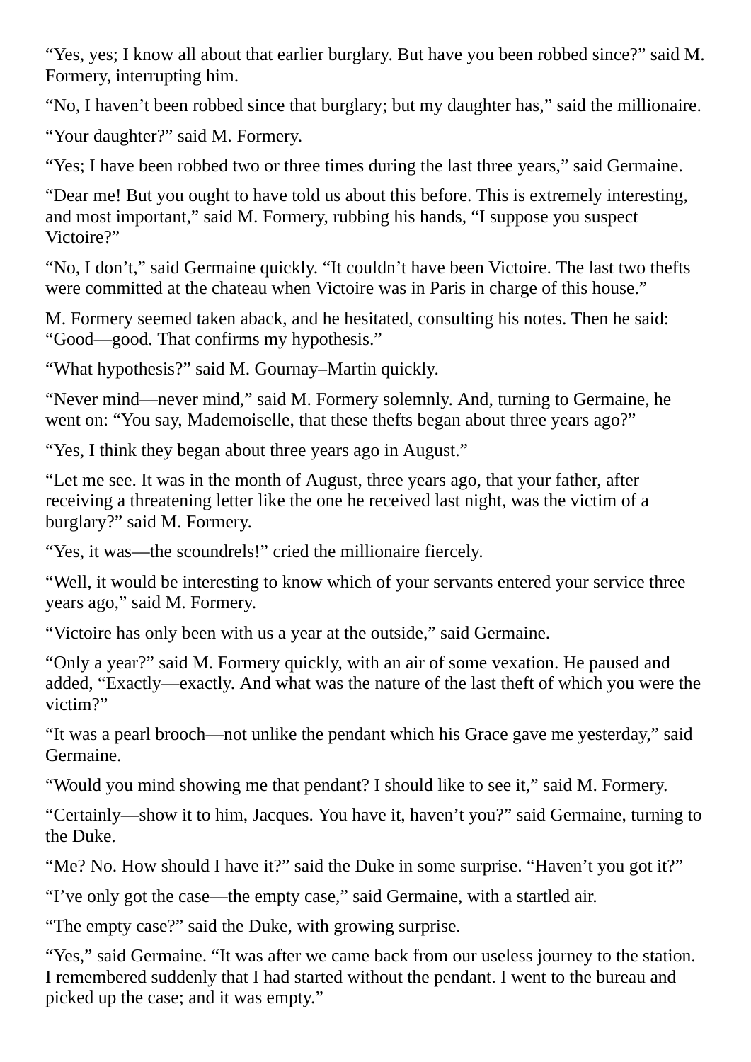"Yes, yes; I know all about that earlier burglary. But have you been robbed since?" said M. Formery, interrupting him.

"No, I haven't been robbed since that burglary; but my daughter has," said the millionaire.

"Your daughter?" said M. Formery.

"Yes; I have been robbed two or three times during the last three years," said Germaine.

"Dear me! But you ought to have told us about this before. This is extremely interesting, and most important," said M. Formery, rubbing his hands, "I suppose you suspect Victoire?"

"No, I don't," said Germaine quickly. "It couldn't have been Victoire. The last two thefts were committed at the chateau when Victoire was in Paris in charge of this house."

M. Formery seemed taken aback, and he hesitated, consulting his notes. Then he said: "Good—good. That confirms my hypothesis."

"What hypothesis?" said M. Gournay–Martin quickly.

"Never mind—never mind," said M. Formery solemnly. And, turning to Germaine, he went on: "You say, Mademoiselle, that these thefts began about three years ago?"

"Yes, I think they began about three years ago in August."

"Let me see. It was in the month of August, three years ago, that your father, after receiving a threatening letter like the one he received last night, was the victim of a burglary?" said M. Formery.

"Yes, it was—the scoundrels!" cried the millionaire fiercely.

"Well, it would be interesting to know which of your servants entered your service three years ago," said M. Formery.

"Victoire has only been with us a year at the outside," said Germaine.

"Only a year?" said M. Formery quickly, with an air of some vexation. He paused and added, "Exactly—exactly. And what was the nature of the last theft of which you were the victim?"

"It was a pearl brooch—not unlike the pendant which his Grace gave me yesterday," said Germaine.

"Would you mind showing me that pendant? I should like to see it," said M. Formery.

"Certainly—show it to him, Jacques. You have it, haven't you?" said Germaine, turning to the Duke.

"Me? No. How should I have it?" said the Duke in some surprise. "Haven't you got it?"

"I've only got the case—the empty case," said Germaine, with a startled air.

"The empty case?" said the Duke, with growing surprise.

"Yes," said Germaine. "It was after we came back from our useless journey to the station. I remembered suddenly that I had started without the pendant. I went to the bureau and picked up the case; and it was empty."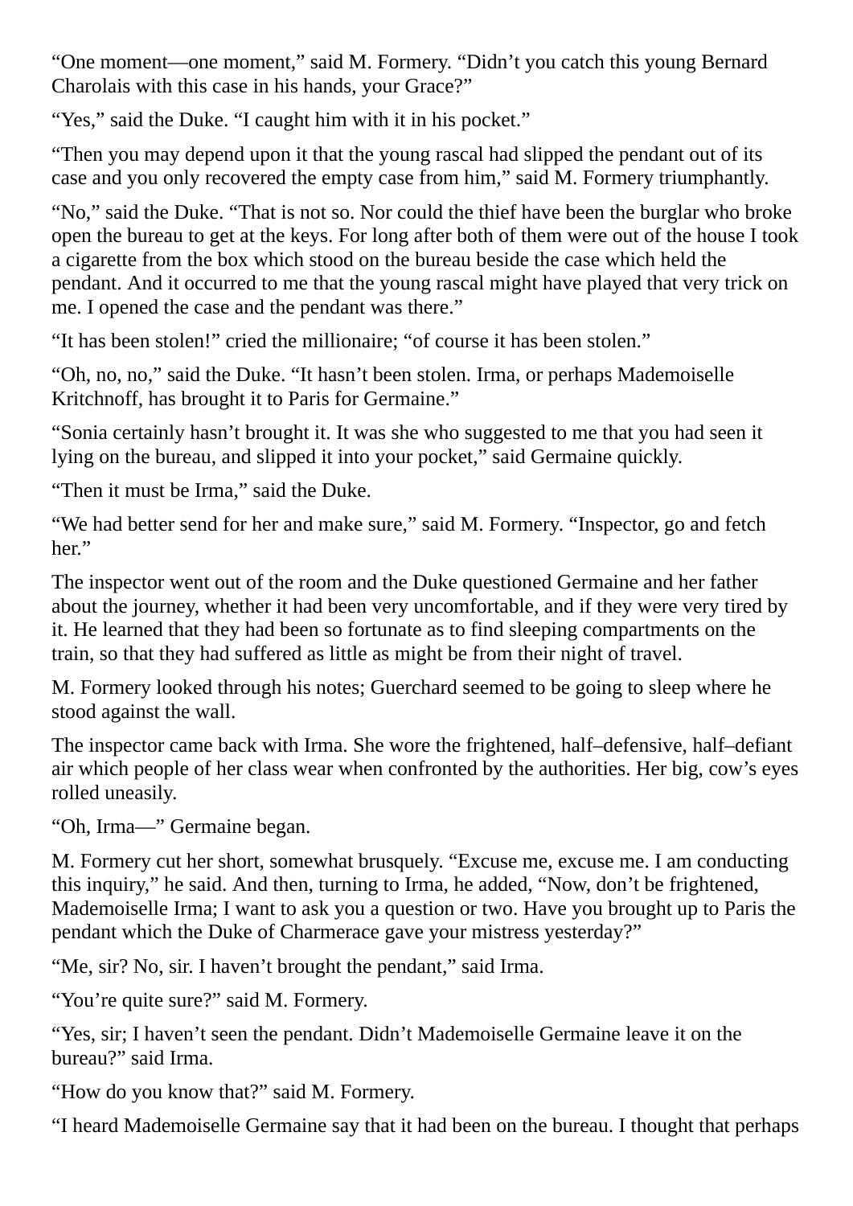"One moment—one moment," said M. Formery. "Didn't you catch this young Bernard Charolais with this case in his hands, your Grace?"

"Yes," said the Duke. "I caught him with it in his pocket."

"Then you may depend upon it that the young rascal had slipped the pendant out of its case and you only recovered the empty case from him," said M. Formery triumphantly.

"No," said the Duke. "That is not so. Nor could the thief have been the burglar who broke open the bureau to get at the keys. For long after both of them were out of the house I took a cigarette from the box which stood on the bureau beside the case which held the pendant. And it occurred to me that the young rascal might have played that very trick on me. I opened the case and the pendant was there."

"It has been stolen!" cried the millionaire; "of course it has been stolen."

"Oh, no, no," said the Duke. "It hasn't been stolen. Irma, or perhaps Mademoiselle Kritchnoff, has brought it to Paris for Germaine."

"Sonia certainly hasn't brought it. It was she who suggested to me that you had seen it lying on the bureau, and slipped it into your pocket," said Germaine quickly.

"Then it must be Irma," said the Duke.

"We had better send for her and make sure," said M. Formery. "Inspector, go and fetch her."

The inspector went out of the room and the Duke questioned Germaine and her father about the journey, whether it had been very uncomfortable, and if they were very tired by it. He learned that they had been so fortunate as to find sleeping compartments on the train, so that they had suffered as little as might be from their night of travel.

M. Formery looked through his notes; Guerchard seemed to be going to sleep where he stood against the wall.

The inspector came back with Irma. She wore the frightened, half–defensive, half–defiant air which people of her class wear when confronted by the authorities. Her big, cow's eyes rolled uneasily.

"Oh, Irma—" Germaine began.

M. Formery cut her short, somewhat brusquely. "Excuse me, excuse me. I am conducting this inquiry," he said. And then, turning to Irma, he added, "Now, don't be frightened, Mademoiselle Irma; I want to ask you a question or two. Have you brought up to Paris the pendant which the Duke of Charmerace gave your mistress yesterday?"

"Me, sir? No, sir. I haven't brought the pendant," said Irma.

"You're quite sure?" said M. Formery.

"Yes, sir; I haven't seen the pendant. Didn't Mademoiselle Germaine leave it on the bureau?" said Irma.

"How do you know that?" said M. Formery.

"I heard Mademoiselle Germaine say that it had been on the bureau. I thought that perhaps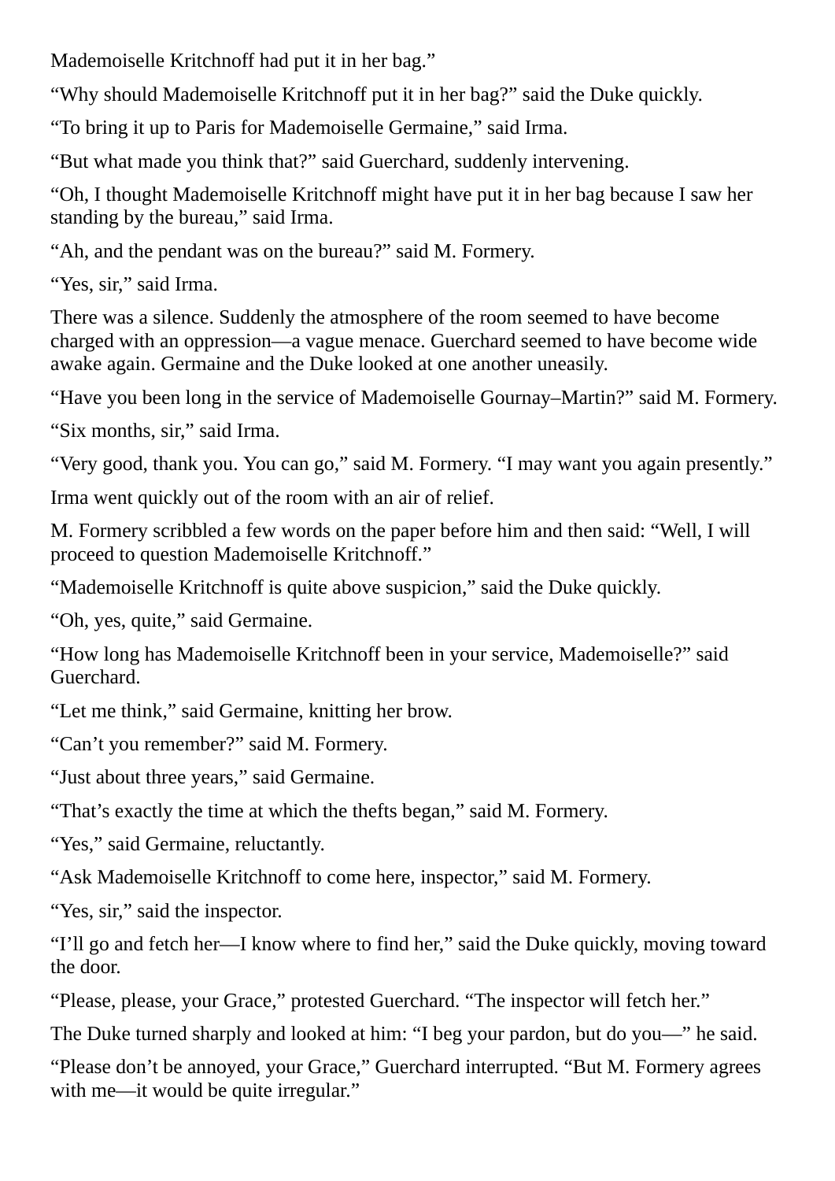Mademoiselle Kritchnoff had put it in her bag."

"Why should Mademoiselle Kritchnoff put it in her bag?" said the Duke quickly.

"To bring it up to Paris for Mademoiselle Germaine," said Irma.

"But what made you think that?" said Guerchard, suddenly intervening.

"Oh, I thought Mademoiselle Kritchnoff might have put it in her bag because I saw her standing by the bureau," said Irma.

"Ah, and the pendant was on the bureau?" said M. Formery.

"Yes, sir," said Irma.

There was a silence. Suddenly the atmosphere of the room seemed to have become charged with an oppression—a vague menace. Guerchard seemed to have become wide awake again. Germaine and the Duke looked at one another uneasily.

"Have you been long in the service of Mademoiselle Gournay–Martin?" said M. Formery.

"Six months, sir," said Irma.

"Very good, thank you. You can go," said M. Formery. "I may want you again presently."

Irma went quickly out of the room with an air of relief.

M. Formery scribbled a few words on the paper before him and then said: "Well, I will proceed to question Mademoiselle Kritchnoff."

"Mademoiselle Kritchnoff is quite above suspicion," said the Duke quickly.

"Oh, yes, quite," said Germaine.

"How long has Mademoiselle Kritchnoff been in your service, Mademoiselle?" said Guerchard.

"Let me think," said Germaine, knitting her brow.

"Can't you remember?" said M. Formery.

"Just about three years," said Germaine.

"That's exactly the time at which the thefts began," said M. Formery.

"Yes," said Germaine, reluctantly.

"Ask Mademoiselle Kritchnoff to come here, inspector," said M. Formery.

"Yes, sir," said the inspector.

"I'll go and fetch her—I know where to find her," said the Duke quickly, moving toward the door.

"Please, please, your Grace," protested Guerchard. "The inspector will fetch her."

The Duke turned sharply and looked at him: "I beg your pardon, but do you—" he said.

"Please don't be annoyed, your Grace," Guerchard interrupted. "But M. Formery agrees with me—it would be quite irregular."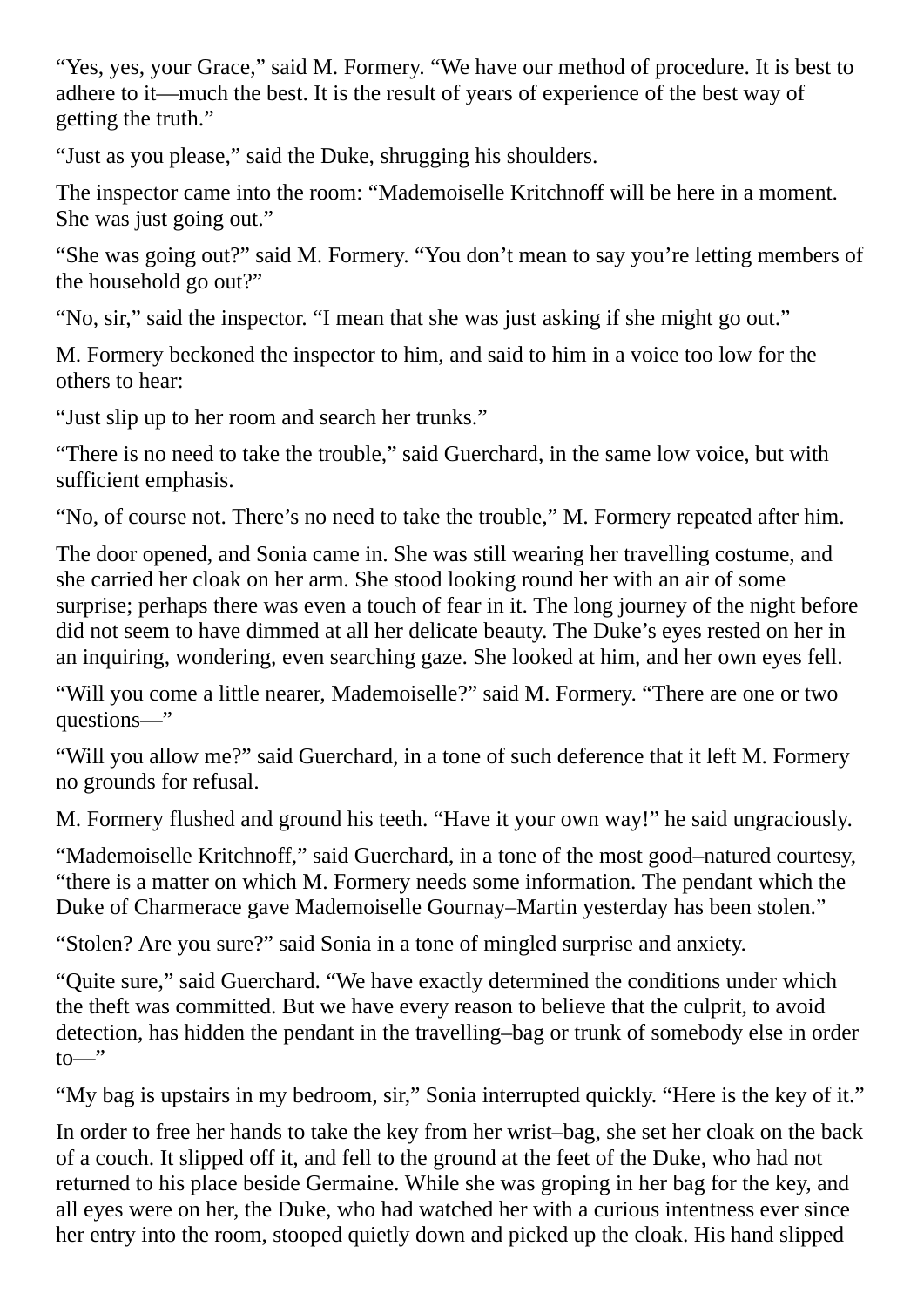"Yes, yes, your Grace," said M. Formery. "We have our method of procedure. It is best to adhere to it—much the best. It is the result of years of experience of the best way of getting the truth."

"Just as you please," said the Duke, shrugging his shoulders.

The inspector came into the room: "Mademoiselle Kritchnoff will be here in a moment. She was just going out."

"She was going out?" said M. Formery. "You don't mean to say you're letting members of the household go out?"

"No, sir," said the inspector. "I mean that she was just asking if she might go out."

M. Formery beckoned the inspector to him, and said to him in a voice too low for the others to hear:

"Just slip up to her room and search her trunks."

"There is no need to take the trouble," said Guerchard, in the same low voice, but with sufficient emphasis.

"No, of course not. There's no need to take the trouble," M. Formery repeated after him.

The door opened, and Sonia came in. She was still wearing her travelling costume, and she carried her cloak on her arm. She stood looking round her with an air of some surprise; perhaps there was even a touch of fear in it. The long journey of the night before did not seem to have dimmed at all her delicate beauty. The Duke's eyes rested on her in an inquiring, wondering, even searching gaze. She looked at him, and her own eyes fell.

"Will you come a little nearer, Mademoiselle?" said M. Formery. "There are one or two questions—"

"Will you allow me?" said Guerchard, in a tone of such deference that it left M. Formery no grounds for refusal.

M. Formery flushed and ground his teeth. "Have it your own way!" he said ungraciously.

"Mademoiselle Kritchnoff," said Guerchard, in a tone of the most good–natured courtesy, "there is a matter on which M. Formery needs some information. The pendant which the Duke of Charmerace gave Mademoiselle Gournay–Martin yesterday has been stolen."

"Stolen? Are you sure?" said Sonia in a tone of mingled surprise and anxiety.

"Quite sure," said Guerchard. "We have exactly determined the conditions under which the theft was committed. But we have every reason to believe that the culprit, to avoid detection, has hidden the pendant in the travelling–bag or trunk of somebody else in order to—"

"My bag is upstairs in my bedroom, sir," Sonia interrupted quickly. "Here is the key of it."

In order to free her hands to take the key from her wrist–bag, she set her cloak on the back of a couch. It slipped off it, and fell to the ground at the feet of the Duke, who had not returned to his place beside Germaine. While she was groping in her bag for the key, and all eyes were on her, the Duke, who had watched her with a curious intentness ever since her entry into the room, stooped quietly down and picked up the cloak. His hand slipped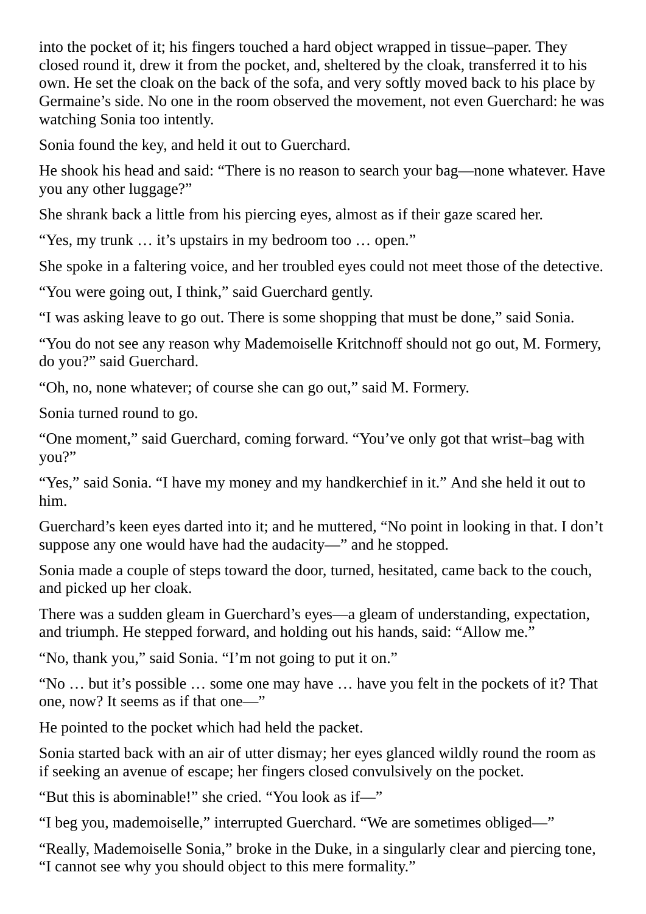into the pocket of it; his fingers touched a hard object wrapped in tissue–paper. They closed round it, drew it from the pocket, and, sheltered by the cloak, transferred it to his own. He set the cloak on the back of the sofa, and very softly moved back to his place by Germaine's side. No one in the room observed the movement, not even Guerchard: he was watching Sonia too intently.

Sonia found the key, and held it out to Guerchard.

He shook his head and said: "There is no reason to search your bag—none whatever. Have you any other luggage?"

She shrank back a little from his piercing eyes, almost as if their gaze scared her.

"Yes, my trunk … it's upstairs in my bedroom too … open."

She spoke in a faltering voice, and her troubled eyes could not meet those of the detective.

"You were going out, I think," said Guerchard gently.

"I was asking leave to go out. There is some shopping that must be done," said Sonia.

"You do not see any reason why Mademoiselle Kritchnoff should not go out, M. Formery, do you?" said Guerchard.

"Oh, no, none whatever; of course she can go out," said M. Formery.

Sonia turned round to go.

"One moment," said Guerchard, coming forward. "You've only got that wrist–bag with you?"

"Yes," said Sonia. "I have my money and my handkerchief in it." And she held it out to him.

Guerchard's keen eyes darted into it; and he muttered, "No point in looking in that. I don't suppose any one would have had the audacity—" and he stopped.

Sonia made a couple of steps toward the door, turned, hesitated, came back to the couch, and picked up her cloak.

There was a sudden gleam in Guerchard's eyes—a gleam of understanding, expectation, and triumph. He stepped forward, and holding out his hands, said: "Allow me."

"No, thank you," said Sonia. "I'm not going to put it on."

"No … but it's possible … some one may have … have you felt in the pockets of it? That one, now? It seems as if that one—"

He pointed to the pocket which had held the packet.

Sonia started back with an air of utter dismay; her eyes glanced wildly round the room as if seeking an avenue of escape; her fingers closed convulsively on the pocket.

"But this is abominable!" she cried. "You look as if—"

"I beg you, mademoiselle," interrupted Guerchard. "We are sometimes obliged—"

"Really, Mademoiselle Sonia," broke in the Duke, in a singularly clear and piercing tone, "I cannot see why you should object to this mere formality."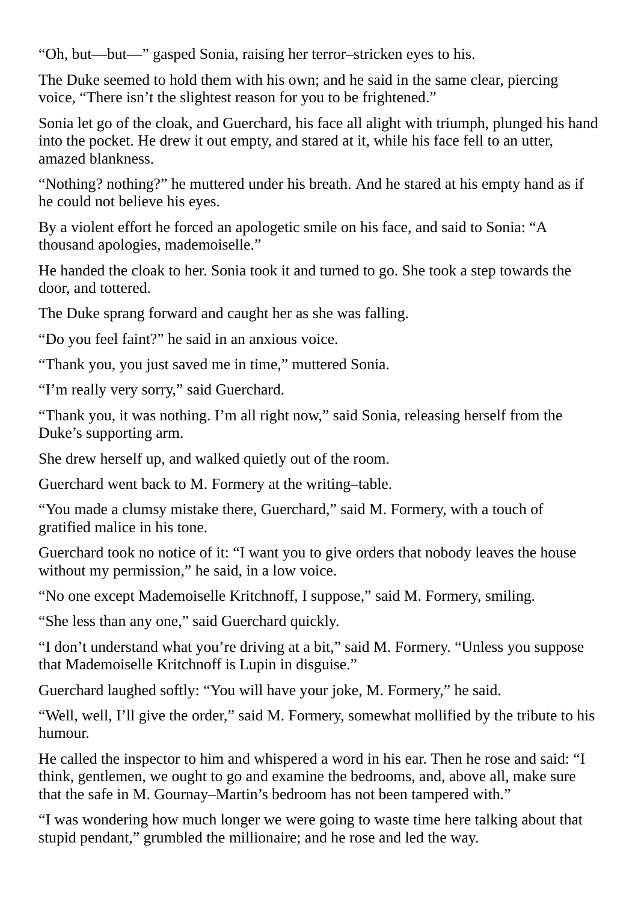“Oh, but—but—” gasped Sonia, raising her terror–stricken eyes to his.

The Duke seemed to hold them with his own; and he said in the same clear, piercing voice, “There isn’t the slightest reason for you to be frightened.”

Sonia let go of the cloak, and Guerchard, his face all alight with triumph, plunged his hand into the pocket. He drew it out empty, and stared at it, while his face fell to an utter, amazed blankness.

“Nothing? nothing?” he muttered under his breath. And he stared at his empty hand as if he could not believe his eyes.

By a violent effort he forced an apologetic smile on his face, and said to Sonia: “A thousand apologies, mademoiselle.”

He handed the cloak to her. Sonia took it and turned to go. She took a step towards the door, and tottered.

The Duke sprang forward and caught her as she was falling.

“Do you feel faint?” he said in an anxious voice.

“Thank you, you just saved me in time,” muttered Sonia.

“I’m really very sorry,” said Guerchard.

“Thank you, it was nothing. I’m all right now,” said Sonia, releasing herself from the Duke’s supporting arm.

She drew herself up, and walked quietly out of the room.

Guerchard went back to M. Formery at the writing–table.

“You made a clumsy mistake there, Guerchard,” said M. Formery, with a touch of gratified malice in his tone.

Guerchard took no notice of it: “I want you to give orders that nobody leaves the house without my permission,” he said, in a low voice.

“No one except Mademoiselle Kritchnoff, I suppose,” said M. Formery, smiling.

“She less than any one,” said Guerchard quickly.

“I don’t understand what you’re driving at a bit,” said M. Formery. “Unless you suppose that Mademoiselle Kritchnoff is Lupin in disguise.”

Guerchard laughed softly: “You will have your joke, M. Formery,” he said.

“Well, well, I’ll give the order,” said M. Formery, somewhat mollified by the tribute to his humour.

He called the inspector to him and whispered a word in his ear. Then he rose and said: “I think, gentlemen, we ought to go and examine the bedrooms, and, above all, make sure that the safe in M. Gournay–Martin’s bedroom has not been tampered with.”

“I was wondering how much longer we were going to waste time here talking about that stupid pendant,” grumbled the millionaire; and he rose and led the way.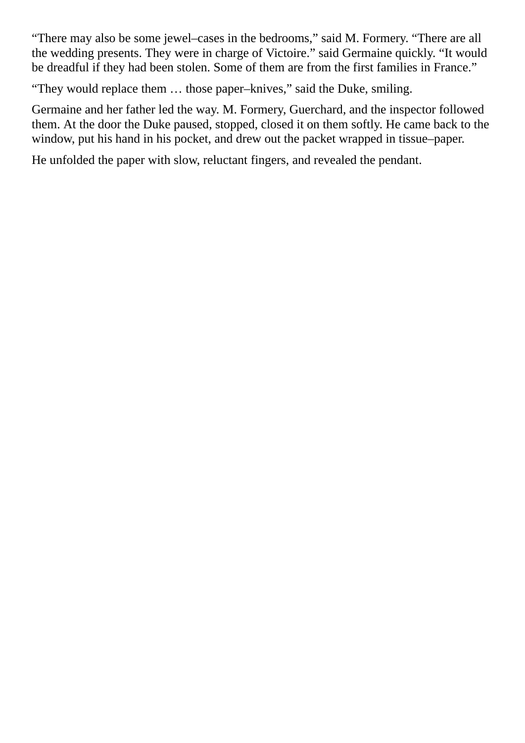“There may also be some jewel–cases in the bedrooms,” said M. Formery. “There are all the wedding presents. They were in charge of Victoire.” said Germaine quickly. “It would be dreadful if they had been stolen. Some of them are from the first families in France.”

“They would replace them … those paper–knives,” said the Duke, smiling.

Germaine and her father led the way. M. Formery, Guerchard, and the inspector followed them. At the door the Duke paused, stopped, closed it on them softly. He came back to the window, put his hand in his pocket, and drew out the packet wrapped in tissue–paper.

He unfolded the paper with slow, reluctant fingers, and revealed the pendant.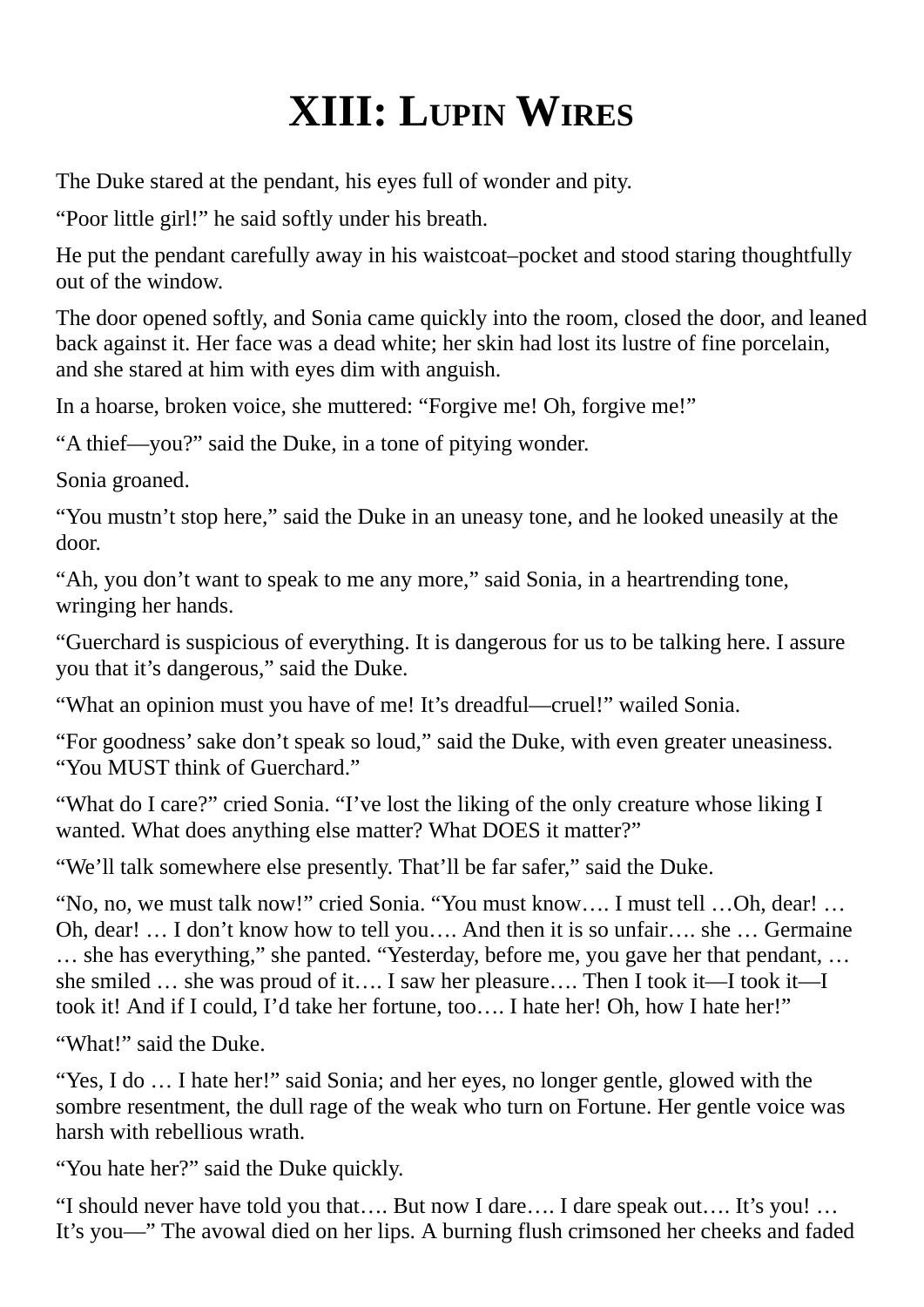# XIII: Lupin Wires

The Duke stared at the pendant, his eyes full of wonder and pity.

“Poor little girl!” he said softly under his breath.

He put the pendant carefully away in his waistcoat–pocket and stood staring thoughtfully out of the window.

The door opened softly, and Sonia came quickly into the room, closed the door, and leaned back against it. Her face was a dead white; her skin had lost its lustre of fine porcelain, and she stared at him with eyes dim with anguish.

In a hoarse, broken voice, she muttered: “Forgive me! Oh, forgive me!”

“A thief—you?” said the Duke, in a tone of pitying wonder.

Sonia groaned.

“You mustn’t stop here,” said the Duke in an uneasy tone, and he looked uneasily at the door.

“Ah, you don’t want to speak to me any more,” said Sonia, in a heartrending tone, wringing her hands.

“Guerchard is suspicious of everything. It is dangerous for us to be talking here. I assure you that it’s dangerous,” said the Duke.

“What an opinion must you have of me! It’s dreadful—cruel!” wailed Sonia.

“For goodness’ sake don’t speak so loud,” said the Duke, with even greater uneasiness. “You MUST think of Guerchard.”

“What do I care?” cried Sonia. “I’ve lost the liking of the only creature whose liking I wanted. What does anything else matter? What DOES it matter?”

“We’ll talk somewhere else presently. That’ll be far safer,” said the Duke.

“No, no, we must talk now!” cried Sonia. “You must know…. I must tell …Oh, dear! … Oh, dear! … I don’t know how to tell you…. And then it is so unfair…. she … Germaine … she has everything,” she panted. “Yesterday, before me, you gave her that pendant, … she smiled … she was proud of it…. I saw her pleasure…. Then I took it—I took it—I took it! And if I could, I’d take her fortune, too…. I hate her! Oh, how I hate her!”

“What!” said the Duke.

“Yes, I do … I hate her!” said Sonia; and her eyes, no longer gentle, glowed with the sombre resentment, the dull rage of the weak who turn on Fortune. Her gentle voice was harsh with rebellious wrath.

“You hate her?” said the Duke quickly.

“I should never have told you that…. But now I dare…. I dare speak out…. It’s you! … It’s you—” The avowal died on her lips. A burning flush crimsoned her cheeks and faded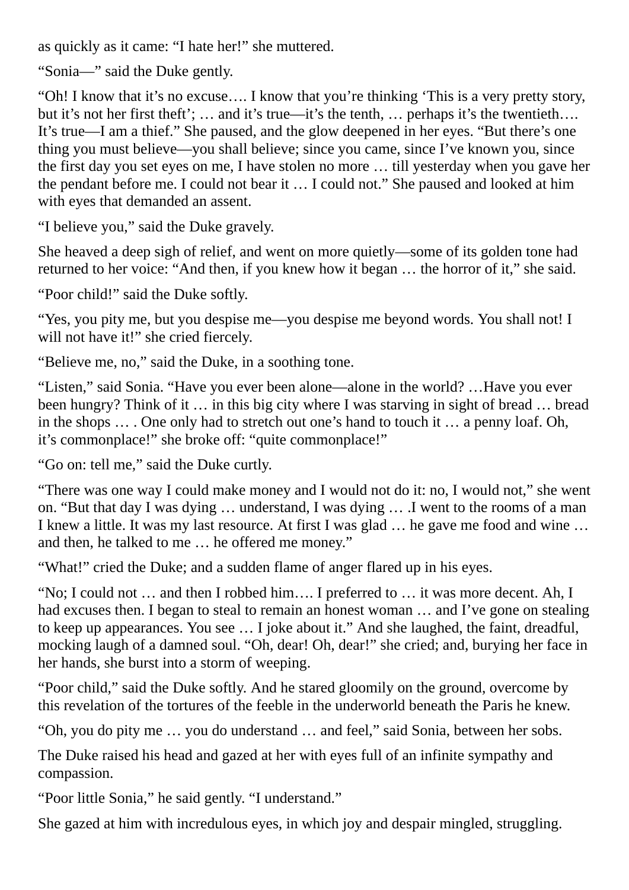as quickly as it came: "I hate her!" she muttered.

"Sonia—" said the Duke gently.

"Oh! I know that it's no excuse…. I know that you're thinking 'This is a very pretty story, but it's not her first theft'; … and it's true—it's the tenth, … perhaps it's the twentieth…. It's true—I am a thief." She paused, and the glow deepened in her eyes. "But there's one thing you must believe—you shall believe; since you came, since I've known you, since the first day you set eyes on me, I have stolen no more … till yesterday when you gave her the pendant before me. I could not bear it … I could not." She paused and looked at him with eyes that demanded an assent.

"I believe you," said the Duke gravely.

She heaved a deep sigh of relief, and went on more quietly—some of its golden tone had returned to her voice: "And then, if you knew how it began … the horror of it," she said.

"Poor child!" said the Duke softly.

"Yes, you pity me, but you despise me—you despise me beyond words. You shall not! I will not have it!" she cried fiercely.

"Believe me, no," said the Duke, in a soothing tone.

"Listen," said Sonia. "Have you ever been alone—alone in the world? …Have you ever been hungry? Think of it … in this big city where I was starving in sight of bread … bread in the shops … . One only had to stretch out one's hand to touch it … a penny loaf. Oh, it's commonplace!" she broke off: "quite commonplace!"

"Go on: tell me," said the Duke curtly.

"There was one way I could make money and I would not do it: no, I would not," she went on. "But that day I was dying … understand, I was dying … .I went to the rooms of a man I knew a little. It was my last resource. At first I was glad … he gave me food and wine … and then, he talked to me … he offered me money."

"What!" cried the Duke; and a sudden flame of anger flared up in his eyes.

"No; I could not … and then I robbed him…. I preferred to … it was more decent. Ah, I had excuses then. I began to steal to remain an honest woman … and I've gone on stealing to keep up appearances. You see … I joke about it." And she laughed, the faint, dreadful, mocking laugh of a damned soul. "Oh, dear! Oh, dear!" she cried; and, burying her face in her hands, she burst into a storm of weeping.

"Poor child," said the Duke softly. And he stared gloomily on the ground, overcome by this revelation of the tortures of the feeble in the underworld beneath the Paris he knew.

"Oh, you do pity me … you do understand … and feel," said Sonia, between her sobs.

The Duke raised his head and gazed at her with eyes full of an infinite sympathy and compassion.

"Poor little Sonia," he said gently. "I understand."

She gazed at him with incredulous eyes, in which joy and despair mingled, struggling.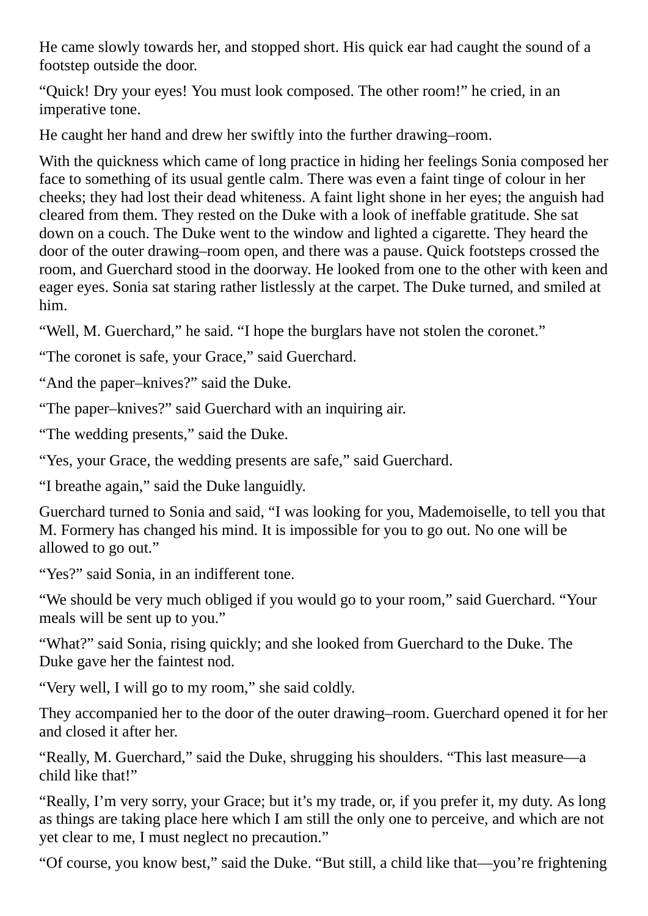He came slowly towards her, and stopped short. His quick ear had caught the sound of a footstep outside the door.

“Quick! Dry your eyes! You must look composed. The other room!” he cried, in an imperative tone.

He caught her hand and drew her swiftly into the further drawing–room.

With the quickness which came of long practice in hiding her feelings Sonia composed her face to something of its usual gentle calm. There was even a faint tinge of colour in her cheeks; they had lost their dead whiteness. A faint light shone in her eyes; the anguish had cleared from them. They rested on the Duke with a look of ineffable gratitude. She sat down on a couch. The Duke went to the window and lighted a cigarette. They heard the door of the outer drawing–room open, and there was a pause. Quick footsteps crossed the room, and Guerchard stood in the doorway. He looked from one to the other with keen and eager eyes. Sonia sat staring rather listlessly at the carpet. The Duke turned, and smiled at him.

“Well, M. Guerchard,” he said. “I hope the burglars have not stolen the coronet.”

“The coronet is safe, your Grace,” said Guerchard.

“And the paper–knives?” said the Duke.

“The paper–knives?” said Guerchard with an inquiring air.

“The wedding presents,” said the Duke.

“Yes, your Grace, the wedding presents are safe,” said Guerchard.

“I breathe again,” said the Duke languidly.

Guerchard turned to Sonia and said, “I was looking for you, Mademoiselle, to tell you that M. Formery has changed his mind. It is impossible for you to go out. No one will be allowed to go out.”

“Yes?” said Sonia, in an indifferent tone.

“We should be very much obliged if you would go to your room,” said Guerchard. “Your meals will be sent up to you.”

“What?” said Sonia, rising quickly; and she looked from Guerchard to the Duke. The Duke gave her the faintest nod.

“Very well, I will go to my room,” she said coldly.

They accompanied her to the door of the outer drawing–room. Guerchard opened it for her and closed it after her.

“Really, M. Guerchard,” said the Duke, shrugging his shoulders. “This last measure—a child like that!”

“Really, I’m very sorry, your Grace; but it’s my trade, or, if you prefer it, my duty. As long as things are taking place here which I am still the only one to perceive, and which are not yet clear to me, I must neglect no precaution.”

“Of course, you know best,” said the Duke. “But still, a child like that—you’re frightening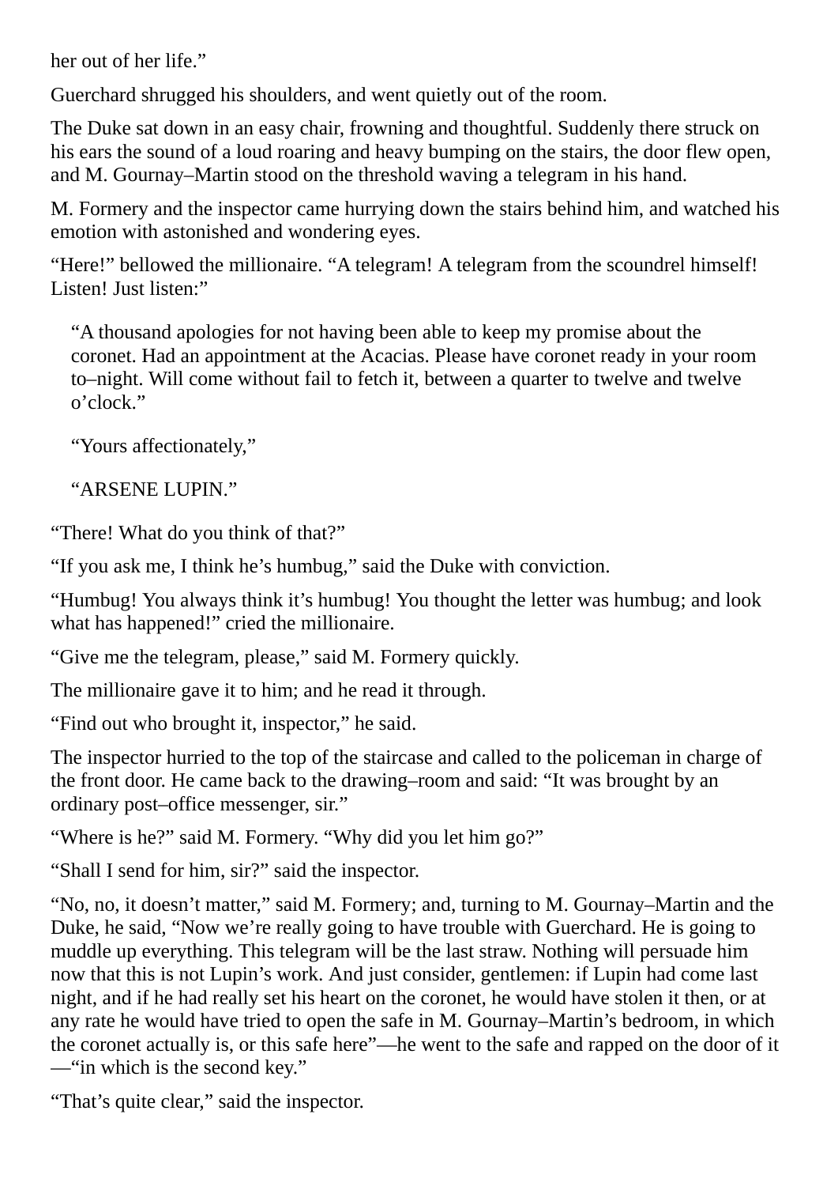her out of her life."

Guerchard shrugged his shoulders, and went quietly out of the room.

The Duke sat down in an easy chair, frowning and thoughtful. Suddenly there struck on his ears the sound of a loud roaring and heavy bumping on the stairs, the door flew open, and M. Gournay–Martin stood on the threshold waving a telegram in his hand.

M. Formery and the inspector came hurrying down the stairs behind him, and watched his emotion with astonished and wondering eyes.

"Here!" bellowed the millionaire. "A telegram! A telegram from the scoundrel himself! Listen! Just listen:"

> "A thousand apologies for not having been able to keep my promise about the coronet. Had an appointment at the Acacias. Please have coronet ready in your room to–night. Will come without fail to fetch it, between a quarter to twelve and twelve o'clock."
>
> "Yours affectionately,"
>
> "ARSENE LUPIN."

"There! What do you think of that?"

"If you ask me, I think he's humbug," said the Duke with conviction.

"Humbug! You always think it's humbug! You thought the letter was humbug; and look what has happened!" cried the millionaire.

"Give me the telegram, please," said M. Formery quickly.

The millionaire gave it to him; and he read it through.

"Find out who brought it, inspector," he said.

The inspector hurried to the top of the staircase and called to the policeman in charge of the front door. He came back to the drawing–room and said: "It was brought by an ordinary post–office messenger, sir."

"Where is he?" said M. Formery. "Why did you let him go?"

"Shall I send for him, sir?" said the inspector.

"No, no, it doesn't matter," said M. Formery; and, turning to M. Gournay–Martin and the Duke, he said, "Now we're really going to have trouble with Guerchard. He is going to muddle up everything. This telegram will be the last straw. Nothing will persuade him now that this is not Lupin's work. And just consider, gentlemen: if Lupin had come last night, and if he had really set his heart on the coronet, he would have stolen it then, or at any rate he would have tried to open the safe in M. Gournay–Martin's bedroom, in which the coronet actually is, or this safe here"—he went to the safe and rapped on the door of it—"in which is the second key."

"That's quite clear," said the inspector.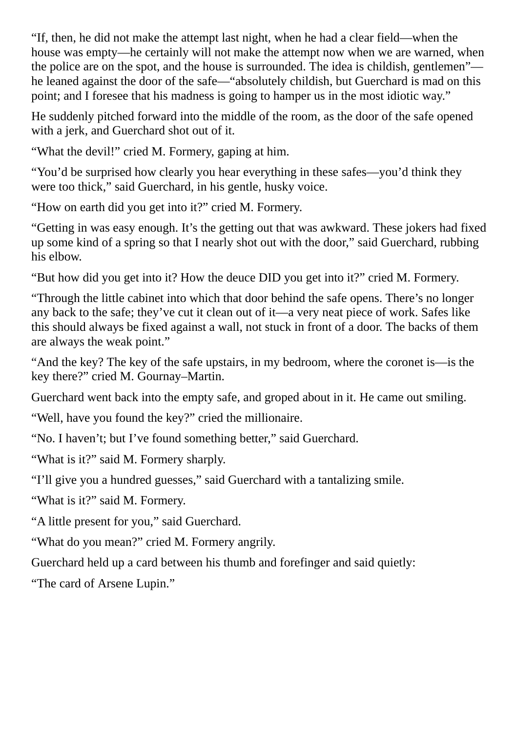“If, then, he did not make the attempt last night, when he had a clear field—when the house was empty—he certainly will not make the attempt now when we are warned, when the police are on the spot, and the house is surrounded. The idea is childish, gentlemen”—he leaned against the door of the safe—“absolutely childish, but Guerchard is mad on this point; and I foresee that his madness is going to hamper us in the most idiotic way.”

He suddenly pitched forward into the middle of the room, as the door of the safe opened with a jerk, and Guerchard shot out of it.

“What the devil!” cried M. Formery, gaping at him.

“You’d be surprised how clearly you hear everything in these safes—you’d think they were too thick,” said Guerchard, in his gentle, husky voice.

“How on earth did you get into it?” cried M. Formery.

“Getting in was easy enough. It’s the getting out that was awkward. These jokers had fixed up some kind of a spring so that I nearly shot out with the door,” said Guerchard, rubbing his elbow.

“But how did you get into it? How the deuce DID you get into it?” cried M. Formery.

“Through the little cabinet into which that door behind the safe opens. There’s no longer any back to the safe; they’ve cut it clean out of it—a very neat piece of work. Safes like this should always be fixed against a wall, not stuck in front of a door. The backs of them are always the weak point.”

“And the key? The key of the safe upstairs, in my bedroom, where the coronet is—is the key there?” cried M. Gournay–Martin.

Guerchard went back into the empty safe, and groped about in it. He came out smiling.

“Well, have you found the key?” cried the millionaire.

“No. I haven’t; but I’ve found something better,” said Guerchard.

“What is it?” said M. Formery sharply.

“I’ll give you a hundred guesses,” said Guerchard with a tantalizing smile.

“What is it?” said M. Formery.

“A little present for you,” said Guerchard.

“What do you mean?” cried M. Formery angrily.

Guerchard held up a card between his thumb and forefinger and said quietly:

“The card of Arsene Lupin.”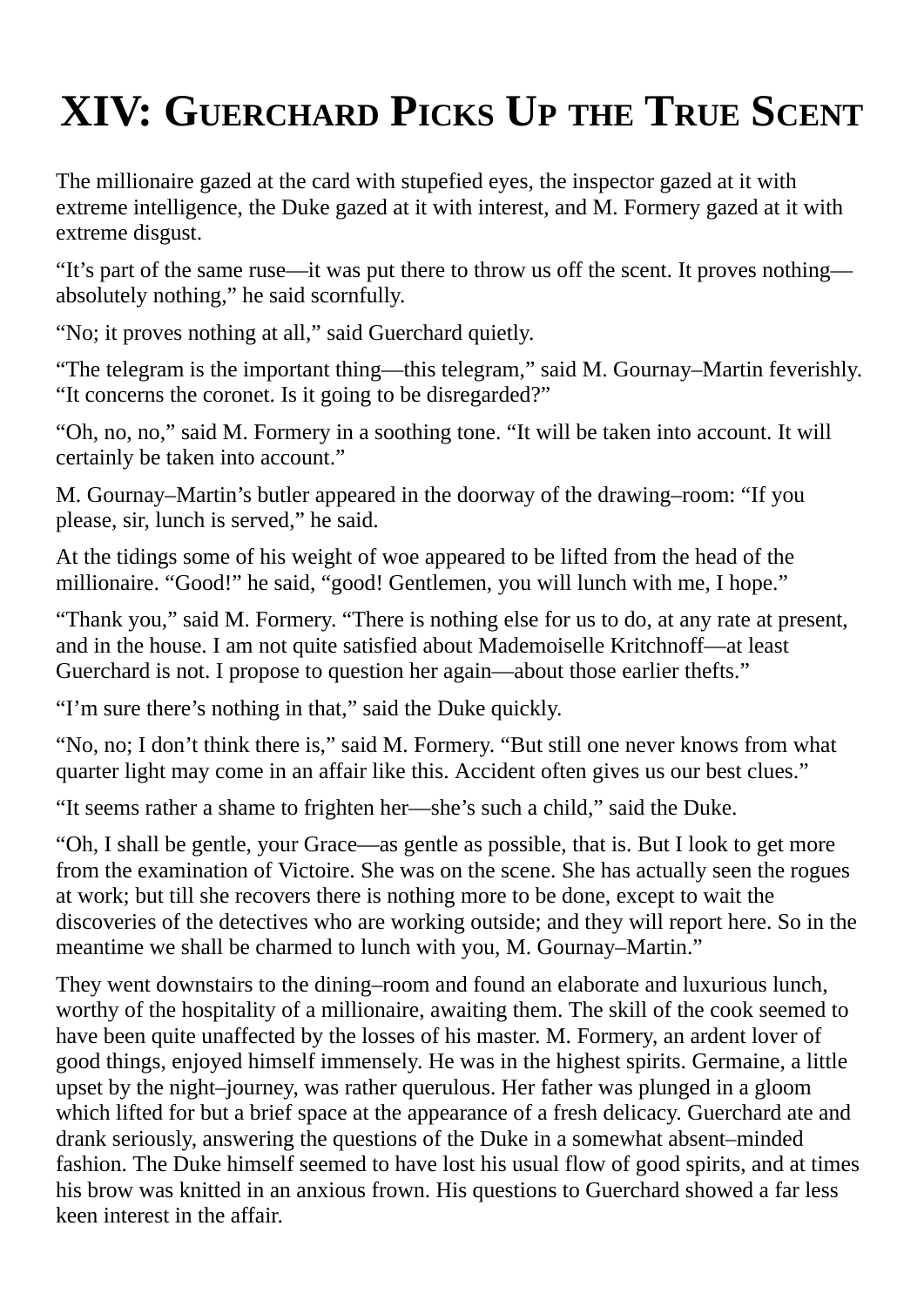# XIV: Guerchard Picks Up the True Scent

The millionaire gazed at the card with stupefied eyes, the inspector gazed at it with extreme intelligence, the Duke gazed at it with interest, and M. Formery gazed at it with extreme disgust.

“It’s part of the same ruse—it was put there to throw us off the scent. It proves nothing—absolutely nothing,” he said scornfully.

“No; it proves nothing at all,” said Guerchard quietly.

“The telegram is the important thing—this telegram,” said M. Gournay–Martin feverishly. “It concerns the coronet. Is it going to be disregarded?”

“Oh, no, no,” said M. Formery in a soothing tone. “It will be taken into account. It will certainly be taken into account.”

M. Gournay–Martin’s butler appeared in the doorway of the drawing–room: “If you please, sir, lunch is served,” he said.

At the tidings some of his weight of woe appeared to be lifted from the head of the millionaire. “Good!” he said, “good! Gentlemen, you will lunch with me, I hope.”

“Thank you,” said M. Formery. “There is nothing else for us to do, at any rate at present, and in the house. I am not quite satisfied about Mademoiselle Kritchnoff—at least Guerchard is not. I propose to question her again—about those earlier thefts.”

“I’m sure there’s nothing in that,” said the Duke quickly.

“No, no; I don’t think there is,” said M. Formery. “But still one never knows from what quarter light may come in an affair like this. Accident often gives us our best clues.”

“It seems rather a shame to frighten her—she’s such a child,” said the Duke.

“Oh, I shall be gentle, your Grace—as gentle as possible, that is. But I look to get more from the examination of Victoire. She was on the scene. She has actually seen the rogues at work; but till she recovers there is nothing more to be done, except to wait the discoveries of the detectives who are working outside; and they will report here. So in the meantime we shall be charmed to lunch with you, M. Gournay–Martin.”

They went downstairs to the dining–room and found an elaborate and luxurious lunch, worthy of the hospitality of a millionaire, awaiting them. The skill of the cook seemed to have been quite unaffected by the losses of his master. M. Formery, an ardent lover of good things, enjoyed himself immensely. He was in the highest spirits. Germaine, a little upset by the night–journey, was rather querulous. Her father was plunged in a gloom which lifted for but a brief space at the appearance of a fresh delicacy. Guerchard ate and drank seriously, answering the questions of the Duke in a somewhat absent–minded fashion. The Duke himself seemed to have lost his usual flow of good spirits, and at times his brow was knitted in an anxious frown. His questions to Guerchard showed a far less keen interest in the affair.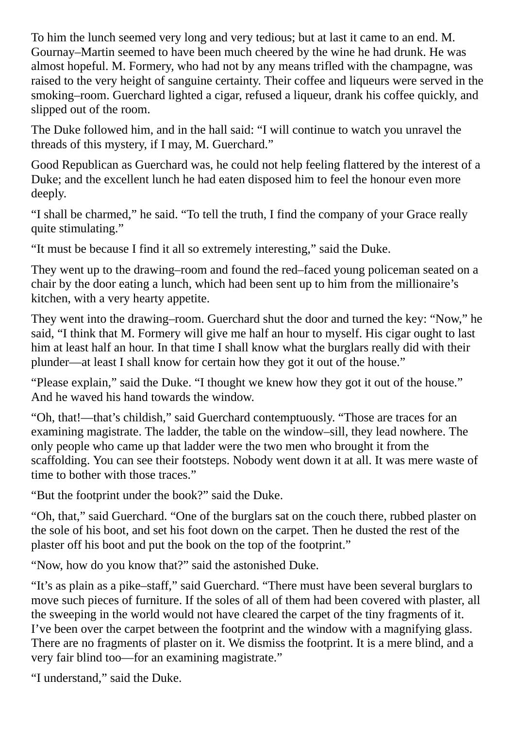To him the lunch seemed very long and very tedious; but at last it came to an end. M. Gournay–Martin seemed to have been much cheered by the wine he had drunk. He was almost hopeful. M. Formery, who had not by any means trifled with the champagne, was raised to the very height of sanguine certainty. Their coffee and liqueurs were served in the smoking–room. Guerchard lighted a cigar, refused a liqueur, drank his coffee quickly, and slipped out of the room.

The Duke followed him, and in the hall said: "I will continue to watch you unravel the threads of this mystery, if I may, M. Guerchard."

Good Republican as Guerchard was, he could not help feeling flattered by the interest of a Duke; and the excellent lunch he had eaten disposed him to feel the honour even more deeply.

"I shall be charmed," he said. "To tell the truth, I find the company of your Grace really quite stimulating."

"It must be because I find it all so extremely interesting," said the Duke.

They went up to the drawing–room and found the red–faced young policeman seated on a chair by the door eating a lunch, which had been sent up to him from the millionaire's kitchen, with a very hearty appetite.

They went into the drawing–room. Guerchard shut the door and turned the key: "Now," he said, "I think that M. Formery will give me half an hour to myself. His cigar ought to last him at least half an hour. In that time I shall know what the burglars really did with their plunder—at least I shall know for certain how they got it out of the house."

"Please explain," said the Duke. "I thought we knew how they got it out of the house." And he waved his hand towards the window.

"Oh, that!—that's childish," said Guerchard contemptuously. "Those are traces for an examining magistrate. The ladder, the table on the window–sill, they lead nowhere. The only people who came up that ladder were the two men who brought it from the scaffolding. You can see their footsteps. Nobody went down it at all. It was mere waste of time to bother with those traces."

"But the footprint under the book?" said the Duke.

"Oh, that," said Guerchard. "One of the burglars sat on the couch there, rubbed plaster on the sole of his boot, and set his foot down on the carpet. Then he dusted the rest of the plaster off his boot and put the book on the top of the footprint."

"Now, how do you know that?" said the astonished Duke.

"It's as plain as a pike–staff," said Guerchard. "There must have been several burglars to move such pieces of furniture. If the soles of all of them had been covered with plaster, all the sweeping in the world would not have cleared the carpet of the tiny fragments of it. I've been over the carpet between the footprint and the window with a magnifying glass. There are no fragments of plaster on it. We dismiss the footprint. It is a mere blind, and a very fair blind too—for an examining magistrate."

"I understand," said the Duke.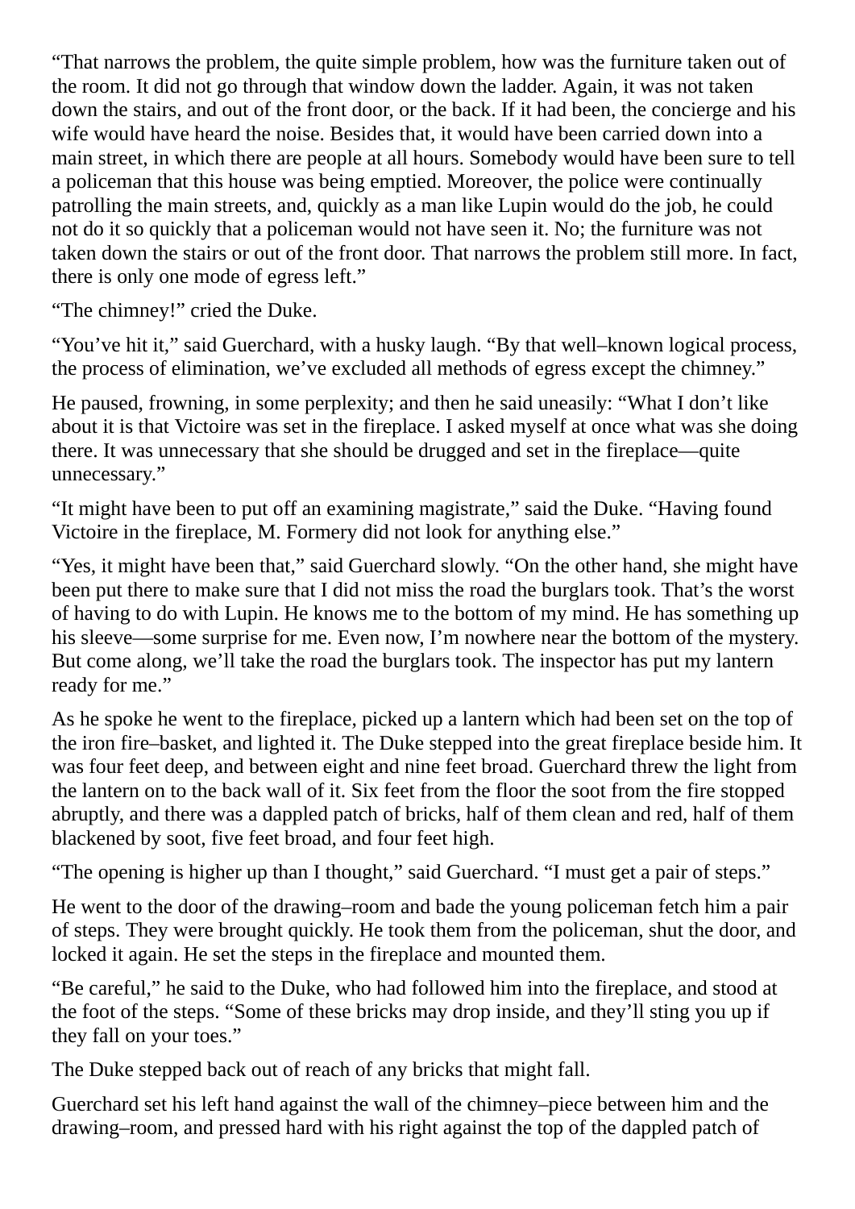"That narrows the problem, the quite simple problem, how was the furniture taken out of the room. It did not go through that window down the ladder. Again, it was not taken down the stairs, and out of the front door, or the back. If it had been, the concierge and his wife would have heard the noise. Besides that, it would have been carried down into a main street, in which there are people at all hours. Somebody would have been sure to tell a policeman that this house was being emptied. Moreover, the police were continually patrolling the main streets, and, quickly as a man like Lupin would do the job, he could not do it so quickly that a policeman would not have seen it. No; the furniture was not taken down the stairs or out of the front door. That narrows the problem still more. In fact, there is only one mode of egress left."

"The chimney!" cried the Duke.

"You've hit it," said Guerchard, with a husky laugh. "By that well–known logical process, the process of elimination, we've excluded all methods of egress except the chimney."

He paused, frowning, in some perplexity; and then he said uneasily: "What I don't like about it is that Victoire was set in the fireplace. I asked myself at once what was she doing there. It was unnecessary that she should be drugged and set in the fireplace—quite unnecessary."

"It might have been to put off an examining magistrate," said the Duke. "Having found Victoire in the fireplace, M. Formery did not look for anything else."

"Yes, it might have been that," said Guerchard slowly. "On the other hand, she might have been put there to make sure that I did not miss the road the burglars took. That's the worst of having to do with Lupin. He knows me to the bottom of my mind. He has something up his sleeve—some surprise for me. Even now, I'm nowhere near the bottom of the mystery. But come along, we'll take the road the burglars took. The inspector has put my lantern ready for me."

As he spoke he went to the fireplace, picked up a lantern which had been set on the top of the iron fire–basket, and lighted it. The Duke stepped into the great fireplace beside him. It was four feet deep, and between eight and nine feet broad. Guerchard threw the light from the lantern on to the back wall of it. Six feet from the floor the soot from the fire stopped abruptly, and there was a dappled patch of bricks, half of them clean and red, half of them blackened by soot, five feet broad, and four feet high.

"The opening is higher up than I thought," said Guerchard. "I must get a pair of steps."

He went to the door of the drawing–room and bade the young policeman fetch him a pair of steps. They were brought quickly. He took them from the policeman, shut the door, and locked it again. He set the steps in the fireplace and mounted them.

"Be careful," he said to the Duke, who had followed him into the fireplace, and stood at the foot of the steps. "Some of these bricks may drop inside, and they'll sting you up if they fall on your toes."

The Duke stepped back out of reach of any bricks that might fall.

Guerchard set his left hand against the wall of the chimney–piece between him and the drawing–room, and pressed hard with his right against the top of the dappled patch of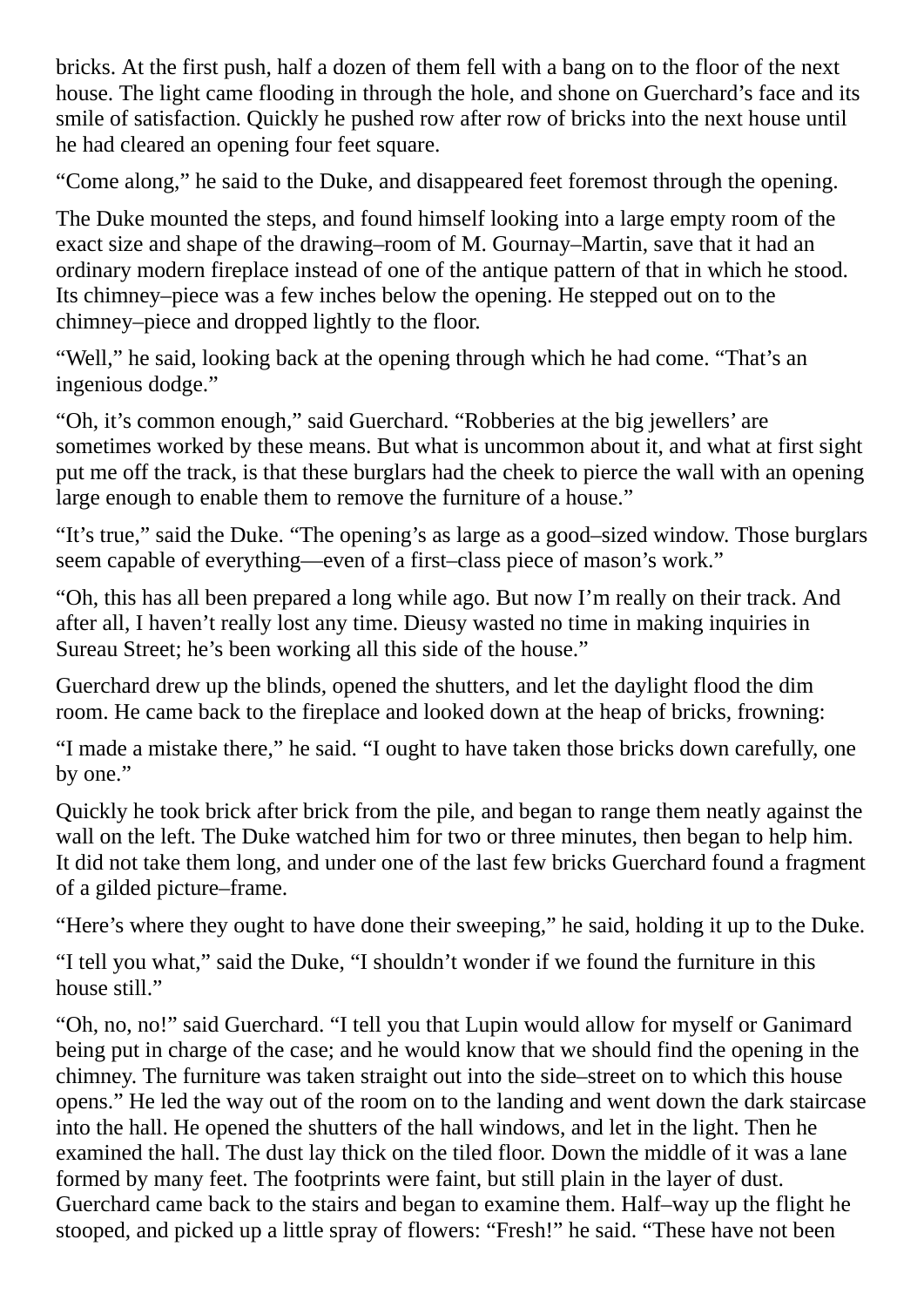bricks. At the first push, half a dozen of them fell with a bang on to the floor of the next house. The light came flooding in through the hole, and shone on Guerchard's face and its smile of satisfaction. Quickly he pushed row after row of bricks into the next house until he had cleared an opening four feet square.

"Come along," he said to the Duke, and disappeared feet foremost through the opening.

The Duke mounted the steps, and found himself looking into a large empty room of the exact size and shape of the drawing–room of M. Gournay–Martin, save that it had an ordinary modern fireplace instead of one of the antique pattern of that in which he stood. Its chimney–piece was a few inches below the opening. He stepped out on to the chimney–piece and dropped lightly to the floor.

"Well," he said, looking back at the opening through which he had come. "That's an ingenious dodge."

"Oh, it's common enough," said Guerchard. "Robberies at the big jewellers' are sometimes worked by these means. But what is uncommon about it, and what at first sight put me off the track, is that these burglars had the cheek to pierce the wall with an opening large enough to enable them to remove the furniture of a house."

"It's true," said the Duke. "The opening's as large as a good–sized window. Those burglars seem capable of everything—even of a first–class piece of mason's work."

"Oh, this has all been prepared a long while ago. But now I'm really on their track. And after all, I haven't really lost any time. Dieusy wasted no time in making inquiries in Sureau Street; he's been working all this side of the house."

Guerchard drew up the blinds, opened the shutters, and let the daylight flood the dim room. He came back to the fireplace and looked down at the heap of bricks, frowning:

"I made a mistake there," he said. "I ought to have taken those bricks down carefully, one by one."

Quickly he took brick after brick from the pile, and began to range them neatly against the wall on the left. The Duke watched him for two or three minutes, then began to help him. It did not take them long, and under one of the last few bricks Guerchard found a fragment of a gilded picture–frame.

"Here's where they ought to have done their sweeping," he said, holding it up to the Duke.

"I tell you what," said the Duke, "I shouldn't wonder if we found the furniture in this house still."

"Oh, no, no!" said Guerchard. "I tell you that Lupin would allow for myself or Ganimard being put in charge of the case; and he would know that we should find the opening in the chimney. The furniture was taken straight out into the side–street on to which this house opens." He led the way out of the room on to the landing and went down the dark staircase into the hall. He opened the shutters of the hall windows, and let in the light. Then he examined the hall. The dust lay thick on the tiled floor. Down the middle of it was a lane formed by many feet. The footprints were faint, but still plain in the layer of dust. Guerchard came back to the stairs and began to examine them. Half–way up the flight he stooped, and picked up a little spray of flowers: "Fresh!" he said. "These have not been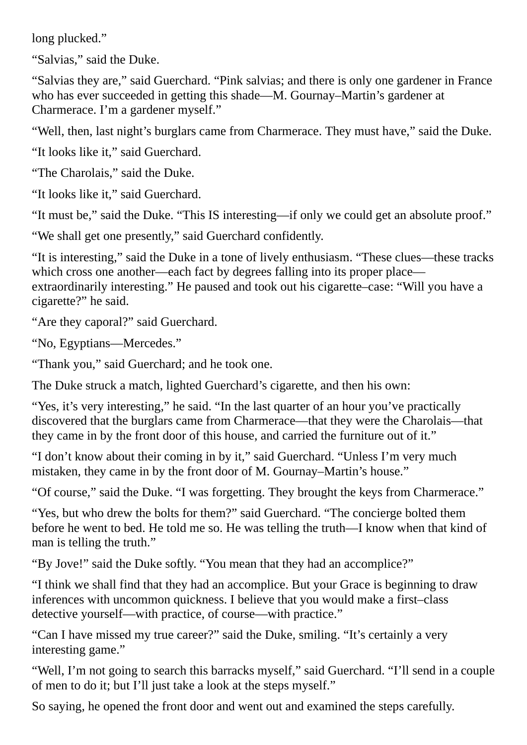long plucked."

"Salvias," said the Duke.

"Salvias they are," said Guerchard. "Pink salvias; and there is only one gardener in France who has ever succeeded in getting this shade—M. Gournay–Martin's gardener at Charmerace. I'm a gardener myself."

"Well, then, last night's burglars came from Charmerace. They must have," said the Duke.

"It looks like it," said Guerchard.

"The Charolais," said the Duke.

"It looks like it," said Guerchard.

"It must be," said the Duke. "This IS interesting—if only we could get an absolute proof."

"We shall get one presently," said Guerchard confidently.

"It is interesting," said the Duke in a tone of lively enthusiasm. "These clues—these tracks which cross one another—each fact by degrees falling into its proper place—extraordinarily interesting." He paused and took out his cigarette–case: "Will you have a cigarette?" he said.

"Are they caporal?" said Guerchard.

"No, Egyptians—Mercedes."

"Thank you," said Guerchard; and he took one.

The Duke struck a match, lighted Guerchard's cigarette, and then his own:

"Yes, it's very interesting," he said. "In the last quarter of an hour you've practically discovered that the burglars came from Charmerace—that they were the Charolais—that they came in by the front door of this house, and carried the furniture out of it."

"I don't know about their coming in by it," said Guerchard. "Unless I'm very much mistaken, they came in by the front door of M. Gournay–Martin's house."

"Of course," said the Duke. "I was forgetting. They brought the keys from Charmerace."

"Yes, but who drew the bolts for them?" said Guerchard. "The concierge bolted them before he went to bed. He told me so. He was telling the truth—I know when that kind of man is telling the truth."

"By Jove!" said the Duke softly. "You mean that they had an accomplice?"

"I think we shall find that they had an accomplice. But your Grace is beginning to draw inferences with uncommon quickness. I believe that you would make a first–class detective yourself—with practice, of course—with practice."

"Can I have missed my true career?" said the Duke, smiling. "It's certainly a very interesting game."

"Well, I'm not going to search this barracks myself," said Guerchard. "I'll send in a couple of men to do it; but I'll just take a look at the steps myself."

So saying, he opened the front door and went out and examined the steps carefully.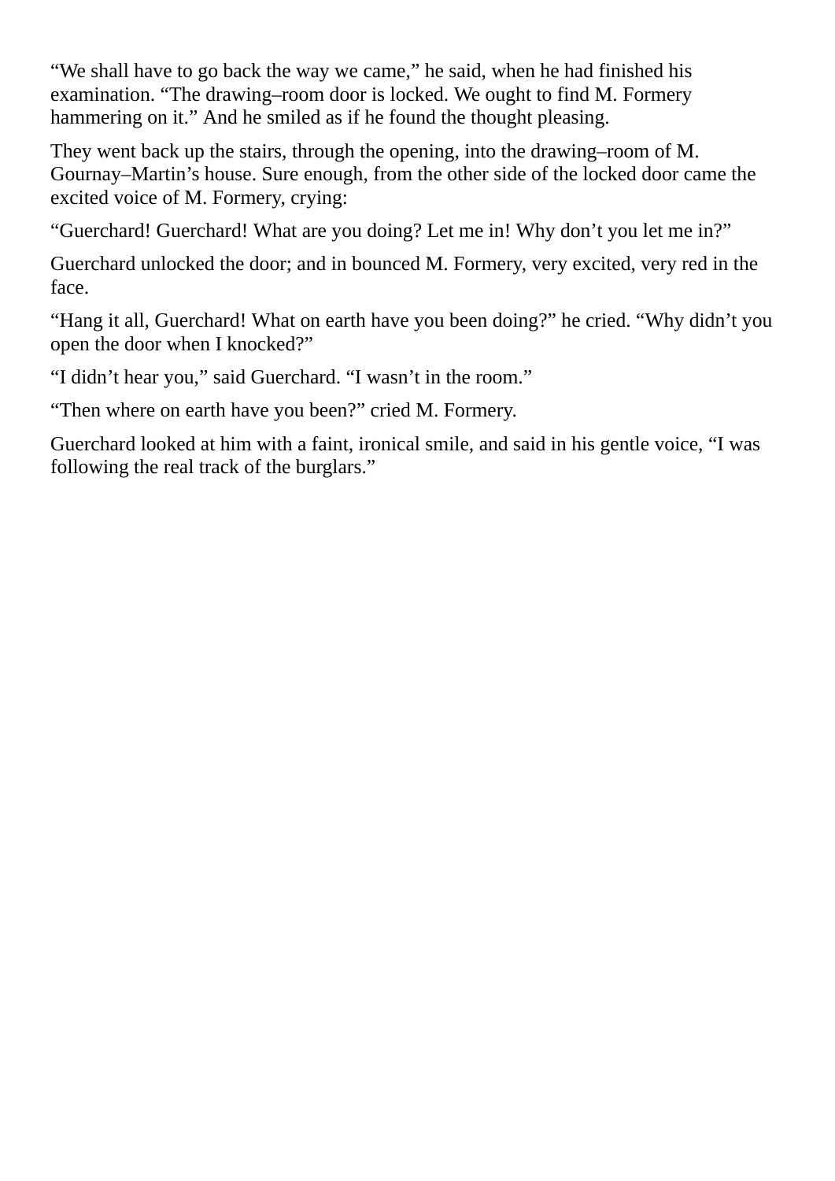“We shall have to go back the way we came,” he said, when he had finished his examination. “The drawing–room door is locked. We ought to find M. Formery hammering on it.” And he smiled as if he found the thought pleasing.

They went back up the stairs, through the opening, into the drawing–room of M. Gournay–Martin’s house. Sure enough, from the other side of the locked door came the excited voice of M. Formery, crying:

“Guerchard! Guerchard! What are you doing? Let me in! Why don’t you let me in?”

Guerchard unlocked the door; and in bounced M. Formery, very excited, very red in the face.

“Hang it all, Guerchard! What on earth have you been doing?” he cried. “Why didn’t you open the door when I knocked?”

“I didn’t hear you,” said Guerchard. “I wasn’t in the room.”

“Then where on earth have you been?” cried M. Formery.

Guerchard looked at him with a faint, ironical smile, and said in his gentle voice, “I was following the real track of the burglars.”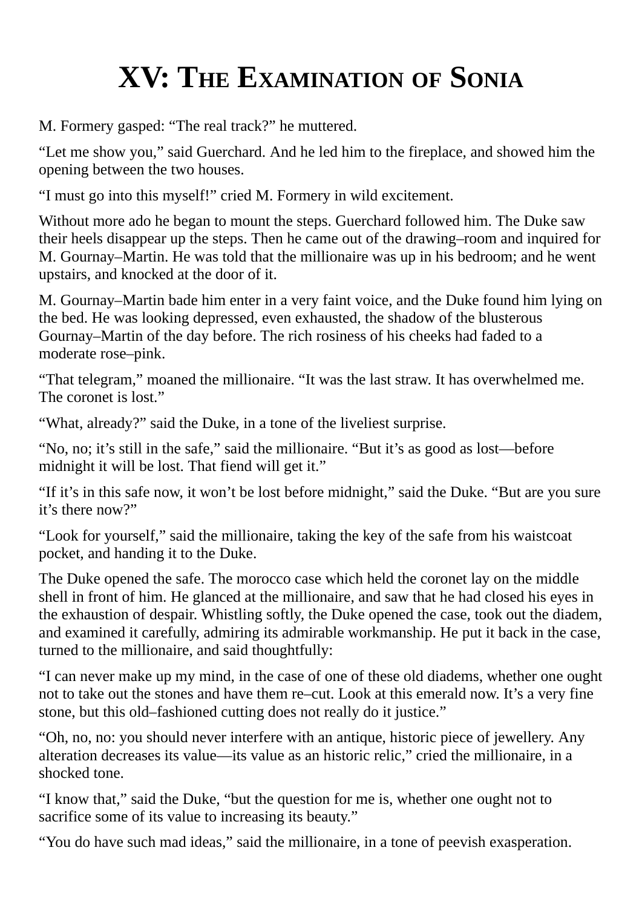# XV: The Examination of Sonia

M. Formery gasped: “The real track?” he muttered.

“Let me show you,” said Guerchard. And he led him to the fireplace, and showed him the opening between the two houses.

“I must go into this myself!” cried M. Formery in wild excitement.

Without more ado he began to mount the steps. Guerchard followed him. The Duke saw their heels disappear up the steps. Then he came out of the drawing–room and inquired for M. Gournay–Martin. He was told that the millionaire was up in his bedroom; and he went upstairs, and knocked at the door of it.

M. Gournay–Martin bade him enter in a very faint voice, and the Duke found him lying on the bed. He was looking depressed, even exhausted, the shadow of the blusterous Gournay–Martin of the day before. The rich rosiness of his cheeks had faded to a moderate rose–pink.

“That telegram,” moaned the millionaire. “It was the last straw. It has overwhelmed me. The coronet is lost.”

“What, already?” said the Duke, in a tone of the liveliest surprise.

“No, no; it’s still in the safe,” said the millionaire. “But it’s as good as lost—before midnight it will be lost. That fiend will get it.”

“If it’s in this safe now, it won’t be lost before midnight,” said the Duke. “But are you sure it’s there now?”

“Look for yourself,” said the millionaire, taking the key of the safe from his waistcoat pocket, and handing it to the Duke.

The Duke opened the safe. The morocco case which held the coronet lay on the middle shell in front of him. He glanced at the millionaire, and saw that he had closed his eyes in the exhaustion of despair. Whistling softly, the Duke opened the case, took out the diadem, and examined it carefully, admiring its admirable workmanship. He put it back in the case, turned to the millionaire, and said thoughtfully:

“I can never make up my mind, in the case of one of these old diadems, whether one ought not to take out the stones and have them re–cut. Look at this emerald now. It’s a very fine stone, but this old–fashioned cutting does not really do it justice.”

“Oh, no, no: you should never interfere with an antique, historic piece of jewellery. Any alteration decreases its value—its value as an historic relic,” cried the millionaire, in a shocked tone.

“I know that,” said the Duke, “but the question for me is, whether one ought not to sacrifice some of its value to increasing its beauty.”

“You do have such mad ideas,” said the millionaire, in a tone of peevish exasperation.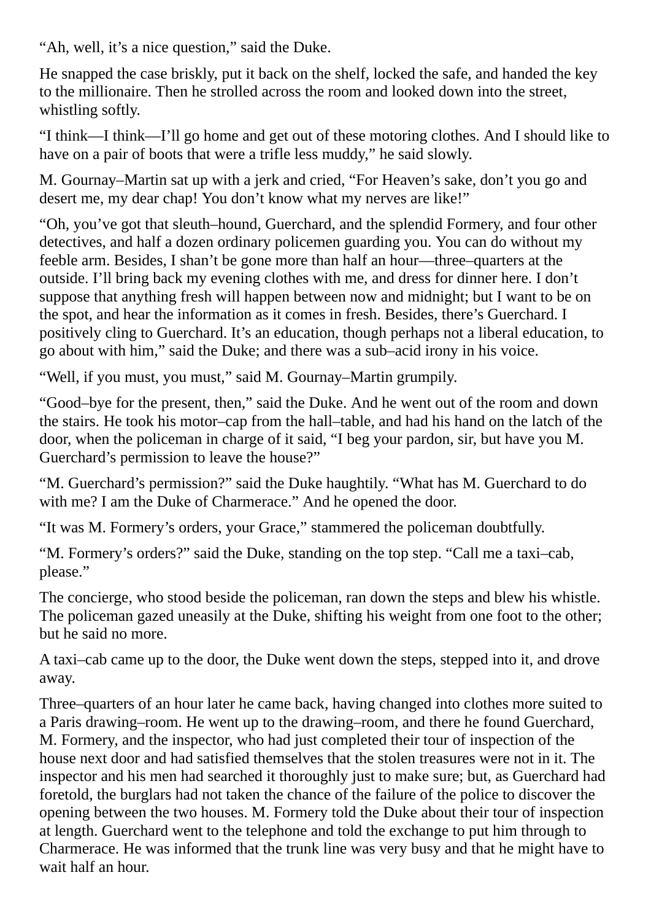"Ah, well, it's a nice question," said the Duke.

He snapped the case briskly, put it back on the shelf, locked the safe, and handed the key to the millionaire. Then he strolled across the room and looked down into the street, whistling softly.

"I think—I think—I'll go home and get out of these motoring clothes. And I should like to have on a pair of boots that were a trifle less muddy," he said slowly.

M. Gournay–Martin sat up with a jerk and cried, "For Heaven's sake, don't you go and desert me, my dear chap! You don't know what my nerves are like!"

"Oh, you've got that sleuth–hound, Guerchard, and the splendid Formery, and four other detectives, and half a dozen ordinary policemen guarding you. You can do without my feeble arm. Besides, I shan't be gone more than half an hour—three–quarters at the outside. I'll bring back my evening clothes with me, and dress for dinner here. I don't suppose that anything fresh will happen between now and midnight; but I want to be on the spot, and hear the information as it comes in fresh. Besides, there's Guerchard. I positively cling to Guerchard. It's an education, though perhaps not a liberal education, to go about with him," said the Duke; and there was a sub–acid irony in his voice.

"Well, if you must, you must," said M. Gournay–Martin grumpily.

"Good–bye for the present, then," said the Duke. And he went out of the room and down the stairs. He took his motor–cap from the hall–table, and had his hand on the latch of the door, when the policeman in charge of it said, "I beg your pardon, sir, but have you M. Guerchard's permission to leave the house?"

"M. Guerchard's permission?" said the Duke haughtily. "What has M. Guerchard to do with me? I am the Duke of Charmerace." And he opened the door.

"It was M. Formery's orders, your Grace," stammered the policeman doubtfully.

"M. Formery's orders?" said the Duke, standing on the top step. "Call me a taxi–cab, please."

The concierge, who stood beside the policeman, ran down the steps and blew his whistle. The policeman gazed uneasily at the Duke, shifting his weight from one foot to the other; but he said no more.

A taxi–cab came up to the door, the Duke went down the steps, stepped into it, and drove away.

Three–quarters of an hour later he came back, having changed into clothes more suited to a Paris drawing–room. He went up to the drawing–room, and there he found Guerchard, M. Formery, and the inspector, who had just completed their tour of inspection of the house next door and had satisfied themselves that the stolen treasures were not in it. The inspector and his men had searched it thoroughly just to make sure; but, as Guerchard had foretold, the burglars had not taken the chance of the failure of the police to discover the opening between the two houses. M. Formery told the Duke about their tour of inspection at length. Guerchard went to the telephone and told the exchange to put him through to Charmerace. He was informed that the trunk line was very busy and that he might have to wait half an hour.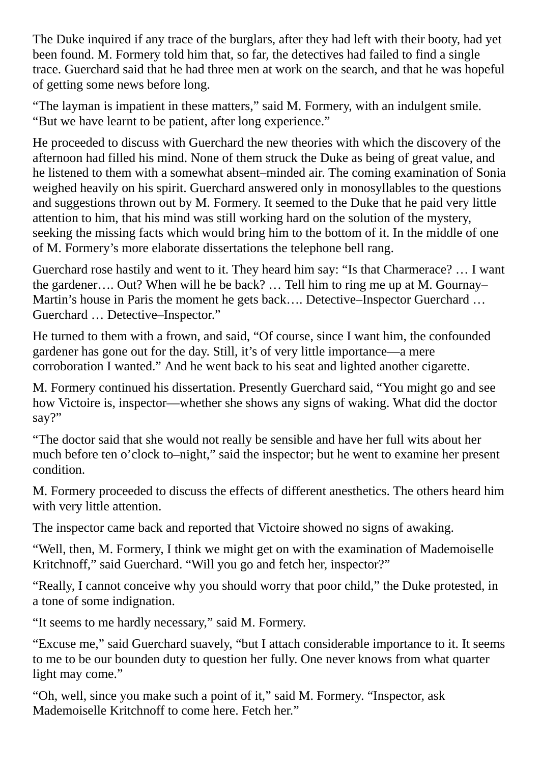The Duke inquired if any trace of the burglars, after they had left with their booty, had yet been found. M. Formery told him that, so far, the detectives had failed to find a single trace. Guerchard said that he had three men at work on the search, and that he was hopeful of getting some news before long.

“The layman is impatient in these matters,” said M. Formery, with an indulgent smile. “But we have learnt to be patient, after long experience.”

He proceeded to discuss with Guerchard the new theories with which the discovery of the afternoon had filled his mind. None of them struck the Duke as being of great value, and he listened to them with a somewhat absent–minded air. The coming examination of Sonia weighed heavily on his spirit. Guerchard answered only in monosyllables to the questions and suggestions thrown out by M. Formery. It seemed to the Duke that he paid very little attention to him, that his mind was still working hard on the solution of the mystery, seeking the missing facts which would bring him to the bottom of it. In the middle of one of M. Formery’s more elaborate dissertations the telephone bell rang.

Guerchard rose hastily and went to it. They heard him say: “Is that Charmerace? … I want the gardener…. Out? When will he be back? … Tell him to ring me up at M. Gournay–Martin’s house in Paris the moment he gets back…. Detective–Inspector Guerchard … Guerchard … Detective–Inspector.”

He turned to them with a frown, and said, “Of course, since I want him, the confounded gardener has gone out for the day. Still, it’s of very little importance—a mere corroboration I wanted.” And he went back to his seat and lighted another cigarette.

M. Formery continued his dissertation. Presently Guerchard said, “You might go and see how Victoire is, inspector—whether she shows any signs of waking. What did the doctor say?”

“The doctor said that she would not really be sensible and have her full wits about her much before ten o’clock to–night,” said the inspector; but he went to examine her present condition.

M. Formery proceeded to discuss the effects of different anesthetics. The others heard him with very little attention.

The inspector came back and reported that Victoire showed no signs of awaking.

“Well, then, M. Formery, I think we might get on with the examination of Mademoiselle Kritchnoff,” said Guerchard. “Will you go and fetch her, inspector?”

“Really, I cannot conceive why you should worry that poor child,” the Duke protested, in a tone of some indignation.

“It seems to me hardly necessary,” said M. Formery.

“Excuse me,” said Guerchard suavely, “but I attach considerable importance to it. It seems to me to be our bounden duty to question her fully. One never knows from what quarter light may come.”

“Oh, well, since you make such a point of it,” said M. Formery. “Inspector, ask Mademoiselle Kritchnoff to come here. Fetch her.”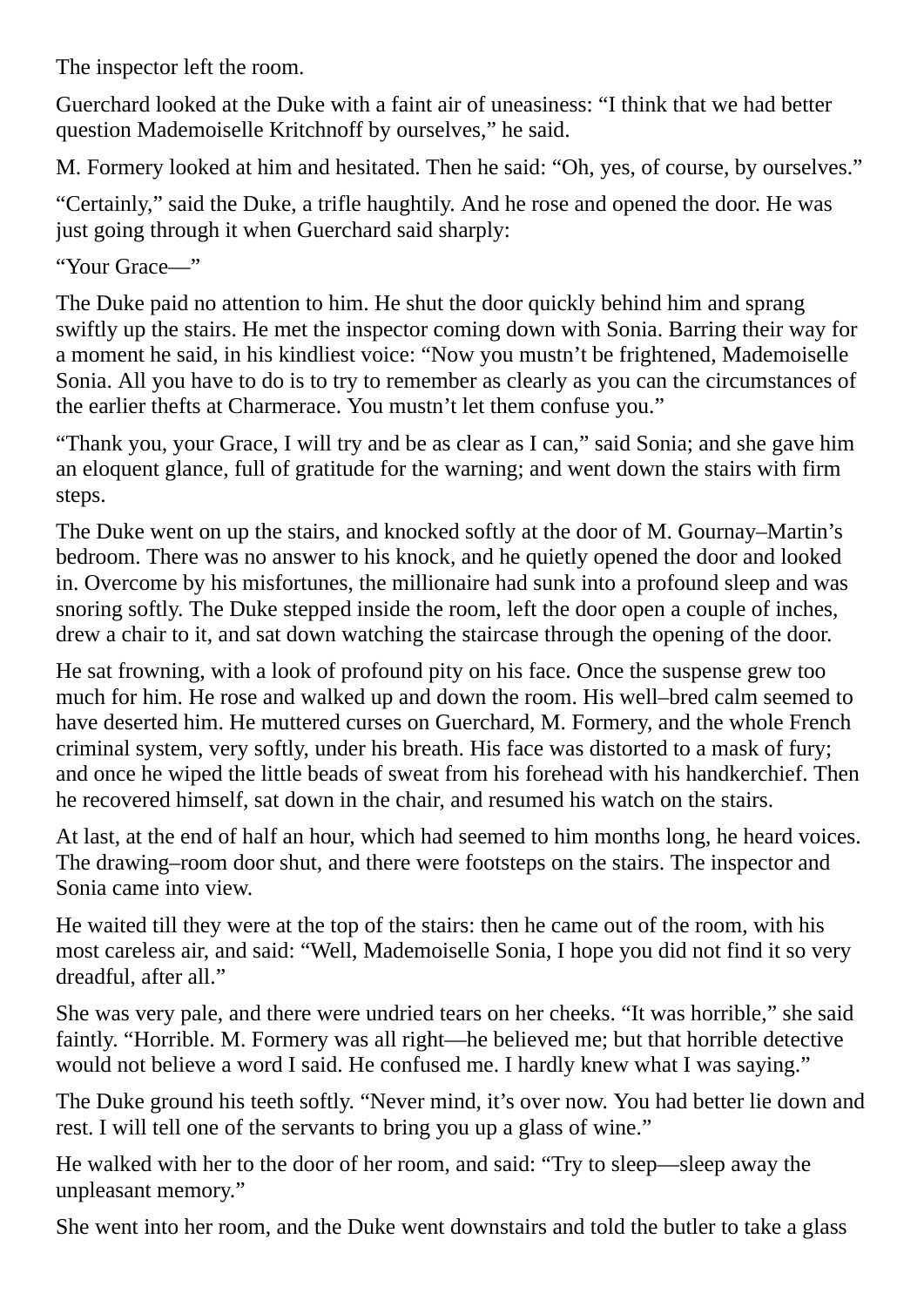The inspector left the room.

Guerchard looked at the Duke with a faint air of uneasiness: “I think that we had better question Mademoiselle Kritchnoff by ourselves,” he said.

M. Formery looked at him and hesitated. Then he said: “Oh, yes, of course, by ourselves.”

“Certainly,” said the Duke, a trifle haughtily. And he rose and opened the door. He was just going through it when Guerchard said sharply:

“Your Grace—”

The Duke paid no attention to him. He shut the door quickly behind him and sprang swiftly up the stairs. He met the inspector coming down with Sonia. Barring their way for a moment he said, in his kindliest voice: “Now you mustn’t be frightened, Mademoiselle Sonia. All you have to do is to try to remember as clearly as you can the circumstances of the earlier thefts at Charmerace. You mustn’t let them confuse you.”

“Thank you, your Grace, I will try and be as clear as I can,” said Sonia; and she gave him an eloquent glance, full of gratitude for the warning; and went down the stairs with firm steps.

The Duke went on up the stairs, and knocked softly at the door of M. Gournay–Martin’s bedroom. There was no answer to his knock, and he quietly opened the door and looked in. Overcome by his misfortunes, the millionaire had sunk into a profound sleep and was snoring softly. The Duke stepped inside the room, left the door open a couple of inches, drew a chair to it, and sat down watching the staircase through the opening of the door.

He sat frowning, with a look of profound pity on his face. Once the suspense grew too much for him. He rose and walked up and down the room. His well–bred calm seemed to have deserted him. He muttered curses on Guerchard, M. Formery, and the whole French criminal system, very softly, under his breath. His face was distorted to a mask of fury; and once he wiped the little beads of sweat from his forehead with his handkerchief. Then he recovered himself, sat down in the chair, and resumed his watch on the stairs.

At last, at the end of half an hour, which had seemed to him months long, he heard voices. The drawing–room door shut, and there were footsteps on the stairs. The inspector and Sonia came into view.

He waited till they were at the top of the stairs: then he came out of the room, with his most careless air, and said: “Well, Mademoiselle Sonia, I hope you did not find it so very dreadful, after all.”

She was very pale, and there were undried tears on her cheeks. “It was horrible,” she said faintly. “Horrible. M. Formery was all right—he believed me; but that horrible detective would not believe a word I said. He confused me. I hardly knew what I was saying.”

The Duke ground his teeth softly. “Never mind, it’s over now. You had better lie down and rest. I will tell one of the servants to bring you up a glass of wine.”

He walked with her to the door of her room, and said: “Try to sleep—sleep away the unpleasant memory.”

She went into her room, and the Duke went downstairs and told the butler to take a glass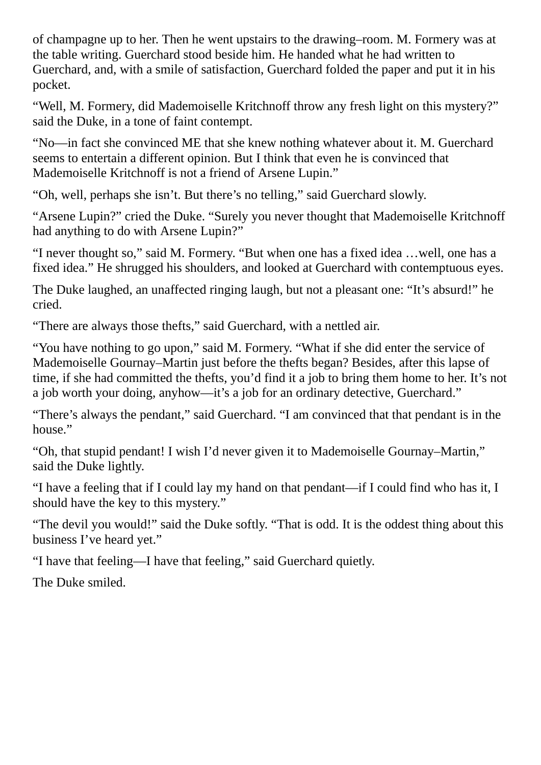of champagne up to her. Then he went upstairs to the drawing–room. M. Formery was at the table writing. Guerchard stood beside him. He handed what he had written to Guerchard, and, with a smile of satisfaction, Guerchard folded the paper and put it in his pocket.

“Well, M. Formery, did Mademoiselle Kritchnoff throw any fresh light on this mystery?” said the Duke, in a tone of faint contempt.

“No—in fact she convinced ME that she knew nothing whatever about it. M. Guerchard seems to entertain a different opinion. But I think that even he is convinced that Mademoiselle Kritchnoff is not a friend of Arsene Lupin.”

“Oh, well, perhaps she isn’t. But there’s no telling,” said Guerchard slowly.

“Arsene Lupin?” cried the Duke. “Surely you never thought that Mademoiselle Kritchnoff had anything to do with Arsene Lupin?”

“I never thought so,” said M. Formery. “But when one has a fixed idea …well, one has a fixed idea.” He shrugged his shoulders, and looked at Guerchard with contemptuous eyes.

The Duke laughed, an unaffected ringing laugh, but not a pleasant one: “It’s absurd!” he cried.

“There are always those thefts,” said Guerchard, with a nettled air.

“You have nothing to go upon,” said M. Formery. “What if she did enter the service of Mademoiselle Gournay–Martin just before the thefts began? Besides, after this lapse of time, if she had committed the thefts, you’d find it a job to bring them home to her. It’s not a job worth your doing, anyhow—it’s a job for an ordinary detective, Guerchard.”

“There’s always the pendant,” said Guerchard. “I am convinced that that pendant is in the house.”

“Oh, that stupid pendant! I wish I’d never given it to Mademoiselle Gournay–Martin,” said the Duke lightly.

“I have a feeling that if I could lay my hand on that pendant—if I could find who has it, I should have the key to this mystery.”

“The devil you would!” said the Duke softly. “That is odd. It is the oddest thing about this business I’ve heard yet.”

“I have that feeling—I have that feeling,” said Guerchard quietly.

The Duke smiled.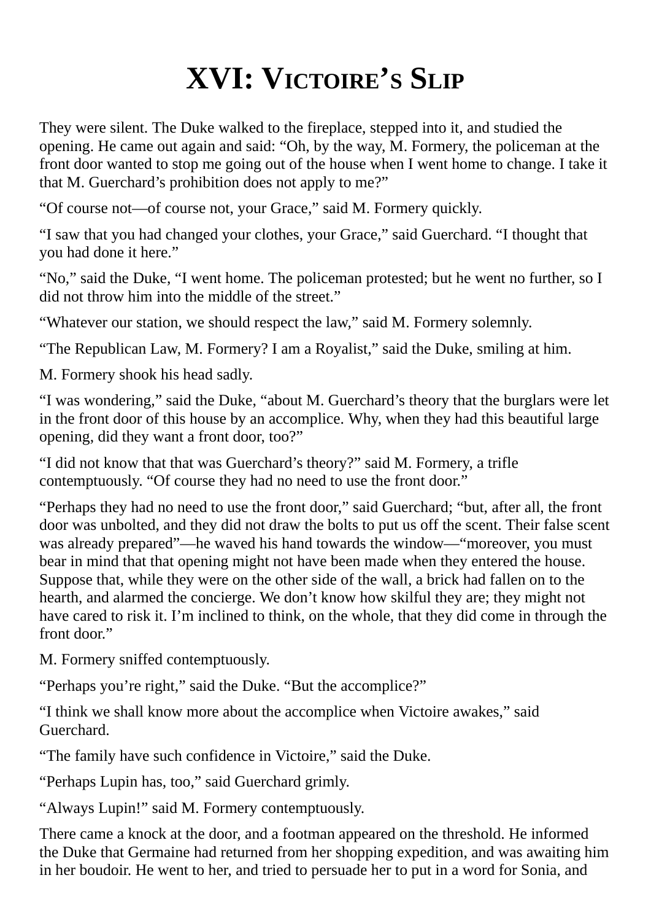# XVI: Victoire's Slip

They were silent. The Duke walked to the fireplace, stepped into it, and studied the opening. He came out again and said: "Oh, by the way, M. Formery, the policeman at the front door wanted to stop me going out of the house when I went home to change. I take it that M. Guerchard's prohibition does not apply to me?"

"Of course not—of course not, your Grace," said M. Formery quickly.

"I saw that you had changed your clothes, your Grace," said Guerchard. "I thought that you had done it here."

"No," said the Duke, "I went home. The policeman protested; but he went no further, so I did not throw him into the middle of the street."

"Whatever our station, we should respect the law," said M. Formery solemnly.

"The Republican Law, M. Formery? I am a Royalist," said the Duke, smiling at him.

M. Formery shook his head sadly.

"I was wondering," said the Duke, "about M. Guerchard's theory that the burglars were let in the front door of this house by an accomplice. Why, when they had this beautiful large opening, did they want a front door, too?"

"I did not know that that was Guerchard's theory?" said M. Formery, a trifle contemptuously. "Of course they had no need to use the front door."

"Perhaps they had no need to use the front door," said Guerchard; "but, after all, the front door was unbolted, and they did not draw the bolts to put us off the scent. Their false scent was already prepared"—he waved his hand towards the window—"moreover, you must bear in mind that that opening might not have been made when they entered the house. Suppose that, while they were on the other side of the wall, a brick had fallen on to the hearth, and alarmed the concierge. We don't know how skilful they are; they might not have cared to risk it. I'm inclined to think, on the whole, that they did come in through the front door."

M. Formery sniffed contemptuously.

"Perhaps you're right," said the Duke. "But the accomplice?"

"I think we shall know more about the accomplice when Victoire awakes," said Guerchard.

"The family have such confidence in Victoire," said the Duke.

"Perhaps Lupin has, too," said Guerchard grimly.

"Always Lupin!" said M. Formery contemptuously.

There came a knock at the door, and a footman appeared on the threshold. He informed the Duke that Germaine had returned from her shopping expedition, and was awaiting him in her boudoir. He went to her, and tried to persuade her to put in a word for Sonia, and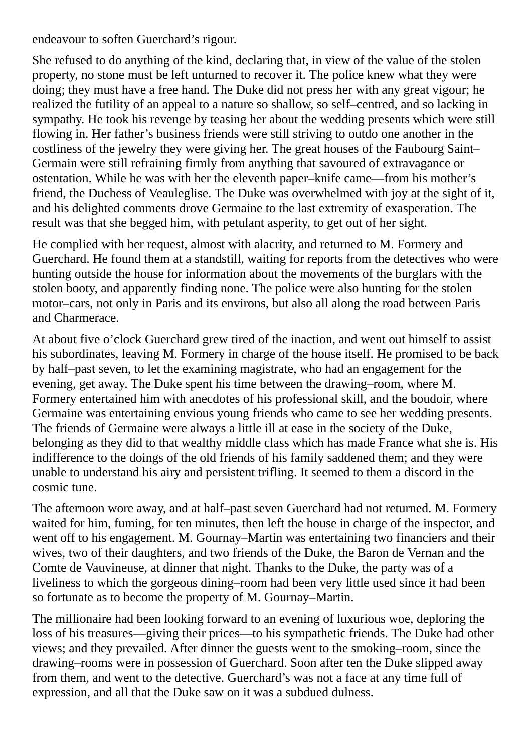endeavour to soften Guerchard's rigour.

She refused to do anything of the kind, declaring that, in view of the value of the stolen property, no stone must be left unturned to recover it. The police knew what they were doing; they must have a free hand. The Duke did not press her with any great vigour; he realized the futility of an appeal to a nature so shallow, so self–centred, and so lacking in sympathy. He took his revenge by teasing her about the wedding presents which were still flowing in. Her father's business friends were still striving to outdo one another in the costliness of the jewelry they were giving her. The great houses of the Faubourg Saint–Germain were still refraining firmly from anything that savoured of extravagance or ostentation. While he was with her the eleventh paper–knife came—from his mother's friend, the Duchess of Veauleglise. The Duke was overwhelmed with joy at the sight of it, and his delighted comments drove Germaine to the last extremity of exasperation. The result was that she begged him, with petulant asperity, to get out of her sight.

He complied with her request, almost with alacrity, and returned to M. Formery and Guerchard. He found them at a standstill, waiting for reports from the detectives who were hunting outside the house for information about the movements of the burglars with the stolen booty, and apparently finding none. The police were also hunting for the stolen motor–cars, not only in Paris and its environs, but also all along the road between Paris and Charmerace.

At about five o'clock Guerchard grew tired of the inaction, and went out himself to assist his subordinates, leaving M. Formery in charge of the house itself. He promised to be back by half–past seven, to let the examining magistrate, who had an engagement for the evening, get away. The Duke spent his time between the drawing–room, where M. Formery entertained him with anecdotes of his professional skill, and the boudoir, where Germaine was entertaining envious young friends who came to see her wedding presents. The friends of Germaine were always a little ill at ease in the society of the Duke, belonging as they did to that wealthy middle class which has made France what she is. His indifference to the doings of the old friends of his family saddened them; and they were unable to understand his airy and persistent trifling. It seemed to them a discord in the cosmic tune.

The afternoon wore away, and at half–past seven Guerchard had not returned. M. Formery waited for him, fuming, for ten minutes, then left the house in charge of the inspector, and went off to his engagement. M. Gournay–Martin was entertaining two financiers and their wives, two of their daughters, and two friends of the Duke, the Baron de Vernan and the Comte de Vauvineuse, at dinner that night. Thanks to the Duke, the party was of a liveliness to which the gorgeous dining–room had been very little used since it had been so fortunate as to become the property of M. Gournay–Martin.

The millionaire had been looking forward to an evening of luxurious woe, deploring the loss of his treasures—giving their prices—to his sympathetic friends. The Duke had other views; and they prevailed. After dinner the guests went to the smoking–room, since the drawing–rooms were in possession of Guerchard. Soon after ten the Duke slipped away from them, and went to the detective. Guerchard's was not a face at any time full of expression, and all that the Duke saw on it was a subdued dulness.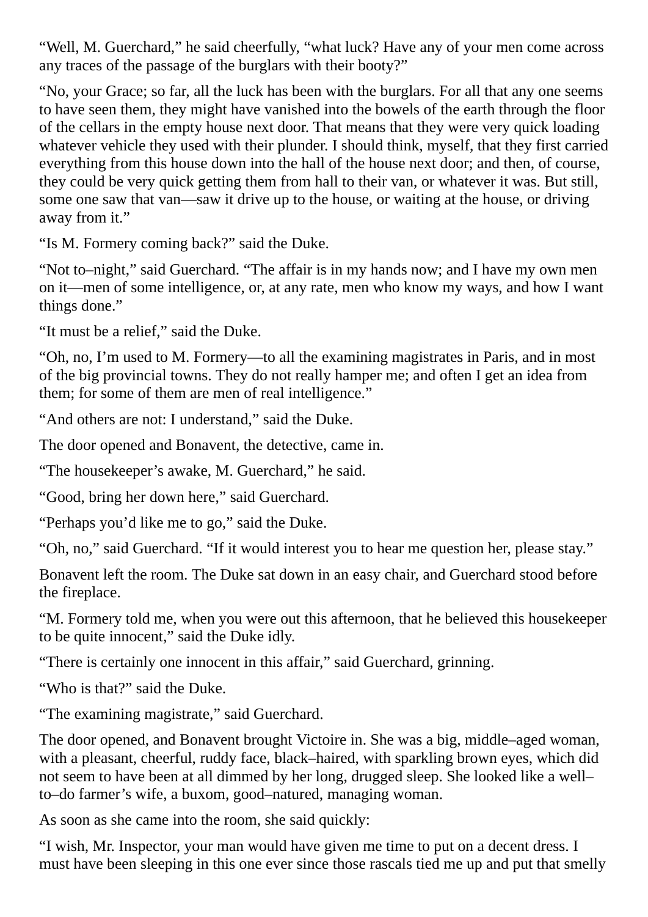"Well, M. Guerchard," he said cheerfully, "what luck? Have any of your men come across any traces of the passage of the burglars with their booty?"

"No, your Grace; so far, all the luck has been with the burglars. For all that any one seems to have seen them, they might have vanished into the bowels of the earth through the floor of the cellars in the empty house next door. That means that they were very quick loading whatever vehicle they used with their plunder. I should think, myself, that they first carried everything from this house down into the hall of the house next door; and then, of course, they could be very quick getting them from hall to their van, or whatever it was. But still, some one saw that van—saw it drive up to the house, or waiting at the house, or driving away from it."

"Is M. Formery coming back?" said the Duke.

"Not to–night," said Guerchard. "The affair is in my hands now; and I have my own men on it—men of some intelligence, or, at any rate, men who know my ways, and how I want things done."

"It must be a relief," said the Duke.

"Oh, no, I'm used to M. Formery—to all the examining magistrates in Paris, and in most of the big provincial towns. They do not really hamper me; and often I get an idea from them; for some of them are men of real intelligence."

"And others are not: I understand," said the Duke.

The door opened and Bonavent, the detective, came in.

"The housekeeper's awake, M. Guerchard," he said.

"Good, bring her down here," said Guerchard.

"Perhaps you'd like me to go," said the Duke.

"Oh, no," said Guerchard. "If it would interest you to hear me question her, please stay."

Bonavent left the room. The Duke sat down in an easy chair, and Guerchard stood before the fireplace.

"M. Formery told me, when you were out this afternoon, that he believed this housekeeper to be quite innocent," said the Duke idly.

"There is certainly one innocent in this affair," said Guerchard, grinning.

"Who is that?" said the Duke.

"The examining magistrate," said Guerchard.

The door opened, and Bonavent brought Victoire in. She was a big, middle–aged woman, with a pleasant, cheerful, ruddy face, black–haired, with sparkling brown eyes, which did not seem to have been at all dimmed by her long, drugged sleep. She looked like a well–to–do farmer's wife, a buxom, good–natured, managing woman.

As soon as she came into the room, she said quickly:

"I wish, Mr. Inspector, your man would have given me time to put on a decent dress. I must have been sleeping in this one ever since those rascals tied me up and put that smelly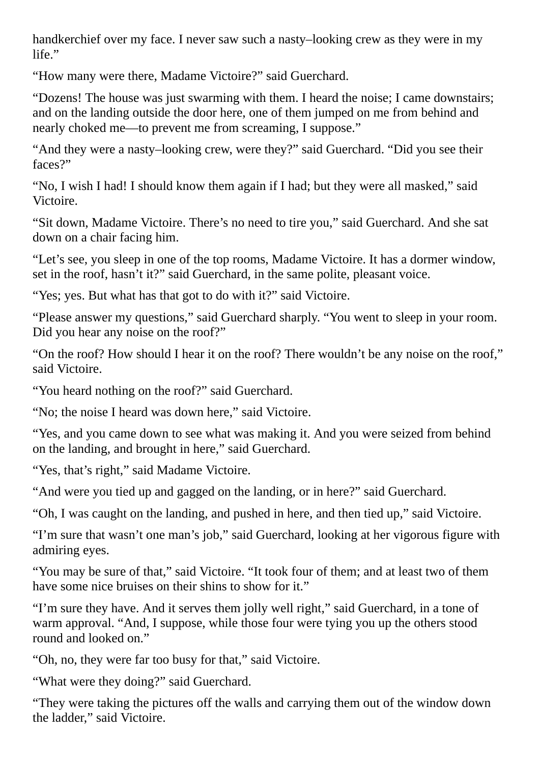handkerchief over my face. I never saw such a nasty–looking crew as they were in my life."

"How many were there, Madame Victoire?" said Guerchard.

"Dozens! The house was just swarming with them. I heard the noise; I came downstairs; and on the landing outside the door here, one of them jumped on me from behind and nearly choked me—to prevent me from screaming, I suppose."

"And they were a nasty–looking crew, were they?" said Guerchard. "Did you see their faces?"

"No, I wish I had! I should know them again if I had; but they were all masked," said Victoire.

"Sit down, Madame Victoire. There's no need to tire you," said Guerchard. And she sat down on a chair facing him.

"Let's see, you sleep in one of the top rooms, Madame Victoire. It has a dormer window, set in the roof, hasn't it?" said Guerchard, in the same polite, pleasant voice.

"Yes; yes. But what has that got to do with it?" said Victoire.

"Please answer my questions," said Guerchard sharply. "You went to sleep in your room. Did you hear any noise on the roof?"

"On the roof? How should I hear it on the roof? There wouldn't be any noise on the roof," said Victoire.

"You heard nothing on the roof?" said Guerchard.

"No; the noise I heard was down here," said Victoire.

"Yes, and you came down to see what was making it. And you were seized from behind on the landing, and brought in here," said Guerchard.

"Yes, that's right," said Madame Victoire.

"And were you tied up and gagged on the landing, or in here?" said Guerchard.

"Oh, I was caught on the landing, and pushed in here, and then tied up," said Victoire.

"I'm sure that wasn't one man's job," said Guerchard, looking at her vigorous figure with admiring eyes.

"You may be sure of that," said Victoire. "It took four of them; and at least two of them have some nice bruises on their shins to show for it."

"I'm sure they have. And it serves them jolly well right," said Guerchard, in a tone of warm approval. "And, I suppose, while those four were tying you up the others stood round and looked on."

"Oh, no, they were far too busy for that," said Victoire.

"What were they doing?" said Guerchard.

"They were taking the pictures off the walls and carrying them out of the window down the ladder," said Victoire.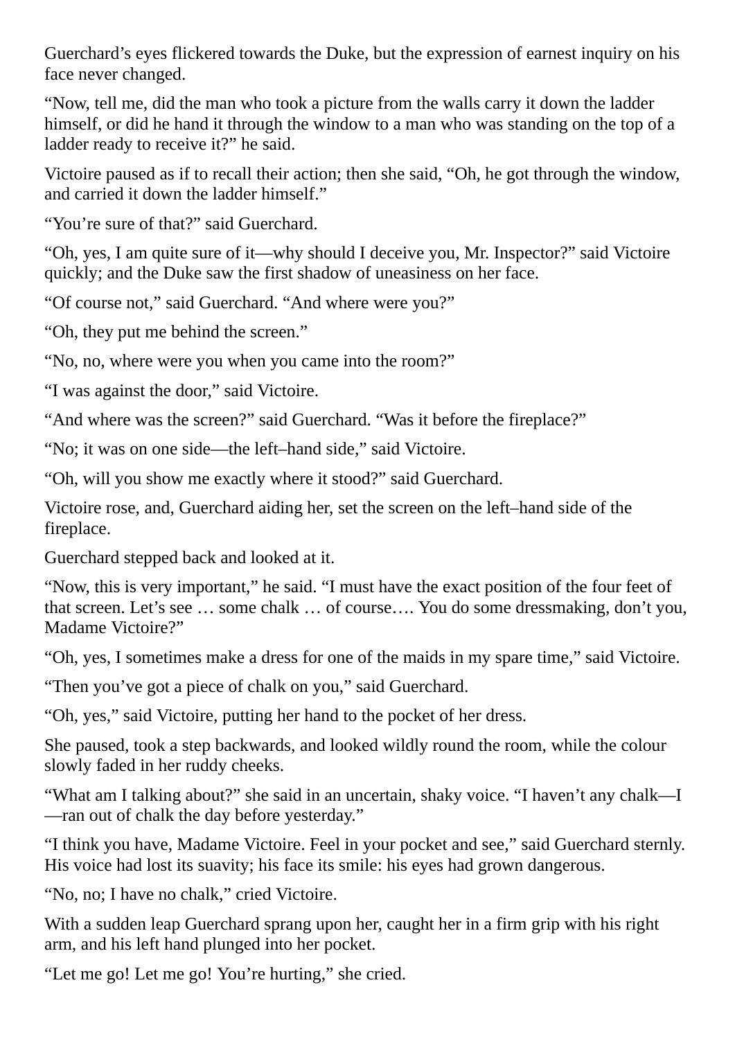Guerchard's eyes flickered towards the Duke, but the expression of earnest inquiry on his face never changed.

"Now, tell me, did the man who took a picture from the walls carry it down the ladder himself, or did he hand it through the window to a man who was standing on the top of a ladder ready to receive it?" he said.

Victoire paused as if to recall their action; then she said, "Oh, he got through the window, and carried it down the ladder himself."

"You're sure of that?" said Guerchard.

"Oh, yes, I am quite sure of it—why should I deceive you, Mr. Inspector?" said Victoire quickly; and the Duke saw the first shadow of uneasiness on her face.

"Of course not," said Guerchard. "And where were you?"

"Oh, they put me behind the screen."

"No, no, where were you when you came into the room?"

"I was against the door," said Victoire.

"And where was the screen?" said Guerchard. "Was it before the fireplace?"

"No; it was on one side—the left–hand side," said Victoire.

"Oh, will you show me exactly where it stood?" said Guerchard.

Victoire rose, and, Guerchard aiding her, set the screen on the left–hand side of the fireplace.

Guerchard stepped back and looked at it.

"Now, this is very important," he said. "I must have the exact position of the four feet of that screen. Let's see … some chalk … of course…. You do some dressmaking, don't you, Madame Victoire?"

"Oh, yes, I sometimes make a dress for one of the maids in my spare time," said Victoire.

"Then you've got a piece of chalk on you," said Guerchard.

"Oh, yes," said Victoire, putting her hand to the pocket of her dress.

She paused, took a step backwards, and looked wildly round the room, while the colour slowly faded in her ruddy cheeks.

"What am I talking about?" she said in an uncertain, shaky voice. "I haven't any chalk—I—ran out of chalk the day before yesterday."

"I think you have, Madame Victoire. Feel in your pocket and see," said Guerchard sternly. His voice had lost its suavity; his face its smile: his eyes had grown dangerous.

"No, no; I have no chalk," cried Victoire.

With a sudden leap Guerchard sprang upon her, caught her in a firm grip with his right arm, and his left hand plunged into her pocket.

"Let me go! Let me go! You're hurting," she cried.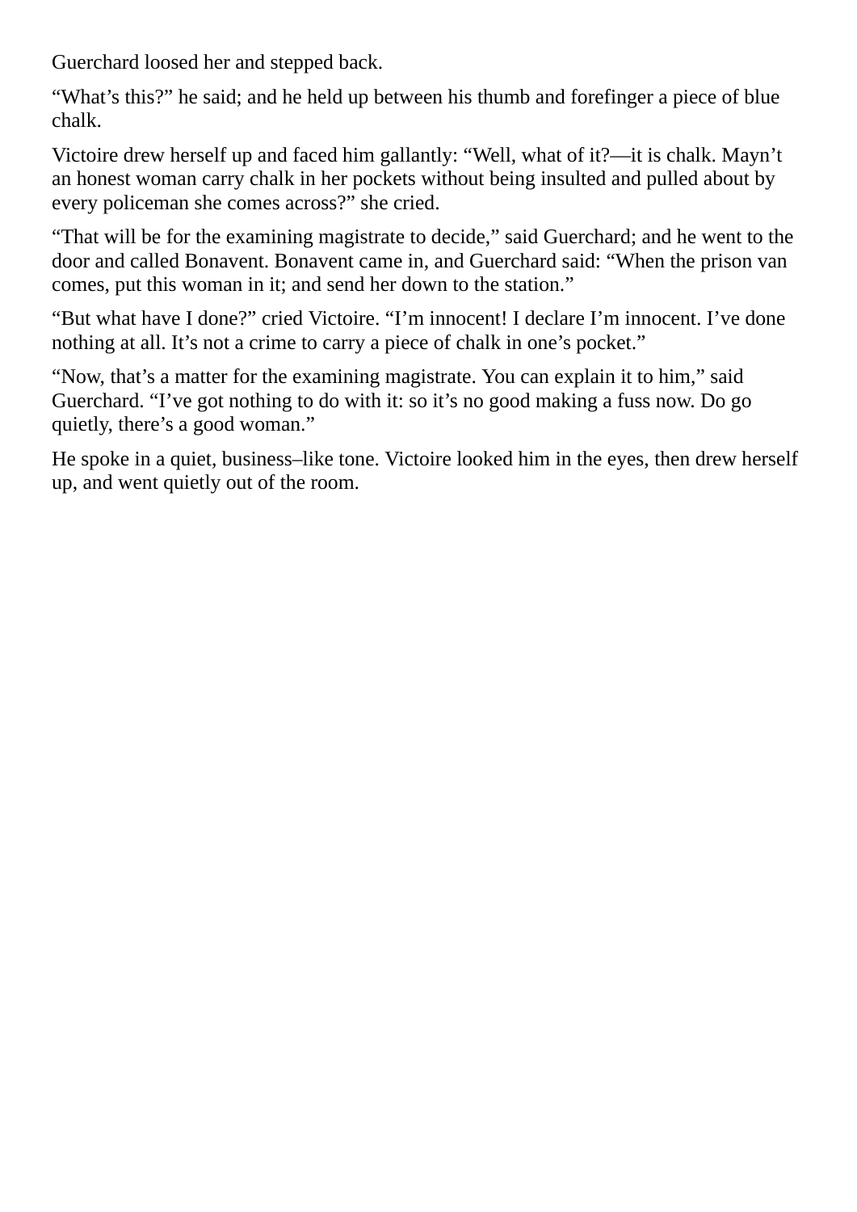Guerchard loosed her and stepped back.

“What’s this?” he said; and he held up between his thumb and forefinger a piece of blue chalk.

Victoire drew herself up and faced him gallantly: “Well, what of it?—it is chalk. Mayn’t an honest woman carry chalk in her pockets without being insulted and pulled about by every policeman she comes across?” she cried.

“That will be for the examining magistrate to decide,” said Guerchard; and he went to the door and called Bonavent. Bonavent came in, and Guerchard said: “When the prison van comes, put this woman in it; and send her down to the station.”

“But what have I done?” cried Victoire. “I’m innocent! I declare I’m innocent. I’ve done nothing at all. It’s not a crime to carry a piece of chalk in one’s pocket.”

“Now, that’s a matter for the examining magistrate. You can explain it to him,” said Guerchard. “I’ve got nothing to do with it: so it’s no good making a fuss now. Do go quietly, there’s a good woman.”

He spoke in a quiet, business–like tone. Victoire looked him in the eyes, then drew herself up, and went quietly out of the room.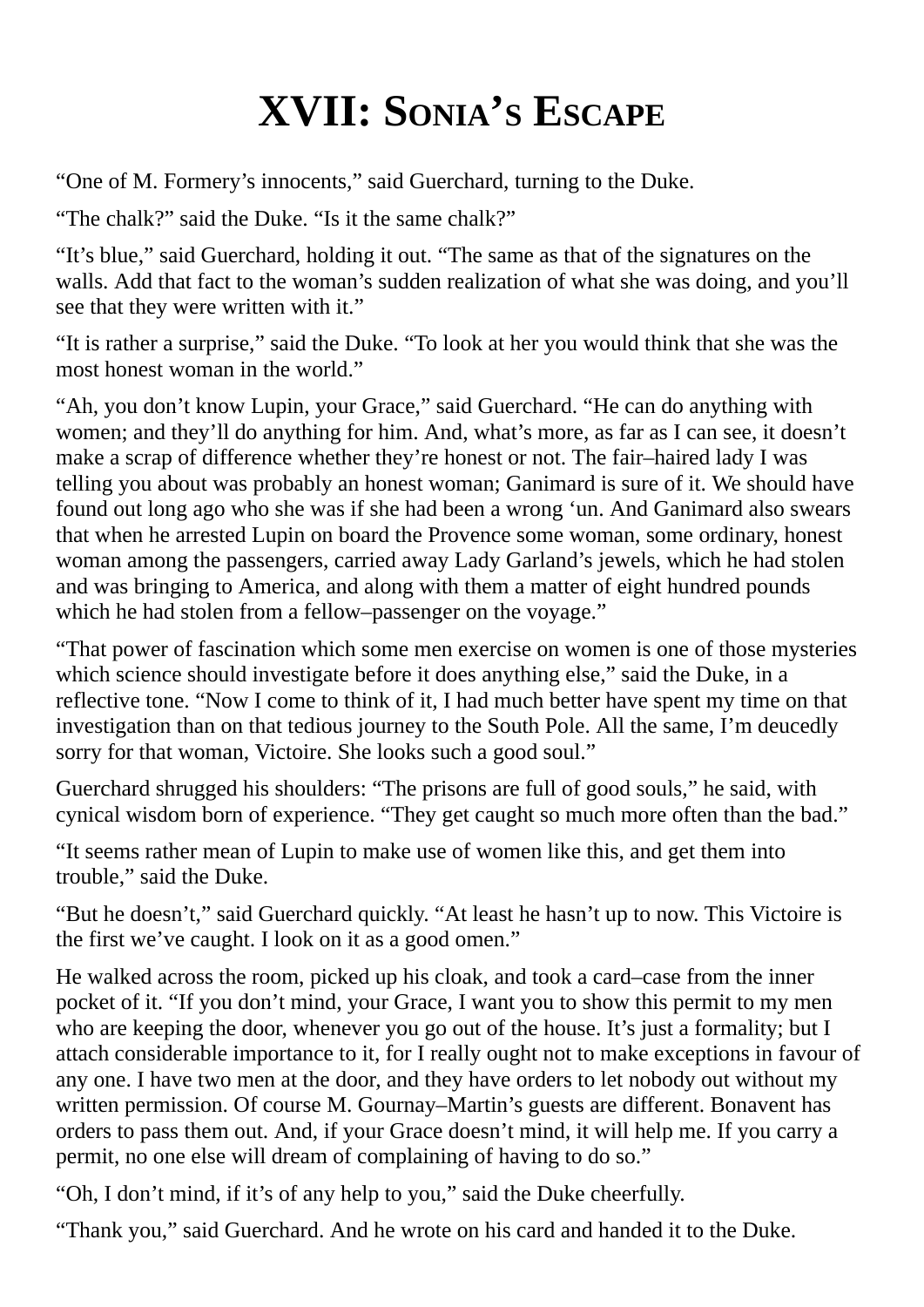# XVII: Sonia's Escape

"One of M. Formery's innocents," said Guerchard, turning to the Duke.

"The chalk?" said the Duke. "Is it the same chalk?"

"It's blue," said Guerchard, holding it out. "The same as that of the signatures on the walls. Add that fact to the woman's sudden realization of what she was doing, and you'll see that they were written with it."

"It is rather a surprise," said the Duke. "To look at her you would think that she was the most honest woman in the world."

"Ah, you don't know Lupin, your Grace," said Guerchard. "He can do anything with women; and they'll do anything for him. And, what's more, as far as I can see, it doesn't make a scrap of difference whether they're honest or not. The fair–haired lady I was telling you about was probably an honest woman; Ganimard is sure of it. We should have found out long ago who she was if she had been a wrong 'un. And Ganimard also swears that when he arrested Lupin on board the Provence some woman, some ordinary, honest woman among the passengers, carried away Lady Garland's jewels, which he had stolen and was bringing to America, and along with them a matter of eight hundred pounds which he had stolen from a fellow–passenger on the voyage."

"That power of fascination which some men exercise on women is one of those mysteries which science should investigate before it does anything else," said the Duke, in a reflective tone. "Now I come to think of it, I had much better have spent my time on that investigation than on that tedious journey to the South Pole. All the same, I'm deucedly sorry for that woman, Victoire. She looks such a good soul."

Guerchard shrugged his shoulders: "The prisons are full of good souls," he said, with cynical wisdom born of experience. "They get caught so much more often than the bad."

"It seems rather mean of Lupin to make use of women like this, and get them into trouble," said the Duke.

"But he doesn't," said Guerchard quickly. "At least he hasn't up to now. This Victoire is the first we've caught. I look on it as a good omen."

He walked across the room, picked up his cloak, and took a card–case from the inner pocket of it. "If you don't mind, your Grace, I want you to show this permit to my men who are keeping the door, whenever you go out of the house. It's just a formality; but I attach considerable importance to it, for I really ought not to make exceptions in favour of any one. I have two men at the door, and they have orders to let nobody out without my written permission. Of course M. Gournay–Martin's guests are different. Bonavent has orders to pass them out. And, if your Grace doesn't mind, it will help me. If you carry a permit, no one else will dream of complaining of having to do so."

"Oh, I don't mind, if it's of any help to you," said the Duke cheerfully.

"Thank you," said Guerchard. And he wrote on his card and handed it to the Duke.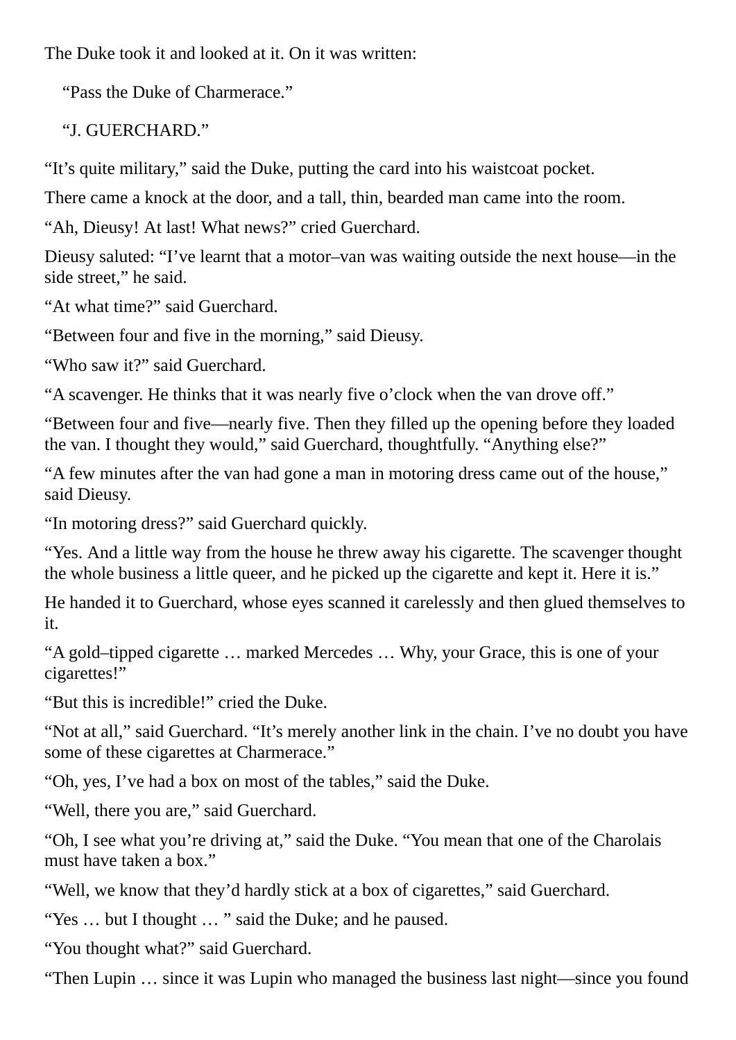The Duke took it and looked at it. On it was written:

"Pass the Duke of Charmerace."

"J. GUERCHARD."

"It's quite military," said the Duke, putting the card into his waistcoat pocket.

There came a knock at the door, and a tall, thin, bearded man came into the room.

"Ah, Dieusy! At last! What news?" cried Guerchard.

Dieusy saluted: "I've learnt that a motor–van was waiting outside the next house—in the side street," he said.

"At what time?" said Guerchard.

"Between four and five in the morning," said Dieusy.

"Who saw it?" said Guerchard.

"A scavenger. He thinks that it was nearly five o'clock when the van drove off."

"Between four and five—nearly five. Then they filled up the opening before they loaded the van. I thought they would," said Guerchard, thoughtfully. "Anything else?"

"A few minutes after the van had gone a man in motoring dress came out of the house," said Dieusy.

"In motoring dress?" said Guerchard quickly.

"Yes. And a little way from the house he threw away his cigarette. The scavenger thought the whole business a little queer, and he picked up the cigarette and kept it. Here it is."

He handed it to Guerchard, whose eyes scanned it carelessly and then glued themselves to it.

"A gold–tipped cigarette … marked Mercedes … Why, your Grace, this is one of your cigarettes!"

"But this is incredible!" cried the Duke.

"Not at all," said Guerchard. "It's merely another link in the chain. I've no doubt you have some of these cigarettes at Charmerace."

"Oh, yes, I've had a box on most of the tables," said the Duke.

"Well, there you are," said Guerchard.

"Oh, I see what you're driving at," said the Duke. "You mean that one of the Charolais must have taken a box."

"Well, we know that they'd hardly stick at a box of cigarettes," said Guerchard.

"Yes … but I thought … " said the Duke; and he paused.

"You thought what?" said Guerchard.

"Then Lupin … since it was Lupin who managed the business last night—since you found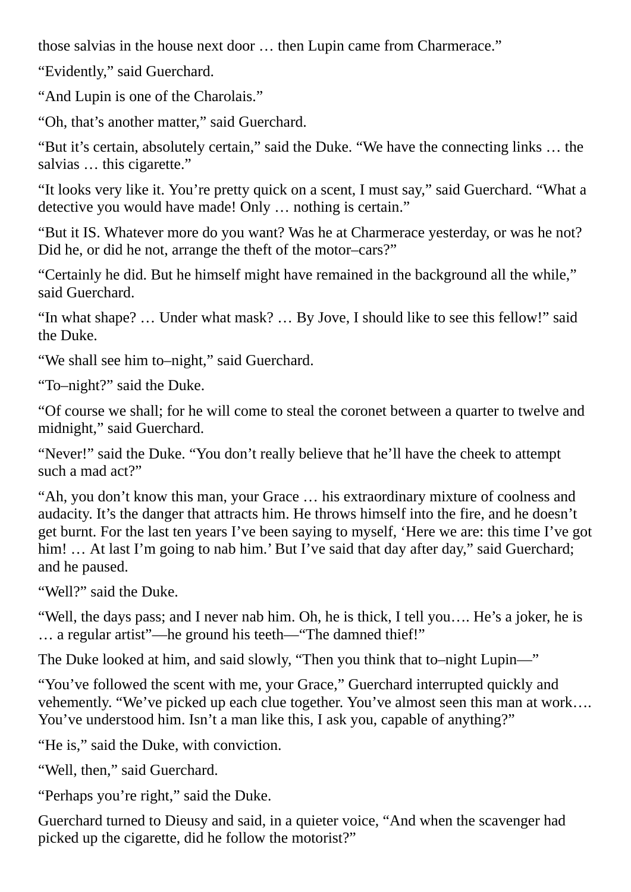those salvias in the house next door … then Lupin came from Charmerace."

"Evidently," said Guerchard.

"And Lupin is one of the Charolais."

"Oh, that's another matter," said Guerchard.

"But it's certain, absolutely certain," said the Duke. "We have the connecting links … the salvias … this cigarette."

"It looks very like it. You're pretty quick on a scent, I must say," said Guerchard. "What a detective you would have made! Only … nothing is certain."

"But it IS. Whatever more do you want? Was he at Charmerace yesterday, or was he not? Did he, or did he not, arrange the theft of the motor–cars?"

"Certainly he did. But he himself might have remained in the background all the while," said Guerchard.

"In what shape? … Under what mask? … By Jove, I should like to see this fellow!" said the Duke.

"We shall see him to–night," said Guerchard.

"To–night?" said the Duke.

"Of course we shall; for he will come to steal the coronet between a quarter to twelve and midnight," said Guerchard.

"Never!" said the Duke. "You don't really believe that he'll have the cheek to attempt such a mad act?"

"Ah, you don't know this man, your Grace … his extraordinary mixture of coolness and audacity. It's the danger that attracts him. He throws himself into the fire, and he doesn't get burnt. For the last ten years I've been saying to myself, 'Here we are: this time I've got him! … At last I'm going to nab him.' But I've said that day after day," said Guerchard; and he paused.

"Well?" said the Duke.

"Well, the days pass; and I never nab him. Oh, he is thick, I tell you…. He's a joker, he is … a regular artist"—he ground his teeth—"The damned thief!"

The Duke looked at him, and said slowly, "Then you think that to–night Lupin—"

"You've followed the scent with me, your Grace," Guerchard interrupted quickly and vehemently. "We've picked up each clue together. You've almost seen this man at work…. You've understood him. Isn't a man like this, I ask you, capable of anything?"

"He is," said the Duke, with conviction.

"Well, then," said Guerchard.

"Perhaps you're right," said the Duke.

Guerchard turned to Dieusy and said, in a quieter voice, "And when the scavenger had picked up the cigarette, did he follow the motorist?"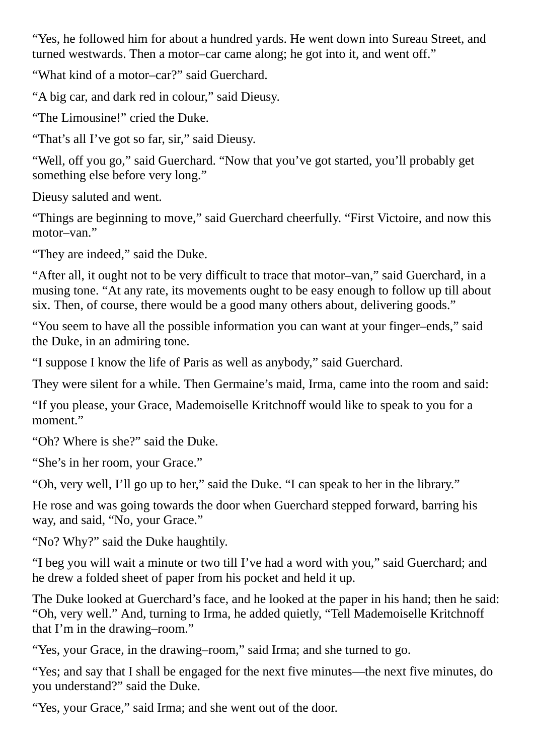“Yes, he followed him for about a hundred yards. He went down into Sureau Street, and turned westwards. Then a motor–car came along; he got into it, and went off.”

“What kind of a motor–car?” said Guerchard.

“A big car, and dark red in colour,” said Dieusy.

“The Limousine!” cried the Duke.

“That’s all I’ve got so far, sir,” said Dieusy.

“Well, off you go,” said Guerchard. “Now that you’ve got started, you’ll probably get something else before very long.”

Dieusy saluted and went.

“Things are beginning to move,” said Guerchard cheerfully. “First Victoire, and now this motor–van.”

“They are indeed,” said the Duke.

“After all, it ought not to be very difficult to trace that motor–van,” said Guerchard, in a musing tone. “At any rate, its movements ought to be easy enough to follow up till about six. Then, of course, there would be a good many others about, delivering goods.”

“You seem to have all the possible information you can want at your finger–ends,” said the Duke, in an admiring tone.

“I suppose I know the life of Paris as well as anybody,” said Guerchard.

They were silent for a while. Then Germaine’s maid, Irma, came into the room and said:

“If you please, your Grace, Mademoiselle Kritchnoff would like to speak to you for a moment.”

“Oh? Where is she?” said the Duke.

“She’s in her room, your Grace.”

“Oh, very well, I’ll go up to her,” said the Duke. “I can speak to her in the library.”

He rose and was going towards the door when Guerchard stepped forward, barring his way, and said, “No, your Grace.”

“No? Why?” said the Duke haughtily.

“I beg you will wait a minute or two till I’ve had a word with you,” said Guerchard; and he drew a folded sheet of paper from his pocket and held it up.

The Duke looked at Guerchard’s face, and he looked at the paper in his hand; then he said: “Oh, very well.” And, turning to Irma, he added quietly, “Tell Mademoiselle Kritchnoff that I’m in the drawing–room.”

“Yes, your Grace, in the drawing–room,” said Irma; and she turned to go.

“Yes; and say that I shall be engaged for the next five minutes—the next five minutes, do you understand?” said the Duke.

“Yes, your Grace,” said Irma; and she went out of the door.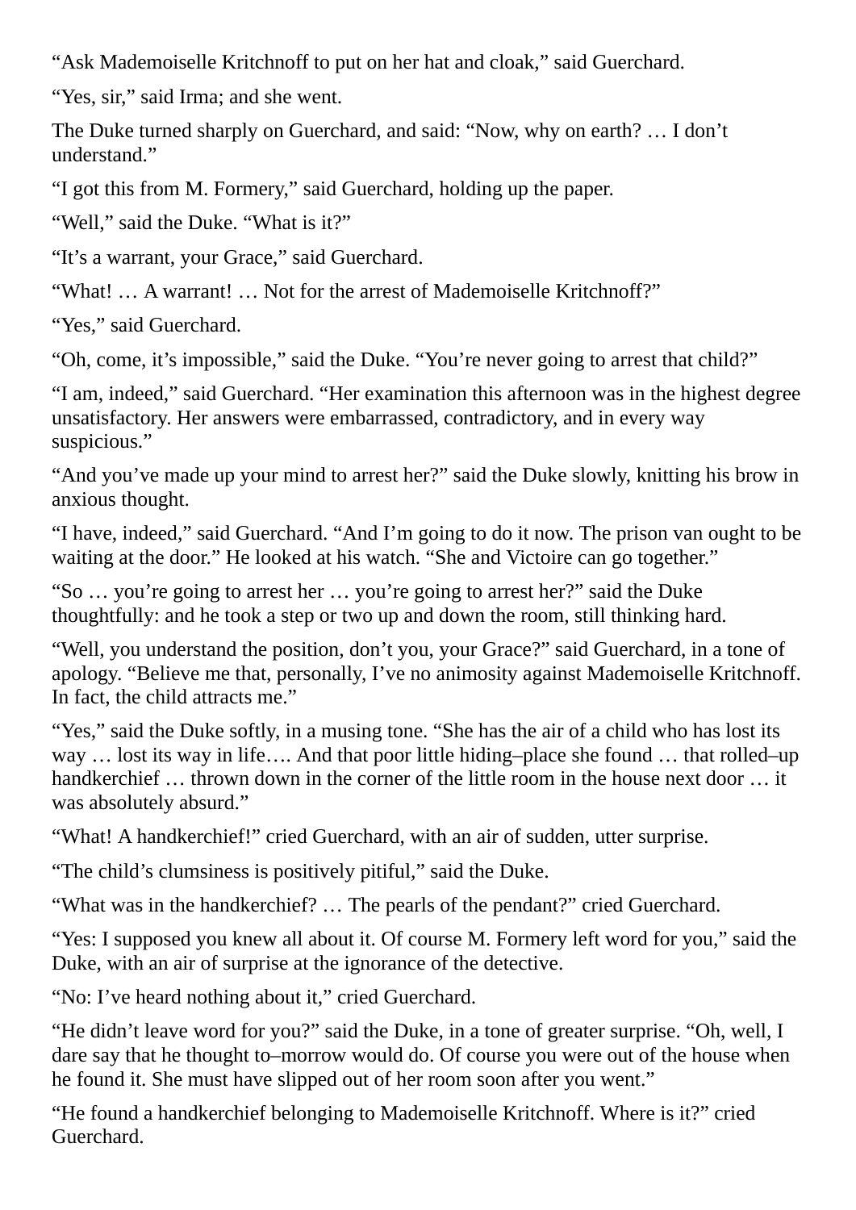“Ask Mademoiselle Kritchnoff to put on her hat and cloak,” said Guerchard.

“Yes, sir,” said Irma; and she went.

The Duke turned sharply on Guerchard, and said: “Now, why on earth? … I don’t understand.”

“I got this from M. Formery,” said Guerchard, holding up the paper.

“Well,” said the Duke. “What is it?”

“It’s a warrant, your Grace,” said Guerchard.

“What! … A warrant! … Not for the arrest of Mademoiselle Kritchnoff?”

“Yes,” said Guerchard.

“Oh, come, it’s impossible,” said the Duke. “You’re never going to arrest that child?”

“I am, indeed,” said Guerchard. “Her examination this afternoon was in the highest degree unsatisfactory. Her answers were embarrassed, contradictory, and in every way suspicious.”

“And you’ve made up your mind to arrest her?” said the Duke slowly, knitting his brow in anxious thought.

“I have, indeed,” said Guerchard. “And I’m going to do it now. The prison van ought to be waiting at the door.” He looked at his watch. “She and Victoire can go together.”

“So … you’re going to arrest her … you’re going to arrest her?” said the Duke thoughtfully: and he took a step or two up and down the room, still thinking hard.

“Well, you understand the position, don’t you, your Grace?” said Guerchard, in a tone of apology. “Believe me that, personally, I’ve no animosity against Mademoiselle Kritchnoff. In fact, the child attracts me.”

“Yes,” said the Duke softly, in a musing tone. “She has the air of a child who has lost its way … lost its way in life…. And that poor little hiding–place she found … that rolled–up handkerchief … thrown down in the corner of the little room in the house next door … it was absolutely absurd.”

“What! A handkerchief!” cried Guerchard, with an air of sudden, utter surprise.

“The child’s clumsiness is positively pitiful,” said the Duke.

“What was in the handkerchief? … The pearls of the pendant?” cried Guerchard.

“Yes: I supposed you knew all about it. Of course M. Formery left word for you,” said the Duke, with an air of surprise at the ignorance of the detective.

“No: I’ve heard nothing about it,” cried Guerchard.

“He didn’t leave word for you?” said the Duke, in a tone of greater surprise. “Oh, well, I dare say that he thought to–morrow would do. Of course you were out of the house when he found it. She must have slipped out of her room soon after you went.”

“He found a handkerchief belonging to Mademoiselle Kritchnoff. Where is it?” cried Guerchard.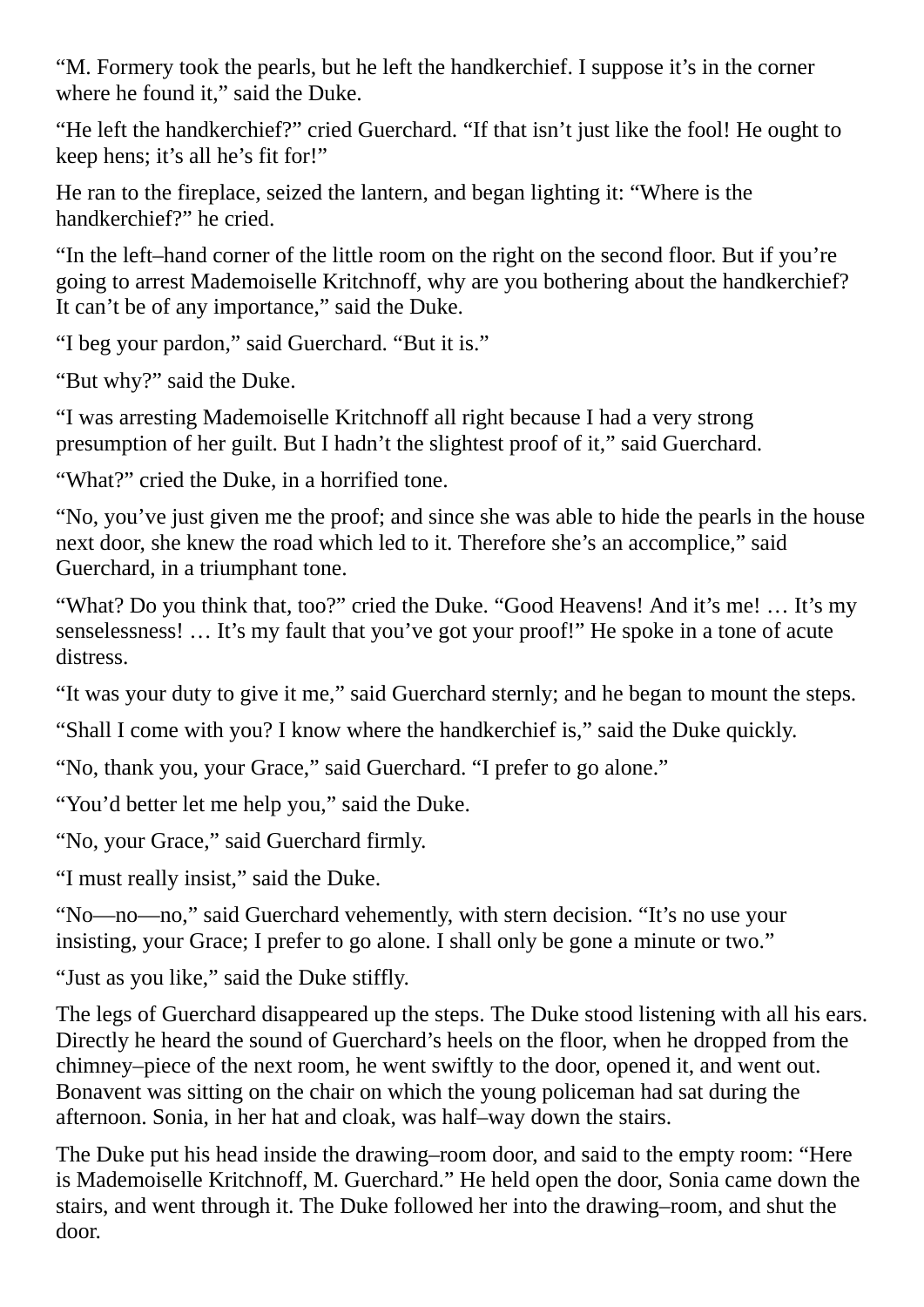“M. Formery took the pearls, but he left the handkerchief. I suppose it’s in the corner where he found it,” said the Duke.

“He left the handkerchief?” cried Guerchard. “If that isn’t just like the fool! He ought to keep hens; it’s all he’s fit for!”

He ran to the fireplace, seized the lantern, and began lighting it: “Where is the handkerchief?” he cried.

“In the left–hand corner of the little room on the right on the second floor. But if you’re going to arrest Mademoiselle Kritchnoff, why are you bothering about the handkerchief? It can’t be of any importance,” said the Duke.

“I beg your pardon,” said Guerchard. “But it is.”

“But why?” said the Duke.

“I was arresting Mademoiselle Kritchnoff all right because I had a very strong presumption of her guilt. But I hadn’t the slightest proof of it,” said Guerchard.

“What?” cried the Duke, in a horrified tone.

“No, you’ve just given me the proof; and since she was able to hide the pearls in the house next door, she knew the road which led to it. Therefore she’s an accomplice,” said Guerchard, in a triumphant tone.

“What? Do you think that, too?” cried the Duke. “Good Heavens! And it’s me! … It’s my senselessness! … It’s my fault that you’ve got your proof!” He spoke in a tone of acute distress.

“It was your duty to give it me,” said Guerchard sternly; and he began to mount the steps.

“Shall I come with you? I know where the handkerchief is,” said the Duke quickly.

“No, thank you, your Grace,” said Guerchard. “I prefer to go alone.”

“You’d better let me help you,” said the Duke.

“No, your Grace,” said Guerchard firmly.

“I must really insist,” said the Duke.

“No—no—no,” said Guerchard vehemently, with stern decision. “It’s no use your insisting, your Grace; I prefer to go alone. I shall only be gone a minute or two.”

“Just as you like,” said the Duke stiffly.

The legs of Guerchard disappeared up the steps. The Duke stood listening with all his ears. Directly he heard the sound of Guerchard’s heels on the floor, when he dropped from the chimney–piece of the next room, he went swiftly to the door, opened it, and went out. Bonavent was sitting on the chair on which the young policeman had sat during the afternoon. Sonia, in her hat and cloak, was half–way down the stairs.

The Duke put his head inside the drawing–room door, and said to the empty room: “Here is Mademoiselle Kritchnoff, M. Guerchard.” He held open the door, Sonia came down the stairs, and went through it. The Duke followed her into the drawing–room, and shut the door.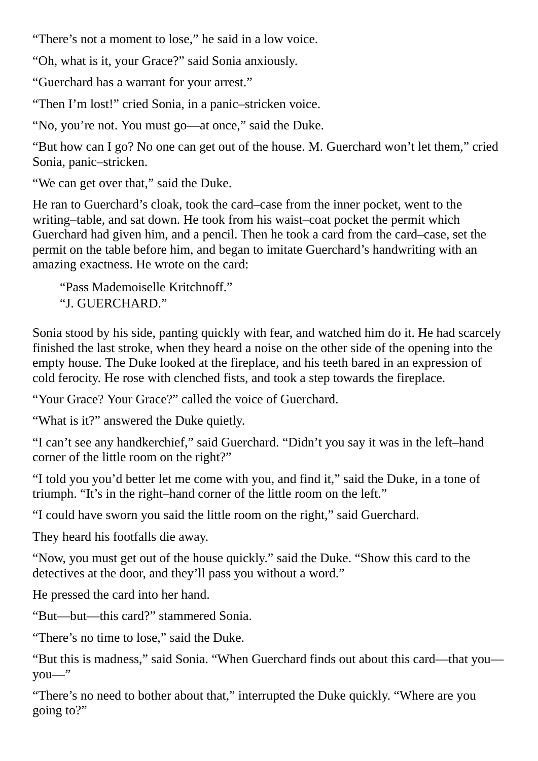“There’s not a moment to lose,” he said in a low voice.

“Oh, what is it, your Grace?” said Sonia anxiously.

“Guerchard has a warrant for your arrest.”

“Then I’m lost!” cried Sonia, in a panic–stricken voice.

“No, you’re not. You must go—at once,” said the Duke.

“But how can I go? No one can get out of the house. M. Guerchard won’t let them,” cried Sonia, panic–stricken.

“We can get over that,” said the Duke.

He ran to Guerchard’s cloak, took the card–case from the inner pocket, went to the writing–table, and sat down. He took from his waist–coat pocket the permit which Guerchard had given him, and a pencil. Then he took a card from the card–case, set the permit on the table before him, and began to imitate Guerchard’s handwriting with an amazing exactness. He wrote on the card:

> “Pass Mademoiselle Kritchnoff.”
> “J. GUERCHARD.”

Sonia stood by his side, panting quickly with fear, and watched him do it. He had scarcely finished the last stroke, when they heard a noise on the other side of the opening into the empty house. The Duke looked at the fireplace, and his teeth bared in an expression of cold ferocity. He rose with clenched fists, and took a step towards the fireplace.

“Your Grace? Your Grace?” called the voice of Guerchard.

“What is it?” answered the Duke quietly.

“I can’t see any handkerchief,” said Guerchard. “Didn’t you say it was in the left–hand corner of the little room on the right?”

“I told you you’d better let me come with you, and find it,” said the Duke, in a tone of triumph. “It’s in the right–hand corner of the little room on the left.”

“I could have sworn you said the little room on the right,” said Guerchard.

They heard his footfalls die away.

“Now, you must get out of the house quickly.” said the Duke. “Show this card to the detectives at the door, and they’ll pass you without a word.”

He pressed the card into her hand.

“But—but—this card?” stammered Sonia.

“There’s no time to lose,” said the Duke.

“But this is madness,” said Sonia. “When Guerchard finds out about this card—that you—you—”

“There’s no need to bother about that,” interrupted the Duke quickly. “Where are you going to?”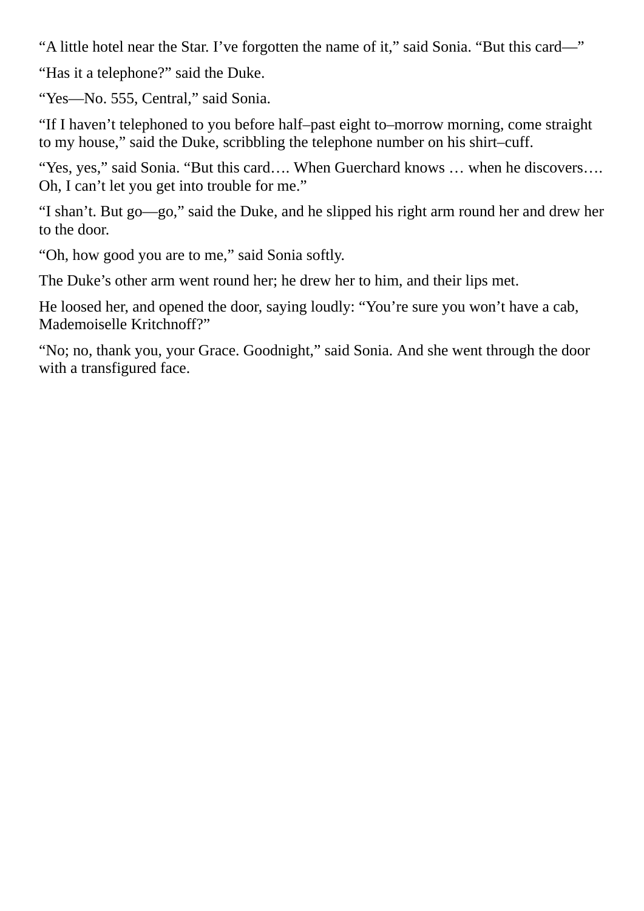“A little hotel near the Star. I’ve forgotten the name of it,” said Sonia. “But this card—”

“Has it a telephone?” said the Duke.

“Yes—No. 555, Central,” said Sonia.

“If I haven’t telephoned to you before half–past eight to–morrow morning, come straight to my house,” said the Duke, scribbling the telephone number on his shirt–cuff.

“Yes, yes,” said Sonia. “But this card…. When Guerchard knows … when he discovers…. Oh, I can’t let you get into trouble for me.”

“I shan’t. But go—go,” said the Duke, and he slipped his right arm round her and drew her to the door.

“Oh, how good you are to me,” said Sonia softly.

The Duke’s other arm went round her; he drew her to him, and their lips met.

He loosed her, and opened the door, saying loudly: “You’re sure you won’t have a cab, Mademoiselle Kritchnoff?”

“No; no, thank you, your Grace. Goodnight,” said Sonia. And she went through the door with a transfigured face.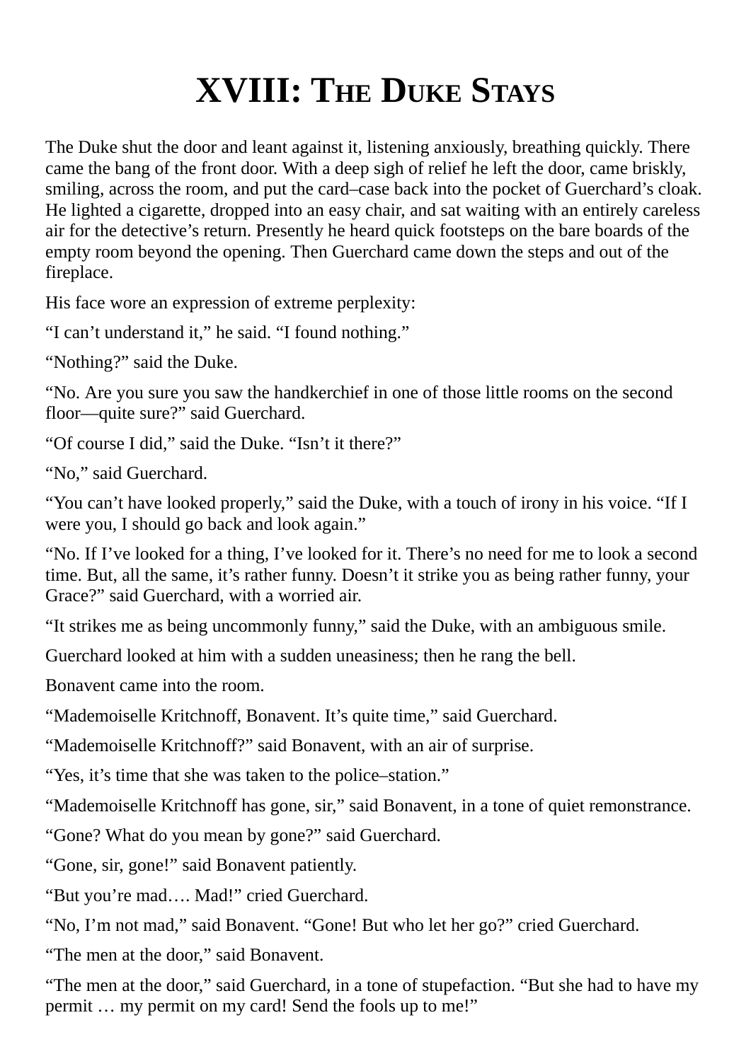# XVIII: The Duke Stays

The Duke shut the door and leant against it, listening anxiously, breathing quickly. There came the bang of the front door. With a deep sigh of relief he left the door, came briskly, smiling, across the room, and put the card–case back into the pocket of Guerchard's cloak. He lighted a cigarette, dropped into an easy chair, and sat waiting with an entirely careless air for the detective's return. Presently he heard quick footsteps on the bare boards of the empty room beyond the opening. Then Guerchard came down the steps and out of the fireplace.

His face wore an expression of extreme perplexity:

"I can't understand it," he said. "I found nothing."

"Nothing?" said the Duke.

"No. Are you sure you saw the handkerchief in one of those little rooms on the second floor—quite sure?" said Guerchard.

"Of course I did," said the Duke. "Isn't it there?"

"No," said Guerchard.

"You can't have looked properly," said the Duke, with a touch of irony in his voice. "If I were you, I should go back and look again."

"No. If I've looked for a thing, I've looked for it. There's no need for me to look a second time. But, all the same, it's rather funny. Doesn't it strike you as being rather funny, your Grace?" said Guerchard, with a worried air.

"It strikes me as being uncommonly funny," said the Duke, with an ambiguous smile.

Guerchard looked at him with a sudden uneasiness; then he rang the bell.

Bonavent came into the room.

"Mademoiselle Kritchnoff, Bonavent. It's quite time," said Guerchard.

"Mademoiselle Kritchnoff?" said Bonavent, with an air of surprise.

"Yes, it's time that she was taken to the police–station."

"Mademoiselle Kritchnoff has gone, sir," said Bonavent, in a tone of quiet remonstrance.

"Gone? What do you mean by gone?" said Guerchard.

"Gone, sir, gone!" said Bonavent patiently.

"But you're mad…. Mad!" cried Guerchard.

"No, I'm not mad," said Bonavent. "Gone! But who let her go?" cried Guerchard.

"The men at the door," said Bonavent.

"The men at the door," said Guerchard, in a tone of stupefaction. "But she had to have my permit … my permit on my card! Send the fools up to me!"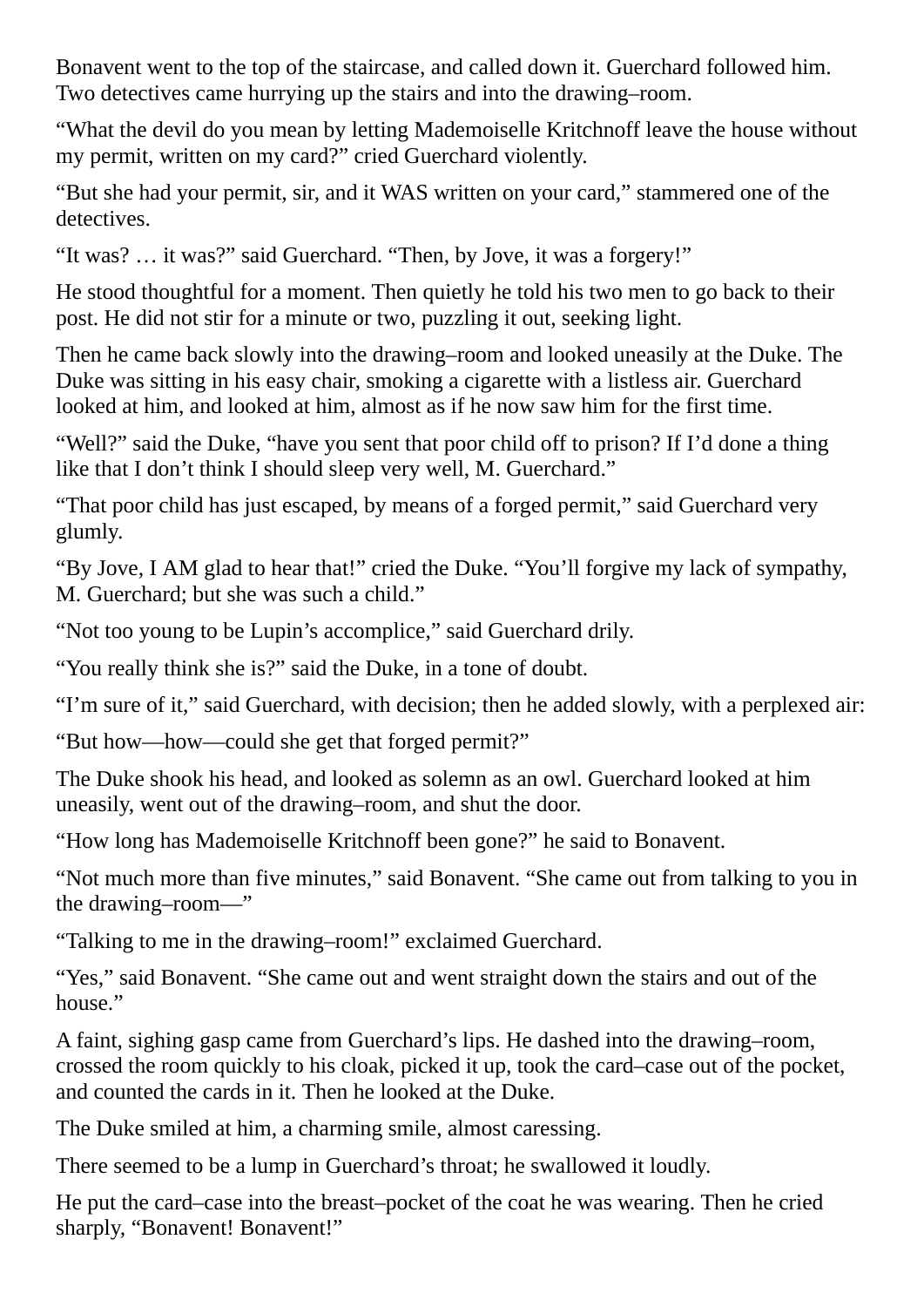Bonavent went to the top of the staircase, and called down it. Guerchard followed him. Two detectives came hurrying up the stairs and into the drawing–room.

“What the devil do you mean by letting Mademoiselle Kritchnoff leave the house without my permit, written on my card?” cried Guerchard violently.

“But she had your permit, sir, and it WAS written on your card,” stammered one of the detectives.

“It was? … it was?” said Guerchard. “Then, by Jove, it was a forgery!”

He stood thoughtful for a moment. Then quietly he told his two men to go back to their post. He did not stir for a minute or two, puzzling it out, seeking light.

Then he came back slowly into the drawing–room and looked uneasily at the Duke. The Duke was sitting in his easy chair, smoking a cigarette with a listless air. Guerchard looked at him, and looked at him, almost as if he now saw him for the first time.

“Well?” said the Duke, “have you sent that poor child off to prison? If I’d done a thing like that I don’t think I should sleep very well, M. Guerchard.”

“That poor child has just escaped, by means of a forged permit,” said Guerchard very glumly.

“By Jove, I AM glad to hear that!” cried the Duke. “You’ll forgive my lack of sympathy, M. Guerchard; but she was such a child.”

“Not too young to be Lupin’s accomplice,” said Guerchard drily.

“You really think she is?” said the Duke, in a tone of doubt.

“I’m sure of it,” said Guerchard, with decision; then he added slowly, with a perplexed air:

“But how—how—could she get that forged permit?”

The Duke shook his head, and looked as solemn as an owl. Guerchard looked at him uneasily, went out of the drawing–room, and shut the door.

“How long has Mademoiselle Kritchnoff been gone?” he said to Bonavent.

“Not much more than five minutes,” said Bonavent. “She came out from talking to you in the drawing–room—”

“Talking to me in the drawing–room!” exclaimed Guerchard.

“Yes,” said Bonavent. “She came out and went straight down the stairs and out of the house.”

A faint, sighing gasp came from Guerchard’s lips. He dashed into the drawing–room, crossed the room quickly to his cloak, picked it up, took the card–case out of the pocket, and counted the cards in it. Then he looked at the Duke.

The Duke smiled at him, a charming smile, almost caressing.

There seemed to be a lump in Guerchard’s throat; he swallowed it loudly.

He put the card–case into the breast–pocket of the coat he was wearing. Then he cried sharply, “Bonavent! Bonavent!”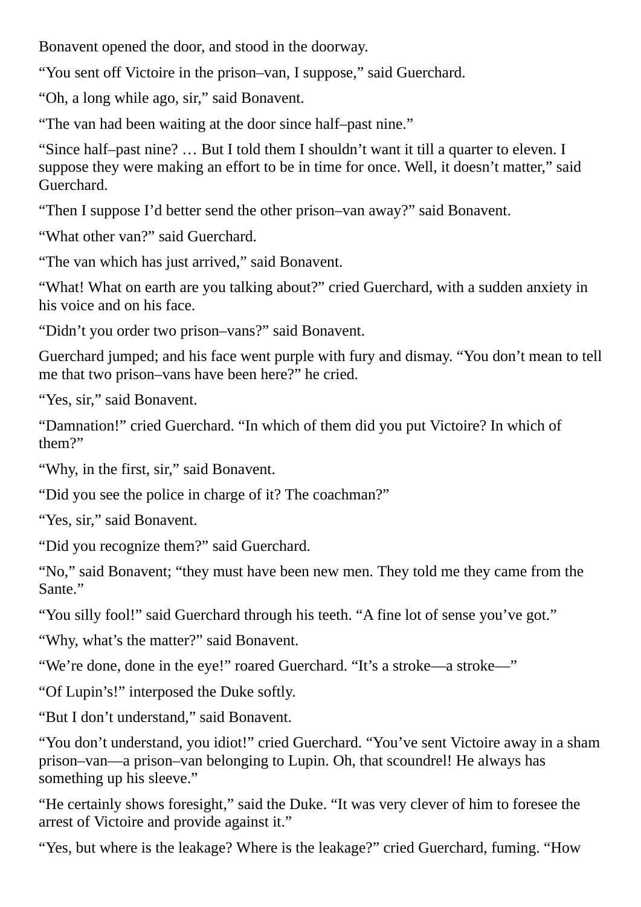Bonavent opened the door, and stood in the doorway.

“You sent off Victoire in the prison–van, I suppose,” said Guerchard.

“Oh, a long while ago, sir,” said Bonavent.

“The van had been waiting at the door since half–past nine.”

“Since half–past nine? … But I told them I shouldn’t want it till a quarter to eleven. I suppose they were making an effort to be in time for once. Well, it doesn’t matter,” said Guerchard.

“Then I suppose I’d better send the other prison–van away?” said Bonavent.

“What other van?” said Guerchard.

“The van which has just arrived,” said Bonavent.

“What! What on earth are you talking about?” cried Guerchard, with a sudden anxiety in his voice and on his face.

“Didn’t you order two prison–vans?” said Bonavent.

Guerchard jumped; and his face went purple with fury and dismay. “You don’t mean to tell me that two prison–vans have been here?” he cried.

“Yes, sir,” said Bonavent.

“Damnation!” cried Guerchard. “In which of them did you put Victoire? In which of them?”

“Why, in the first, sir,” said Bonavent.

“Did you see the police in charge of it? The coachman?”

“Yes, sir,” said Bonavent.

“Did you recognize them?” said Guerchard.

“No,” said Bonavent; “they must have been new men. They told me they came from the Sante.”

“You silly fool!” said Guerchard through his teeth. “A fine lot of sense you’ve got.”

“Why, what’s the matter?” said Bonavent.

“We’re done, done in the eye!” roared Guerchard. “It’s a stroke—a stroke—”

“Of Lupin’s!” interposed the Duke softly.

“But I don’t understand,” said Bonavent.

“You don’t understand, you idiot!” cried Guerchard. “You’ve sent Victoire away in a sham prison–van—a prison–van belonging to Lupin. Oh, that scoundrel! He always has something up his sleeve.”

“He certainly shows foresight,” said the Duke. “It was very clever of him to foresee the arrest of Victoire and provide against it.”

“Yes, but where is the leakage? Where is the leakage?” cried Guerchard, fuming. “How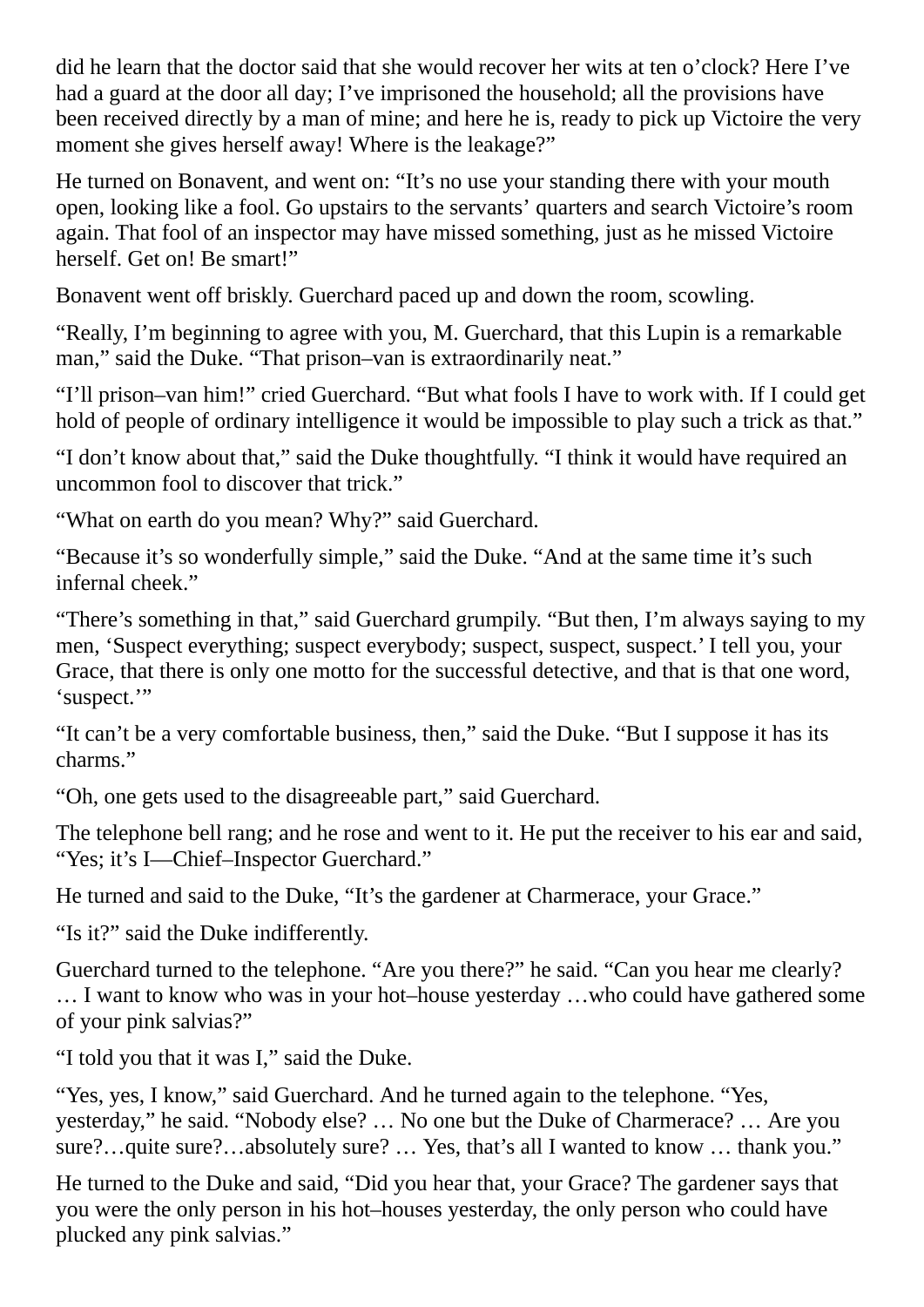did he learn that the doctor said that she would recover her wits at ten o'clock? Here I've had a guard at the door all day; I've imprisoned the household; all the provisions have been received directly by a man of mine; and here he is, ready to pick up Victoire the very moment she gives herself away! Where is the leakage?"

He turned on Bonavent, and went on: "It's no use your standing there with your mouth open, looking like a fool. Go upstairs to the servants' quarters and search Victoire's room again. That fool of an inspector may have missed something, just as he missed Victoire herself. Get on! Be smart!"

Bonavent went off briskly. Guerchard paced up and down the room, scowling.

"Really, I'm beginning to agree with you, M. Guerchard, that this Lupin is a remarkable man," said the Duke. "That prison–van is extraordinarily neat."

"I'll prison–van him!" cried Guerchard. "But what fools I have to work with. If I could get hold of people of ordinary intelligence it would be impossible to play such a trick as that."

"I don't know about that," said the Duke thoughtfully. "I think it would have required an uncommon fool to discover that trick."

"What on earth do you mean? Why?" said Guerchard.

"Because it's so wonderfully simple," said the Duke. "And at the same time it's such infernal cheek."

"There's something in that," said Guerchard grumpily. "But then, I'm always saying to my men, 'Suspect everything; suspect everybody; suspect, suspect, suspect.' I tell you, your Grace, that there is only one motto for the successful detective, and that is that one word, 'suspect.'"

"It can't be a very comfortable business, then," said the Duke. "But I suppose it has its charms."

"Oh, one gets used to the disagreeable part," said Guerchard.

The telephone bell rang; and he rose and went to it. He put the receiver to his ear and said, "Yes; it's I—Chief–Inspector Guerchard."

He turned and said to the Duke, "It's the gardener at Charmerace, your Grace."

"Is it?" said the Duke indifferently.

Guerchard turned to the telephone. "Are you there?" he said. "Can you hear me clearly? … I want to know who was in your hot–house yesterday …who could have gathered some of your pink salvias?"

"I told you that it was I," said the Duke.

"Yes, yes, I know," said Guerchard. And he turned again to the telephone. "Yes, yesterday," he said. "Nobody else? … No one but the Duke of Charmerace? … Are you sure?…quite sure?…absolutely sure? … Yes, that's all I wanted to know … thank you."

He turned to the Duke and said, "Did you hear that, your Grace? The gardener says that you were the only person in his hot–houses yesterday, the only person who could have plucked any pink salvias."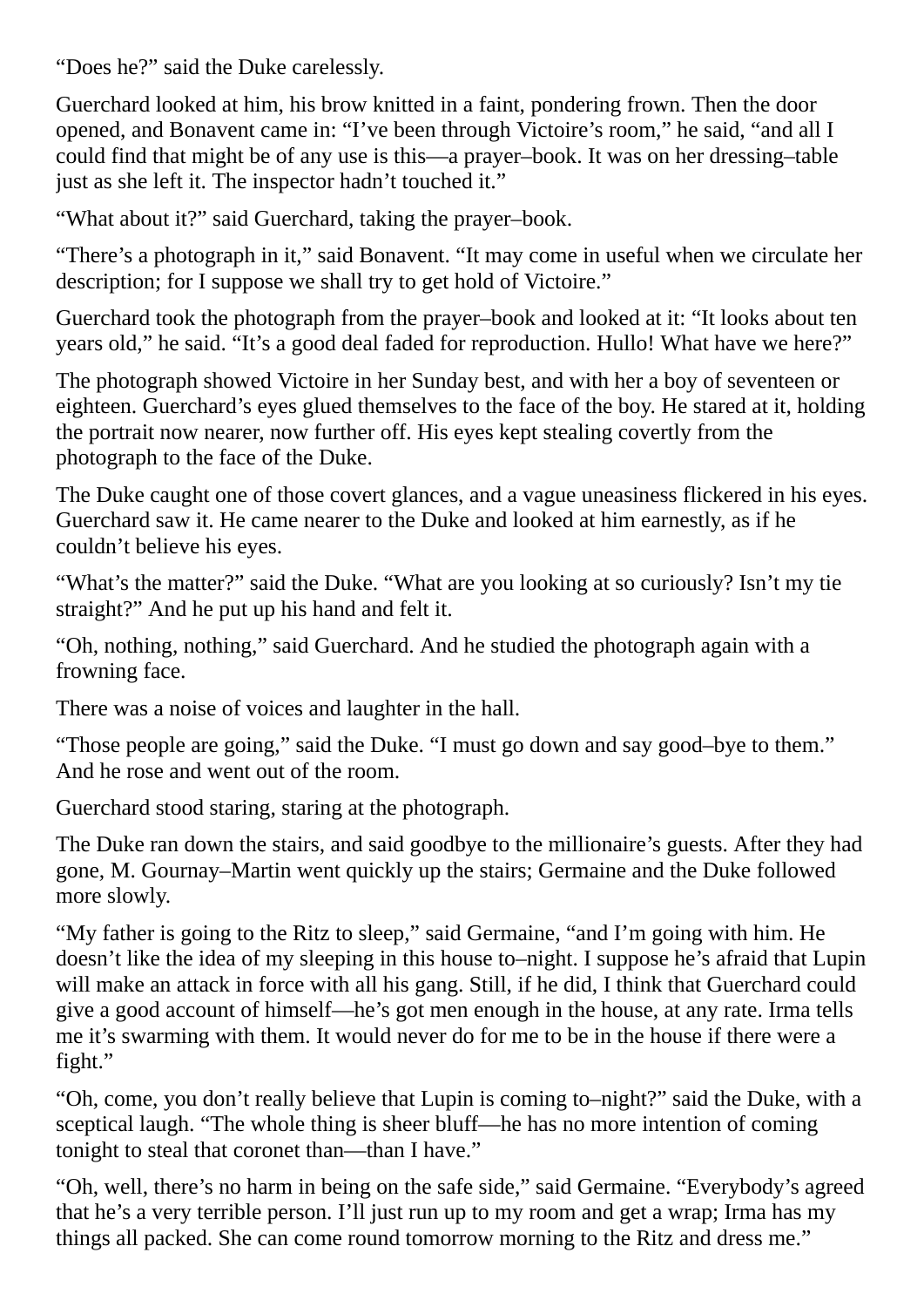"Does he?" said the Duke carelessly.

Guerchard looked at him, his brow knitted in a faint, pondering frown. Then the door opened, and Bonavent came in: "I've been through Victoire's room," he said, "and all I could find that might be of any use is this—a prayer–book. It was on her dressing–table just as she left it. The inspector hadn't touched it."

"What about it?" said Guerchard, taking the prayer–book.

"There's a photograph in it," said Bonavent. "It may come in useful when we circulate her description; for I suppose we shall try to get hold of Victoire."

Guerchard took the photograph from the prayer–book and looked at it: "It looks about ten years old," he said. "It's a good deal faded for reproduction. Hullo! What have we here?"

The photograph showed Victoire in her Sunday best, and with her a boy of seventeen or eighteen. Guerchard's eyes glued themselves to the face of the boy. He stared at it, holding the portrait now nearer, now further off. His eyes kept stealing covertly from the photograph to the face of the Duke.

The Duke caught one of those covert glances, and a vague uneasiness flickered in his eyes. Guerchard saw it. He came nearer to the Duke and looked at him earnestly, as if he couldn't believe his eyes.

"What's the matter?" said the Duke. "What are you looking at so curiously? Isn't my tie straight?" And he put up his hand and felt it.

"Oh, nothing, nothing," said Guerchard. And he studied the photograph again with a frowning face.

There was a noise of voices and laughter in the hall.

"Those people are going," said the Duke. "I must go down and say good–bye to them." And he rose and went out of the room.

Guerchard stood staring, staring at the photograph.

The Duke ran down the stairs, and said goodbye to the millionaire's guests. After they had gone, M. Gournay–Martin went quickly up the stairs; Germaine and the Duke followed more slowly.

"My father is going to the Ritz to sleep," said Germaine, "and I'm going with him. He doesn't like the idea of my sleeping in this house to–night. I suppose he's afraid that Lupin will make an attack in force with all his gang. Still, if he did, I think that Guerchard could give a good account of himself—he's got men enough in the house, at any rate. Irma tells me it's swarming with them. It would never do for me to be in the house if there were a fight."

"Oh, come, you don't really believe that Lupin is coming to–night?" said the Duke, with a sceptical laugh. "The whole thing is sheer bluff—he has no more intention of coming tonight to steal that coronet than—than I have."

"Oh, well, there's no harm in being on the safe side," said Germaine. "Everybody's agreed that he's a very terrible person. I'll just run up to my room and get a wrap; Irma has my things all packed. She can come round tomorrow morning to the Ritz and dress me."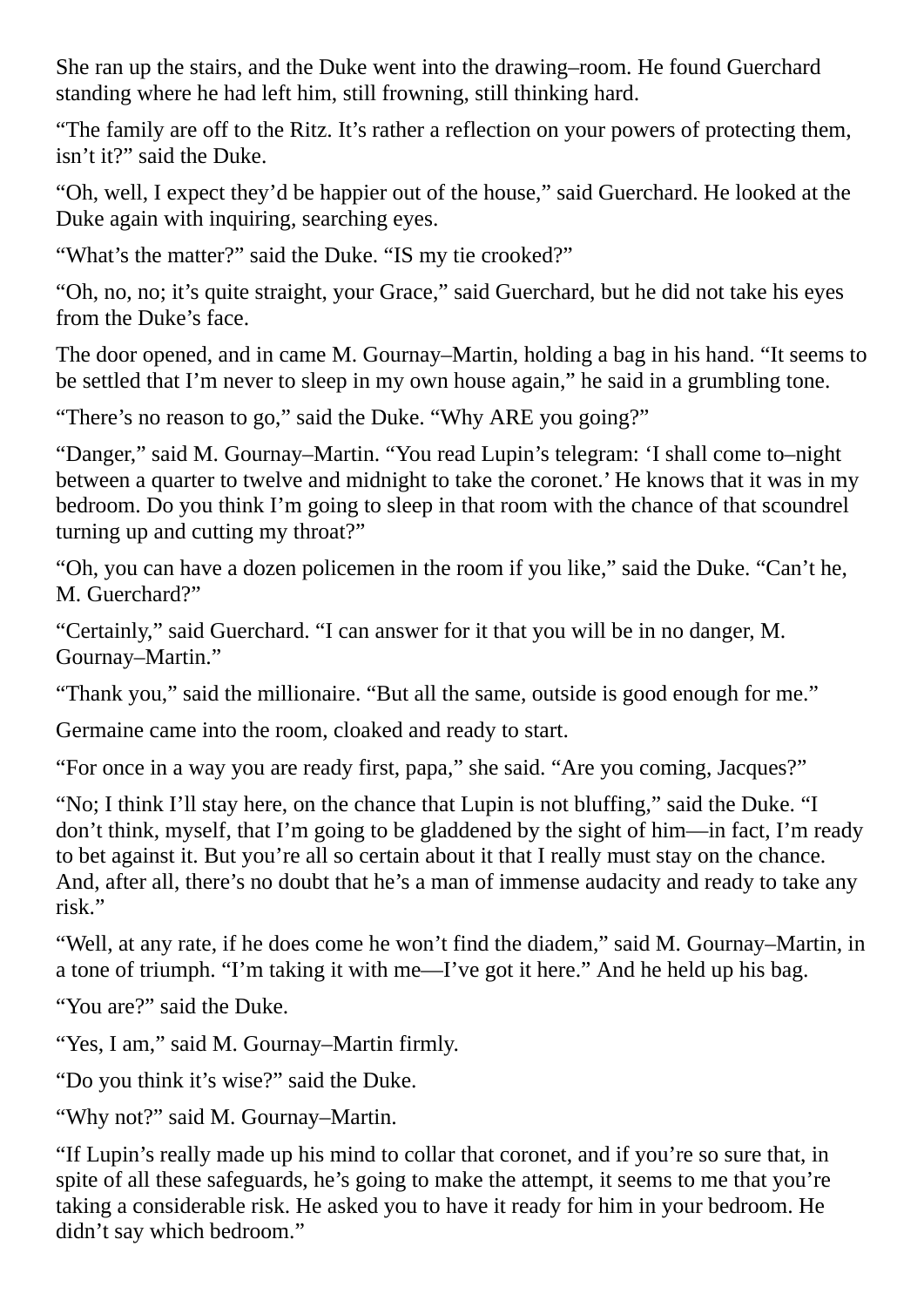She ran up the stairs, and the Duke went into the drawing–room. He found Guerchard standing where he had left him, still frowning, still thinking hard.

“The family are off to the Ritz. It’s rather a reflection on your powers of protecting them, isn’t it?” said the Duke.

“Oh, well, I expect they’d be happier out of the house,” said Guerchard. He looked at the Duke again with inquiring, searching eyes.

“What’s the matter?” said the Duke. “IS my tie crooked?”

“Oh, no, no; it’s quite straight, your Grace,” said Guerchard, but he did not take his eyes from the Duke’s face.

The door opened, and in came M. Gournay–Martin, holding a bag in his hand. “It seems to be settled that I’m never to sleep in my own house again,” he said in a grumbling tone.

“There’s no reason to go,” said the Duke. “Why ARE you going?”

“Danger,” said M. Gournay–Martin. “You read Lupin’s telegram: ‘I shall come to–night between a quarter to twelve and midnight to take the coronet.’ He knows that it was in my bedroom. Do you think I’m going to sleep in that room with the chance of that scoundrel turning up and cutting my throat?”

“Oh, you can have a dozen policemen in the room if you like,” said the Duke. “Can’t he, M. Guerchard?”

“Certainly,” said Guerchard. “I can answer for it that you will be in no danger, M. Gournay–Martin.”

“Thank you,” said the millionaire. “But all the same, outside is good enough for me.”

Germaine came into the room, cloaked and ready to start.

“For once in a way you are ready first, papa,” she said. “Are you coming, Jacques?”

“No; I think I’ll stay here, on the chance that Lupin is not bluffing,” said the Duke. “I don’t think, myself, that I’m going to be gladdened by the sight of him—in fact, I’m ready to bet against it. But you’re all so certain about it that I really must stay on the chance. And, after all, there’s no doubt that he’s a man of immense audacity and ready to take any risk.”

“Well, at any rate, if he does come he won’t find the diadem,” said M. Gournay–Martin, in a tone of triumph. “I’m taking it with me—I’ve got it here.” And he held up his bag.

“You are?” said the Duke.

“Yes, I am,” said M. Gournay–Martin firmly.

“Do you think it’s wise?” said the Duke.

“Why not?” said M. Gournay–Martin.

“If Lupin’s really made up his mind to collar that coronet, and if you’re so sure that, in spite of all these safeguards, he’s going to make the attempt, it seems to me that you’re taking a considerable risk. He asked you to have it ready for him in your bedroom. He didn’t say which bedroom.”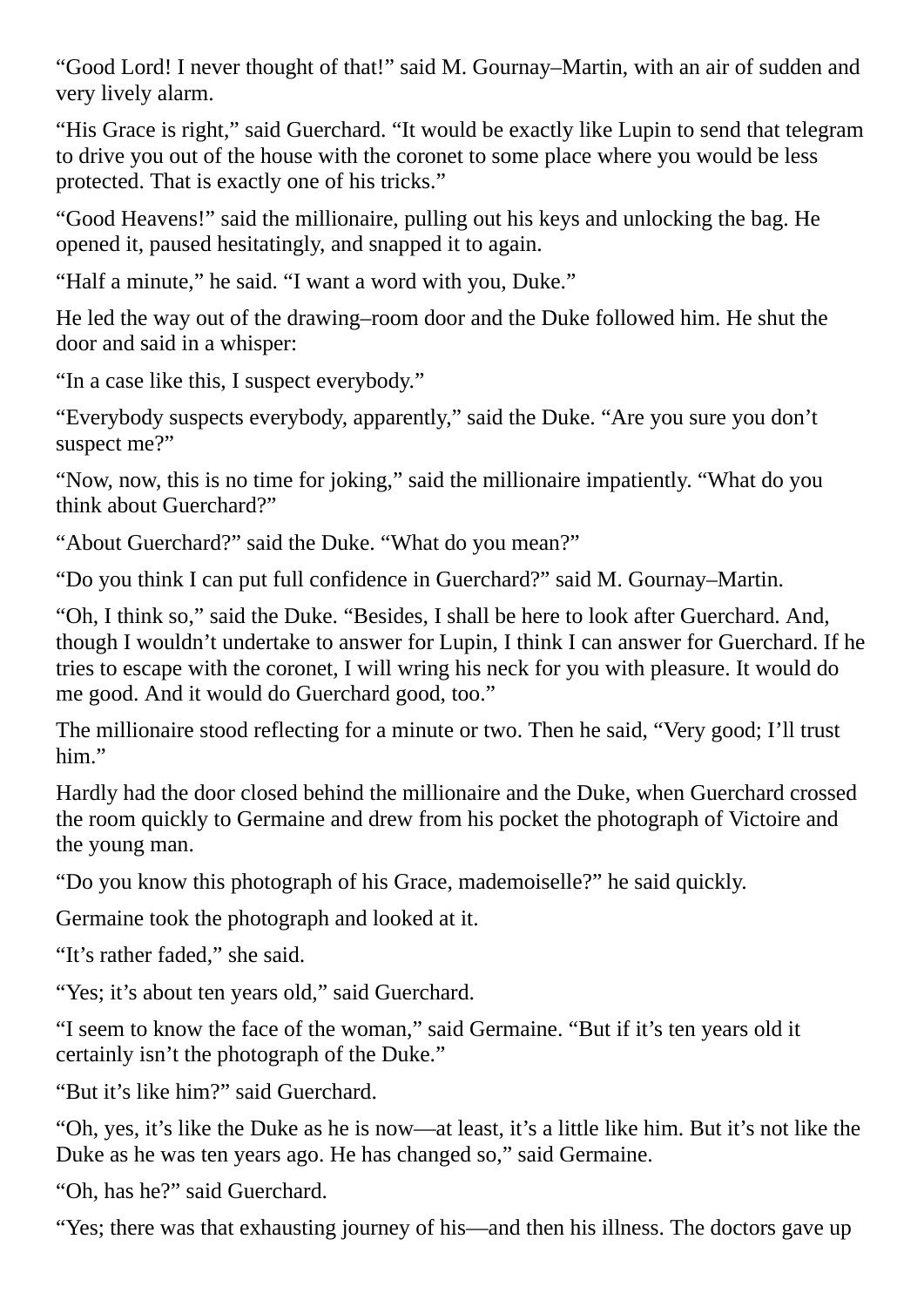"Good Lord! I never thought of that!" said M. Gournay–Martin, with an air of sudden and very lively alarm.

"His Grace is right," said Guerchard. "It would be exactly like Lupin to send that telegram to drive you out of the house with the coronet to some place where you would be less protected. That is exactly one of his tricks."

"Good Heavens!" said the millionaire, pulling out his keys and unlocking the bag. He opened it, paused hesitatingly, and snapped it to again.

"Half a minute," he said. "I want a word with you, Duke."

He led the way out of the drawing–room door and the Duke followed him. He shut the door and said in a whisper:

"In a case like this, I suspect everybody."

"Everybody suspects everybody, apparently," said the Duke. "Are you sure you don't suspect me?"

"Now, now, this is no time for joking," said the millionaire impatiently. "What do you think about Guerchard?"

"About Guerchard?" said the Duke. "What do you mean?"

"Do you think I can put full confidence in Guerchard?" said M. Gournay–Martin.

"Oh, I think so," said the Duke. "Besides, I shall be here to look after Guerchard. And, though I wouldn't undertake to answer for Lupin, I think I can answer for Guerchard. If he tries to escape with the coronet, I will wring his neck for you with pleasure. It would do me good. And it would do Guerchard good, too."

The millionaire stood reflecting for a minute or two. Then he said, "Very good; I'll trust him."

Hardly had the door closed behind the millionaire and the Duke, when Guerchard crossed the room quickly to Germaine and drew from his pocket the photograph of Victoire and the young man.

"Do you know this photograph of his Grace, mademoiselle?" he said quickly.

Germaine took the photograph and looked at it.

"It's rather faded," she said.

"Yes; it's about ten years old," said Guerchard.

"I seem to know the face of the woman," said Germaine. "But if it's ten years old it certainly isn't the photograph of the Duke."

"But it's like him?" said Guerchard.

"Oh, yes, it's like the Duke as he is now—at least, it's a little like him. But it's not like the Duke as he was ten years ago. He has changed so," said Germaine.

"Oh, has he?" said Guerchard.

"Yes; there was that exhausting journey of his—and then his illness. The doctors gave up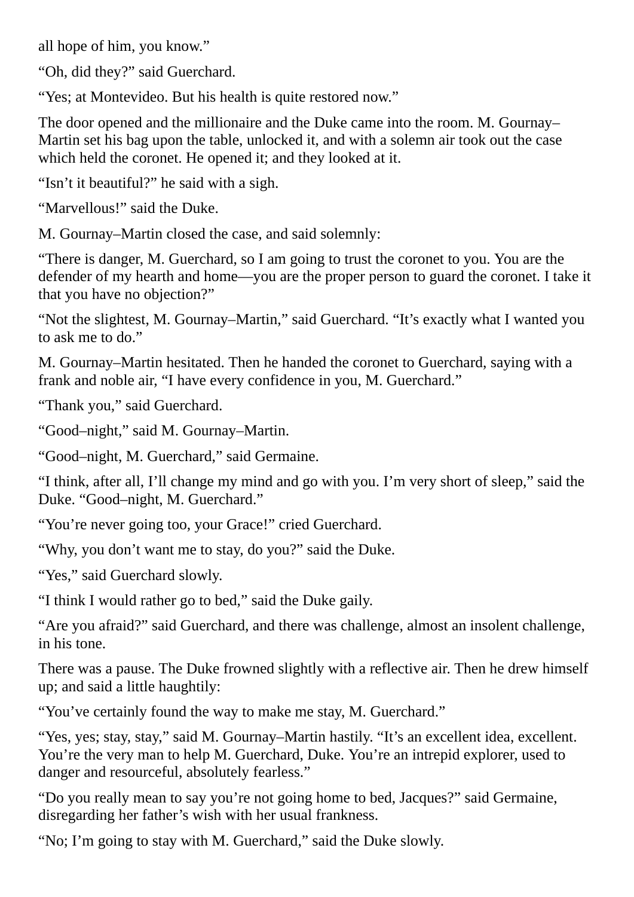all hope of him, you know."

"Oh, did they?" said Guerchard.

"Yes; at Montevideo. But his health is quite restored now."

The door opened and the millionaire and the Duke came into the room. M. Gournay–Martin set his bag upon the table, unlocked it, and with a solemn air took out the case which held the coronet. He opened it; and they looked at it.

"Isn't it beautiful?" he said with a sigh.

"Marvellous!" said the Duke.

M. Gournay–Martin closed the case, and said solemnly:

"There is danger, M. Guerchard, so I am going to trust the coronet to you. You are the defender of my hearth and home—you are the proper person to guard the coronet. I take it that you have no objection?"

"Not the slightest, M. Gournay–Martin," said Guerchard. "It's exactly what I wanted you to ask me to do."

M. Gournay–Martin hesitated. Then he handed the coronet to Guerchard, saying with a frank and noble air, "I have every confidence in you, M. Guerchard."

"Thank you," said Guerchard.

"Good–night," said M. Gournay–Martin.

"Good–night, M. Guerchard," said Germaine.

"I think, after all, I'll change my mind and go with you. I'm very short of sleep," said the Duke. "Good–night, M. Guerchard."

"You're never going too, your Grace!" cried Guerchard.

"Why, you don't want me to stay, do you?" said the Duke.

"Yes," said Guerchard slowly.

"I think I would rather go to bed," said the Duke gaily.

"Are you afraid?" said Guerchard, and there was challenge, almost an insolent challenge, in his tone.

There was a pause. The Duke frowned slightly with a reflective air. Then he drew himself up; and said a little haughtily:

"You've certainly found the way to make me stay, M. Guerchard."

"Yes, yes; stay, stay," said M. Gournay–Martin hastily. "It's an excellent idea, excellent. You're the very man to help M. Guerchard, Duke. You're an intrepid explorer, used to danger and resourceful, absolutely fearless."

"Do you really mean to say you're not going home to bed, Jacques?" said Germaine, disregarding her father's wish with her usual frankness.

"No; I'm going to stay with M. Guerchard," said the Duke slowly.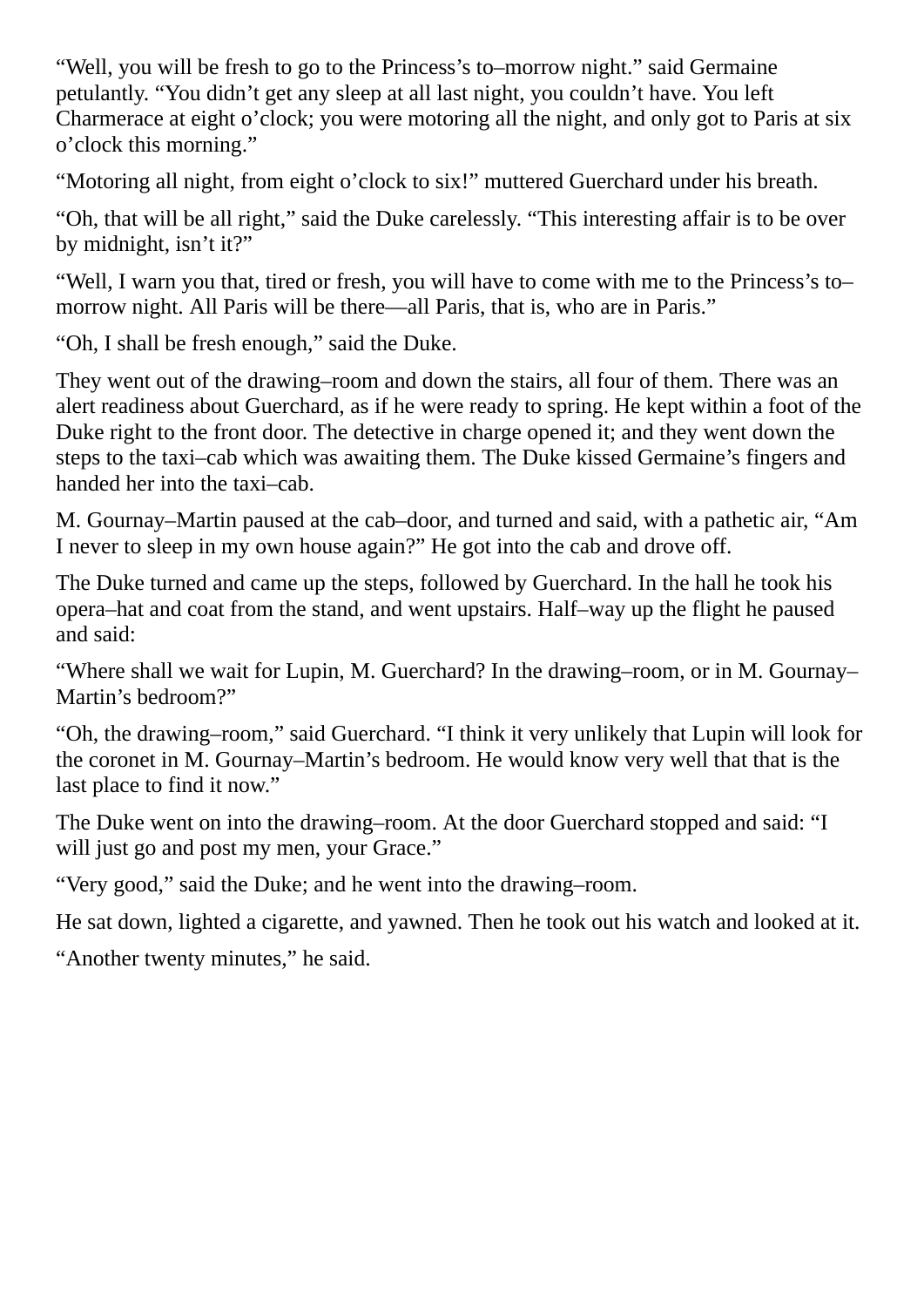"Well, you will be fresh to go to the Princess's to–morrow night." said Germaine petulantly. "You didn't get any sleep at all last night, you couldn't have. You left Charmerace at eight o'clock; you were motoring all the night, and only got to Paris at six o'clock this morning."

"Motoring all night, from eight o'clock to six!" muttered Guerchard under his breath.

"Oh, that will be all right," said the Duke carelessly. "This interesting affair is to be over by midnight, isn't it?"

"Well, I warn you that, tired or fresh, you will have to come with me to the Princess's to–morrow night. All Paris will be there—all Paris, that is, who are in Paris."

"Oh, I shall be fresh enough," said the Duke.

They went out of the drawing–room and down the stairs, all four of them. There was an alert readiness about Guerchard, as if he were ready to spring. He kept within a foot of the Duke right to the front door. The detective in charge opened it; and they went down the steps to the taxi–cab which was awaiting them. The Duke kissed Germaine's fingers and handed her into the taxi–cab.

M. Gournay–Martin paused at the cab–door, and turned and said, with a pathetic air, "Am I never to sleep in my own house again?" He got into the cab and drove off.

The Duke turned and came up the steps, followed by Guerchard. In the hall he took his opera–hat and coat from the stand, and went upstairs. Half–way up the flight he paused and said:

"Where shall we wait for Lupin, M. Guerchard? In the drawing–room, or in M. Gournay–Martin's bedroom?"

"Oh, the drawing–room," said Guerchard. "I think it very unlikely that Lupin will look for the coronet in M. Gournay–Martin's bedroom. He would know very well that that is the last place to find it now."

The Duke went on into the drawing–room. At the door Guerchard stopped and said: "I will just go and post my men, your Grace."

"Very good," said the Duke; and he went into the drawing–room.

He sat down, lighted a cigarette, and yawned. Then he took out his watch and looked at it.

"Another twenty minutes," he said.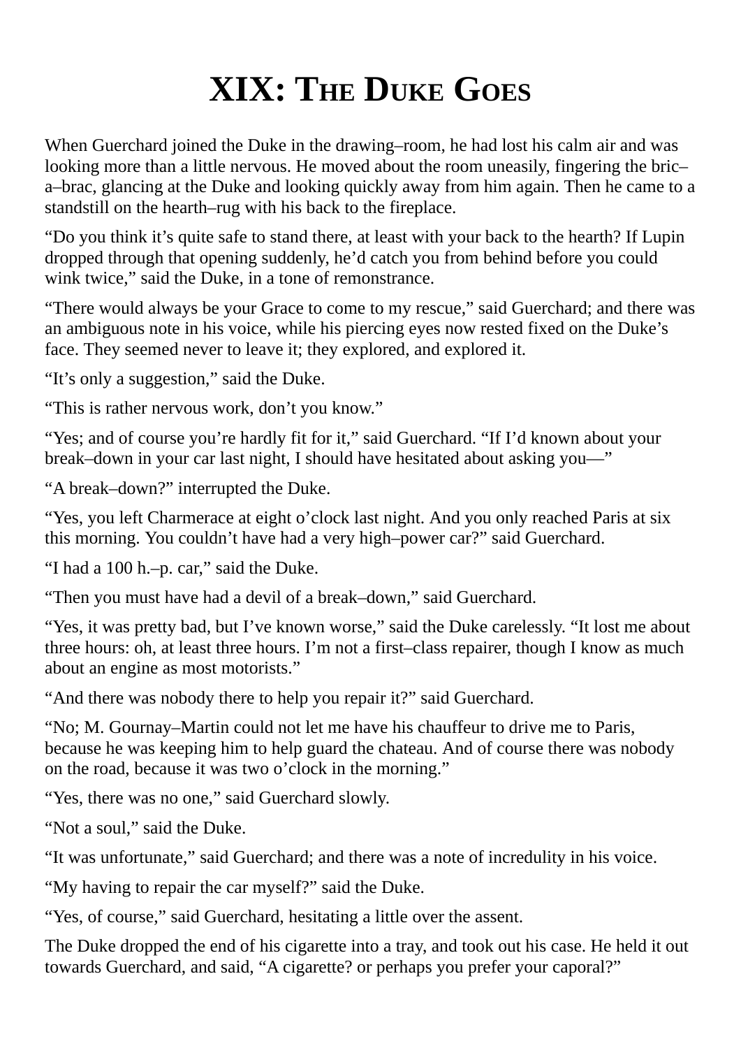# XIX: The Duke Goes

When Guerchard joined the Duke in the drawing–room, he had lost his calm air and was looking more than a little nervous. He moved about the room uneasily, fingering the bric–a–brac, glancing at the Duke and looking quickly away from him again. Then he came to a standstill on the hearth–rug with his back to the fireplace.

"Do you think it's quite safe to stand there, at least with your back to the hearth? If Lupin dropped through that opening suddenly, he'd catch you from behind before you could wink twice," said the Duke, in a tone of remonstrance.

"There would always be your Grace to come to my rescue," said Guerchard; and there was an ambiguous note in his voice, while his piercing eyes now rested fixed on the Duke's face. They seemed never to leave it; they explored, and explored it.

"It's only a suggestion," said the Duke.

"This is rather nervous work, don't you know."

"Yes; and of course you're hardly fit for it," said Guerchard. "If I'd known about your break–down in your car last night, I should have hesitated about asking you—"

"A break–down?" interrupted the Duke.

"Yes, you left Charmerace at eight o'clock last night. And you only reached Paris at six this morning. You couldn't have had a very high–power car?" said Guerchard.

"I had a 100 h.–p. car," said the Duke.

"Then you must have had a devil of a break–down," said Guerchard.

"Yes, it was pretty bad, but I've known worse," said the Duke carelessly. "It lost me about three hours: oh, at least three hours. I'm not a first–class repairer, though I know as much about an engine as most motorists."

"And there was nobody there to help you repair it?" said Guerchard.

"No; M. Gournay–Martin could not let me have his chauffeur to drive me to Paris, because he was keeping him to help guard the chateau. And of course there was nobody on the road, because it was two o'clock in the morning."

"Yes, there was no one," said Guerchard slowly.

"Not a soul," said the Duke.

"It was unfortunate," said Guerchard; and there was a note of incredulity in his voice.

"My having to repair the car myself?" said the Duke.

"Yes, of course," said Guerchard, hesitating a little over the assent.

The Duke dropped the end of his cigarette into a tray, and took out his case. He held it out towards Guerchard, and said, "A cigarette? or perhaps you prefer your caporal?"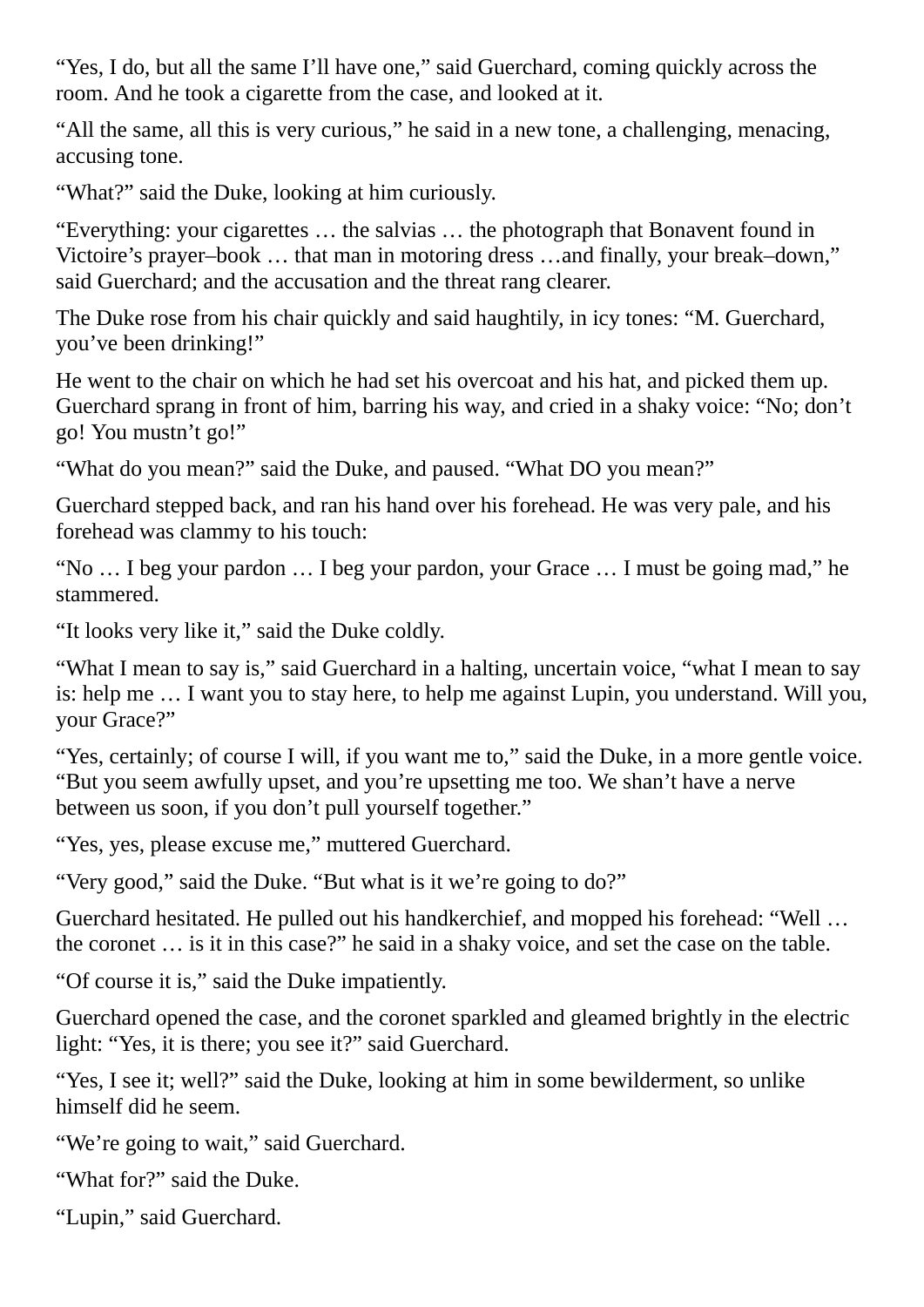“Yes, I do, but all the same I’ll have one,” said Guerchard, coming quickly across the room. And he took a cigarette from the case, and looked at it.

“All the same, all this is very curious,” he said in a new tone, a challenging, menacing, accusing tone.

“What?” said the Duke, looking at him curiously.

“Everything: your cigarettes … the salvias … the photograph that Bonavent found in Victoire’s prayer–book … that man in motoring dress …and finally, your break–down,” said Guerchard; and the accusation and the threat rang clearer.

The Duke rose from his chair quickly and said haughtily, in icy tones: “M. Guerchard, you’ve been drinking!”

He went to the chair on which he had set his overcoat and his hat, and picked them up. Guerchard sprang in front of him, barring his way, and cried in a shaky voice: “No; don’t go! You mustn’t go!”

“What do you mean?” said the Duke, and paused. “What DO you mean?”

Guerchard stepped back, and ran his hand over his forehead. He was very pale, and his forehead was clammy to his touch:

“No … I beg your pardon … I beg your pardon, your Grace … I must be going mad,” he stammered.

“It looks very like it,” said the Duke coldly.

“What I mean to say is,” said Guerchard in a halting, uncertain voice, “what I mean to say is: help me … I want you to stay here, to help me against Lupin, you understand. Will you, your Grace?”

“Yes, certainly; of course I will, if you want me to,” said the Duke, in a more gentle voice. “But you seem awfully upset, and you’re upsetting me too. We shan’t have a nerve between us soon, if you don’t pull yourself together.”

“Yes, yes, please excuse me,” muttered Guerchard.

“Very good,” said the Duke. “But what is it we’re going to do?”

Guerchard hesitated. He pulled out his handkerchief, and mopped his forehead: “Well … the coronet … is it in this case?” he said in a shaky voice, and set the case on the table.

“Of course it is,” said the Duke impatiently.

Guerchard opened the case, and the coronet sparkled and gleamed brightly in the electric light: “Yes, it is there; you see it?” said Guerchard.

“Yes, I see it; well?” said the Duke, looking at him in some bewilderment, so unlike himself did he seem.

“We’re going to wait,” said Guerchard.

“What for?” said the Duke.

“Lupin,” said Guerchard.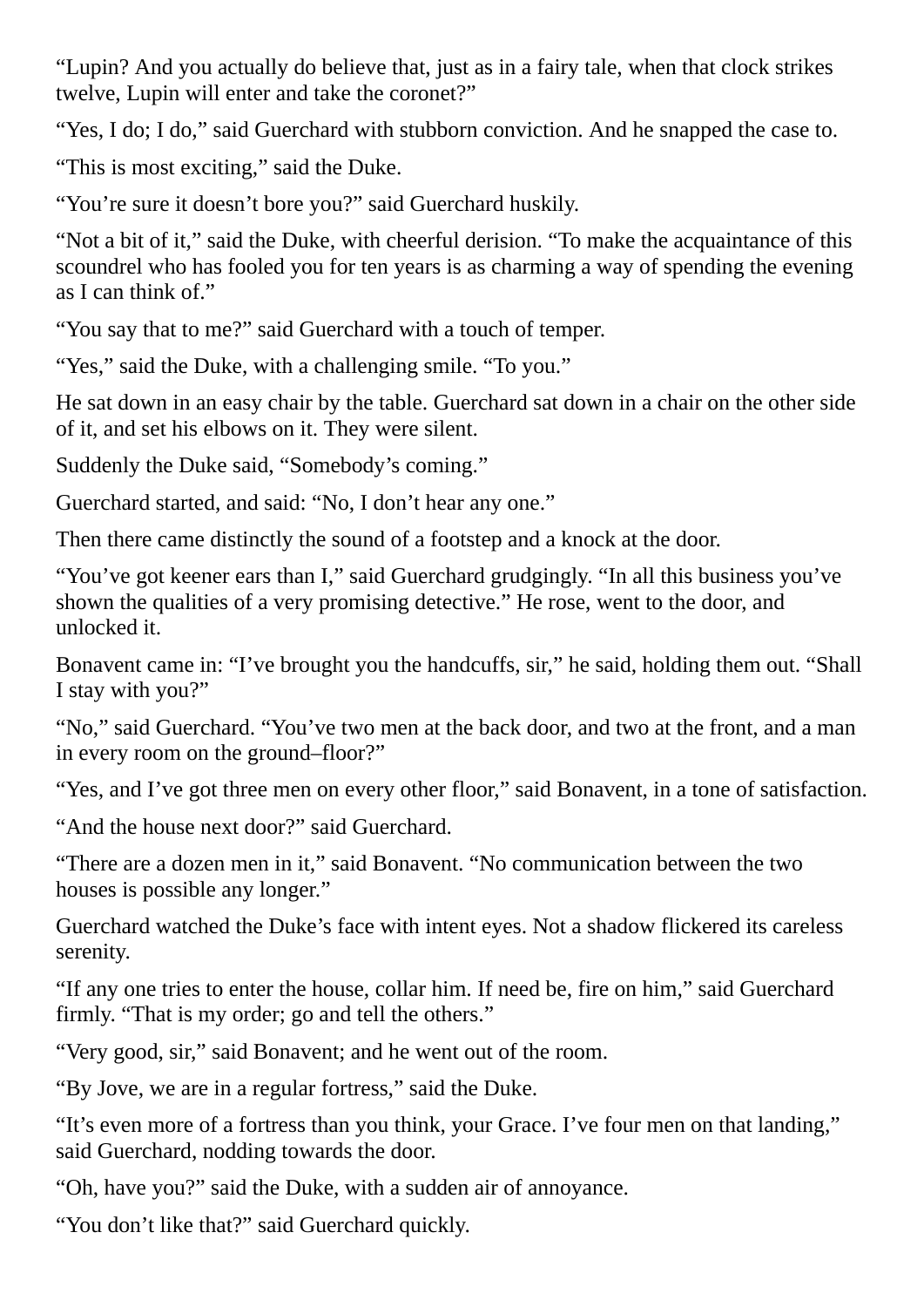“Lupin? And you actually do believe that, just as in a fairy tale, when that clock strikes twelve, Lupin will enter and take the coronet?”

“Yes, I do; I do,” said Guerchard with stubborn conviction. And he snapped the case to.

“This is most exciting,” said the Duke.

“You’re sure it doesn’t bore you?” said Guerchard huskily.

“Not a bit of it,” said the Duke, with cheerful derision. “To make the acquaintance of this scoundrel who has fooled you for ten years is as charming a way of spending the evening as I can think of.”

“You say that to me?” said Guerchard with a touch of temper.

“Yes,” said the Duke, with a challenging smile. “To you.”

He sat down in an easy chair by the table. Guerchard sat down in a chair on the other side of it, and set his elbows on it. They were silent.

Suddenly the Duke said, “Somebody’s coming.”

Guerchard started, and said: “No, I don’t hear any one.”

Then there came distinctly the sound of a footstep and a knock at the door.

“You’ve got keener ears than I,” said Guerchard grudgingly. “In all this business you’ve shown the qualities of a very promising detective.” He rose, went to the door, and unlocked it.

Bonavent came in: “I’ve brought you the handcuffs, sir,” he said, holding them out. “Shall I stay with you?”

“No,” said Guerchard. “You’ve two men at the back door, and two at the front, and a man in every room on the ground–floor?”

“Yes, and I’ve got three men on every other floor,” said Bonavent, in a tone of satisfaction.

“And the house next door?” said Guerchard.

“There are a dozen men in it,” said Bonavent. “No communication between the two houses is possible any longer.”

Guerchard watched the Duke’s face with intent eyes. Not a shadow flickered its careless serenity.

“If any one tries to enter the house, collar him. If need be, fire on him,” said Guerchard firmly. “That is my order; go and tell the others.”

“Very good, sir,” said Bonavent; and he went out of the room.

“By Jove, we are in a regular fortress,” said the Duke.

“It’s even more of a fortress than you think, your Grace. I’ve four men on that landing,” said Guerchard, nodding towards the door.

“Oh, have you?” said the Duke, with a sudden air of annoyance.

“You don’t like that?” said Guerchard quickly.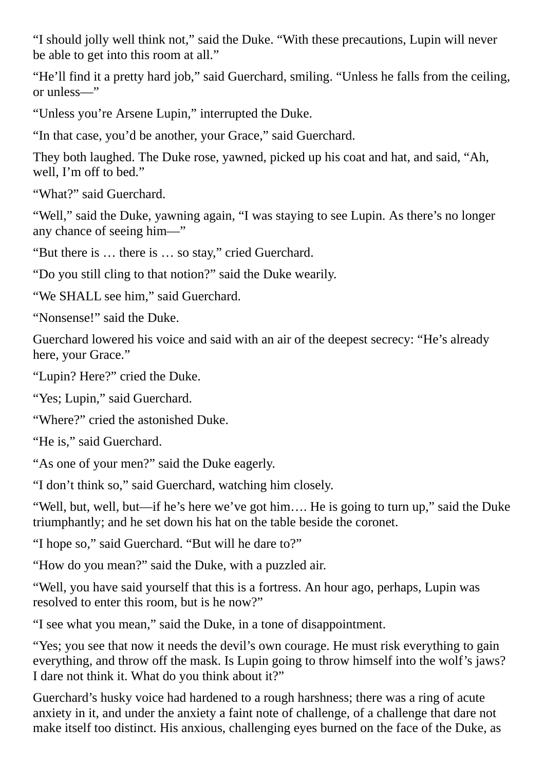“I should jolly well think not,” said the Duke. “With these precautions, Lupin will never be able to get into this room at all.”

“He’ll find it a pretty hard job,” said Guerchard, smiling. “Unless he falls from the ceiling, or unless—”

“Unless you’re Arsene Lupin,” interrupted the Duke.

“In that case, you’d be another, your Grace,” said Guerchard.

They both laughed. The Duke rose, yawned, picked up his coat and hat, and said, “Ah, well, I’m off to bed.”

“What?” said Guerchard.

“Well,” said the Duke, yawning again, “I was staying to see Lupin. As there’s no longer any chance of seeing him—”

“But there is … there is … so stay,” cried Guerchard.

“Do you still cling to that notion?” said the Duke wearily.

“We SHALL see him,” said Guerchard.

“Nonsense!” said the Duke.

Guerchard lowered his voice and said with an air of the deepest secrecy: “He’s already here, your Grace.”

“Lupin? Here?” cried the Duke.

“Yes; Lupin,” said Guerchard.

“Where?” cried the astonished Duke.

“He is,” said Guerchard.

“As one of your men?” said the Duke eagerly.

“I don’t think so,” said Guerchard, watching him closely.

“Well, but, well, but—if he’s here we’ve got him…. He is going to turn up,” said the Duke triumphantly; and he set down his hat on the table beside the coronet.

“I hope so,” said Guerchard. “But will he dare to?”

“How do you mean?” said the Duke, with a puzzled air.

“Well, you have said yourself that this is a fortress. An hour ago, perhaps, Lupin was resolved to enter this room, but is he now?”

“I see what you mean,” said the Duke, in a tone of disappointment.

“Yes; you see that now it needs the devil’s own courage. He must risk everything to gain everything, and throw off the mask. Is Lupin going to throw himself into the wolf’s jaws? I dare not think it. What do you think about it?”

Guerchard’s husky voice had hardened to a rough harshness; there was a ring of acute anxiety in it, and under the anxiety a faint note of challenge, of a challenge that dare not make itself too distinct. His anxious, challenging eyes burned on the face of the Duke, as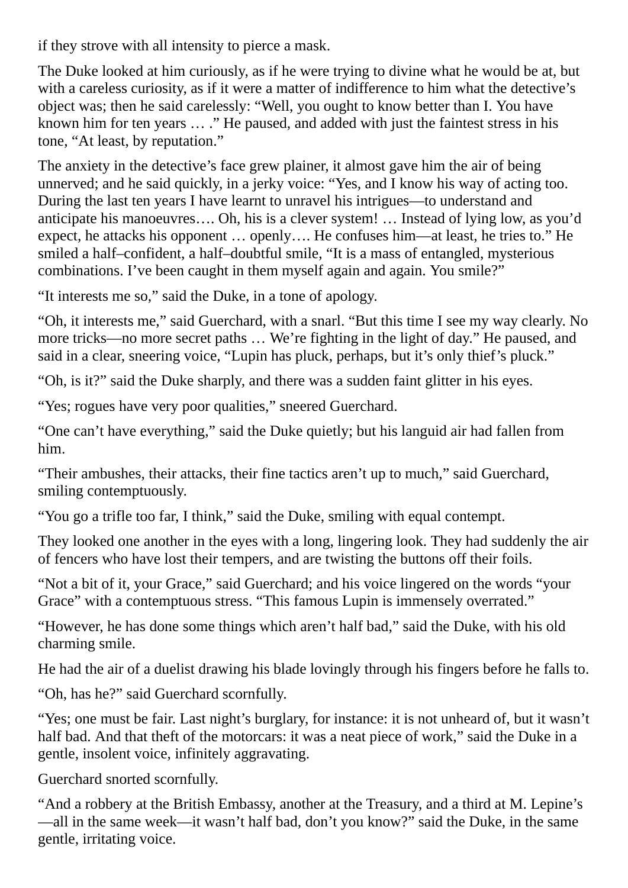if they strove with all intensity to pierce a mask.

The Duke looked at him curiously, as if he were trying to divine what he would be at, but with a careless curiosity, as if it were a matter of indifference to him what the detective's object was; then he said carelessly: "Well, you ought to know better than I. You have known him for ten years … ." He paused, and added with just the faintest stress in his tone, "At least, by reputation."

The anxiety in the detective's face grew plainer, it almost gave him the air of being unnerved; and he said quickly, in a jerky voice: "Yes, and I know his way of acting too. During the last ten years I have learnt to unravel his intrigues—to understand and anticipate his manoeuvres…. Oh, his is a clever system! … Instead of lying low, as you'd expect, he attacks his opponent … openly…. He confuses him—at least, he tries to." He smiled a half–confident, a half–doubtful smile, "It is a mass of entangled, mysterious combinations. I've been caught in them myself again and again. You smile?"

"It interests me so," said the Duke, in a tone of apology.

"Oh, it interests me," said Guerchard, with a snarl. "But this time I see my way clearly. No more tricks—no more secret paths … We're fighting in the light of day." He paused, and said in a clear, sneering voice, "Lupin has pluck, perhaps, but it's only thief's pluck."

"Oh, is it?" said the Duke sharply, and there was a sudden faint glitter in his eyes.

"Yes; rogues have very poor qualities," sneered Guerchard.

"One can't have everything," said the Duke quietly; but his languid air had fallen from him.

"Their ambushes, their attacks, their fine tactics aren't up to much," said Guerchard, smiling contemptuously.

"You go a trifle too far, I think," said the Duke, smiling with equal contempt.

They looked one another in the eyes with a long, lingering look. They had suddenly the air of fencers who have lost their tempers, and are twisting the buttons off their foils.

"Not a bit of it, your Grace," said Guerchard; and his voice lingered on the words "your Grace" with a contemptuous stress. "This famous Lupin is immensely overrated."

"However, he has done some things which aren't half bad," said the Duke, with his old charming smile.

He had the air of a duelist drawing his blade lovingly through his fingers before he falls to.

"Oh, has he?" said Guerchard scornfully.

"Yes; one must be fair. Last night's burglary, for instance: it is not unheard of, but it wasn't half bad. And that theft of the motorcars: it was a neat piece of work," said the Duke in a gentle, insolent voice, infinitely aggravating.

Guerchard snorted scornfully.

"And a robbery at the British Embassy, another at the Treasury, and a third at M. Lepine's—all in the same week—it wasn't half bad, don't you know?" said the Duke, in the same gentle, irritating voice.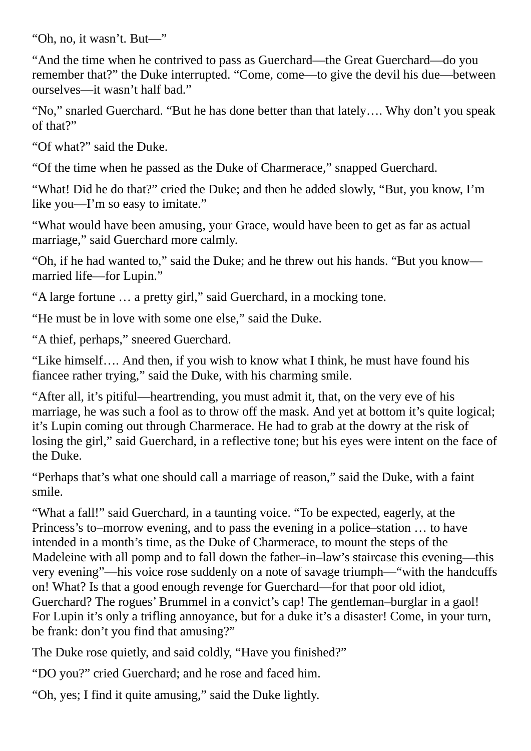“Oh, no, it wasn’t. But—”

“And the time when he contrived to pass as Guerchard—the Great Guerchard—do you remember that?” the Duke interrupted. “Come, come—to give the devil his due—between ourselves—it wasn’t half bad.”

“No,” snarled Guerchard. “But he has done better than that lately…. Why don’t you speak of that?”

“Of what?” said the Duke.

“Of the time when he passed as the Duke of Charmerace,” snapped Guerchard.

“What! Did he do that?” cried the Duke; and then he added slowly, “But, you know, I’m like you—I’m so easy to imitate.”

“What would have been amusing, your Grace, would have been to get as far as actual marriage,” said Guerchard more calmly.

“Oh, if he had wanted to,” said the Duke; and he threw out his hands. “But you know—married life—for Lupin.”

“A large fortune … a pretty girl,” said Guerchard, in a mocking tone.

“He must be in love with some one else,” said the Duke.

“A thief, perhaps,” sneered Guerchard.

“Like himself…. And then, if you wish to know what I think, he must have found his fiancee rather trying,” said the Duke, with his charming smile.

“After all, it’s pitiful—heartrending, you must admit it, that, on the very eve of his marriage, he was such a fool as to throw off the mask. And yet at bottom it’s quite logical; it’s Lupin coming out through Charmerace. He had to grab at the dowry at the risk of losing the girl,” said Guerchard, in a reflective tone; but his eyes were intent on the face of the Duke.

“Perhaps that’s what one should call a marriage of reason,” said the Duke, with a faint smile.

“What a fall!” said Guerchard, in a taunting voice. “To be expected, eagerly, at the Princess’s to–morrow evening, and to pass the evening in a police–station … to have intended in a month’s time, as the Duke of Charmerace, to mount the steps of the Madeleine with all pomp and to fall down the father–in–law’s staircase this evening—this very evening”—his voice rose suddenly on a note of savage triumph—“with the handcuffs on! What? Is that a good enough revenge for Guerchard—for that poor old idiot, Guerchard? The rogues’ Brummel in a convict’s cap! The gentleman–burglar in a gaol! For Lupin it’s only a trifling annoyance, but for a duke it’s a disaster! Come, in your turn, be frank: don’t you find that amusing?”

The Duke rose quietly, and said coldly, “Have you finished?”

“DO you?” cried Guerchard; and he rose and faced him.

“Oh, yes; I find it quite amusing,” said the Duke lightly.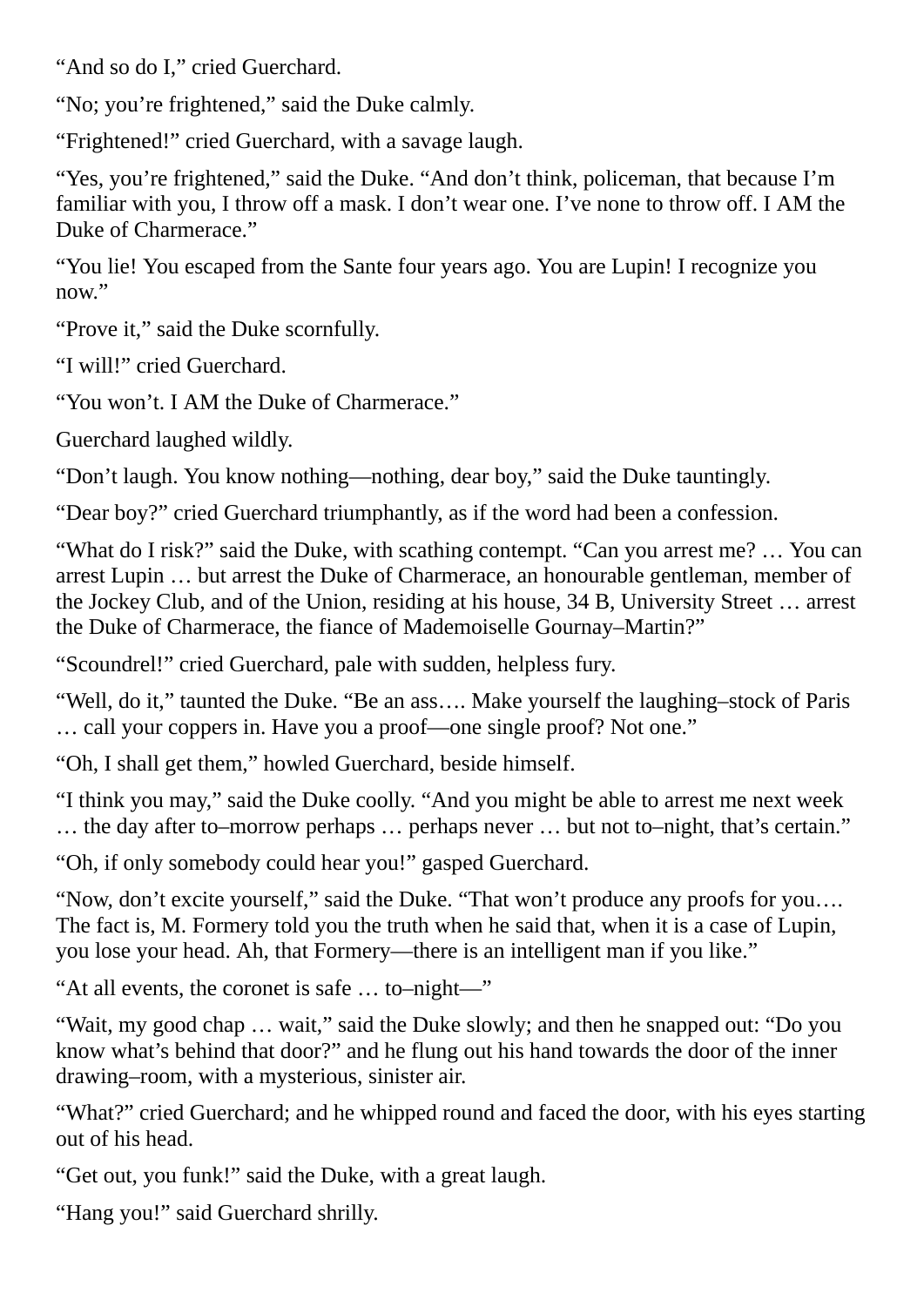"And so do I," cried Guerchard.

"No; you're frightened," said the Duke calmly.

"Frightened!" cried Guerchard, with a savage laugh.

"Yes, you're frightened," said the Duke. "And don't think, policeman, that because I'm familiar with you, I throw off a mask. I don't wear one. I've none to throw off. I AM the Duke of Charmerace."

"You lie! You escaped from the Sante four years ago. You are Lupin! I recognize you now."

"Prove it," said the Duke scornfully.

"I will!" cried Guerchard.

"You won't. I AM the Duke of Charmerace."

Guerchard laughed wildly.

"Don't laugh. You know nothing—nothing, dear boy," said the Duke tauntingly.

"Dear boy?" cried Guerchard triumphantly, as if the word had been a confession.

"What do I risk?" said the Duke, with scathing contempt. "Can you arrest me? … You can arrest Lupin … but arrest the Duke of Charmerace, an honourable gentleman, member of the Jockey Club, and of the Union, residing at his house, 34 B, University Street … arrest the Duke of Charmerace, the fiance of Mademoiselle Gournay–Martin?"

"Scoundrel!" cried Guerchard, pale with sudden, helpless fury.

"Well, do it," taunted the Duke. "Be an ass…. Make yourself the laughing–stock of Paris … call your coppers in. Have you a proof—one single proof? Not one."

"Oh, I shall get them," howled Guerchard, beside himself.

"I think you may," said the Duke coolly. "And you might be able to arrest me next week … the day after to–morrow perhaps … perhaps never … but not to–night, that's certain."

"Oh, if only somebody could hear you!" gasped Guerchard.

"Now, don't excite yourself," said the Duke. "That won't produce any proofs for you…. The fact is, M. Formery told you the truth when he said that, when it is a case of Lupin, you lose your head. Ah, that Formery—there is an intelligent man if you like."

"At all events, the coronet is safe … to–night—"

"Wait, my good chap … wait," said the Duke slowly; and then he snapped out: "Do you know what's behind that door?" and he flung out his hand towards the door of the inner drawing–room, with a mysterious, sinister air.

"What?" cried Guerchard; and he whipped round and faced the door, with his eyes starting out of his head.

"Get out, you funk!" said the Duke, with a great laugh.

"Hang you!" said Guerchard shrilly.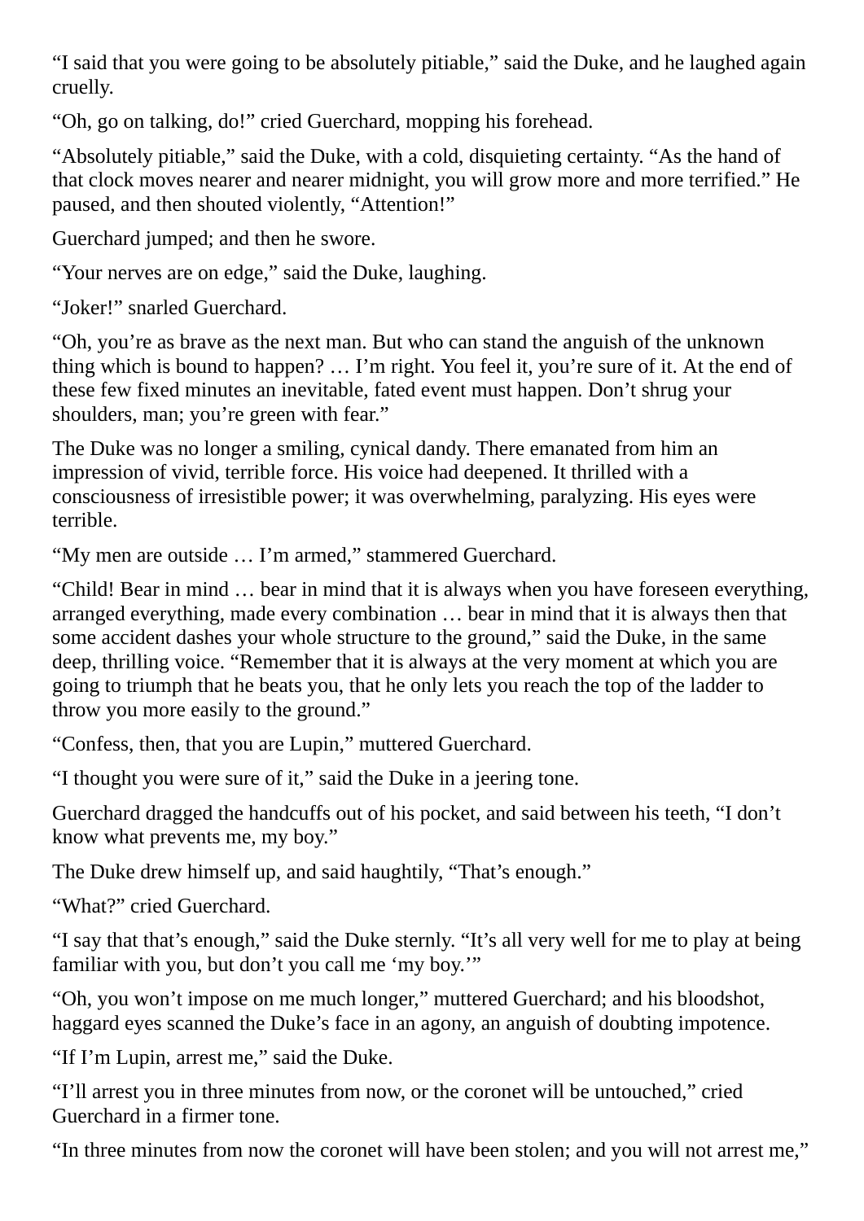"I said that you were going to be absolutely pitiable," said the Duke, and he laughed again cruelly.

"Oh, go on talking, do!" cried Guerchard, mopping his forehead.

"Absolutely pitiable," said the Duke, with a cold, disquieting certainty. "As the hand of that clock moves nearer and nearer midnight, you will grow more and more terrified." He paused, and then shouted violently, "Attention!"

Guerchard jumped; and then he swore.

"Your nerves are on edge," said the Duke, laughing.

"Joker!" snarled Guerchard.

"Oh, you're as brave as the next man. But who can stand the anguish of the unknown thing which is bound to happen? … I'm right. You feel it, you're sure of it. At the end of these few fixed minutes an inevitable, fated event must happen. Don't shrug your shoulders, man; you're green with fear."

The Duke was no longer a smiling, cynical dandy. There emanated from him an impression of vivid, terrible force. His voice had deepened. It thrilled with a consciousness of irresistible power; it was overwhelming, paralyzing. His eyes were terrible.

"My men are outside … I'm armed," stammered Guerchard.

"Child! Bear in mind … bear in mind that it is always when you have foreseen everything, arranged everything, made every combination … bear in mind that it is always then that some accident dashes your whole structure to the ground," said the Duke, in the same deep, thrilling voice. "Remember that it is always at the very moment at which you are going to triumph that he beats you, that he only lets you reach the top of the ladder to throw you more easily to the ground."

"Confess, then, that you are Lupin," muttered Guerchard.

"I thought you were sure of it," said the Duke in a jeering tone.

Guerchard dragged the handcuffs out of his pocket, and said between his teeth, "I don't know what prevents me, my boy."

The Duke drew himself up, and said haughtily, "That's enough."

"What?" cried Guerchard.

"I say that that's enough," said the Duke sternly. "It's all very well for me to play at being familiar with you, but don't you call me 'my boy.'"

"Oh, you won't impose on me much longer," muttered Guerchard; and his bloodshot, haggard eyes scanned the Duke's face in an agony, an anguish of doubting impotence.

"If I'm Lupin, arrest me," said the Duke.

"I'll arrest you in three minutes from now, or the coronet will be untouched," cried Guerchard in a firmer tone.

"In three minutes from now the coronet will have been stolen; and you will not arrest me,"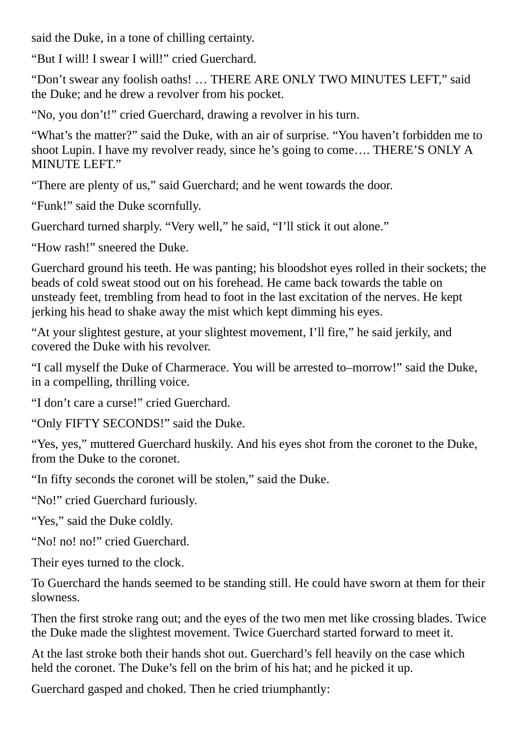said the Duke, in a tone of chilling certainty.

“But I will! I swear I will!” cried Guerchard.

“Don’t swear any foolish oaths! … THERE ARE ONLY TWO MINUTES LEFT,” said the Duke; and he drew a revolver from his pocket.

“No, you don’t!” cried Guerchard, drawing a revolver in his turn.

“What’s the matter?” said the Duke, with an air of surprise. “You haven’t forbidden me to shoot Lupin. I have my revolver ready, since he’s going to come…. THERE’S ONLY A MINUTE LEFT.”

“There are plenty of us,” said Guerchard; and he went towards the door.

“Funk!” said the Duke scornfully.

Guerchard turned sharply. “Very well,” he said, “I’ll stick it out alone.”

“How rash!” sneered the Duke.

Guerchard ground his teeth. He was panting; his bloodshot eyes rolled in their sockets; the beads of cold sweat stood out on his forehead. He came back towards the table on unsteady feet, trembling from head to foot in the last excitation of the nerves. He kept jerking his head to shake away the mist which kept dimming his eyes.

“At your slightest gesture, at your slightest movement, I’ll fire,” he said jerkily, and covered the Duke with his revolver.

“I call myself the Duke of Charmerace. You will be arrested to–morrow!” said the Duke, in a compelling, thrilling voice.

“I don’t care a curse!” cried Guerchard.

“Only FIFTY SECONDS!” said the Duke.

“Yes, yes,” muttered Guerchard huskily. And his eyes shot from the coronet to the Duke, from the Duke to the coronet.

“In fifty seconds the coronet will be stolen,” said the Duke.

“No!” cried Guerchard furiously.

“Yes,” said the Duke coldly.

“No! no! no!” cried Guerchard.

Their eyes turned to the clock.

To Guerchard the hands seemed to be standing still. He could have sworn at them for their slowness.

Then the first stroke rang out; and the eyes of the two men met like crossing blades. Twice the Duke made the slightest movement. Twice Guerchard started forward to meet it.

At the last stroke both their hands shot out. Guerchard’s fell heavily on the case which held the coronet. The Duke’s fell on the brim of his hat; and he picked it up.

Guerchard gasped and choked. Then he cried triumphantly: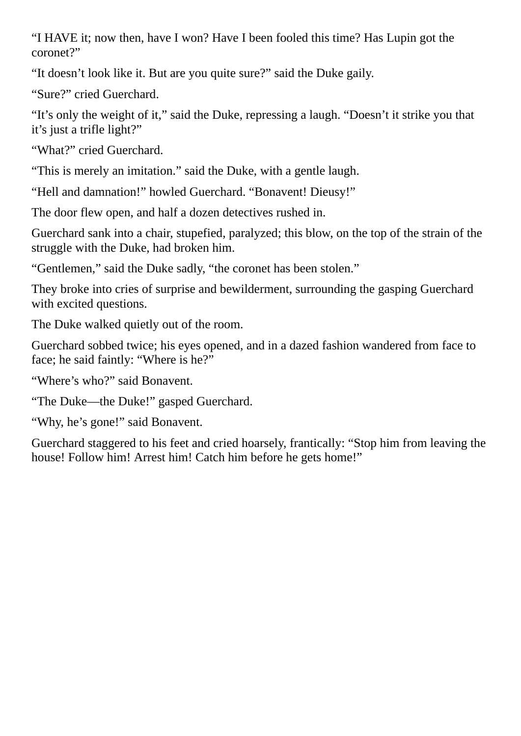"I HAVE it; now then, have I won? Have I been fooled this time? Has Lupin got the coronet?"

"It doesn't look like it. But are you quite sure?" said the Duke gaily.

"Sure?" cried Guerchard.

"It's only the weight of it," said the Duke, repressing a laugh. "Doesn't it strike you that it's just a trifle light?"

"What?" cried Guerchard.

"This is merely an imitation." said the Duke, with a gentle laugh.

"Hell and damnation!" howled Guerchard. "Bonavent! Dieusy!"

The door flew open, and half a dozen detectives rushed in.

Guerchard sank into a chair, stupefied, paralyzed; this blow, on the top of the strain of the struggle with the Duke, had broken him.

"Gentlemen," said the Duke sadly, "the coronet has been stolen."

They broke into cries of surprise and bewilderment, surrounding the gasping Guerchard with excited questions.

The Duke walked quietly out of the room.

Guerchard sobbed twice; his eyes opened, and in a dazed fashion wandered from face to face; he said faintly: "Where is he?"

"Where's who?" said Bonavent.

"The Duke—the Duke!" gasped Guerchard.

"Why, he's gone!" said Bonavent.

Guerchard staggered to his feet and cried hoarsely, frantically: "Stop him from leaving the house! Follow him! Arrest him! Catch him before he gets home!"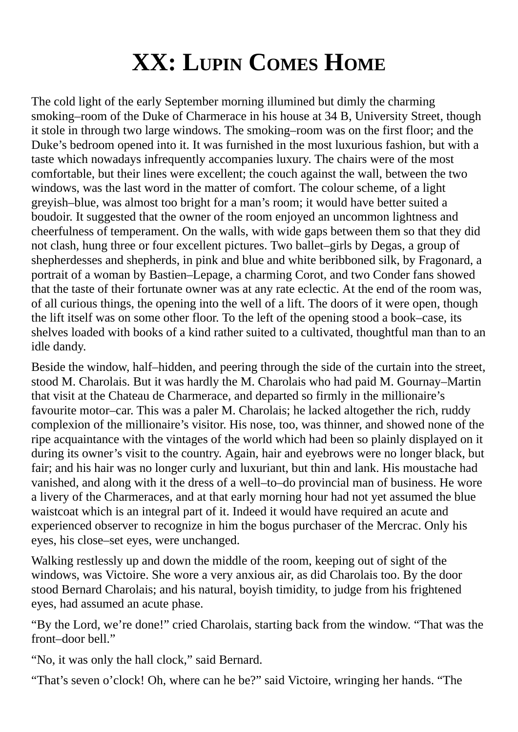# XX: Lupin Comes Home

The cold light of the early September morning illumined but dimly the charming smoking–room of the Duke of Charmerace in his house at 34 B, University Street, though it stole in through two large windows. The smoking–room was on the first floor; and the Duke's bedroom opened into it. It was furnished in the most luxurious fashion, but with a taste which nowadays infrequently accompanies luxury. The chairs were of the most comfortable, but their lines were excellent; the couch against the wall, between the two windows, was the last word in the matter of comfort. The colour scheme, of a light greyish–blue, was almost too bright for a man's room; it would have better suited a boudoir. It suggested that the owner of the room enjoyed an uncommon lightness and cheerfulness of temperament. On the walls, with wide gaps between them so that they did not clash, hung three or four excellent pictures. Two ballet–girls by Degas, a group of shepherdesses and shepherds, in pink and blue and white beribboned silk, by Fragonard, a portrait of a woman by Bastien–Lepage, a charming Corot, and two Conder fans showed that the taste of their fortunate owner was at any rate eclectic. At the end of the room was, of all curious things, the opening into the well of a lift. The doors of it were open, though the lift itself was on some other floor. To the left of the opening stood a book–case, its shelves loaded with books of a kind rather suited to a cultivated, thoughtful man than to an idle dandy.

Beside the window, half–hidden, and peering through the side of the curtain into the street, stood M. Charolais. But it was hardly the M. Charolais who had paid M. Gournay–Martin that visit at the Chateau de Charmerace, and departed so firmly in the millionaire's favourite motor–car. This was a paler M. Charolais; he lacked altogether the rich, ruddy complexion of the millionaire's visitor. His nose, too, was thinner, and showed none of the ripe acquaintance with the vintages of the world which had been so plainly displayed on it during its owner's visit to the country. Again, hair and eyebrows were no longer black, but fair; and his hair was no longer curly and luxuriant, but thin and lank. His moustache had vanished, and along with it the dress of a well–to–do provincial man of business. He wore a livery of the Charmeraces, and at that early morning hour had not yet assumed the blue waistcoat which is an integral part of it. Indeed it would have required an acute and experienced observer to recognize in him the bogus purchaser of the Mercrac. Only his eyes, his close–set eyes, were unchanged.

Walking restlessly up and down the middle of the room, keeping out of sight of the windows, was Victoire. She wore a very anxious air, as did Charolais too. By the door stood Bernard Charolais; and his natural, boyish timidity, to judge from his frightened eyes, had assumed an acute phase.

"By the Lord, we're done!" cried Charolais, starting back from the window. "That was the front–door bell."

"No, it was only the hall clock," said Bernard.

"That's seven o'clock! Oh, where can he be?" said Victoire, wringing her hands. "The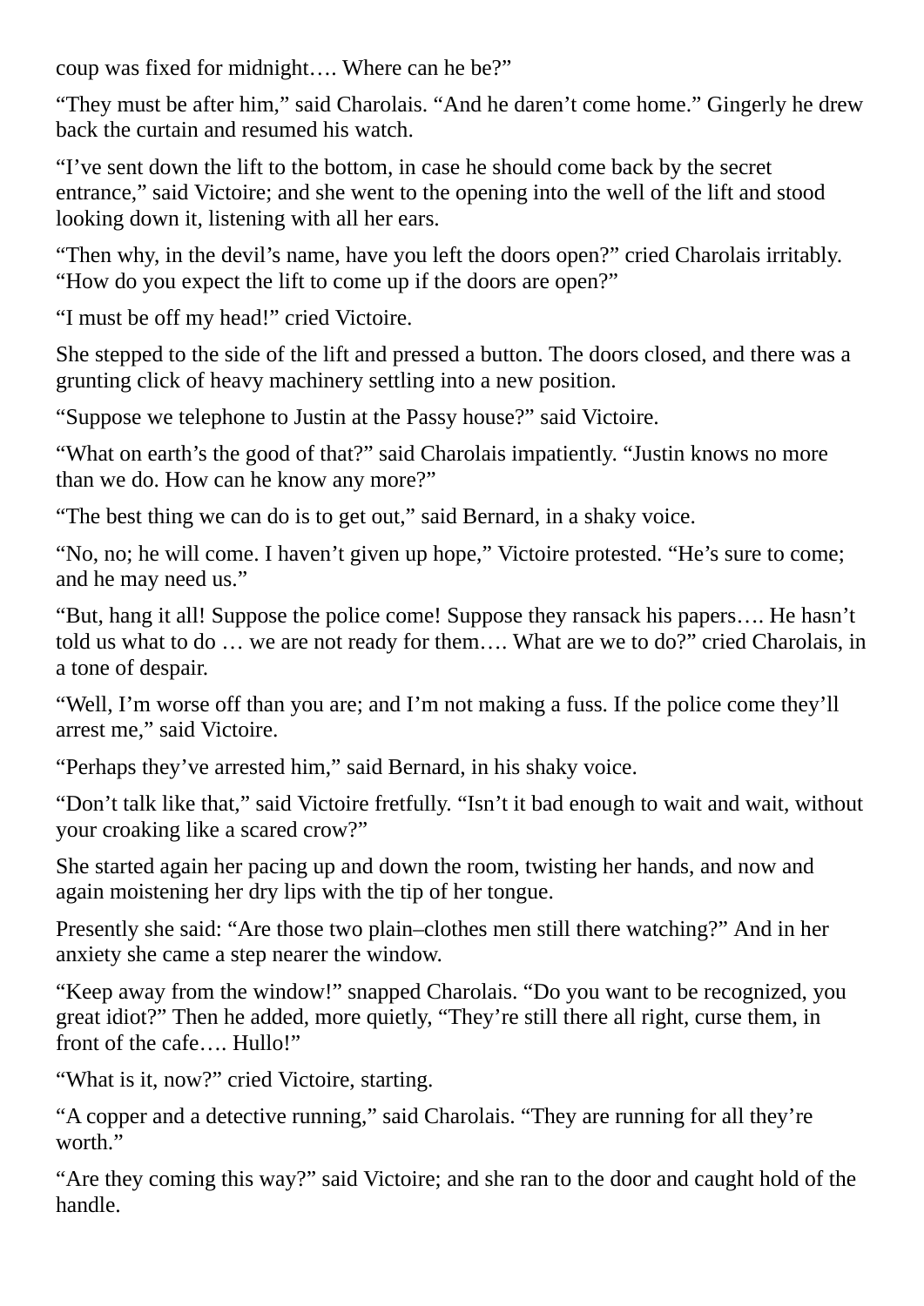coup was fixed for midnight…. Where can he be?"

"They must be after him," said Charolais. "And he daren't come home." Gingerly he drew back the curtain and resumed his watch.

"I've sent down the lift to the bottom, in case he should come back by the secret entrance," said Victoire; and she went to the opening into the well of the lift and stood looking down it, listening with all her ears.

"Then why, in the devil's name, have you left the doors open?" cried Charolais irritably. "How do you expect the lift to come up if the doors are open?"

"I must be off my head!" cried Victoire.

She stepped to the side of the lift and pressed a button. The doors closed, and there was a grunting click of heavy machinery settling into a new position.

"Suppose we telephone to Justin at the Passy house?" said Victoire.

"What on earth's the good of that?" said Charolais impatiently. "Justin knows no more than we do. How can he know any more?"

"The best thing we can do is to get out," said Bernard, in a shaky voice.

"No, no; he will come. I haven't given up hope," Victoire protested. "He's sure to come; and he may need us."

"But, hang it all! Suppose the police come! Suppose they ransack his papers…. He hasn't told us what to do … we are not ready for them…. What are we to do?" cried Charolais, in a tone of despair.

"Well, I'm worse off than you are; and I'm not making a fuss. If the police come they'll arrest me," said Victoire.

"Perhaps they've arrested him," said Bernard, in his shaky voice.

"Don't talk like that," said Victoire fretfully. "Isn't it bad enough to wait and wait, without your croaking like a scared crow?"

She started again her pacing up and down the room, twisting her hands, and now and again moistening her dry lips with the tip of her tongue.

Presently she said: "Are those two plain–clothes men still there watching?" And in her anxiety she came a step nearer the window.

"Keep away from the window!" snapped Charolais. "Do you want to be recognized, you great idiot?" Then he added, more quietly, "They're still there all right, curse them, in front of the cafe…. Hullo!"

"What is it, now?" cried Victoire, starting.

"A copper and a detective running," said Charolais. "They are running for all they're worth."

"Are they coming this way?" said Victoire; and she ran to the door and caught hold of the handle.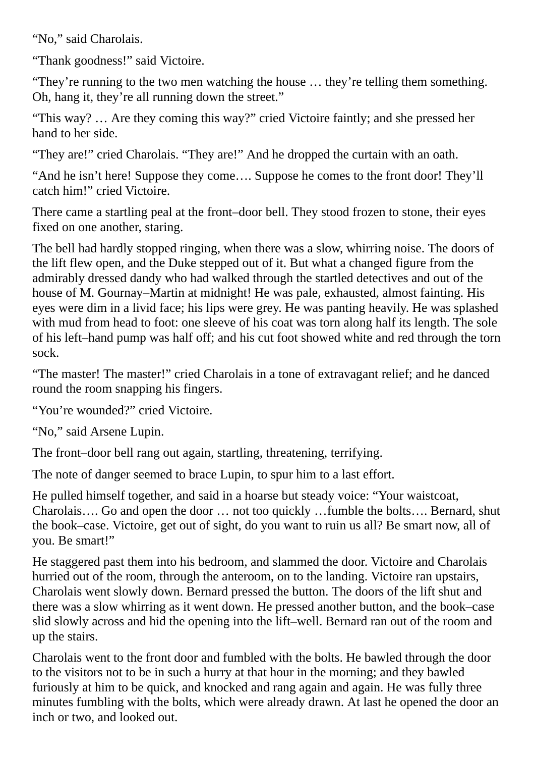“No,” said Charolais.

“Thank goodness!” said Victoire.

“They’re running to the two men watching the house … they’re telling them something. Oh, hang it, they’re all running down the street.”

“This way? … Are they coming this way?” cried Victoire faintly; and she pressed her hand to her side.

“They are!” cried Charolais. “They are!” And he dropped the curtain with an oath.

“And he isn’t here! Suppose they come…. Suppose he comes to the front door! They’ll catch him!” cried Victoire.

There came a startling peal at the front–door bell. They stood frozen to stone, their eyes fixed on one another, staring.

The bell had hardly stopped ringing, when there was a slow, whirring noise. The doors of the lift flew open, and the Duke stepped out of it. But what a changed figure from the admirably dressed dandy who had walked through the startled detectives and out of the house of M. Gournay–Martin at midnight! He was pale, exhausted, almost fainting. His eyes were dim in a livid face; his lips were grey. He was panting heavily. He was splashed with mud from head to foot: one sleeve of his coat was torn along half its length. The sole of his left–hand pump was half off; and his cut foot showed white and red through the torn sock.

“The master! The master!” cried Charolais in a tone of extravagant relief; and he danced round the room snapping his fingers.

“You’re wounded?” cried Victoire.

“No,” said Arsene Lupin.

The front–door bell rang out again, startling, threatening, terrifying.

The note of danger seemed to brace Lupin, to spur him to a last effort.

He pulled himself together, and said in a hoarse but steady voice: “Your waistcoat, Charolais…. Go and open the door … not too quickly …fumble the bolts…. Bernard, shut the book–case. Victoire, get out of sight, do you want to ruin us all? Be smart now, all of you. Be smart!”

He staggered past them into his bedroom, and slammed the door. Victoire and Charolais hurried out of the room, through the anteroom, on to the landing. Victoire ran upstairs, Charolais went slowly down. Bernard pressed the button. The doors of the lift shut and there was a slow whirring as it went down. He pressed another button, and the book–case slid slowly across and hid the opening into the lift–well. Bernard ran out of the room and up the stairs.

Charolais went to the front door and fumbled with the bolts. He bawled through the door to the visitors not to be in such a hurry at that hour in the morning; and they bawled furiously at him to be quick, and knocked and rang again and again. He was fully three minutes fumbling with the bolts, which were already drawn. At last he opened the door an inch or two, and looked out.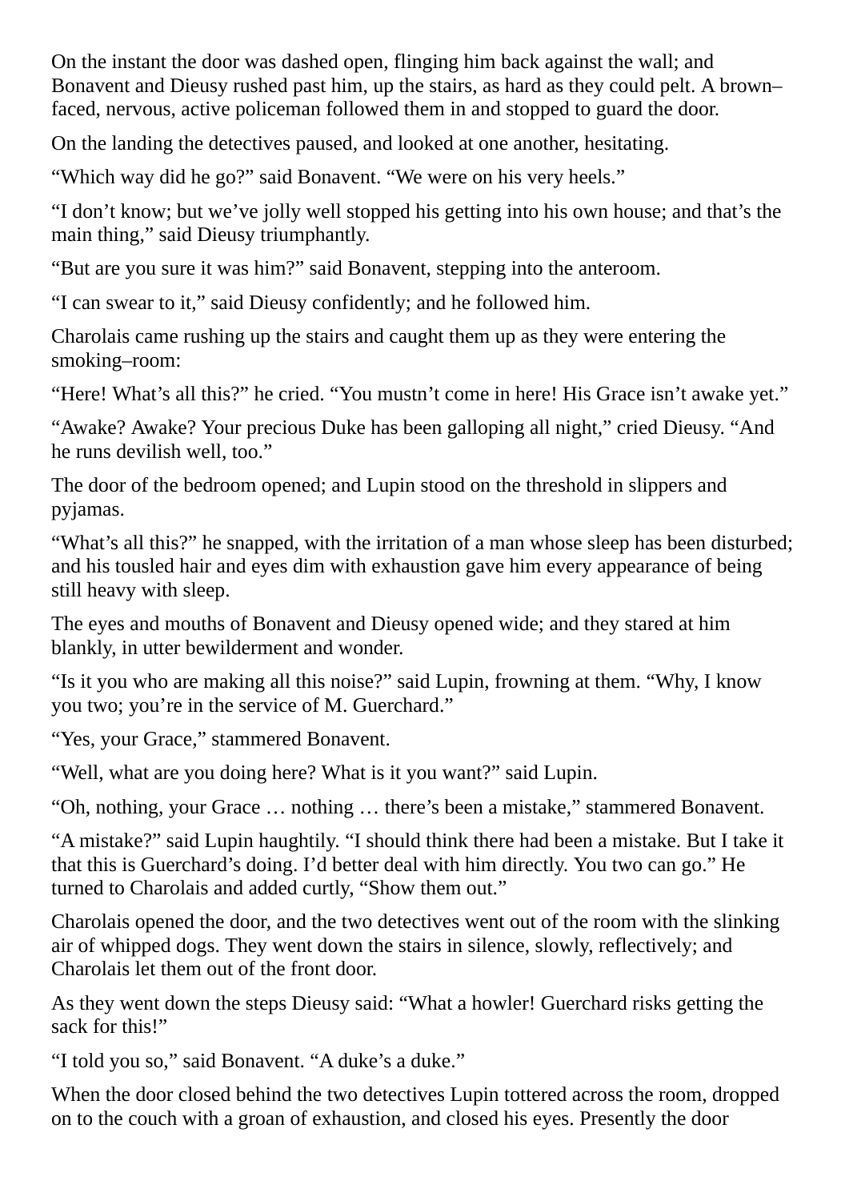On the instant the door was dashed open, flinging him back against the wall; and Bonavent and Dieusy rushed past him, up the stairs, as hard as they could pelt. A brown–faced, nervous, active policeman followed them in and stopped to guard the door.

On the landing the detectives paused, and looked at one another, hesitating.

“Which way did he go?” said Bonavent. “We were on his very heels.”

“I don’t know; but we’ve jolly well stopped his getting into his own house; and that’s the main thing,” said Dieusy triumphantly.

“But are you sure it was him?” said Bonavent, stepping into the anteroom.

“I can swear to it,” said Dieusy confidently; and he followed him.

Charolais came rushing up the stairs and caught them up as they were entering the smoking–room:

“Here! What’s all this?” he cried. “You mustn’t come in here! His Grace isn’t awake yet.”

“Awake? Awake? Your precious Duke has been galloping all night,” cried Dieusy. “And he runs devilish well, too.”

The door of the bedroom opened; and Lupin stood on the threshold in slippers and pyjamas.

“What’s all this?” he snapped, with the irritation of a man whose sleep has been disturbed; and his tousled hair and eyes dim with exhaustion gave him every appearance of being still heavy with sleep.

The eyes and mouths of Bonavent and Dieusy opened wide; and they stared at him blankly, in utter bewilderment and wonder.

“Is it you who are making all this noise?” said Lupin, frowning at them. “Why, I know you two; you’re in the service of M. Guerchard.”

“Yes, your Grace,” stammered Bonavent.

“Well, what are you doing here? What is it you want?” said Lupin.

“Oh, nothing, your Grace … nothing … there’s been a mistake,” stammered Bonavent.

“A mistake?” said Lupin haughtily. “I should think there had been a mistake. But I take it that this is Guerchard’s doing. I’d better deal with him directly. You two can go.” He turned to Charolais and added curtly, “Show them out.”

Charolais opened the door, and the two detectives went out of the room with the slinking air of whipped dogs. They went down the stairs in silence, slowly, reflectively; and Charolais let them out of the front door.

As they went down the steps Dieusy said: “What a howler! Guerchard risks getting the sack for this!”

“I told you so,” said Bonavent. “A duke’s a duke.”

When the door closed behind the two detectives Lupin tottered across the room, dropped on to the couch with a groan of exhaustion, and closed his eyes. Presently the door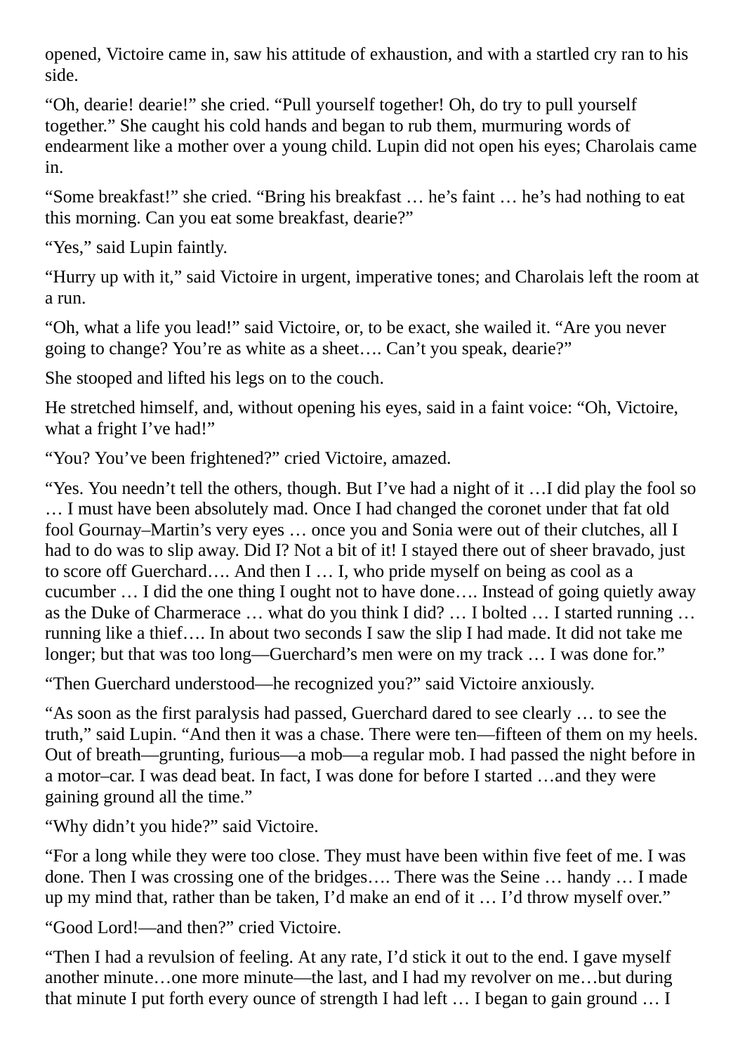opened, Victoire came in, saw his attitude of exhaustion, and with a startled cry ran to his side.

“Oh, dearie! dearie!” she cried. “Pull yourself together! Oh, do try to pull yourself together.” She caught his cold hands and began to rub them, murmuring words of endearment like a mother over a young child. Lupin did not open his eyes; Charolais came in.

“Some breakfast!” she cried. “Bring his breakfast … he’s faint … he’s had nothing to eat this morning. Can you eat some breakfast, dearie?”

“Yes,” said Lupin faintly.

“Hurry up with it,” said Victoire in urgent, imperative tones; and Charolais left the room at a run.

“Oh, what a life you lead!” said Victoire, or, to be exact, she wailed it. “Are you never going to change? You’re as white as a sheet…. Can’t you speak, dearie?”

She stooped and lifted his legs on to the couch.

He stretched himself, and, without opening his eyes, said in a faint voice: “Oh, Victoire, what a fright I’ve had!”

“You? You’ve been frightened?” cried Victoire, amazed.

“Yes. You needn’t tell the others, though. But I’ve had a night of it …I did play the fool so … I must have been absolutely mad. Once I had changed the coronet under that fat old fool Gournay–Martin’s very eyes … once you and Sonia were out of their clutches, all I had to do was to slip away. Did I? Not a bit of it! I stayed there out of sheer bravado, just to score off Guerchard…. And then I … I, who pride myself on being as cool as a cucumber … I did the one thing I ought not to have done…. Instead of going quietly away as the Duke of Charmerace … what do you think I did? … I bolted … I started running … running like a thief…. In about two seconds I saw the slip I had made. It did not take me longer; but that was too long—Guerchard’s men were on my track … I was done for.”

“Then Guerchard understood—he recognized you?” said Victoire anxiously.

“As soon as the first paralysis had passed, Guerchard dared to see clearly … to see the truth,” said Lupin. “And then it was a chase. There were ten—fifteen of them on my heels. Out of breath—grunting, furious—a mob—a regular mob. I had passed the night before in a motor–car. I was dead beat. In fact, I was done for before I started …and they were gaining ground all the time.”

“Why didn’t you hide?” said Victoire.

“For a long while they were too close. They must have been within five feet of me. I was done. Then I was crossing one of the bridges…. There was the Seine … handy … I made up my mind that, rather than be taken, I’d make an end of it … I’d throw myself over.”

“Good Lord!—and then?” cried Victoire.

“Then I had a revulsion of feeling. At any rate, I’d stick it out to the end. I gave myself another minute…one more minute—the last, and I had my revolver on me…but during that minute I put forth every ounce of strength I had left … I began to gain ground … I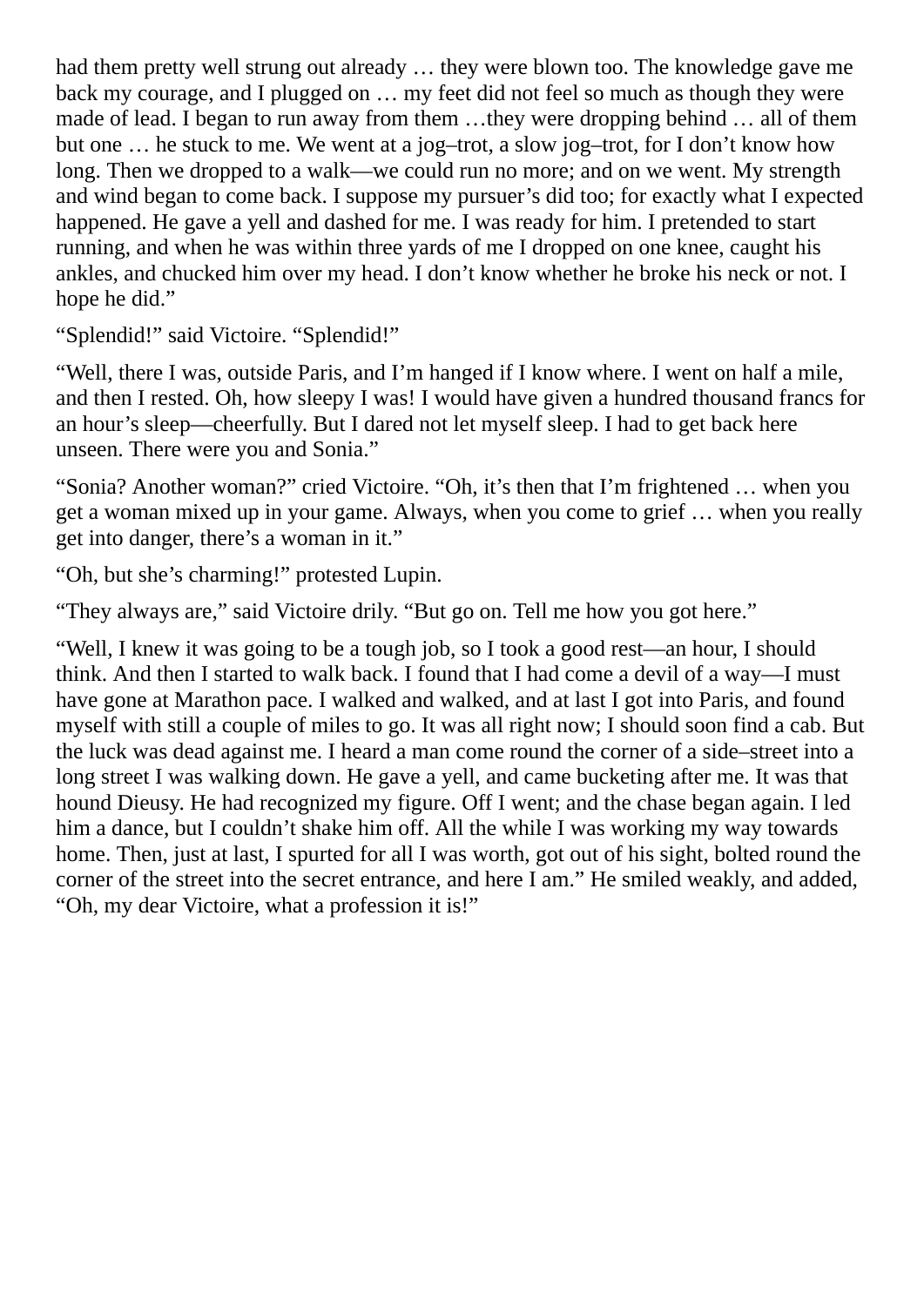had them pretty well strung out already … they were blown too. The knowledge gave me back my courage, and I plugged on … my feet did not feel so much as though they were made of lead. I began to run away from them …they were dropping behind … all of them but one … he stuck to me. We went at a jog–trot, a slow jog–trot, for I don't know how long. Then we dropped to a walk—we could run no more; and on we went. My strength and wind began to come back. I suppose my pursuer's did too; for exactly what I expected happened. He gave a yell and dashed for me. I was ready for him. I pretended to start running, and when he was within three yards of me I dropped on one knee, caught his ankles, and chucked him over my head. I don't know whether he broke his neck or not. I hope he did."

"Splendid!" said Victoire. "Splendid!"

"Well, there I was, outside Paris, and I'm hanged if I know where. I went on half a mile, and then I rested. Oh, how sleepy I was! I would have given a hundred thousand francs for an hour's sleep—cheerfully. But I dared not let myself sleep. I had to get back here unseen. There were you and Sonia."

"Sonia? Another woman?" cried Victoire. "Oh, it's then that I'm frightened … when you get a woman mixed up in your game. Always, when you come to grief … when you really get into danger, there's a woman in it."

"Oh, but she's charming!" protested Lupin.

"They always are," said Victoire drily. "But go on. Tell me how you got here."

"Well, I knew it was going to be a tough job, so I took a good rest—an hour, I should think. And then I started to walk back. I found that I had come a devil of a way—I must have gone at Marathon pace. I walked and walked, and at last I got into Paris, and found myself with still a couple of miles to go. It was all right now; I should soon find a cab. But the luck was dead against me. I heard a man come round the corner of a side–street into a long street I was walking down. He gave a yell, and came bucketing after me. It was that hound Dieusy. He had recognized my figure. Off I went; and the chase began again. I led him a dance, but I couldn't shake him off. All the while I was working my way towards home. Then, just at last, I spurted for all I was worth, got out of his sight, bolted round the corner of the street into the secret entrance, and here I am." He smiled weakly, and added, "Oh, my dear Victoire, what a profession it is!"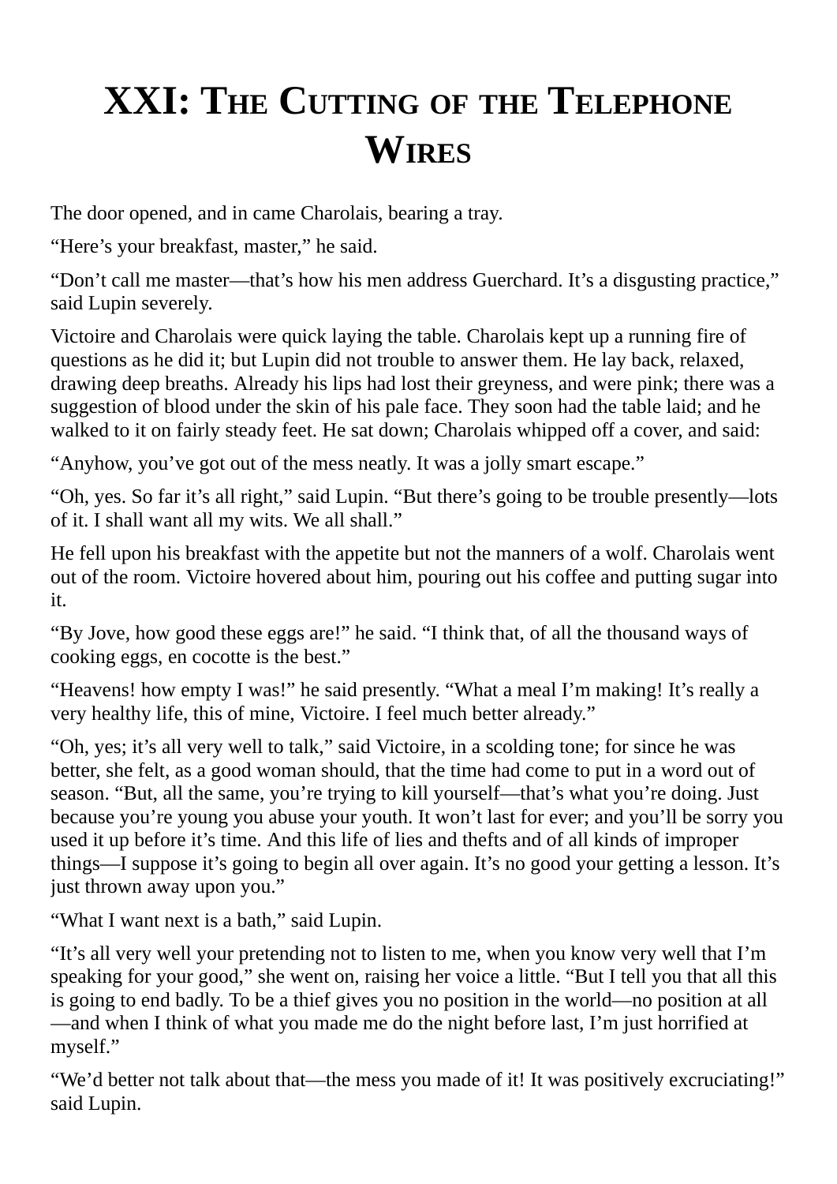# XXI: The Cutting of the Telephone Wires

The door opened, and in came Charolais, bearing a tray.

"Here's your breakfast, master," he said.

"Don't call me master—that's how his men address Guerchard. It's a disgusting practice," said Lupin severely.

Victoire and Charolais were quick laying the table. Charolais kept up a running fire of questions as he did it; but Lupin did not trouble to answer them. He lay back, relaxed, drawing deep breaths. Already his lips had lost their greyness, and were pink; there was a suggestion of blood under the skin of his pale face. They soon had the table laid; and he walked to it on fairly steady feet. He sat down; Charolais whipped off a cover, and said:

"Anyhow, you've got out of the mess neatly. It was a jolly smart escape."

"Oh, yes. So far it's all right," said Lupin. "But there's going to be trouble presently—lots of it. I shall want all my wits. We all shall."

He fell upon his breakfast with the appetite but not the manners of a wolf. Charolais went out of the room. Victoire hovered about him, pouring out his coffee and putting sugar into it.

"By Jove, how good these eggs are!" he said. "I think that, of all the thousand ways of cooking eggs, en cocotte is the best."

"Heavens! how empty I was!" he said presently. "What a meal I'm making! It's really a very healthy life, this of mine, Victoire. I feel much better already."

"Oh, yes; it's all very well to talk," said Victoire, in a scolding tone; for since he was better, she felt, as a good woman should, that the time had come to put in a word out of season. "But, all the same, you're trying to kill yourself—that's what you're doing. Just because you're young you abuse your youth. It won't last for ever; and you'll be sorry you used it up before it's time. And this life of lies and thefts and of all kinds of improper things—I suppose it's going to begin all over again. It's no good your getting a lesson. It's just thrown away upon you."

"What I want next is a bath," said Lupin.

"It's all very well your pretending not to listen to me, when you know very well that I'm speaking for your good," she went on, raising her voice a little. "But I tell you that all this is going to end badly. To be a thief gives you no position in the world—no position at all—and when I think of what you made me do the night before last, I'm just horrified at myself."

"We'd better not talk about that—the mess you made of it! It was positively excruciating!" said Lupin.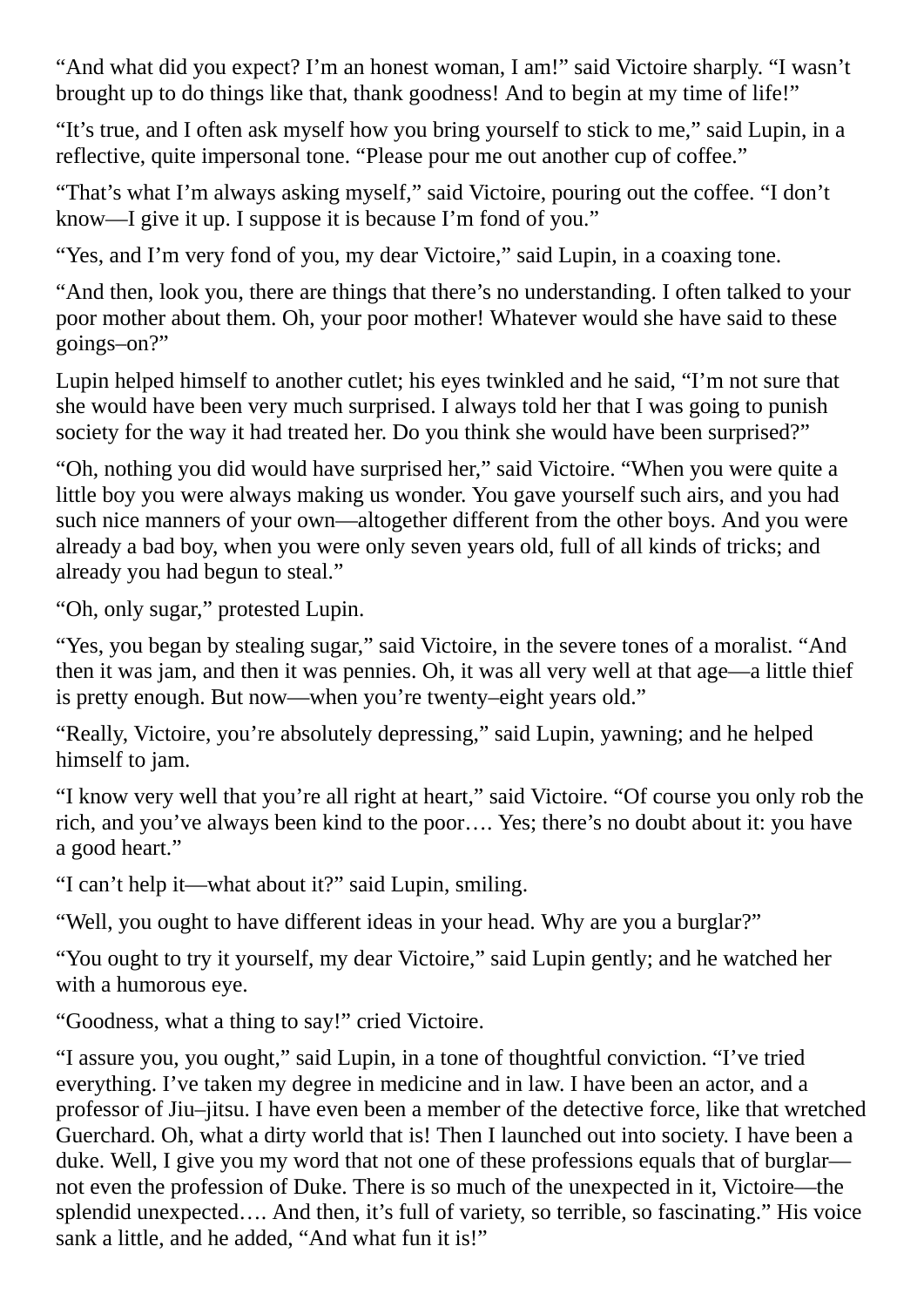"And what did you expect? I'm an honest woman, I am!" said Victoire sharply. "I wasn't brought up to do things like that, thank goodness! And to begin at my time of life!"

"It's true, and I often ask myself how you bring yourself to stick to me," said Lupin, in a reflective, quite impersonal tone. "Please pour me out another cup of coffee."

"That's what I'm always asking myself," said Victoire, pouring out the coffee. "I don't know—I give it up. I suppose it is because I'm fond of you."

"Yes, and I'm very fond of you, my dear Victoire," said Lupin, in a coaxing tone.

"And then, look you, there are things that there's no understanding. I often talked to your poor mother about them. Oh, your poor mother! Whatever would she have said to these goings–on?"

Lupin helped himself to another cutlet; his eyes twinkled and he said, "I'm not sure that she would have been very much surprised. I always told her that I was going to punish society for the way it had treated her. Do you think she would have been surprised?"

"Oh, nothing you did would have surprised her," said Victoire. "When you were quite a little boy you were always making us wonder. You gave yourself such airs, and you had such nice manners of your own—altogether different from the other boys. And you were already a bad boy, when you were only seven years old, full of all kinds of tricks; and already you had begun to steal."

"Oh, only sugar," protested Lupin.

"Yes, you began by stealing sugar," said Victoire, in the severe tones of a moralist. "And then it was jam, and then it was pennies. Oh, it was all very well at that age—a little thief is pretty enough. But now—when you're twenty–eight years old."

"Really, Victoire, you're absolutely depressing," said Lupin, yawning; and he helped himself to jam.

"I know very well that you're all right at heart," said Victoire. "Of course you only rob the rich, and you've always been kind to the poor…. Yes; there's no doubt about it: you have a good heart."

"I can't help it—what about it?" said Lupin, smiling.

"Well, you ought to have different ideas in your head. Why are you a burglar?"

"You ought to try it yourself, my dear Victoire," said Lupin gently; and he watched her with a humorous eye.

"Goodness, what a thing to say!" cried Victoire.

"I assure you, you ought," said Lupin, in a tone of thoughtful conviction. "I've tried everything. I've taken my degree in medicine and in law. I have been an actor, and a professor of Jiu–jitsu. I have even been a member of the detective force, like that wretched Guerchard. Oh, what a dirty world that is! Then I launched out into society. I have been a duke. Well, I give you my word that not one of these professions equals that of burglar—not even the profession of Duke. There is so much of the unexpected in it, Victoire—the splendid unexpected…. And then, it's full of variety, so terrible, so fascinating." His voice sank a little, and he added, "And what fun it is!"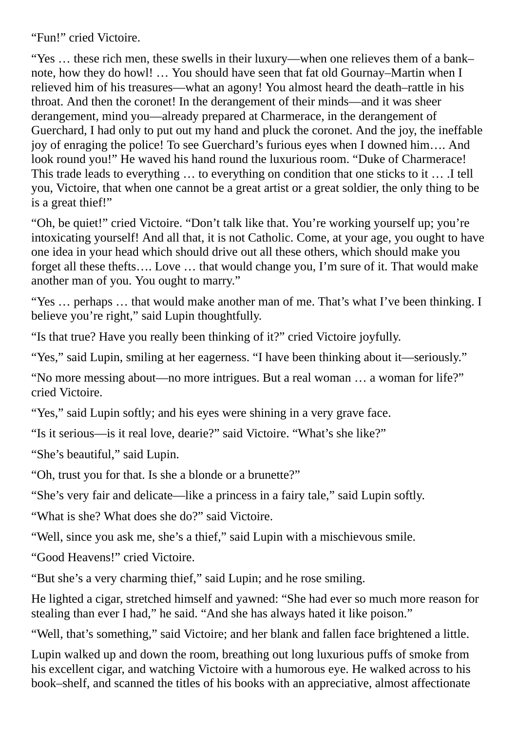“Fun!” cried Victoire.

“Yes … these rich men, these swells in their luxury—when one relieves them of a bank–note, how they do howl! … You should have seen that fat old Gournay–Martin when I relieved him of his treasures—what an agony! You almost heard the death–rattle in his throat. And then the coronet! In the derangement of their minds—and it was sheer derangement, mind you—already prepared at Charmerace, in the derangement of Guerchard, I had only to put out my hand and pluck the coronet. And the joy, the ineffable joy of enraging the police! To see Guerchard’s furious eyes when I downed him…. And look round you!” He waved his hand round the luxurious room. “Duke of Charmerace! This trade leads to everything … to everything on condition that one sticks to it … .I tell you, Victoire, that when one cannot be a great artist or a great soldier, the only thing to be is a great thief!”

“Oh, be quiet!” cried Victoire. “Don’t talk like that. You’re working yourself up; you’re intoxicating yourself! And all that, it is not Catholic. Come, at your age, you ought to have one idea in your head which should drive out all these others, which should make you forget all these thefts…. Love … that would change you, I’m sure of it. That would make another man of you. You ought to marry.”

“Yes … perhaps … that would make another man of me. That’s what I’ve been thinking. I believe you’re right,” said Lupin thoughtfully.

“Is that true? Have you really been thinking of it?” cried Victoire joyfully.

“Yes,” said Lupin, smiling at her eagerness. “I have been thinking about it—seriously.”

“No more messing about—no more intrigues. But a real woman … a woman for life?” cried Victoire.

“Yes,” said Lupin softly; and his eyes were shining in a very grave face.

“Is it serious—is it real love, dearie?” said Victoire. “What’s she like?”

“She’s beautiful,” said Lupin.

“Oh, trust you for that. Is she a blonde or a brunette?”

“She’s very fair and delicate—like a princess in a fairy tale,” said Lupin softly.

“What is she? What does she do?” said Victoire.

“Well, since you ask me, she’s a thief,” said Lupin with a mischievous smile.

“Good Heavens!” cried Victoire.

“But she’s a very charming thief,” said Lupin; and he rose smiling.

He lighted a cigar, stretched himself and yawned: “She had ever so much more reason for stealing than ever I had,” he said. “And she has always hated it like poison.”

“Well, that’s something,” said Victoire; and her blank and fallen face brightened a little.

Lupin walked up and down the room, breathing out long luxurious puffs of smoke from his excellent cigar, and watching Victoire with a humorous eye. He walked across to his book–shelf, and scanned the titles of his books with an appreciative, almost affectionate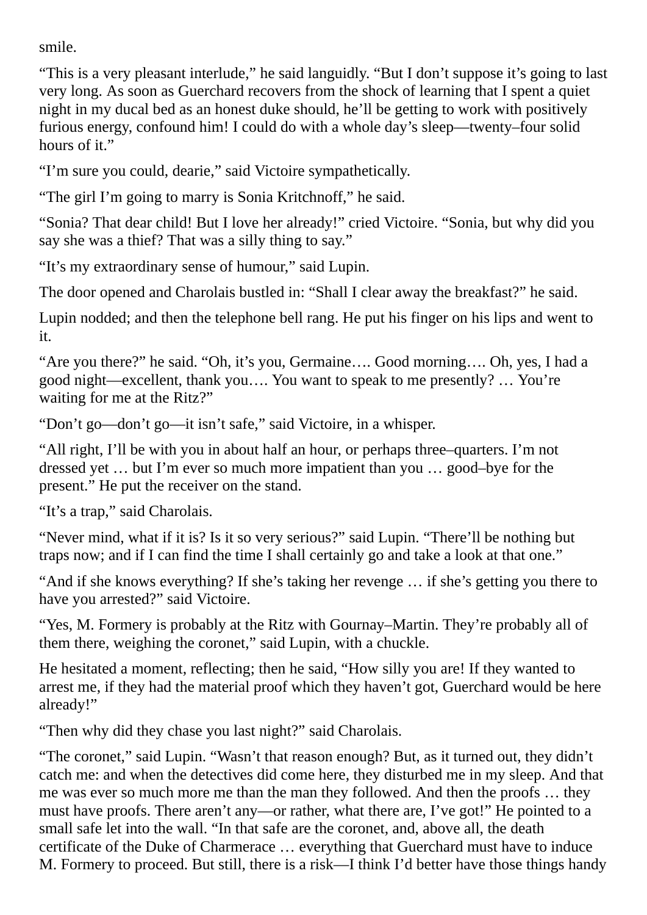smile.

“This is a very pleasant interlude,” he said languidly. “But I don’t suppose it’s going to last very long. As soon as Guerchard recovers from the shock of learning that I spent a quiet night in my ducal bed as an honest duke should, he’ll be getting to work with positively furious energy, confound him! I could do with a whole day’s sleep—twenty–four solid hours of it.”

“I’m sure you could, dearie,” said Victoire sympathetically.

“The girl I’m going to marry is Sonia Kritchnoff,” he said.

“Sonia? That dear child! But I love her already!” cried Victoire. “Sonia, but why did you say she was a thief? That was a silly thing to say.”

“It’s my extraordinary sense of humour,” said Lupin.

The door opened and Charolais bustled in: “Shall I clear away the breakfast?” he said.

Lupin nodded; and then the telephone bell rang. He put his finger on his lips and went to it.

“Are you there?” he said. “Oh, it’s you, Germaine…. Good morning…. Oh, yes, I had a good night—excellent, thank you…. You want to speak to me presently? … You’re waiting for me at the Ritz?”

“Don’t go—don’t go—it isn’t safe,” said Victoire, in a whisper.

“All right, I’ll be with you in about half an hour, or perhaps three–quarters. I’m not dressed yet … but I’m ever so much more impatient than you … good–bye for the present.” He put the receiver on the stand.

“It’s a trap,” said Charolais.

“Never mind, what if it is? Is it so very serious?” said Lupin. “There’ll be nothing but traps now; and if I can find the time I shall certainly go and take a look at that one.”

“And if she knows everything? If she’s taking her revenge … if she’s getting you there to have you arrested?” said Victoire.

“Yes, M. Formery is probably at the Ritz with Gournay–Martin. They’re probably all of them there, weighing the coronet,” said Lupin, with a chuckle.

He hesitated a moment, reflecting; then he said, “How silly you are! If they wanted to arrest me, if they had the material proof which they haven’t got, Guerchard would be here already!”

“Then why did they chase you last night?” said Charolais.

“The coronet,” said Lupin. “Wasn’t that reason enough? But, as it turned out, they didn’t catch me: and when the detectives did come here, they disturbed me in my sleep. And that me was ever so much more me than the man they followed. And then the proofs … they must have proofs. There aren’t any—or rather, what there are, I’ve got!” He pointed to a small safe let into the wall. “In that safe are the coronet, and, above all, the death certificate of the Duke of Charmerace … everything that Guerchard must have to induce M. Formery to proceed. But still, there is a risk—I think I’d better have those things handy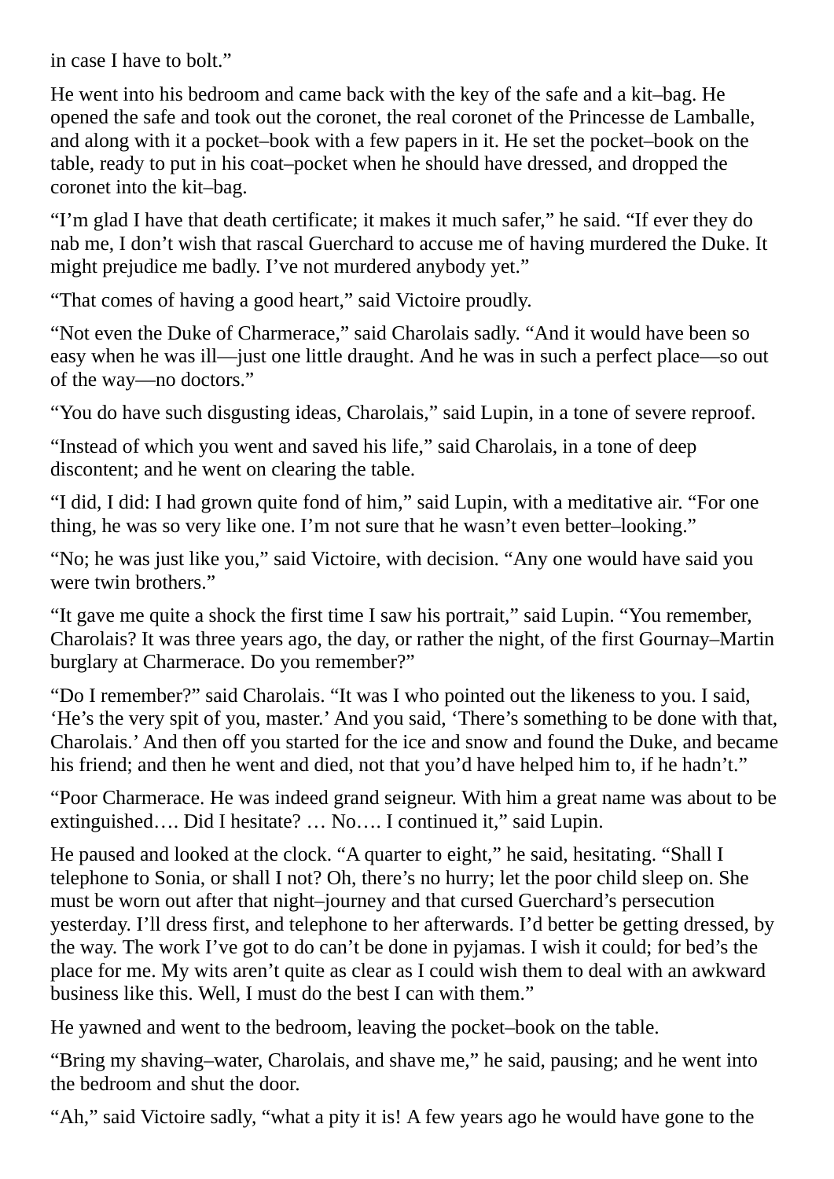in case I have to bolt."

He went into his bedroom and came back with the key of the safe and a kit–bag. He opened the safe and took out the coronet, the real coronet of the Princesse de Lamballe, and along with it a pocket–book with a few papers in it. He set the pocket–book on the table, ready to put in his coat–pocket when he should have dressed, and dropped the coronet into the kit–bag.

"I'm glad I have that death certificate; it makes it much safer," he said. "If ever they do nab me, I don't wish that rascal Guerchard to accuse me of having murdered the Duke. It might prejudice me badly. I've not murdered anybody yet."

"That comes of having a good heart," said Victoire proudly.

"Not even the Duke of Charmerace," said Charolais sadly. "And it would have been so easy when he was ill—just one little draught. And he was in such a perfect place—so out of the way—no doctors."

"You do have such disgusting ideas, Charolais," said Lupin, in a tone of severe reproof.

"Instead of which you went and saved his life," said Charolais, in a tone of deep discontent; and he went on clearing the table.

"I did, I did: I had grown quite fond of him," said Lupin, with a meditative air. "For one thing, he was so very like one. I'm not sure that he wasn't even better–looking."

"No; he was just like you," said Victoire, with decision. "Any one would have said you were twin brothers."

"It gave me quite a shock the first time I saw his portrait," said Lupin. "You remember, Charolais? It was three years ago, the day, or rather the night, of the first Gournay–Martin burglary at Charmerace. Do you remember?"

"Do I remember?" said Charolais. "It was I who pointed out the likeness to you. I said, 'He's the very spit of you, master.' And you said, 'There's something to be done with that, Charolais.' And then off you started for the ice and snow and found the Duke, and became his friend; and then he went and died, not that you'd have helped him to, if he hadn't."

"Poor Charmerace. He was indeed grand seigneur. With him a great name was about to be extinguished…. Did I hesitate? … No…. I continued it," said Lupin.

He paused and looked at the clock. "A quarter to eight," he said, hesitating. "Shall I telephone to Sonia, or shall I not? Oh, there's no hurry; let the poor child sleep on. She must be worn out after that night–journey and that cursed Guerchard's persecution yesterday. I'll dress first, and telephone to her afterwards. I'd better be getting dressed, by the way. The work I've got to do can't be done in pyjamas. I wish it could; for bed's the place for me. My wits aren't quite as clear as I could wish them to deal with an awkward business like this. Well, I must do the best I can with them."

He yawned and went to the bedroom, leaving the pocket–book on the table.

"Bring my shaving–water, Charolais, and shave me," he said, pausing; and he went into the bedroom and shut the door.

"Ah," said Victoire sadly, "what a pity it is! A few years ago he would have gone to the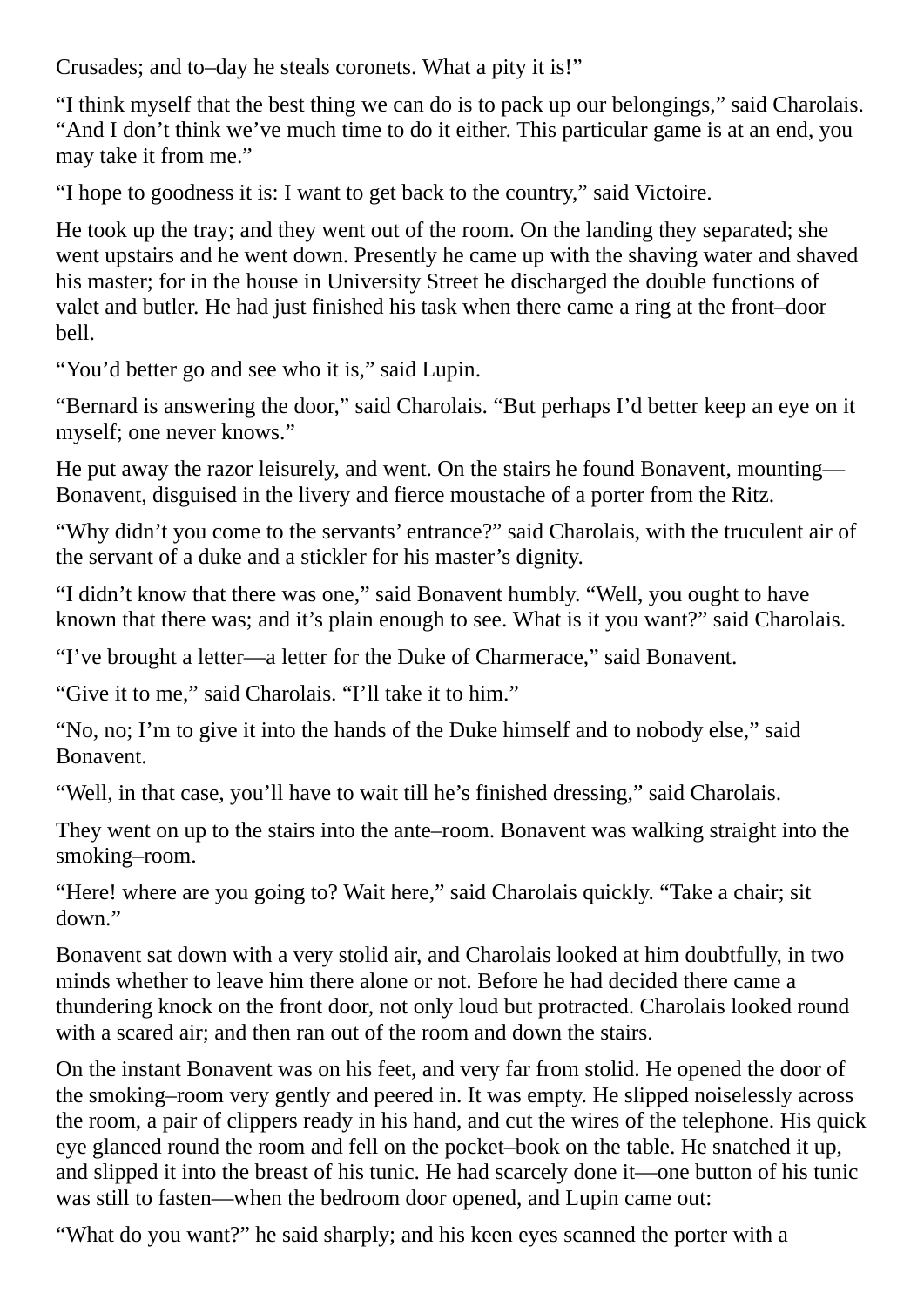Crusades; and to–day he steals coronets. What a pity it is!"

"I think myself that the best thing we can do is to pack up our belongings," said Charolais. "And I don't think we've much time to do it either. This particular game is at an end, you may take it from me."

"I hope to goodness it is: I want to get back to the country," said Victoire.

He took up the tray; and they went out of the room. On the landing they separated; she went upstairs and he went down. Presently he came up with the shaving water and shaved his master; for in the house in University Street he discharged the double functions of valet and butler. He had just finished his task when there came a ring at the front–door bell.

"You'd better go and see who it is," said Lupin.

"Bernard is answering the door," said Charolais. "But perhaps I'd better keep an eye on it myself; one never knows."

He put away the razor leisurely, and went. On the stairs he found Bonavent, mounting—Bonavent, disguised in the livery and fierce moustache of a porter from the Ritz.

"Why didn't you come to the servants' entrance?" said Charolais, with the truculent air of the servant of a duke and a stickler for his master's dignity.

"I didn't know that there was one," said Bonavent humbly. "Well, you ought to have known that there was; and it's plain enough to see. What is it you want?" said Charolais.

"I've brought a letter—a letter for the Duke of Charmerace," said Bonavent.

"Give it to me," said Charolais. "I'll take it to him."

"No, no; I'm to give it into the hands of the Duke himself and to nobody else," said Bonavent.

"Well, in that case, you'll have to wait till he's finished dressing," said Charolais.

They went on up to the stairs into the ante–room. Bonavent was walking straight into the smoking–room.

"Here! where are you going to? Wait here," said Charolais quickly. "Take a chair; sit down."

Bonavent sat down with a very stolid air, and Charolais looked at him doubtfully, in two minds whether to leave him there alone or not. Before he had decided there came a thundering knock on the front door, not only loud but protracted. Charolais looked round with a scared air; and then ran out of the room and down the stairs.

On the instant Bonavent was on his feet, and very far from stolid. He opened the door of the smoking–room very gently and peered in. It was empty. He slipped noiselessly across the room, a pair of clippers ready in his hand, and cut the wires of the telephone. His quick eye glanced round the room and fell on the pocket–book on the table. He snatched it up, and slipped it into the breast of his tunic. He had scarcely done it—one button of his tunic was still to fasten—when the bedroom door opened, and Lupin came out:

"What do you want?" he said sharply; and his keen eyes scanned the porter with a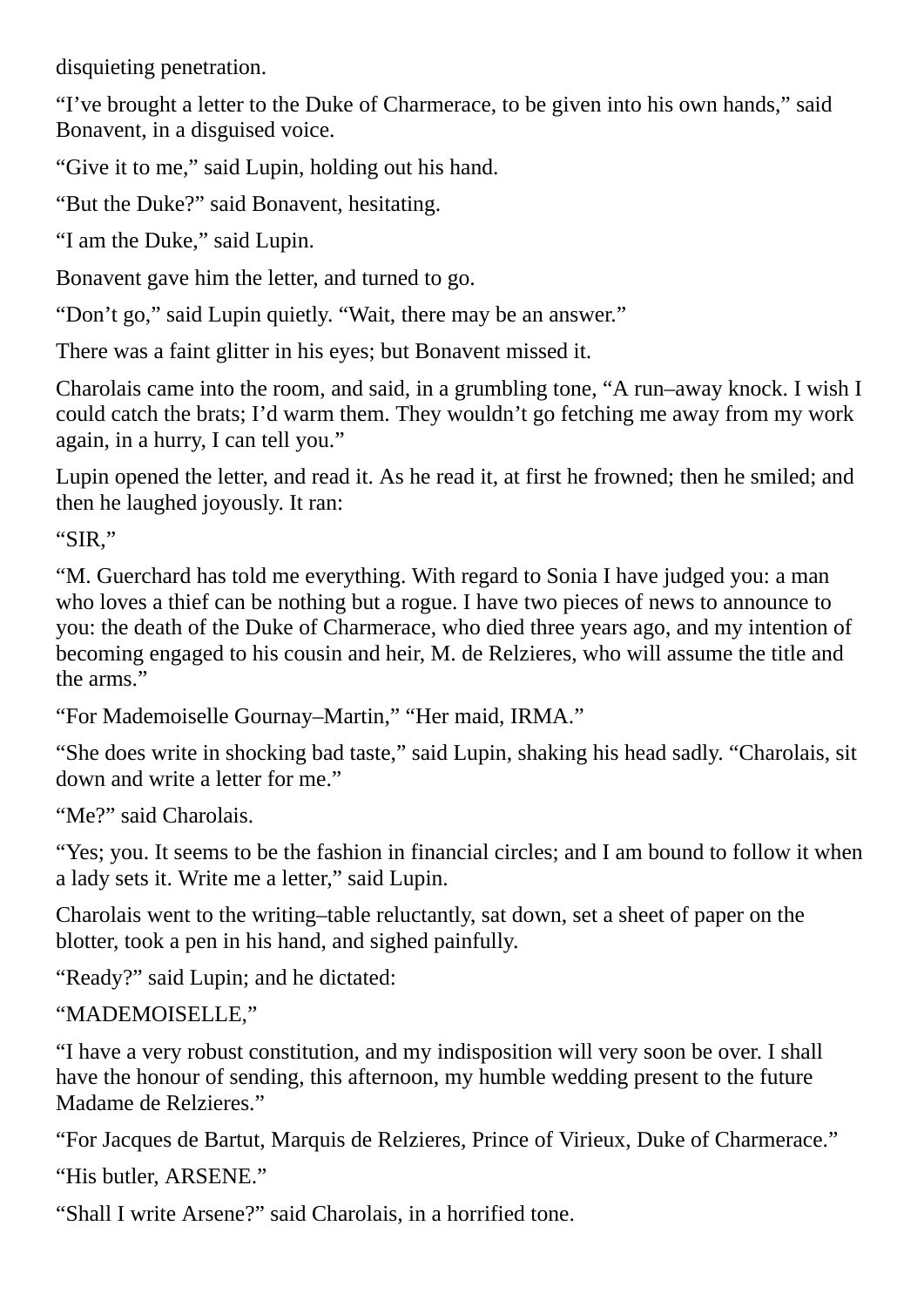disquieting penetration.

“I’ve brought a letter to the Duke of Charmerace, to be given into his own hands,” said Bonavent, in a disguised voice.

“Give it to me,” said Lupin, holding out his hand.

“But the Duke?” said Bonavent, hesitating.

“I am the Duke,” said Lupin.

Bonavent gave him the letter, and turned to go.

“Don’t go,” said Lupin quietly. “Wait, there may be an answer.”

There was a faint glitter in his eyes; but Bonavent missed it.

Charolais came into the room, and said, in a grumbling tone, “A run–away knock. I wish I could catch the brats; I’d warm them. They wouldn’t go fetching me away from my work again, in a hurry, I can tell you.”

Lupin opened the letter, and read it. As he read it, at first he frowned; then he smiled; and then he laughed joyously. It ran:

“SIR,”

“M. Guerchard has told me everything. With regard to Sonia I have judged you: a man who loves a thief can be nothing but a rogue. I have two pieces of news to announce to you: the death of the Duke of Charmerace, who died three years ago, and my intention of becoming engaged to his cousin and heir, M. de Relzieres, who will assume the title and the arms.”

“For Mademoiselle Gournay–Martin,” “Her maid, IRMA.”

“She does write in shocking bad taste,” said Lupin, shaking his head sadly. “Charolais, sit down and write a letter for me.”

“Me?” said Charolais.

“Yes; you. It seems to be the fashion in financial circles; and I am bound to follow it when a lady sets it. Write me a letter,” said Lupin.

Charolais went to the writing–table reluctantly, sat down, set a sheet of paper on the blotter, took a pen in his hand, and sighed painfully.

“Ready?” said Lupin; and he dictated:

“MADEMOISELLE,”

“I have a very robust constitution, and my indisposition will very soon be over. I shall have the honour of sending, this afternoon, my humble wedding present to the future Madame de Relzieres.”

“For Jacques de Bartut, Marquis de Relzieres, Prince of Virieux, Duke of Charmerace.”

“His butler, ARSENE.”

“Shall I write Arsene?” said Charolais, in a horrified tone.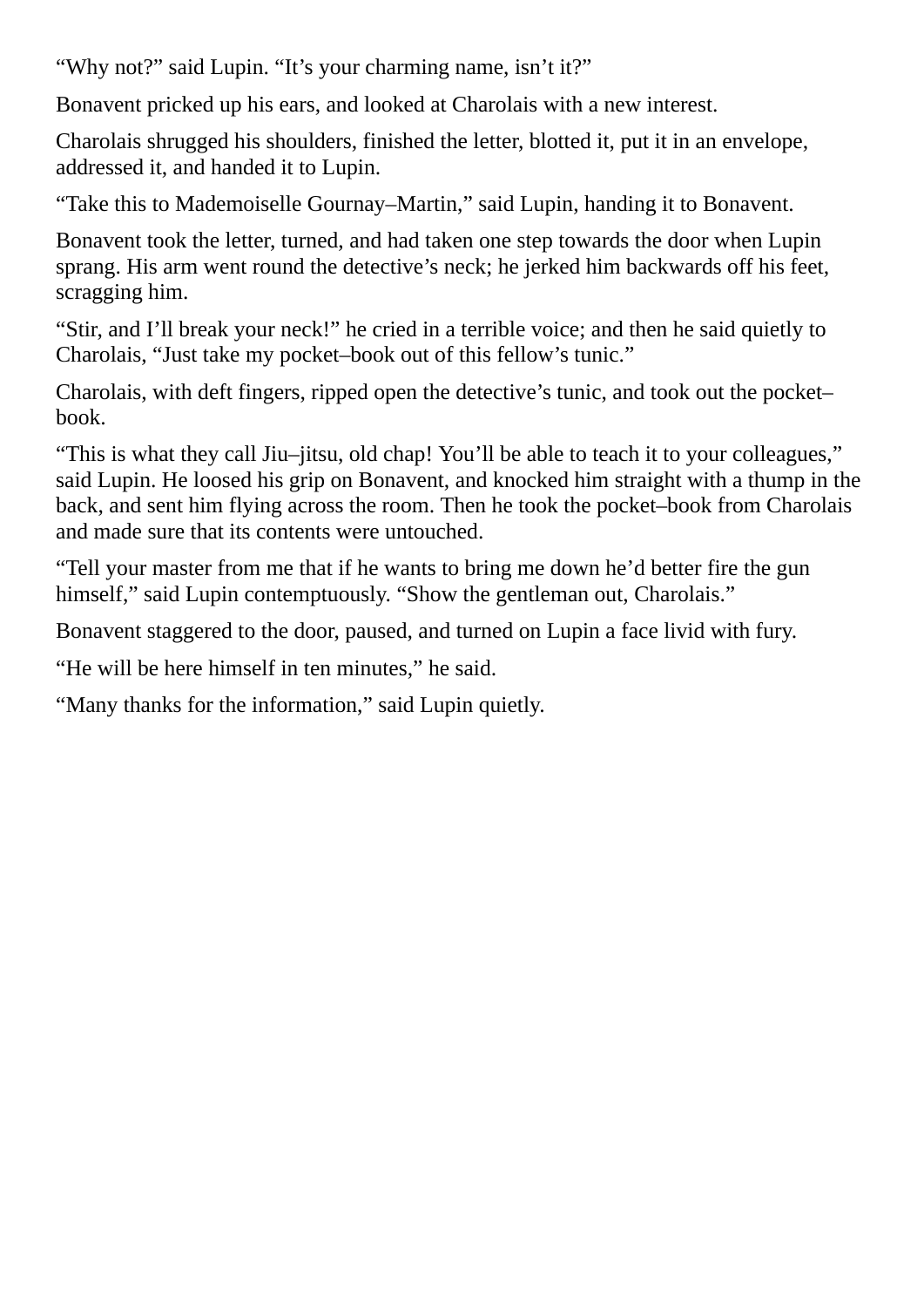"Why not?" said Lupin. "It's your charming name, isn't it?"

Bonavent pricked up his ears, and looked at Charolais with a new interest.

Charolais shrugged his shoulders, finished the letter, blotted it, put it in an envelope, addressed it, and handed it to Lupin.

"Take this to Mademoiselle Gournay–Martin," said Lupin, handing it to Bonavent.

Bonavent took the letter, turned, and had taken one step towards the door when Lupin sprang. His arm went round the detective's neck; he jerked him backwards off his feet, scragging him.

"Stir, and I'll break your neck!" he cried in a terrible voice; and then he said quietly to Charolais, "Just take my pocket–book out of this fellow's tunic."

Charolais, with deft fingers, ripped open the detective's tunic, and took out the pocket–book.

"This is what they call Jiu–jitsu, old chap! You'll be able to teach it to your colleagues," said Lupin. He loosed his grip on Bonavent, and knocked him straight with a thump in the back, and sent him flying across the room. Then he took the pocket–book from Charolais and made sure that its contents were untouched.

"Tell your master from me that if he wants to bring me down he'd better fire the gun himself," said Lupin contemptuously. "Show the gentleman out, Charolais."

Bonavent staggered to the door, paused, and turned on Lupin a face livid with fury.

"He will be here himself in ten minutes," he said.

"Many thanks for the information," said Lupin quietly.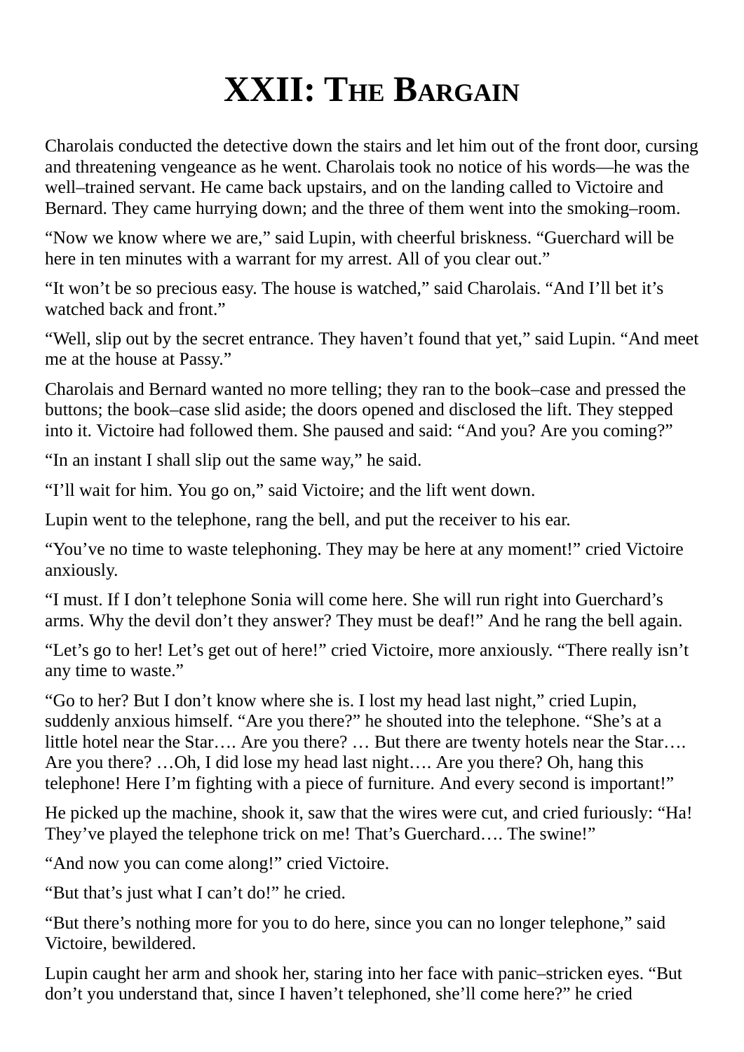# XXII: THE BARGAIN

Charolais conducted the detective down the stairs and let him out of the front door, cursing and threatening vengeance as he went. Charolais took no notice of his words—he was the well–trained servant. He came back upstairs, and on the landing called to Victoire and Bernard. They came hurrying down; and the three of them went into the smoking–room.

“Now we know where we are,” said Lupin, with cheerful briskness. “Guerchard will be here in ten minutes with a warrant for my arrest. All of you clear out.”

“It won’t be so precious easy. The house is watched,” said Charolais. “And I’ll bet it’s watched back and front.”

“Well, slip out by the secret entrance. They haven’t found that yet,” said Lupin. “And meet me at the house at Passy.”

Charolais and Bernard wanted no more telling; they ran to the book–case and pressed the buttons; the book–case slid aside; the doors opened and disclosed the lift. They stepped into it. Victoire had followed them. She paused and said: “And you? Are you coming?”

“In an instant I shall slip out the same way,” he said.

“I’ll wait for him. You go on,” said Victoire; and the lift went down.

Lupin went to the telephone, rang the bell, and put the receiver to his ear.

“You’ve no time to waste telephoning. They may be here at any moment!” cried Victoire anxiously.

“I must. If I don’t telephone Sonia will come here. She will run right into Guerchard’s arms. Why the devil don’t they answer? They must be deaf!” And he rang the bell again.

“Let’s go to her! Let’s get out of here!” cried Victoire, more anxiously. “There really isn’t any time to waste.”

“Go to her? But I don’t know where she is. I lost my head last night,” cried Lupin, suddenly anxious himself. “Are you there?” he shouted into the telephone. “She’s at a little hotel near the Star…. Are you there? … But there are twenty hotels near the Star…. Are you there? …Oh, I did lose my head last night…. Are you there? Oh, hang this telephone! Here I’m fighting with a piece of furniture. And every second is important!”

He picked up the machine, shook it, saw that the wires were cut, and cried furiously: “Ha! They’ve played the telephone trick on me! That’s Guerchard…. The swine!”

“And now you can come along!” cried Victoire.

“But that’s just what I can’t do!” he cried.

“But there’s nothing more for you to do here, since you can no longer telephone,” said Victoire, bewildered.

Lupin caught her arm and shook her, staring into her face with panic–stricken eyes. “But don’t you understand that, since I haven’t telephoned, she’ll come here?” he cried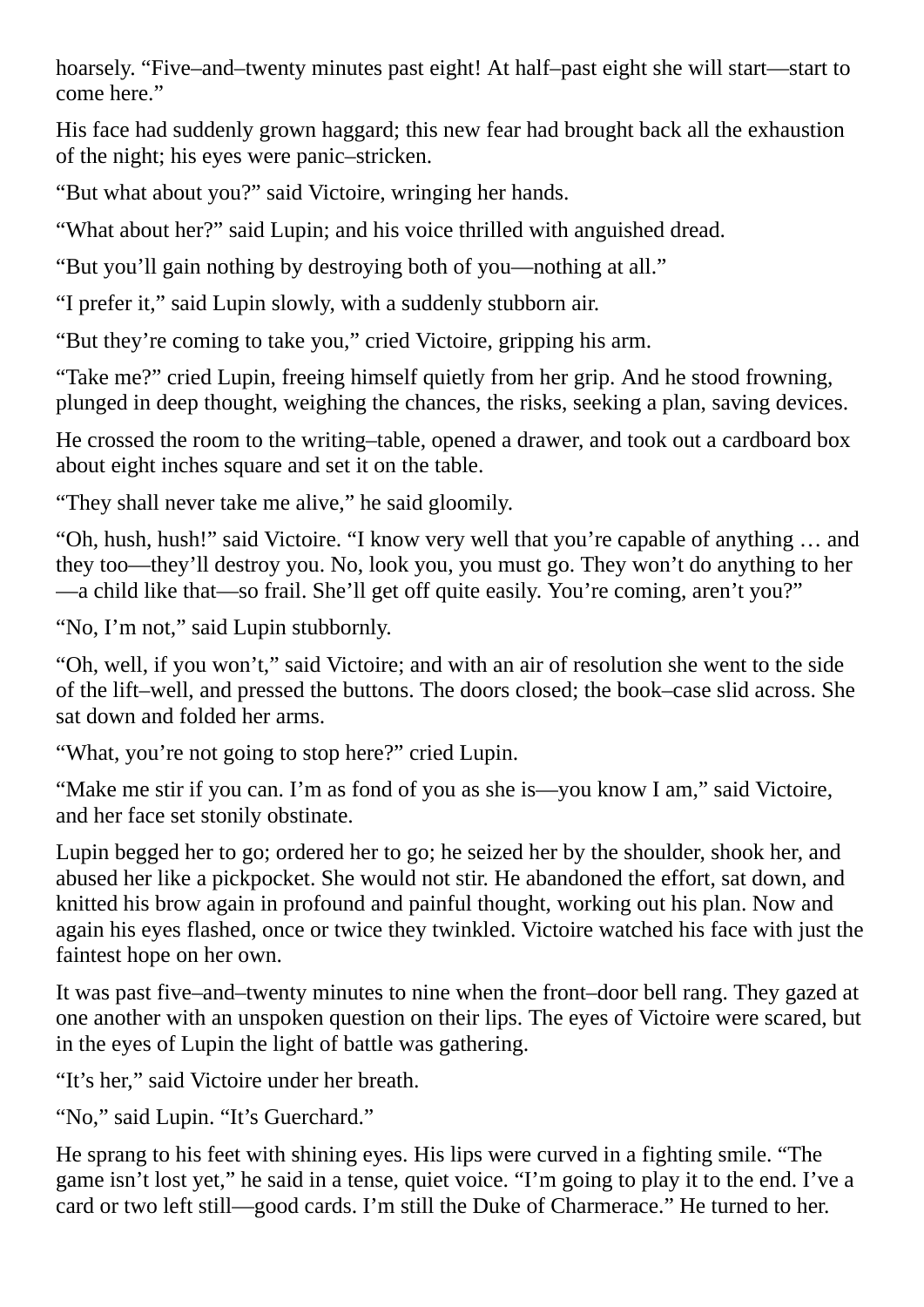hoarsely. “Five–and–twenty minutes past eight! At half–past eight she will start—start to come here.”

His face had suddenly grown haggard; this new fear had brought back all the exhaustion of the night; his eyes were panic–stricken.

“But what about you?” said Victoire, wringing her hands.

“What about her?” said Lupin; and his voice thrilled with anguished dread.

“But you’ll gain nothing by destroying both of you—nothing at all.”

“I prefer it,” said Lupin slowly, with a suddenly stubborn air.

“But they’re coming to take you,” cried Victoire, gripping his arm.

“Take me?” cried Lupin, freeing himself quietly from her grip. And he stood frowning, plunged in deep thought, weighing the chances, the risks, seeking a plan, saving devices.

He crossed the room to the writing–table, opened a drawer, and took out a cardboard box about eight inches square and set it on the table.

“They shall never take me alive,” he said gloomily.

“Oh, hush, hush!” said Victoire. “I know very well that you’re capable of anything … and they too—they’ll destroy you. No, look you, you must go. They won’t do anything to her—a child like that—so frail. She’ll get off quite easily. You’re coming, aren’t you?”

“No, I’m not,” said Lupin stubbornly.

“Oh, well, if you won’t,” said Victoire; and with an air of resolution she went to the side of the lift–well, and pressed the buttons. The doors closed; the book–case slid across. She sat down and folded her arms.

“What, you’re not going to stop here?” cried Lupin.

“Make me stir if you can. I’m as fond of you as she is—you know I am,” said Victoire, and her face set stonily obstinate.

Lupin begged her to go; ordered her to go; he seized her by the shoulder, shook her, and abused her like a pickpocket. She would not stir. He abandoned the effort, sat down, and knitted his brow again in profound and painful thought, working out his plan. Now and again his eyes flashed, once or twice they twinkled. Victoire watched his face with just the faintest hope on her own.

It was past five–and–twenty minutes to nine when the front–door bell rang. They gazed at one another with an unspoken question on their lips. The eyes of Victoire were scared, but in the eyes of Lupin the light of battle was gathering.

“It’s her,” said Victoire under her breath.

“No,” said Lupin. “It’s Guerchard.”

He sprang to his feet with shining eyes. His lips were curved in a fighting smile. “The game isn’t lost yet,” he said in a tense, quiet voice. “I’m going to play it to the end. I’ve a card or two left still—good cards. I’m still the Duke of Charmerace.” He turned to her.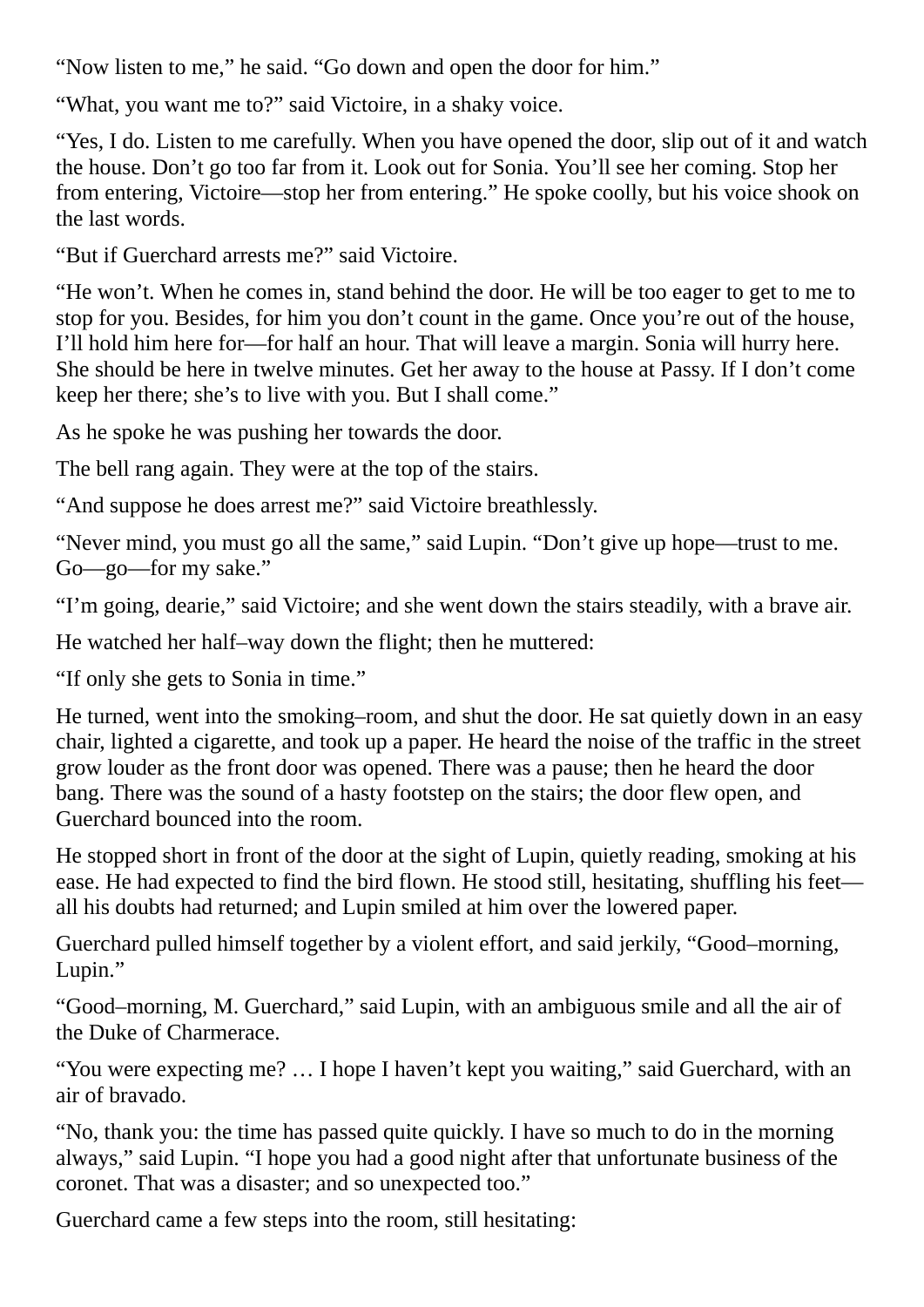“Now listen to me,” he said. “Go down and open the door for him.”

“What, you want me to?” said Victoire, in a shaky voice.

“Yes, I do. Listen to me carefully. When you have opened the door, slip out of it and watch the house. Don’t go too far from it. Look out for Sonia. You’ll see her coming. Stop her from entering, Victoire—stop her from entering.” He spoke coolly, but his voice shook on the last words.

“But if Guerchard arrests me?” said Victoire.

“He won’t. When he comes in, stand behind the door. He will be too eager to get to me to stop for you. Besides, for him you don’t count in the game. Once you’re out of the house, I’ll hold him here for—for half an hour. That will leave a margin. Sonia will hurry here. She should be here in twelve minutes. Get her away to the house at Passy. If I don’t come keep her there; she’s to live with you. But I shall come.”

As he spoke he was pushing her towards the door.

The bell rang again. They were at the top of the stairs.

“And suppose he does arrest me?” said Victoire breathlessly.

“Never mind, you must go all the same,” said Lupin. “Don’t give up hope—trust to me. Go—go—for my sake.”

“I’m going, dearie,” said Victoire; and she went down the stairs steadily, with a brave air.

He watched her half–way down the flight; then he muttered:

“If only she gets to Sonia in time.”

He turned, went into the smoking–room, and shut the door. He sat quietly down in an easy chair, lighted a cigarette, and took up a paper. He heard the noise of the traffic in the street grow louder as the front door was opened. There was a pause; then he heard the door bang. There was the sound of a hasty footstep on the stairs; the door flew open, and Guerchard bounced into the room.

He stopped short in front of the door at the sight of Lupin, quietly reading, smoking at his ease. He had expected to find the bird flown. He stood still, hesitating, shuffling his feet—all his doubts had returned; and Lupin smiled at him over the lowered paper.

Guerchard pulled himself together by a violent effort, and said jerkily, “Good–morning, Lupin.”

“Good–morning, M. Guerchard,” said Lupin, with an ambiguous smile and all the air of the Duke of Charmerace.

“You were expecting me? … I hope I haven’t kept you waiting,” said Guerchard, with an air of bravado.

“No, thank you: the time has passed quite quickly. I have so much to do in the morning always,” said Lupin. “I hope you had a good night after that unfortunate business of the coronet. That was a disaster; and so unexpected too.”

Guerchard came a few steps into the room, still hesitating: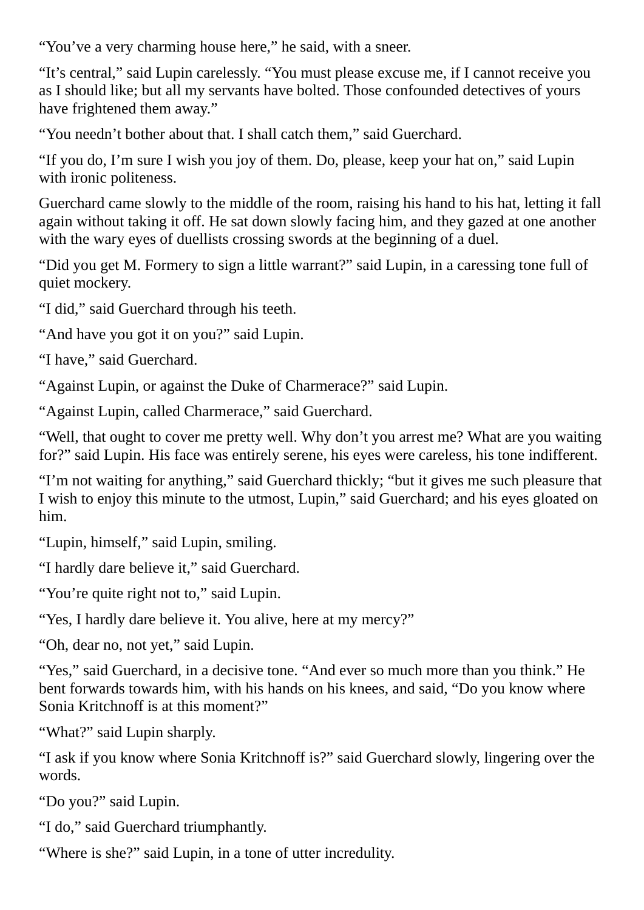"You've a very charming house here," he said, with a sneer.

"It's central," said Lupin carelessly. "You must please excuse me, if I cannot receive you as I should like; but all my servants have bolted. Those confounded detectives of yours have frightened them away."

"You needn't bother about that. I shall catch them," said Guerchard.

"If you do, I'm sure I wish you joy of them. Do, please, keep your hat on," said Lupin with ironic politeness.

Guerchard came slowly to the middle of the room, raising his hand to his hat, letting it fall again without taking it off. He sat down slowly facing him, and they gazed at one another with the wary eyes of duellists crossing swords at the beginning of a duel.

"Did you get M. Formery to sign a little warrant?" said Lupin, in a caressing tone full of quiet mockery.

"I did," said Guerchard through his teeth.

"And have you got it on you?" said Lupin.

"I have," said Guerchard.

"Against Lupin, or against the Duke of Charmerace?" said Lupin.

"Against Lupin, called Charmerace," said Guerchard.

"Well, that ought to cover me pretty well. Why don't you arrest me? What are you waiting for?" said Lupin. His face was entirely serene, his eyes were careless, his tone indifferent.

"I'm not waiting for anything," said Guerchard thickly; "but it gives me such pleasure that I wish to enjoy this minute to the utmost, Lupin," said Guerchard; and his eyes gloated on him.

"Lupin, himself," said Lupin, smiling.

"I hardly dare believe it," said Guerchard.

"You're quite right not to," said Lupin.

"Yes, I hardly dare believe it. You alive, here at my mercy?"

"Oh, dear no, not yet," said Lupin.

"Yes," said Guerchard, in a decisive tone. "And ever so much more than you think." He bent forwards towards him, with his hands on his knees, and said, "Do you know where Sonia Kritchnoff is at this moment?"

"What?" said Lupin sharply.

"I ask if you know where Sonia Kritchnoff is?" said Guerchard slowly, lingering over the words.

"Do you?" said Lupin.

"I do," said Guerchard triumphantly.

"Where is she?" said Lupin, in a tone of utter incredulity.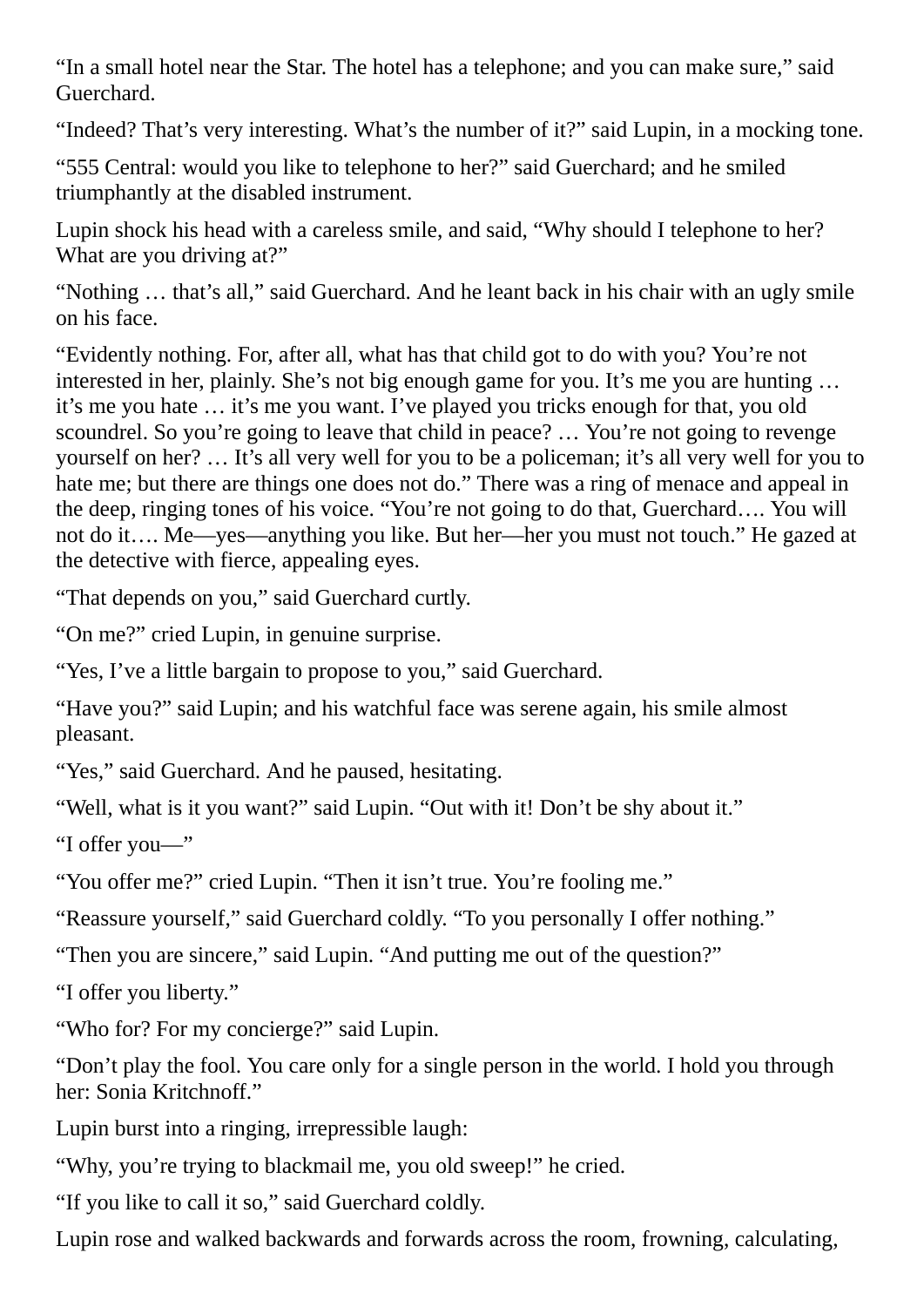“In a small hotel near the Star. The hotel has a telephone; and you can make sure,” said Guerchard.

“Indeed? That’s very interesting. What’s the number of it?” said Lupin, in a mocking tone.

“555 Central: would you like to telephone to her?” said Guerchard; and he smiled triumphantly at the disabled instrument.

Lupin shock his head with a careless smile, and said, “Why should I telephone to her? What are you driving at?”

“Nothing … that’s all,” said Guerchard. And he leant back in his chair with an ugly smile on his face.

“Evidently nothing. For, after all, what has that child got to do with you? You’re not interested in her, plainly. She’s not big enough game for you. It’s me you are hunting … it’s me you hate … it’s me you want. I’ve played you tricks enough for that, you old scoundrel. So you’re going to leave that child in peace? … You’re not going to revenge yourself on her? … It’s all very well for you to be a policeman; it’s all very well for you to hate me; but there are things one does not do.” There was a ring of menace and appeal in the deep, ringing tones of his voice. “You’re not going to do that, Guerchard…. You will not do it…. Me—yes—anything you like. But her—her you must not touch.” He gazed at the detective with fierce, appealing eyes.

“That depends on you,” said Guerchard curtly.

“On me?” cried Lupin, in genuine surprise.

“Yes, I’ve a little bargain to propose to you,” said Guerchard.

“Have you?” said Lupin; and his watchful face was serene again, his smile almost pleasant.

“Yes,” said Guerchard. And he paused, hesitating.

“Well, what is it you want?” said Lupin. “Out with it! Don’t be shy about it.”

“I offer you—”

“You offer me?” cried Lupin. “Then it isn’t true. You’re fooling me.”

“Reassure yourself,” said Guerchard coldly. “To you personally I offer nothing.”

“Then you are sincere,” said Lupin. “And putting me out of the question?”

“I offer you liberty.”

“Who for? For my concierge?” said Lupin.

“Don’t play the fool. You care only for a single person in the world. I hold you through her: Sonia Kritchnoff.”

Lupin burst into a ringing, irrepressible laugh:

“Why, you’re trying to blackmail me, you old sweep!” he cried.

“If you like to call it so,” said Guerchard coldly.

Lupin rose and walked backwards and forwards across the room, frowning, calculating,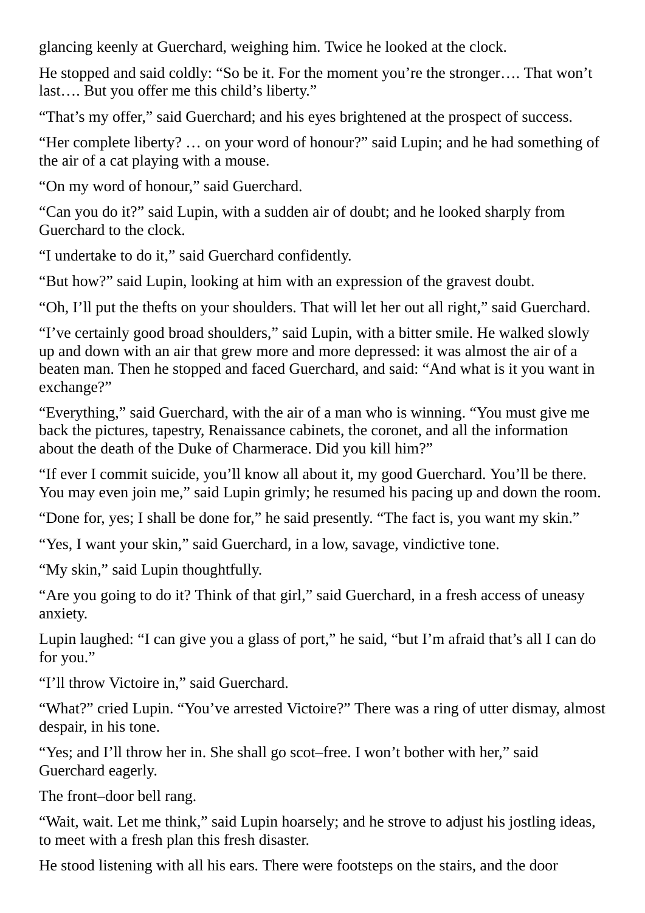glancing keenly at Guerchard, weighing him. Twice he looked at the clock.

He stopped and said coldly: “So be it. For the moment you’re the stronger…. That won’t last…. But you offer me this child’s liberty.”

“That’s my offer,” said Guerchard; and his eyes brightened at the prospect of success.

“Her complete liberty? … on your word of honour?” said Lupin; and he had something of the air of a cat playing with a mouse.

“On my word of honour,” said Guerchard.

“Can you do it?” said Lupin, with a sudden air of doubt; and he looked sharply from Guerchard to the clock.

“I undertake to do it,” said Guerchard confidently.

“But how?” said Lupin, looking at him with an expression of the gravest doubt.

“Oh, I’ll put the thefts on your shoulders. That will let her out all right,” said Guerchard.

“I’ve certainly good broad shoulders,” said Lupin, with a bitter smile. He walked slowly up and down with an air that grew more and more depressed: it was almost the air of a beaten man. Then he stopped and faced Guerchard, and said: “And what is it you want in exchange?”

“Everything,” said Guerchard, with the air of a man who is winning. “You must give me back the pictures, tapestry, Renaissance cabinets, the coronet, and all the information about the death of the Duke of Charmerace. Did you kill him?”

“If ever I commit suicide, you’ll know all about it, my good Guerchard. You’ll be there. You may even join me,” said Lupin grimly; he resumed his pacing up and down the room.

“Done for, yes; I shall be done for,” he said presently. “The fact is, you want my skin.”

“Yes, I want your skin,” said Guerchard, in a low, savage, vindictive tone.

“My skin,” said Lupin thoughtfully.

“Are you going to do it? Think of that girl,” said Guerchard, in a fresh access of uneasy anxiety.

Lupin laughed: “I can give you a glass of port,” he said, “but I’m afraid that’s all I can do for you.”

“I’ll throw Victoire in,” said Guerchard.

“What?” cried Lupin. “You’ve arrested Victoire?” There was a ring of utter dismay, almost despair, in his tone.

“Yes; and I’ll throw her in. She shall go scot–free. I won’t bother with her,” said Guerchard eagerly.

The front–door bell rang.

“Wait, wait. Let me think,” said Lupin hoarsely; and he strove to adjust his jostling ideas, to meet with a fresh plan this fresh disaster.

He stood listening with all his ears. There were footsteps on the stairs, and the door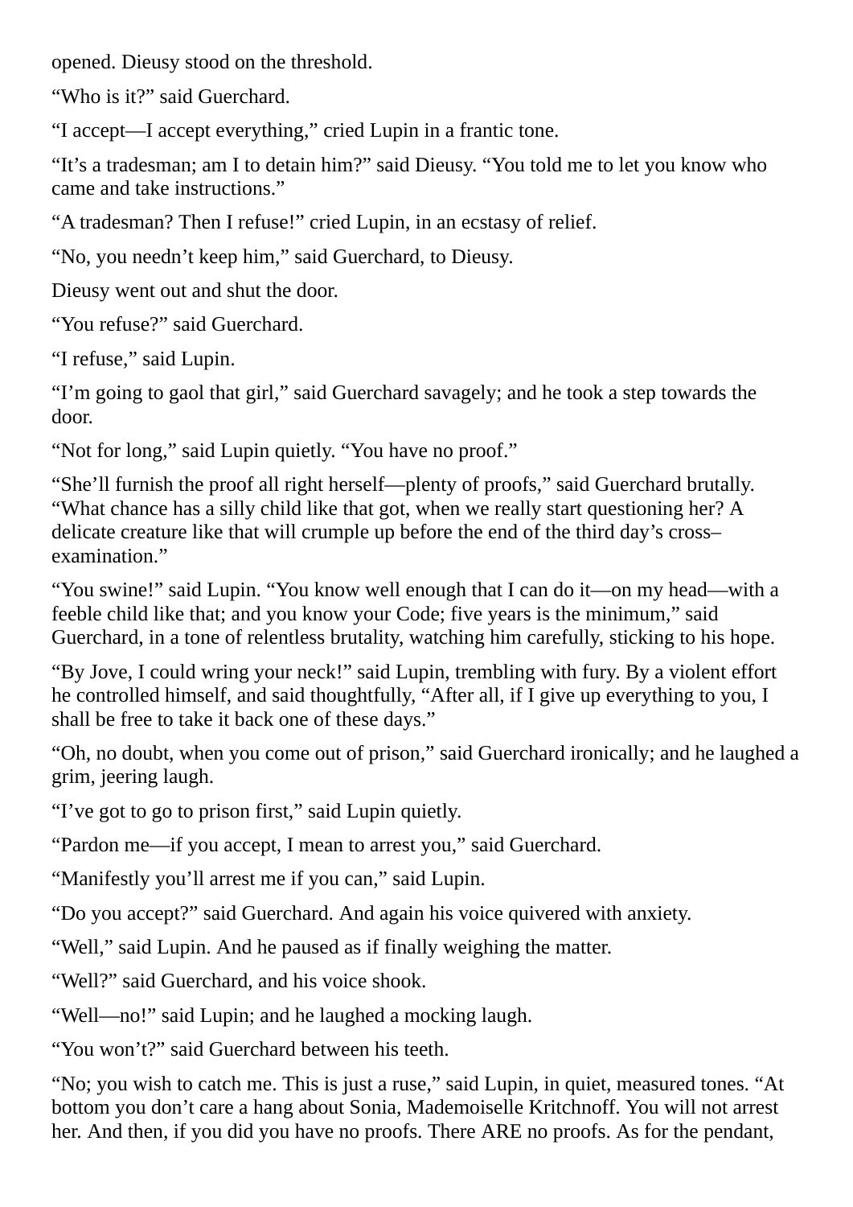opened. Dieusy stood on the threshold.

“Who is it?” said Guerchard.

“I accept—I accept everything,” cried Lupin in a frantic tone.

“It’s a tradesman; am I to detain him?” said Dieusy. “You told me to let you know who came and take instructions.”

“A tradesman? Then I refuse!” cried Lupin, in an ecstasy of relief.

“No, you needn’t keep him,” said Guerchard, to Dieusy.

Dieusy went out and shut the door.

“You refuse?” said Guerchard.

“I refuse,” said Lupin.

“I’m going to gaol that girl,” said Guerchard savagely; and he took a step towards the door.

“Not for long,” said Lupin quietly. “You have no proof.”

“She’ll furnish the proof all right herself—plenty of proofs,” said Guerchard brutally. “What chance has a silly child like that got, when we really start questioning her? A delicate creature like that will crumple up before the end of the third day’s cross–examination.”

“You swine!” said Lupin. “You know well enough that I can do it—on my head—with a feeble child like that; and you know your Code; five years is the minimum,” said Guerchard, in a tone of relentless brutality, watching him carefully, sticking to his hope.

“By Jove, I could wring your neck!” said Lupin, trembling with fury. By a violent effort he controlled himself, and said thoughtfully, “After all, if I give up everything to you, I shall be free to take it back one of these days.”

“Oh, no doubt, when you come out of prison,” said Guerchard ironically; and he laughed a grim, jeering laugh.

“I’ve got to go to prison first,” said Lupin quietly.

“Pardon me—if you accept, I mean to arrest you,” said Guerchard.

“Manifestly you’ll arrest me if you can,” said Lupin.

“Do you accept?” said Guerchard. And again his voice quivered with anxiety.

“Well,” said Lupin. And he paused as if finally weighing the matter.

“Well?” said Guerchard, and his voice shook.

“Well—no!” said Lupin; and he laughed a mocking laugh.

“You won’t?” said Guerchard between his teeth.

“No; you wish to catch me. This is just a ruse,” said Lupin, in quiet, measured tones. “At bottom you don’t care a hang about Sonia, Mademoiselle Kritchnoff. You will not arrest her. And then, if you did you have no proofs. There ARE no proofs. As for the pendant,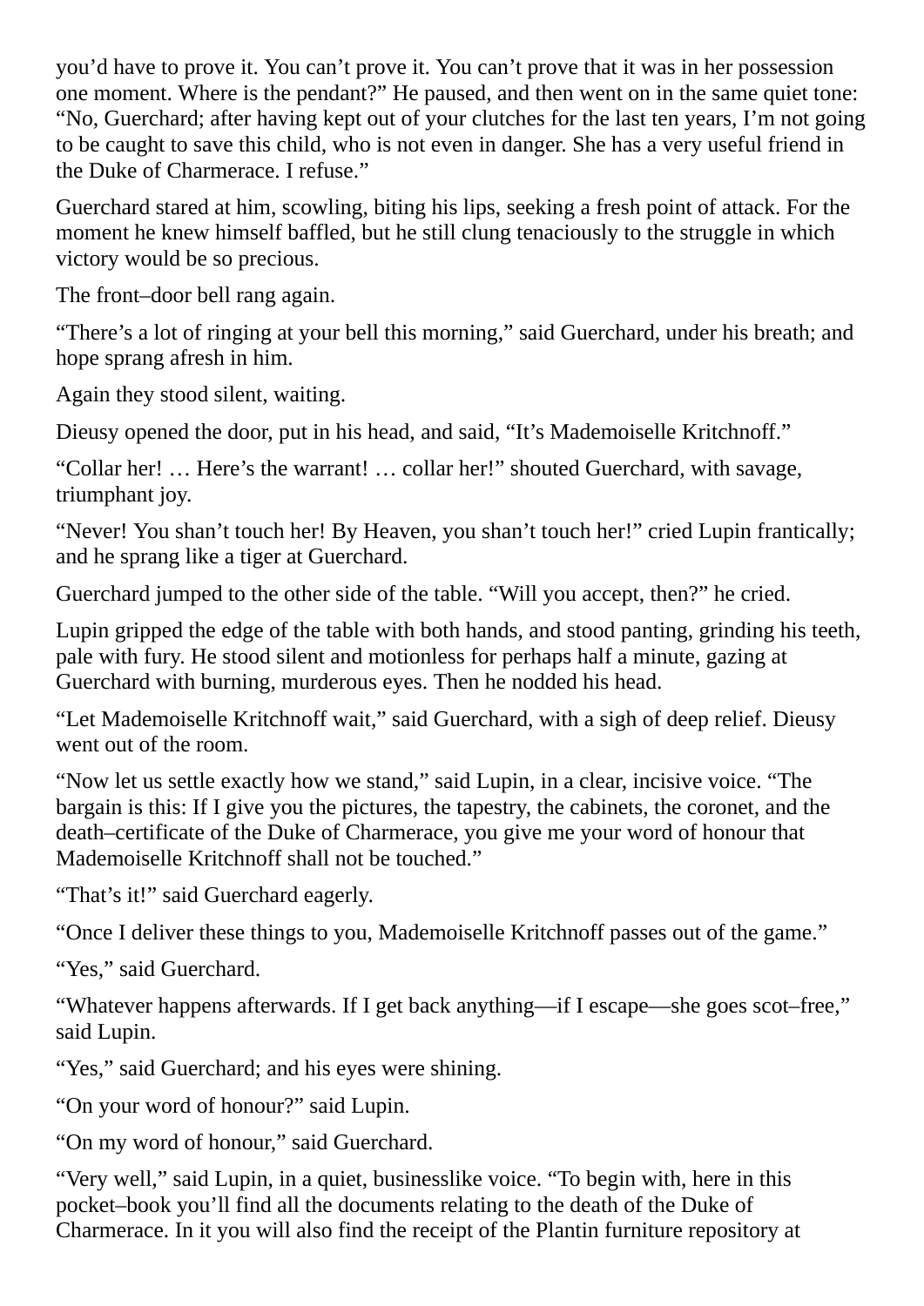you'd have to prove it. You can't prove it. You can't prove that it was in her possession one moment. Where is the pendant?" He paused, and then went on in the same quiet tone: "No, Guerchard; after having kept out of your clutches for the last ten years, I'm not going to be caught to save this child, who is not even in danger. She has a very useful friend in the Duke of Charmerace. I refuse."

Guerchard stared at him, scowling, biting his lips, seeking a fresh point of attack. For the moment he knew himself baffled, but he still clung tenaciously to the struggle in which victory would be so precious.

The front–door bell rang again.

"There's a lot of ringing at your bell this morning," said Guerchard, under his breath; and hope sprang afresh in him.

Again they stood silent, waiting.

Dieusy opened the door, put in his head, and said, "It's Mademoiselle Kritchnoff."

"Collar her! … Here's the warrant! … collar her!" shouted Guerchard, with savage, triumphant joy.

"Never! You shan't touch her! By Heaven, you shan't touch her!" cried Lupin frantically; and he sprang like a tiger at Guerchard.

Guerchard jumped to the other side of the table. "Will you accept, then?" he cried.

Lupin gripped the edge of the table with both hands, and stood panting, grinding his teeth, pale with fury. He stood silent and motionless for perhaps half a minute, gazing at Guerchard with burning, murderous eyes. Then he nodded his head.

"Let Mademoiselle Kritchnoff wait," said Guerchard, with a sigh of deep relief. Dieusy went out of the room.

"Now let us settle exactly how we stand," said Lupin, in a clear, incisive voice. "The bargain is this: If I give you the pictures, the tapestry, the cabinets, the coronet, and the death–certificate of the Duke of Charmerace, you give me your word of honour that Mademoiselle Kritchnoff shall not be touched."

"That's it!" said Guerchard eagerly.

"Once I deliver these things to you, Mademoiselle Kritchnoff passes out of the game."

"Yes," said Guerchard.

"Whatever happens afterwards. If I get back anything—if I escape—she goes scot–free," said Lupin.

"Yes," said Guerchard; and his eyes were shining.

"On your word of honour?" said Lupin.

"On my word of honour," said Guerchard.

"Very well," said Lupin, in a quiet, businesslike voice. "To begin with, here in this pocket–book you'll find all the documents relating to the death of the Duke of Charmerace. In it you will also find the receipt of the Plantin furniture repository at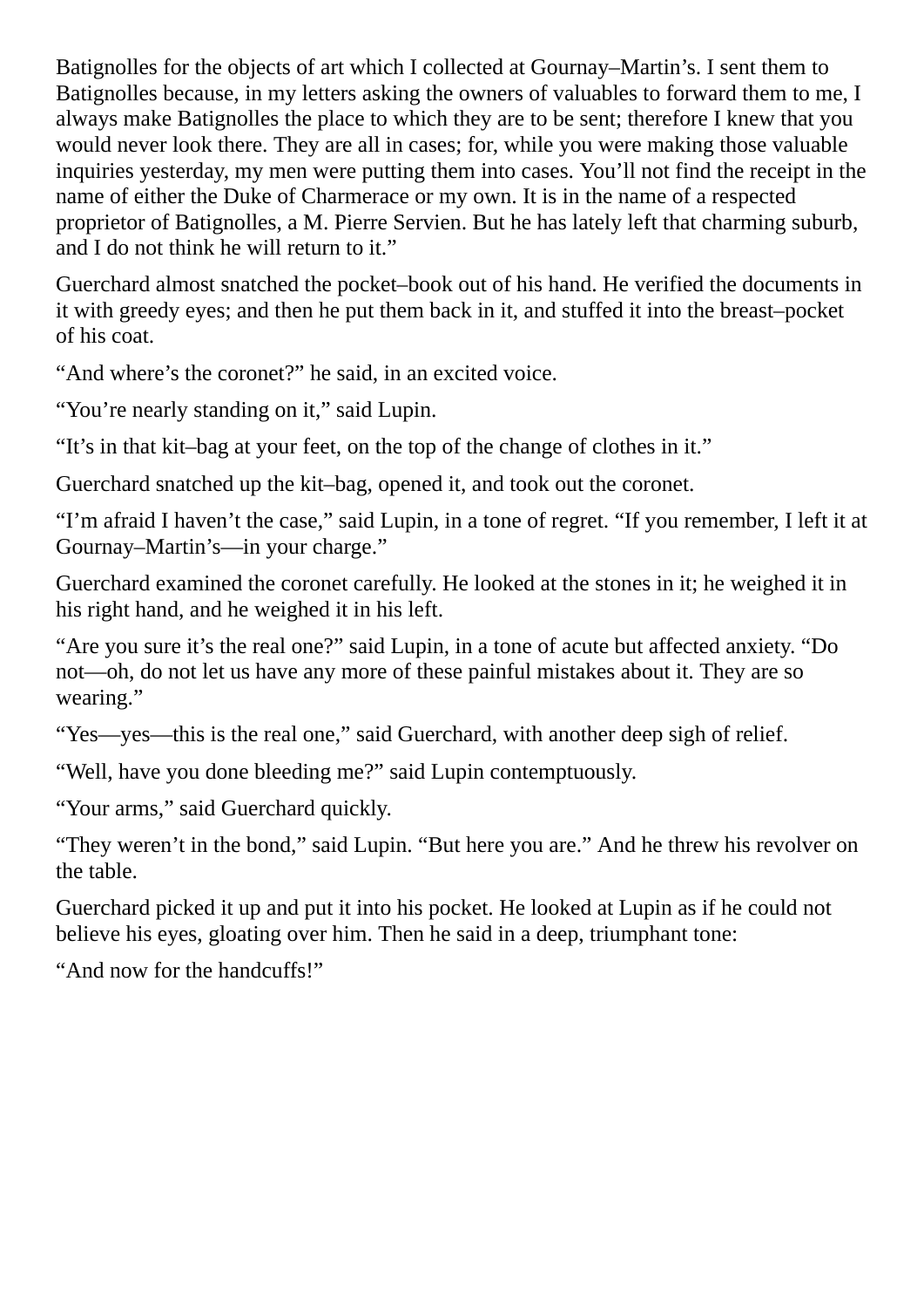Batignolles for the objects of art which I collected at Gournay–Martin's. I sent them to Batignolles because, in my letters asking the owners of valuables to forward them to me, I always make Batignolles the place to which they are to be sent; therefore I knew that you would never look there. They are all in cases; for, while you were making those valuable inquiries yesterday, my men were putting them into cases. You'll not find the receipt in the name of either the Duke of Charmerace or my own. It is in the name of a respected proprietor of Batignolles, a M. Pierre Servien. But he has lately left that charming suburb, and I do not think he will return to it."

Guerchard almost snatched the pocket–book out of his hand. He verified the documents in it with greedy eyes; and then he put them back in it, and stuffed it into the breast–pocket of his coat.

"And where's the coronet?" he said, in an excited voice.

"You're nearly standing on it," said Lupin.

"It's in that kit–bag at your feet, on the top of the change of clothes in it."

Guerchard snatched up the kit–bag, opened it, and took out the coronet.

"I'm afraid I haven't the case," said Lupin, in a tone of regret. "If you remember, I left it at Gournay–Martin's—in your charge."

Guerchard examined the coronet carefully. He looked at the stones in it; he weighed it in his right hand, and he weighed it in his left.

"Are you sure it's the real one?" said Lupin, in a tone of acute but affected anxiety. "Do not—oh, do not let us have any more of these painful mistakes about it. They are so wearing."

"Yes—yes—this is the real one," said Guerchard, with another deep sigh of relief.

"Well, have you done bleeding me?" said Lupin contemptuously.

"Your arms," said Guerchard quickly.

"They weren't in the bond," said Lupin. "But here you are." And he threw his revolver on the table.

Guerchard picked it up and put it into his pocket. He looked at Lupin as if he could not believe his eyes, gloating over him. Then he said in a deep, triumphant tone:

"And now for the handcuffs!"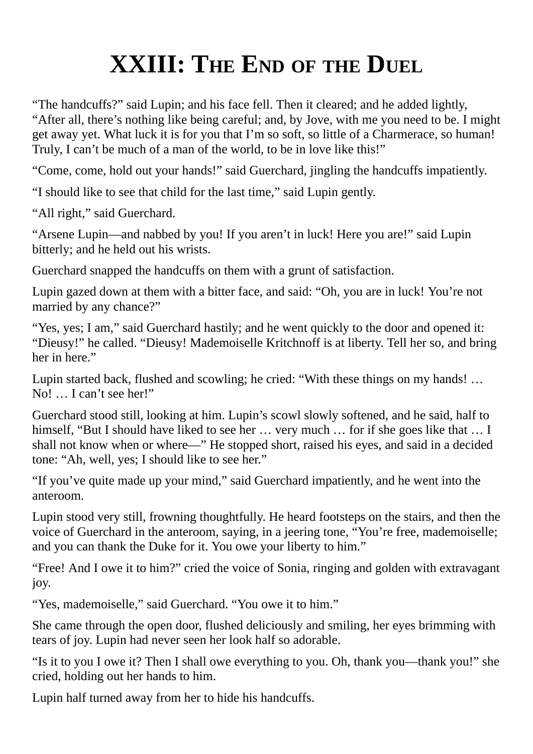# XXIII: The End of the Duel

“The handcuffs?” said Lupin; and his face fell. Then it cleared; and he added lightly, “After all, there’s nothing like being careful; and, by Jove, with me you need to be. I might get away yet. What luck it is for you that I’m so soft, so little of a Charmerace, so human! Truly, I can’t be much of a man of the world, to be in love like this!”

“Come, come, hold out your hands!” said Guerchard, jingling the handcuffs impatiently.

“I should like to see that child for the last time,” said Lupin gently.

“All right,” said Guerchard.

“Arsene Lupin—and nabbed by you! If you aren’t in luck! Here you are!” said Lupin bitterly; and he held out his wrists.

Guerchard snapped the handcuffs on them with a grunt of satisfaction.

Lupin gazed down at them with a bitter face, and said: “Oh, you are in luck! You’re not married by any chance?”

“Yes, yes; I am,” said Guerchard hastily; and he went quickly to the door and opened it: “Dieusy!” he called. “Dieusy! Mademoiselle Kritchnoff is at liberty. Tell her so, and bring her in here.”

Lupin started back, flushed and scowling; he cried: “With these things on my hands! … No! … I can’t see her!”

Guerchard stood still, looking at him. Lupin’s scowl slowly softened, and he said, half to himself, “But I should have liked to see her … very much … for if she goes like that … I shall not know when or where—” He stopped short, raised his eyes, and said in a decided tone: “Ah, well, yes; I should like to see her.”

“If you’ve quite made up your mind,” said Guerchard impatiently, and he went into the anteroom.

Lupin stood very still, frowning thoughtfully. He heard footsteps on the stairs, and then the voice of Guerchard in the anteroom, saying, in a jeering tone, “You’re free, mademoiselle; and you can thank the Duke for it. You owe your liberty to him.”

“Free! And I owe it to him?” cried the voice of Sonia, ringing and golden with extravagant joy.

“Yes, mademoiselle,” said Guerchard. “You owe it to him.”

She came through the open door, flushed deliciously and smiling, her eyes brimming with tears of joy. Lupin had never seen her look half so adorable.

“Is it to you I owe it? Then I shall owe everything to you. Oh, thank you—thank you!” she cried, holding out her hands to him.

Lupin half turned away from her to hide his handcuffs.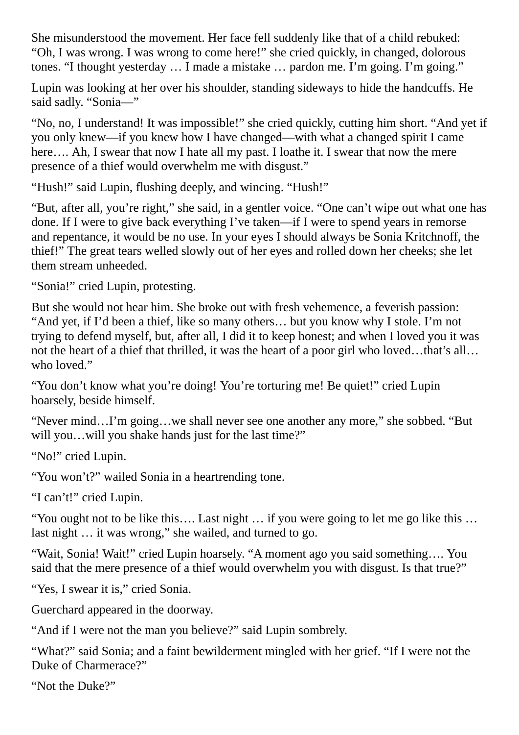She misunderstood the movement. Her face fell suddenly like that of a child rebuked: "Oh, I was wrong. I was wrong to come here!" she cried quickly, in changed, dolorous tones. "I thought yesterday … I made a mistake … pardon me. I'm going. I'm going."

Lupin was looking at her over his shoulder, standing sideways to hide the handcuffs. He said sadly. "Sonia—"

"No, no, I understand! It was impossible!" she cried quickly, cutting him short. "And yet if you only knew—if you knew how I have changed—with what a changed spirit I came here…. Ah, I swear that now I hate all my past. I loathe it. I swear that now the mere presence of a thief would overwhelm me with disgust."

"Hush!" said Lupin, flushing deeply, and wincing. "Hush!"

"But, after all, you're right," she said, in a gentler voice. "One can't wipe out what one has done. If I were to give back everything I've taken—if I were to spend years in remorse and repentance, it would be no use. In your eyes I should always be Sonia Kritchnoff, the thief!" The great tears welled slowly out of her eyes and rolled down her cheeks; she let them stream unheeded.

"Sonia!" cried Lupin, protesting.

But she would not hear him. She broke out with fresh vehemence, a feverish passion: "And yet, if I'd been a thief, like so many others… but you know why I stole. I'm not trying to defend myself, but, after all, I did it to keep honest; and when I loved you it was not the heart of a thief that thrilled, it was the heart of a poor girl who loved…that's all… who loved."

"You don't know what you're doing! You're torturing me! Be quiet!" cried Lupin hoarsely, beside himself.

"Never mind…I'm going…we shall never see one another any more," she sobbed. "But will you…will you shake hands just for the last time?"

"No!" cried Lupin.

"You won't?" wailed Sonia in a heartrending tone.

"I can't!" cried Lupin.

"You ought not to be like this…. Last night … if you were going to let me go like this … last night … it was wrong," she wailed, and turned to go.

"Wait, Sonia! Wait!" cried Lupin hoarsely. "A moment ago you said something…. You said that the mere presence of a thief would overwhelm you with disgust. Is that true?"

"Yes, I swear it is," cried Sonia.

Guerchard appeared in the doorway.

"And if I were not the man you believe?" said Lupin sombrely.

"What?" said Sonia; and a faint bewilderment mingled with her grief. "If I were not the Duke of Charmerace?"

"Not the Duke?"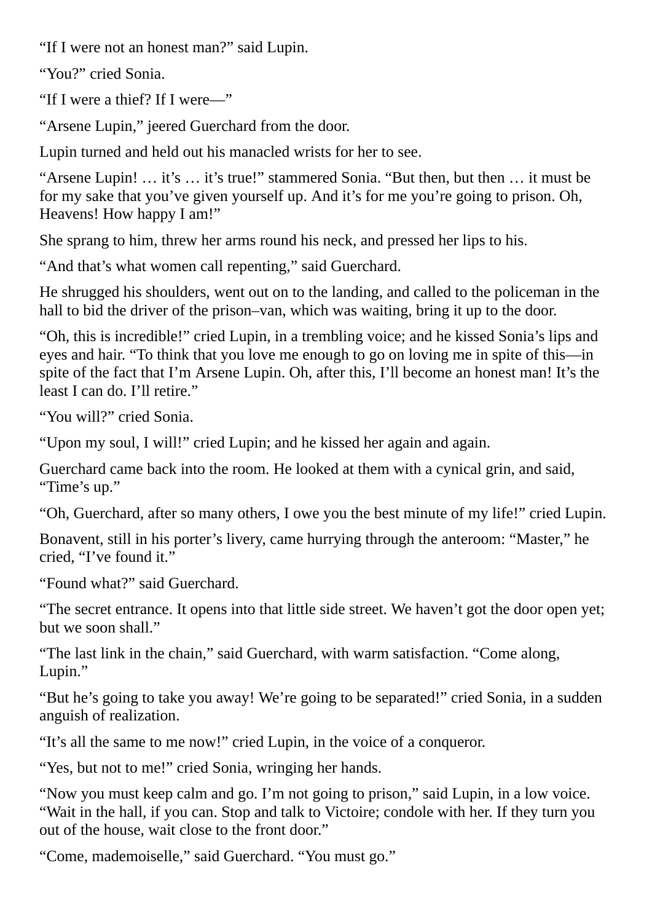“If I were not an honest man?” said Lupin.

“You?” cried Sonia.

“If I were a thief? If I were—”

“Arsene Lupin,” jeered Guerchard from the door.

Lupin turned and held out his manacled wrists for her to see.

“Arsene Lupin! … it’s … it’s true!” stammered Sonia. “But then, but then … it must be for my sake that you’ve given yourself up. And it’s for me you’re going to prison. Oh, Heavens! How happy I am!”

She sprang to him, threw her arms round his neck, and pressed her lips to his.

“And that’s what women call repenting,” said Guerchard.

He shrugged his shoulders, went out on to the landing, and called to the policeman in the hall to bid the driver of the prison–van, which was waiting, bring it up to the door.

“Oh, this is incredible!” cried Lupin, in a trembling voice; and he kissed Sonia’s lips and eyes and hair. “To think that you love me enough to go on loving me in spite of this—in spite of the fact that I’m Arsene Lupin. Oh, after this, I’ll become an honest man! It’s the least I can do. I’ll retire.”

“You will?” cried Sonia.

“Upon my soul, I will!” cried Lupin; and he kissed her again and again.

Guerchard came back into the room. He looked at them with a cynical grin, and said, “Time’s up.”

“Oh, Guerchard, after so many others, I owe you the best minute of my life!” cried Lupin.

Bonavent, still in his porter’s livery, came hurrying through the anteroom: “Master,” he cried, “I’ve found it.”

“Found what?” said Guerchard.

“The secret entrance. It opens into that little side street. We haven’t got the door open yet; but we soon shall.”

“The last link in the chain,” said Guerchard, with warm satisfaction. “Come along, Lupin.”

“But he’s going to take you away! We’re going to be separated!” cried Sonia, in a sudden anguish of realization.

“It’s all the same to me now!” cried Lupin, in the voice of a conqueror.

“Yes, but not to me!” cried Sonia, wringing her hands.

“Now you must keep calm and go. I’m not going to prison,” said Lupin, in a low voice. “Wait in the hall, if you can. Stop and talk to Victoire; condole with her. If they turn you out of the house, wait close to the front door.”

“Come, mademoiselle,” said Guerchard. “You must go.”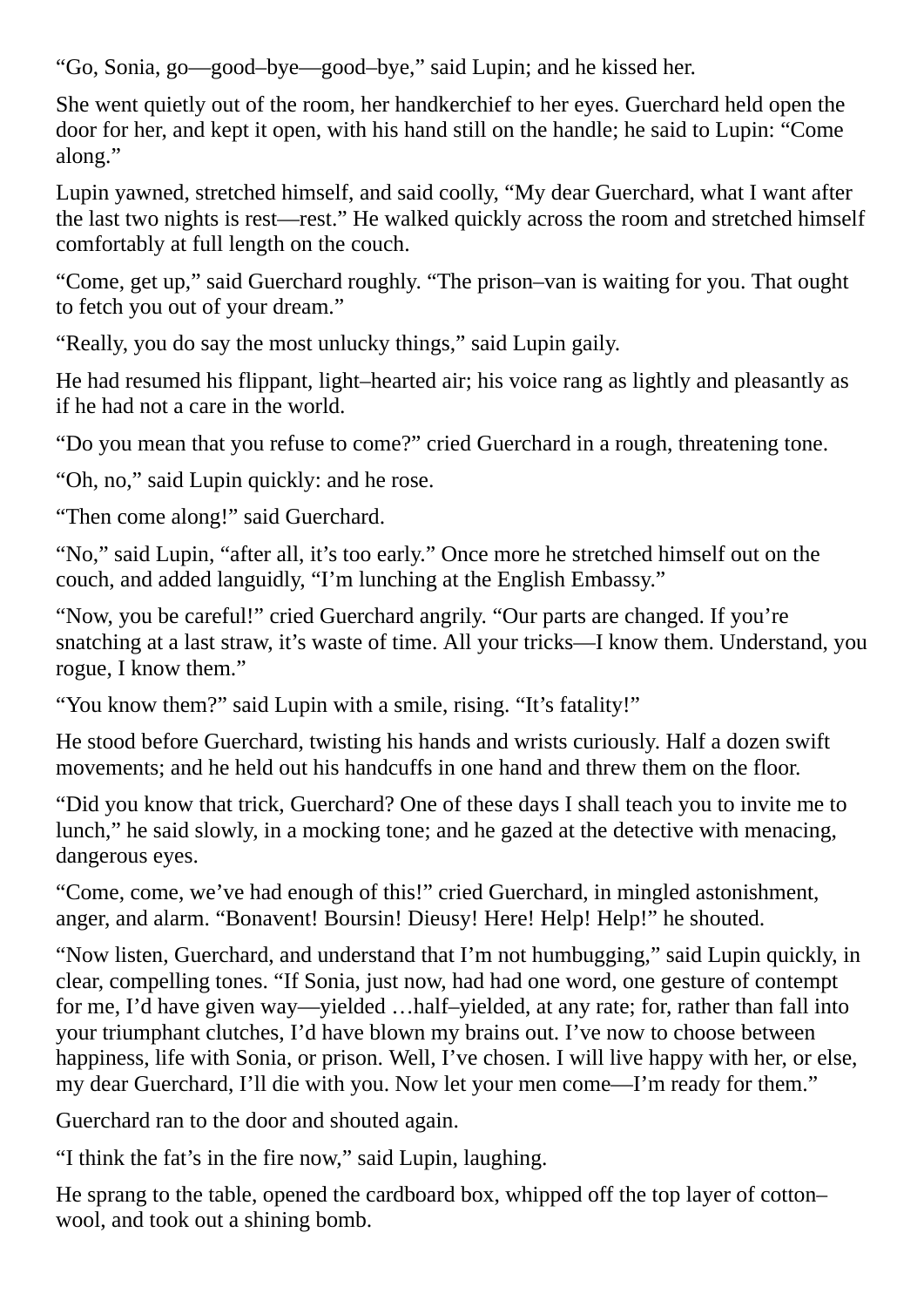"Go, Sonia, go—good–bye—good–bye," said Lupin; and he kissed her.

She went quietly out of the room, her handkerchief to her eyes. Guerchard held open the door for her, and kept it open, with his hand still on the handle; he said to Lupin: "Come along."

Lupin yawned, stretched himself, and said coolly, "My dear Guerchard, what I want after the last two nights is rest—rest." He walked quickly across the room and stretched himself comfortably at full length on the couch.

"Come, get up," said Guerchard roughly. "The prison–van is waiting for you. That ought to fetch you out of your dream."

"Really, you do say the most unlucky things," said Lupin gaily.

He had resumed his flippant, light–hearted air; his voice rang as lightly and pleasantly as if he had not a care in the world.

"Do you mean that you refuse to come?" cried Guerchard in a rough, threatening tone.

"Oh, no," said Lupin quickly: and he rose.

"Then come along!" said Guerchard.

"No," said Lupin, "after all, it's too early." Once more he stretched himself out on the couch, and added languidly, "I'm lunching at the English Embassy."

"Now, you be careful!" cried Guerchard angrily. "Our parts are changed. If you're snatching at a last straw, it's waste of time. All your tricks—I know them. Understand, you rogue, I know them."

"You know them?" said Lupin with a smile, rising. "It's fatality!"

He stood before Guerchard, twisting his hands and wrists curiously. Half a dozen swift movements; and he held out his handcuffs in one hand and threw them on the floor.

"Did you know that trick, Guerchard? One of these days I shall teach you to invite me to lunch," he said slowly, in a mocking tone; and he gazed at the detective with menacing, dangerous eyes.

"Come, come, we've had enough of this!" cried Guerchard, in mingled astonishment, anger, and alarm. "Bonavent! Boursin! Dieusy! Here! Help! Help!" he shouted.

"Now listen, Guerchard, and understand that I'm not humbugging," said Lupin quickly, in clear, compelling tones. "If Sonia, just now, had had one word, one gesture of contempt for me, I'd have given way—yielded …half–yielded, at any rate; for, rather than fall into your triumphant clutches, I'd have blown my brains out. I've now to choose between happiness, life with Sonia, or prison. Well, I've chosen. I will live happy with her, or else, my dear Guerchard, I'll die with you. Now let your men come—I'm ready for them."

Guerchard ran to the door and shouted again.

"I think the fat's in the fire now," said Lupin, laughing.

He sprang to the table, opened the cardboard box, whipped off the top layer of cotton–wool, and took out a shining bomb.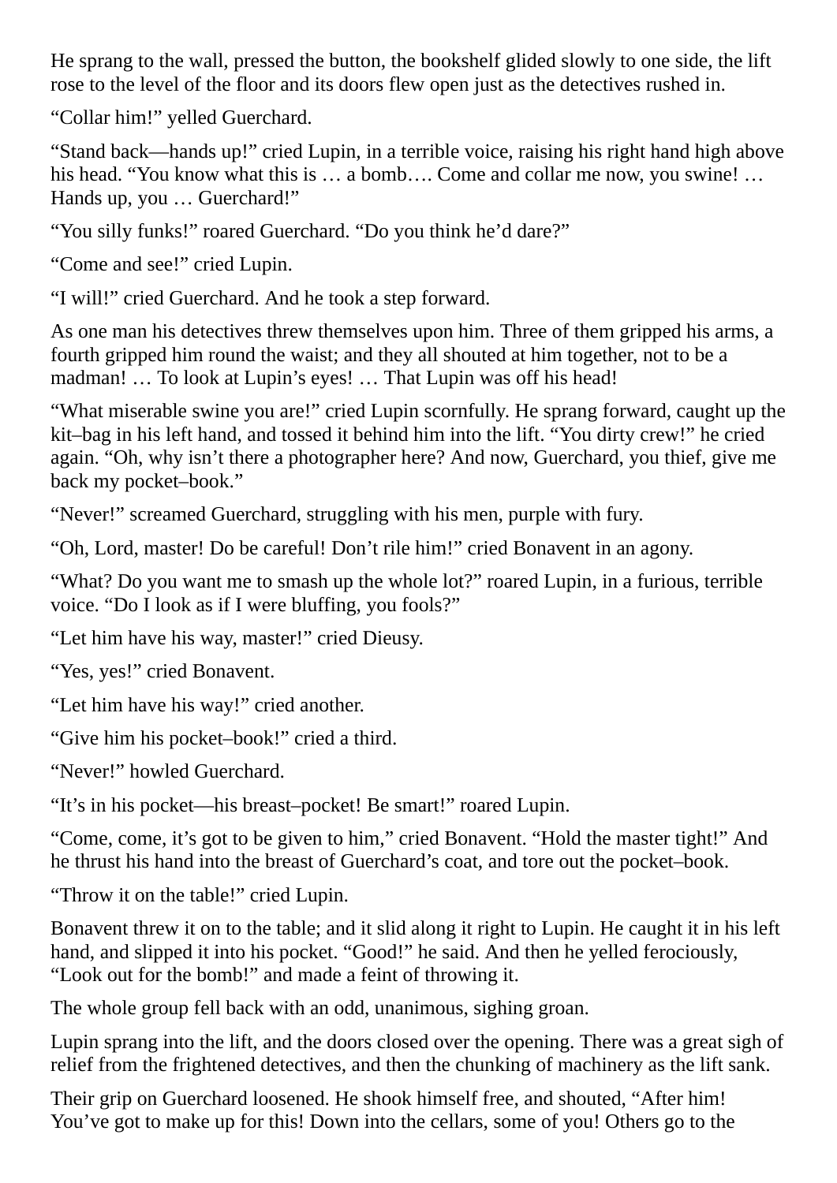He sprang to the wall, pressed the button, the bookshelf glided slowly to one side, the lift rose to the level of the floor and its doors flew open just as the detectives rushed in.

“Collar him!” yelled Guerchard.

“Stand back—hands up!” cried Lupin, in a terrible voice, raising his right hand high above his head. “You know what this is … a bomb…. Come and collar me now, you swine! … Hands up, you … Guerchard!”

“You silly funks!” roared Guerchard. “Do you think he’d dare?”

“Come and see!” cried Lupin.

“I will!” cried Guerchard. And he took a step forward.

As one man his detectives threw themselves upon him. Three of them gripped his arms, a fourth gripped him round the waist; and they all shouted at him together, not to be a madman! … To look at Lupin’s eyes! … That Lupin was off his head!

“What miserable swine you are!” cried Lupin scornfully. He sprang forward, caught up the kit–bag in his left hand, and tossed it behind him into the lift. “You dirty crew!” he cried again. “Oh, why isn’t there a photographer here? And now, Guerchard, you thief, give me back my pocket–book.”

“Never!” screamed Guerchard, struggling with his men, purple with fury.

“Oh, Lord, master! Do be careful! Don’t rile him!” cried Bonavent in an agony.

“What? Do you want me to smash up the whole lot?” roared Lupin, in a furious, terrible voice. “Do I look as if I were bluffing, you fools?”

“Let him have his way, master!” cried Dieusy.

“Yes, yes!” cried Bonavent.

“Let him have his way!” cried another.

“Give him his pocket–book!” cried a third.

“Never!” howled Guerchard.

“It’s in his pocket—his breast–pocket! Be smart!” roared Lupin.

“Come, come, it’s got to be given to him,” cried Bonavent. “Hold the master tight!” And he thrust his hand into the breast of Guerchard’s coat, and tore out the pocket–book.

“Throw it on the table!” cried Lupin.

Bonavent threw it on to the table; and it slid along it right to Lupin. He caught it in his left hand, and slipped it into his pocket. “Good!” he said. And then he yelled ferociously, “Look out for the bomb!” and made a feint of throwing it.

The whole group fell back with an odd, unanimous, sighing groan.

Lupin sprang into the lift, and the doors closed over the opening. There was a great sigh of relief from the frightened detectives, and then the chunking of machinery as the lift sank.

Their grip on Guerchard loosened. He shook himself free, and shouted, “After him! You’ve got to make up for this! Down into the cellars, some of you! Others go to the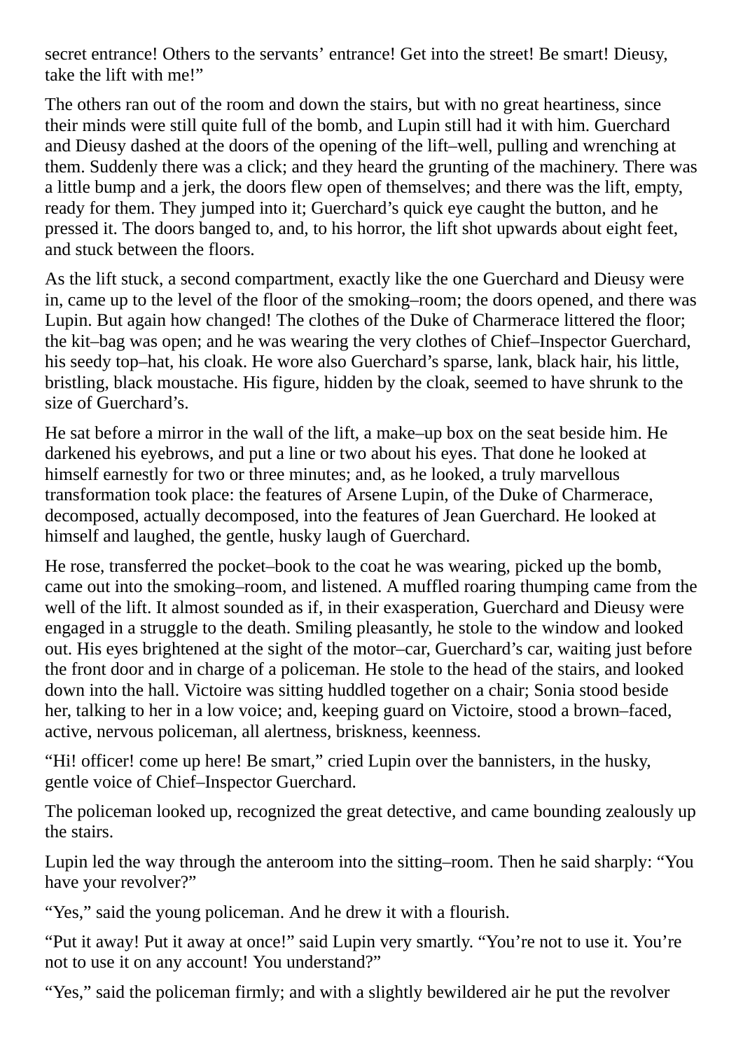secret entrance! Others to the servants' entrance! Get into the street! Be smart! Dieusy, take the lift with me!"

The others ran out of the room and down the stairs, but with no great heartiness, since their minds were still quite full of the bomb, and Lupin still had it with him. Guerchard and Dieusy dashed at the doors of the opening of the lift–well, pulling and wrenching at them. Suddenly there was a click; and they heard the grunting of the machinery. There was a little bump and a jerk, the doors flew open of themselves; and there was the lift, empty, ready for them. They jumped into it; Guerchard's quick eye caught the button, and he pressed it. The doors banged to, and, to his horror, the lift shot upwards about eight feet, and stuck between the floors.

As the lift stuck, a second compartment, exactly like the one Guerchard and Dieusy were in, came up to the level of the floor of the smoking–room; the doors opened, and there was Lupin. But again how changed! The clothes of the Duke of Charmerace littered the floor; the kit–bag was open; and he was wearing the very clothes of Chief–Inspector Guerchard, his seedy top–hat, his cloak. He wore also Guerchard's sparse, lank, black hair, his little, bristling, black moustache. His figure, hidden by the cloak, seemed to have shrunk to the size of Guerchard's.

He sat before a mirror in the wall of the lift, a make–up box on the seat beside him. He darkened his eyebrows, and put a line or two about his eyes. That done he looked at himself earnestly for two or three minutes; and, as he looked, a truly marvellous transformation took place: the features of Arsene Lupin, of the Duke of Charmerace, decomposed, actually decomposed, into the features of Jean Guerchard. He looked at himself and laughed, the gentle, husky laugh of Guerchard.

He rose, transferred the pocket–book to the coat he was wearing, picked up the bomb, came out into the smoking–room, and listened. A muffled roaring thumping came from the well of the lift. It almost sounded as if, in their exasperation, Guerchard and Dieusy were engaged in a struggle to the death. Smiling pleasantly, he stole to the window and looked out. His eyes brightened at the sight of the motor–car, Guerchard's car, waiting just before the front door and in charge of a policeman. He stole to the head of the stairs, and looked down into the hall. Victoire was sitting huddled together on a chair; Sonia stood beside her, talking to her in a low voice; and, keeping guard on Victoire, stood a brown–faced, active, nervous policeman, all alertness, briskness, keenness.

"Hi! officer! come up here! Be smart," cried Lupin over the bannisters, in the husky, gentle voice of Chief–Inspector Guerchard.

The policeman looked up, recognized the great detective, and came bounding zealously up the stairs.

Lupin led the way through the anteroom into the sitting–room. Then he said sharply: "You have your revolver?"

"Yes," said the young policeman. And he drew it with a flourish.

"Put it away! Put it away at once!" said Lupin very smartly. "You're not to use it. You're not to use it on any account! You understand?"

"Yes," said the policeman firmly; and with a slightly bewildered air he put the revolver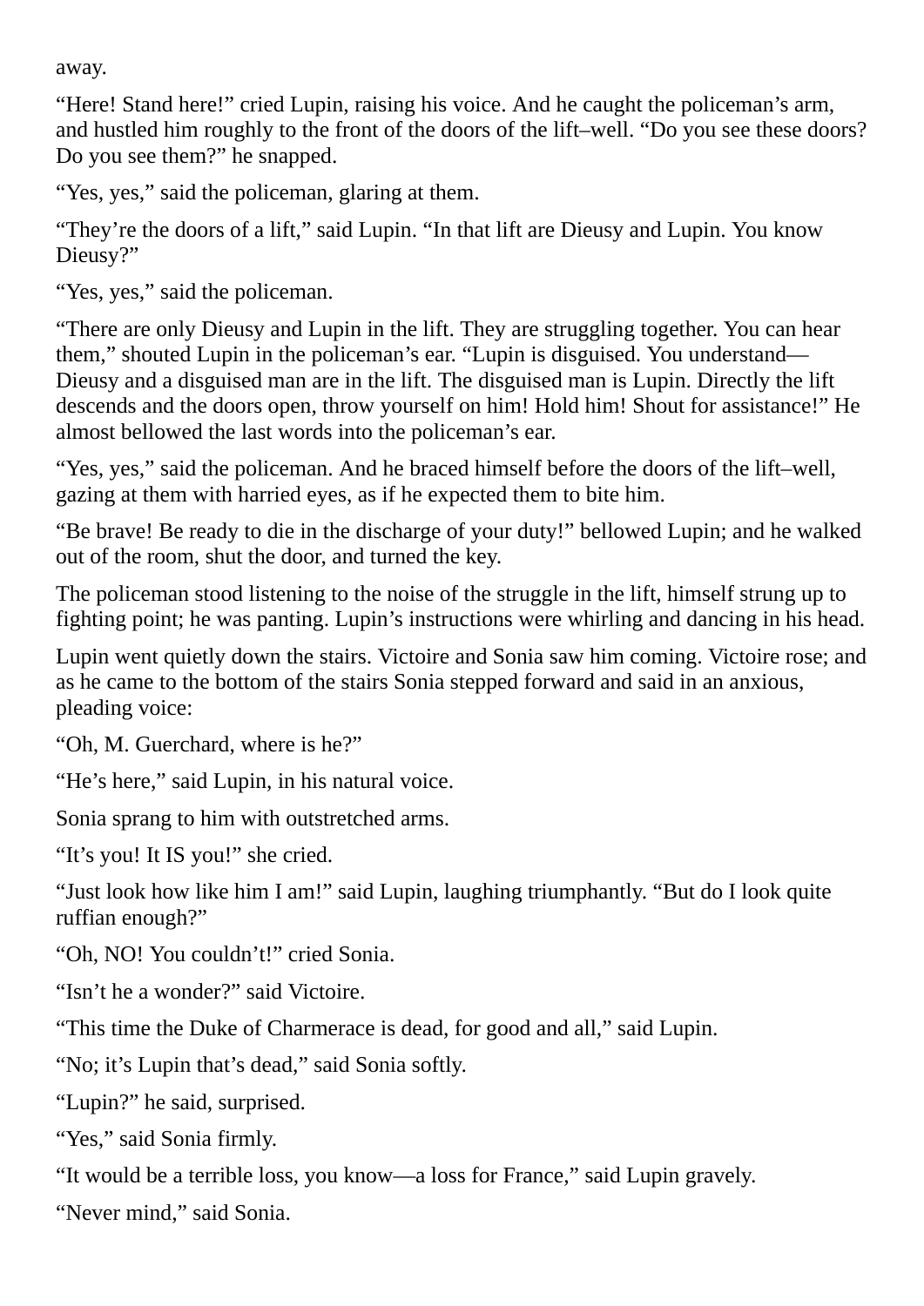away.

“Here! Stand here!” cried Lupin, raising his voice. And he caught the policeman’s arm, and hustled him roughly to the front of the doors of the lift–well. “Do you see these doors? Do you see them?” he snapped.

“Yes, yes,” said the policeman, glaring at them.

“They’re the doors of a lift,” said Lupin. “In that lift are Dieusy and Lupin. You know Dieusy?”

“Yes, yes,” said the policeman.

“There are only Dieusy and Lupin in the lift. They are struggling together. You can hear them,” shouted Lupin in the policeman’s ear. “Lupin is disguised. You understand—Dieusy and a disguised man are in the lift. The disguised man is Lupin. Directly the lift descends and the doors open, throw yourself on him! Hold him! Shout for assistance!” He almost bellowed the last words into the policeman’s ear.

“Yes, yes,” said the policeman. And he braced himself before the doors of the lift–well, gazing at them with harried eyes, as if he expected them to bite him.

“Be brave! Be ready to die in the discharge of your duty!” bellowed Lupin; and he walked out of the room, shut the door, and turned the key.

The policeman stood listening to the noise of the struggle in the lift, himself strung up to fighting point; he was panting. Lupin’s instructions were whirling and dancing in his head.

Lupin went quietly down the stairs. Victoire and Sonia saw him coming. Victoire rose; and as he came to the bottom of the stairs Sonia stepped forward and said in an anxious, pleading voice:

“Oh, M. Guerchard, where is he?”

“He’s here,” said Lupin, in his natural voice.

Sonia sprang to him with outstretched arms.

“It’s you! It IS you!” she cried.

“Just look how like him I am!” said Lupin, laughing triumphantly. “But do I look quite ruffian enough?”

“Oh, NO! You couldn’t!” cried Sonia.

“Isn’t he a wonder?” said Victoire.

“This time the Duke of Charmerace is dead, for good and all,” said Lupin.

“No; it’s Lupin that’s dead,” said Sonia softly.

“Lupin?” he said, surprised.

“Yes,” said Sonia firmly.

“It would be a terrible loss, you know—a loss for France,” said Lupin gravely.

“Never mind,” said Sonia.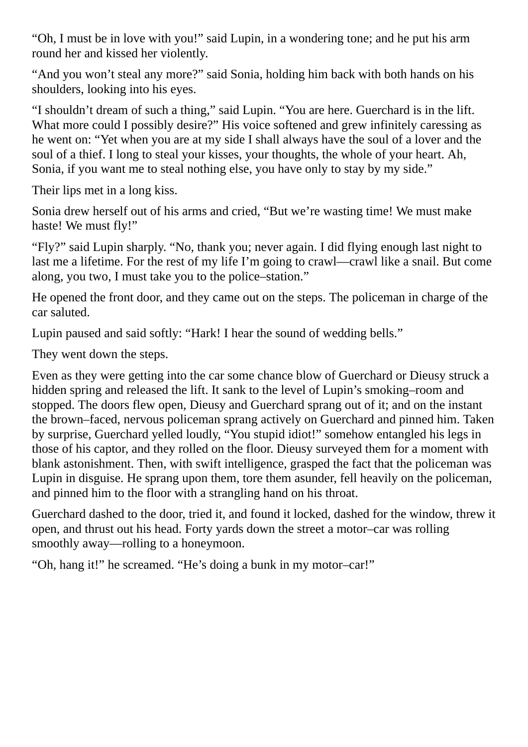"Oh, I must be in love with you!" said Lupin, in a wondering tone; and he put his arm round her and kissed her violently.

"And you won't steal any more?" said Sonia, holding him back with both hands on his shoulders, looking into his eyes.

"I shouldn't dream of such a thing," said Lupin. "You are here. Guerchard is in the lift. What more could I possibly desire?" His voice softened and grew infinitely caressing as he went on: "Yet when you are at my side I shall always have the soul of a lover and the soul of a thief. I long to steal your kisses, your thoughts, the whole of your heart. Ah, Sonia, if you want me to steal nothing else, you have only to stay by my side."

Their lips met in a long kiss.

Sonia drew herself out of his arms and cried, "But we're wasting time! We must make haste! We must fly!"

"Fly?" said Lupin sharply. "No, thank you; never again. I did flying enough last night to last me a lifetime. For the rest of my life I'm going to crawl—crawl like a snail. But come along, you two, I must take you to the police–station."

He opened the front door, and they came out on the steps. The policeman in charge of the car saluted.

Lupin paused and said softly: "Hark! I hear the sound of wedding bells."

They went down the steps.

Even as they were getting into the car some chance blow of Guerchard or Dieusy struck a hidden spring and released the lift. It sank to the level of Lupin's smoking–room and stopped. The doors flew open, Dieusy and Guerchard sprang out of it; and on the instant the brown–faced, nervous policeman sprang actively on Guerchard and pinned him. Taken by surprise, Guerchard yelled loudly, "You stupid idiot!" somehow entangled his legs in those of his captor, and they rolled on the floor. Dieusy surveyed them for a moment with blank astonishment. Then, with swift intelligence, grasped the fact that the policeman was Lupin in disguise. He sprang upon them, tore them asunder, fell heavily on the policeman, and pinned him to the floor with a strangling hand on his throat.

Guerchard dashed to the door, tried it, and found it locked, dashed for the window, threw it open, and thrust out his head. Forty yards down the street a motor–car was rolling smoothly away—rolling to a honeymoon.

"Oh, hang it!" he screamed. "He's doing a bunk in my motor–car!"